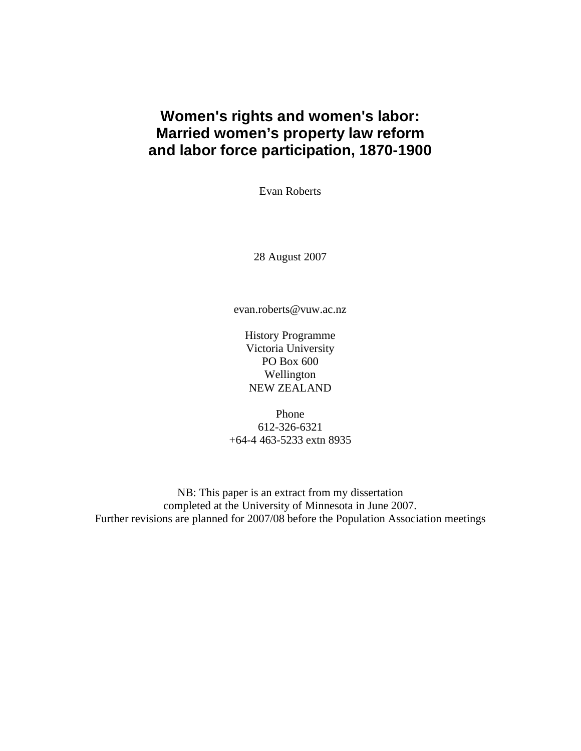# Women's rights and women's labor: Married women's property law reform and labor force participation, 1870-1900

Evan Roberts

28 August 2007

evan.roberts@vuw.ac.nz

History Programme
Victoria University
PO Box 600
Wellington
NEW ZEALAND

Phone
612-326-6321
+64-4 463-5233 extn 8935

NB: This paper is an extract from my dissertation
completed at the University of Minnesota in June 2007.
Further revisions are planned for 2007/08 before the Population Association meetings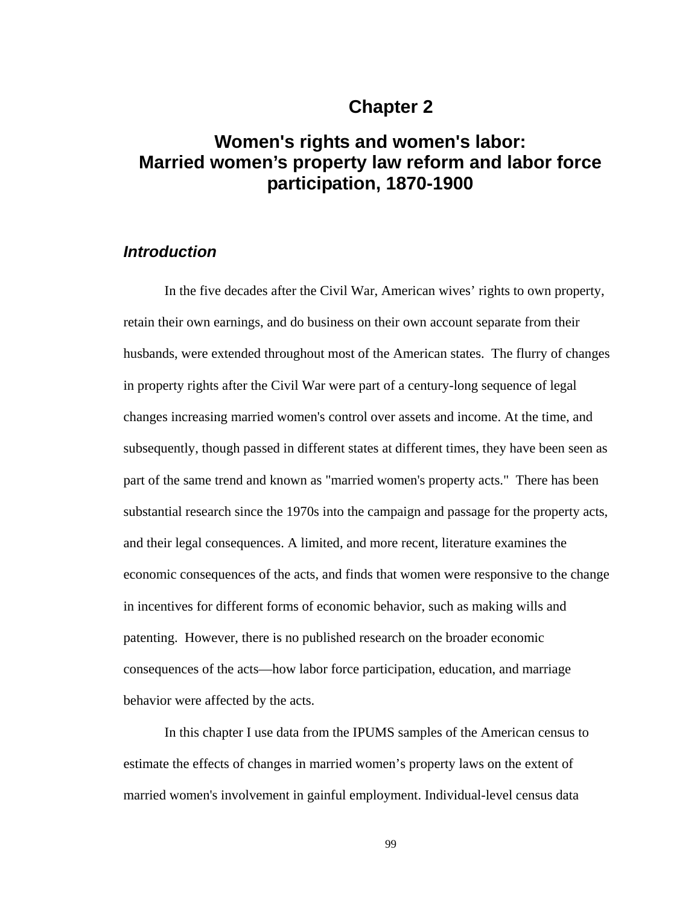# Chapter 2

# Women's rights and women's labor: Married women's property law reform and labor force participation, 1870-1900

### *Introduction*

In the five decades after the Civil War, American wives' rights to own property, retain their own earnings, and do business on their own account separate from their husbands, were extended throughout most of the American states. The flurry of changes in property rights after the Civil War were part of a century-long sequence of legal changes increasing married women's control over assets and income. At the time, and subsequently, though passed in different states at different times, they have been seen as part of the same trend and known as "married women's property acts." There has been substantial research since the 1970s into the campaign and passage for the property acts, and their legal consequences. A limited, and more recent, literature examines the economic consequences of the acts, and finds that women were responsive to the change in incentives for different forms of economic behavior, such as making wills and patenting. However, there is no published research on the broader economic consequences of the acts—how labor force participation, education, and marriage behavior were affected by the acts.

In this chapter I use data from the IPUMS samples of the American census to estimate the effects of changes in married women's property laws on the extent of married women's involvement in gainful employment. Individual-level census data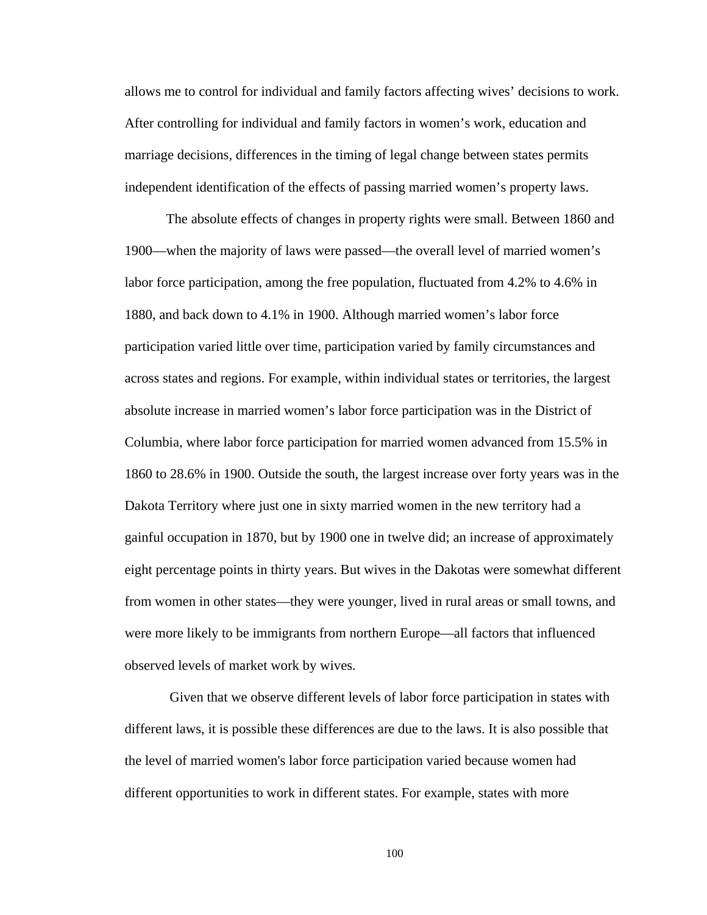allows me to control for individual and family factors affecting wives' decisions to work. After controlling for individual and family factors in women's work, education and marriage decisions, differences in the timing of legal change between states permits independent identification of the effects of passing married women's property laws.

The absolute effects of changes in property rights were small. Between 1860 and 1900—when the majority of laws were passed—the overall level of married women's labor force participation, among the free population, fluctuated from 4.2% to 4.6% in 1880, and back down to 4.1% in 1900. Although married women's labor force participation varied little over time, participation varied by family circumstances and across states and regions. For example, within individual states or territories, the largest absolute increase in married women's labor force participation was in the District of Columbia, where labor force participation for married women advanced from 15.5% in 1860 to 28.6% in 1900. Outside the south, the largest increase over forty years was in the Dakota Territory where just one in sixty married women in the new territory had a gainful occupation in 1870, but by 1900 one in twelve did; an increase of approximately eight percentage points in thirty years. But wives in the Dakotas were somewhat different from women in other states—they were younger, lived in rural areas or small towns, and were more likely to be immigrants from northern Europe—all factors that influenced observed levels of market work by wives.

Given that we observe different levels of labor force participation in states with different laws, it is possible these differences are due to the laws. It is also possible that the level of married women's labor force participation varied because women had different opportunities to work in different states. For example, states with more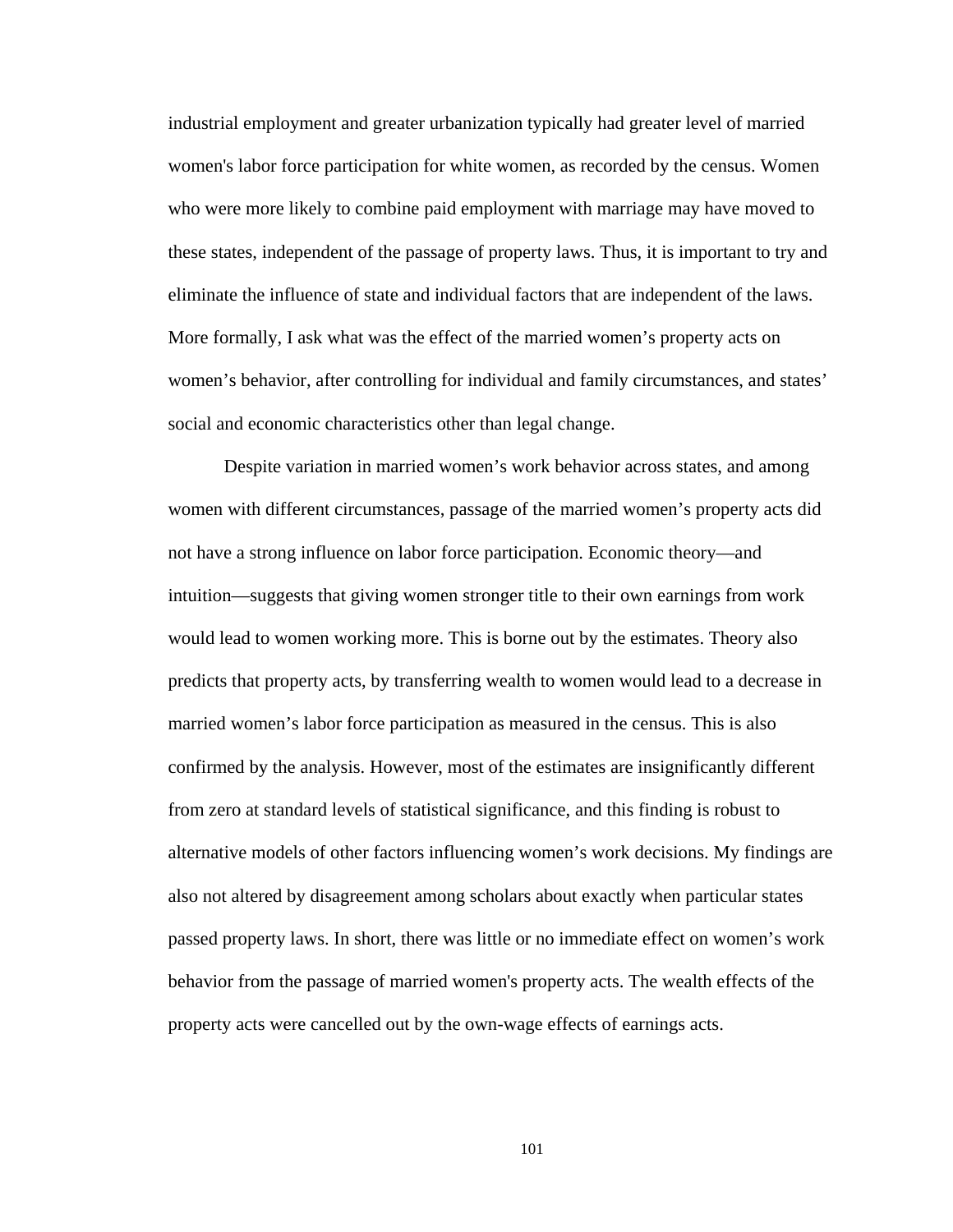industrial employment and greater urbanization typically had greater level of married women's labor force participation for white women, as recorded by the census. Women who were more likely to combine paid employment with marriage may have moved to these states, independent of the passage of property laws. Thus, it is important to try and eliminate the influence of state and individual factors that are independent of the laws. More formally, I ask what was the effect of the married women's property acts on women's behavior, after controlling for individual and family circumstances, and states' social and economic characteristics other than legal change.

Despite variation in married women's work behavior across states, and among women with different circumstances, passage of the married women's property acts did not have a strong influence on labor force participation. Economic theory—and intuition—suggests that giving women stronger title to their own earnings from work would lead to women working more. This is borne out by the estimates. Theory also predicts that property acts, by transferring wealth to women would lead to a decrease in married women's labor force participation as measured in the census. This is also confirmed by the analysis. However, most of the estimates are insignificantly different from zero at standard levels of statistical significance, and this finding is robust to alternative models of other factors influencing women's work decisions. My findings are also not altered by disagreement among scholars about exactly when particular states passed property laws. In short, there was little or no immediate effect on women's work behavior from the passage of married women's property acts. The wealth effects of the property acts were cancelled out by the own-wage effects of earnings acts.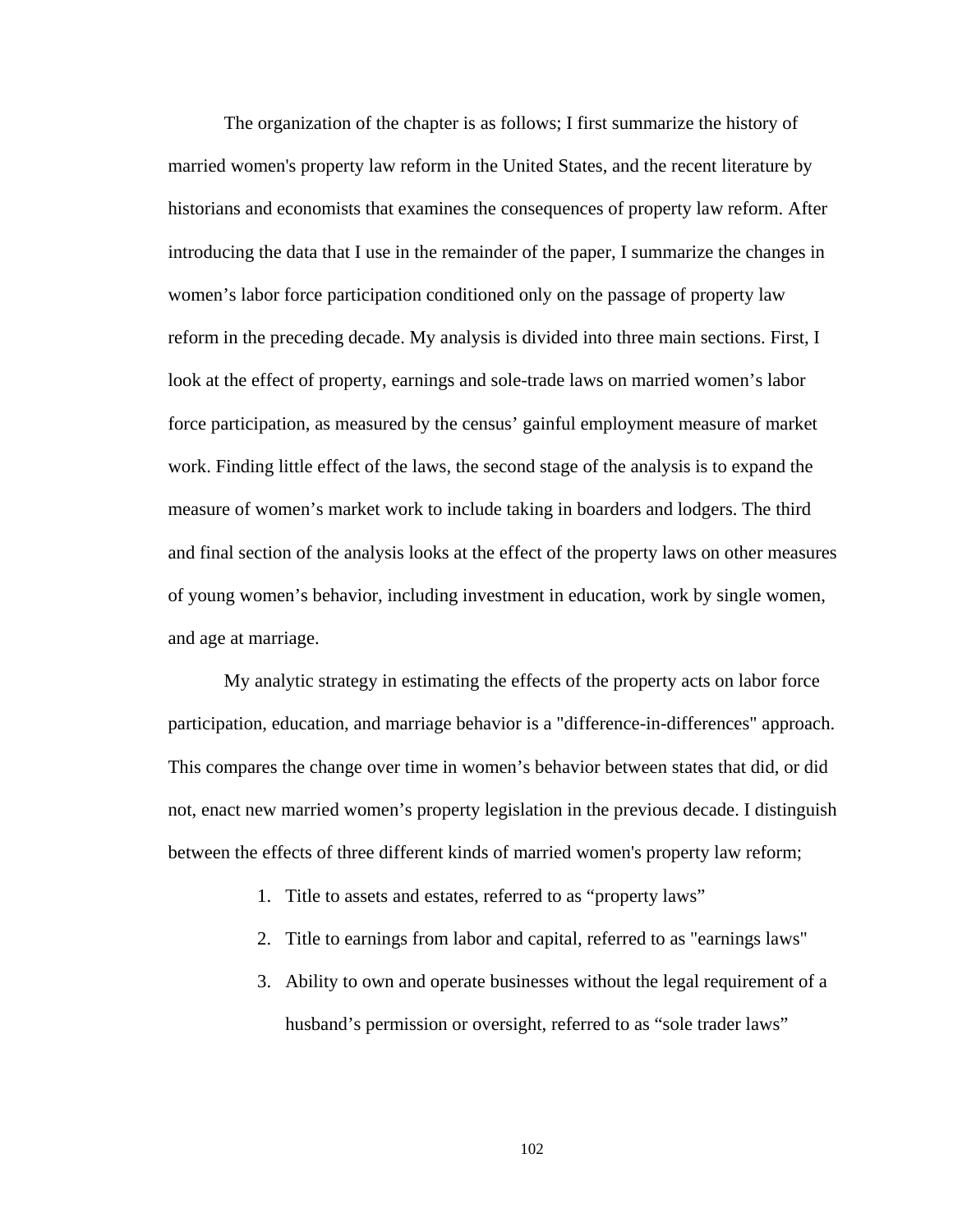The organization of the chapter is as follows; I first summarize the history of married women's property law reform in the United States, and the recent literature by historians and economists that examines the consequences of property law reform. After introducing the data that I use in the remainder of the paper, I summarize the changes in women’s labor force participation conditioned only on the passage of property law reform in the preceding decade. My analysis is divided into three main sections. First, I look at the effect of property, earnings and sole-trade laws on married women’s labor force participation, as measured by the census’ gainful employment measure of market work. Finding little effect of the laws, the second stage of the analysis is to expand the measure of women’s market work to include taking in boarders and lodgers. The third and final section of the analysis looks at the effect of the property laws on other measures of young women’s behavior, including investment in education, work by single women, and age at marriage.

My analytic strategy in estimating the effects of the property acts on labor force participation, education, and marriage behavior is a "difference-in-differences" approach. This compares the change over time in women’s behavior between states that did, or did not, enact new married women’s property legislation in the previous decade. I distinguish between the effects of three different kinds of married women's property law reform;

1. Title to assets and estates, referred to as “property laws”
2. Title to earnings from labor and capital, referred to as "earnings laws"
3. Ability to own and operate businesses without the legal requirement of a husband’s permission or oversight, referred to as “sole trader laws”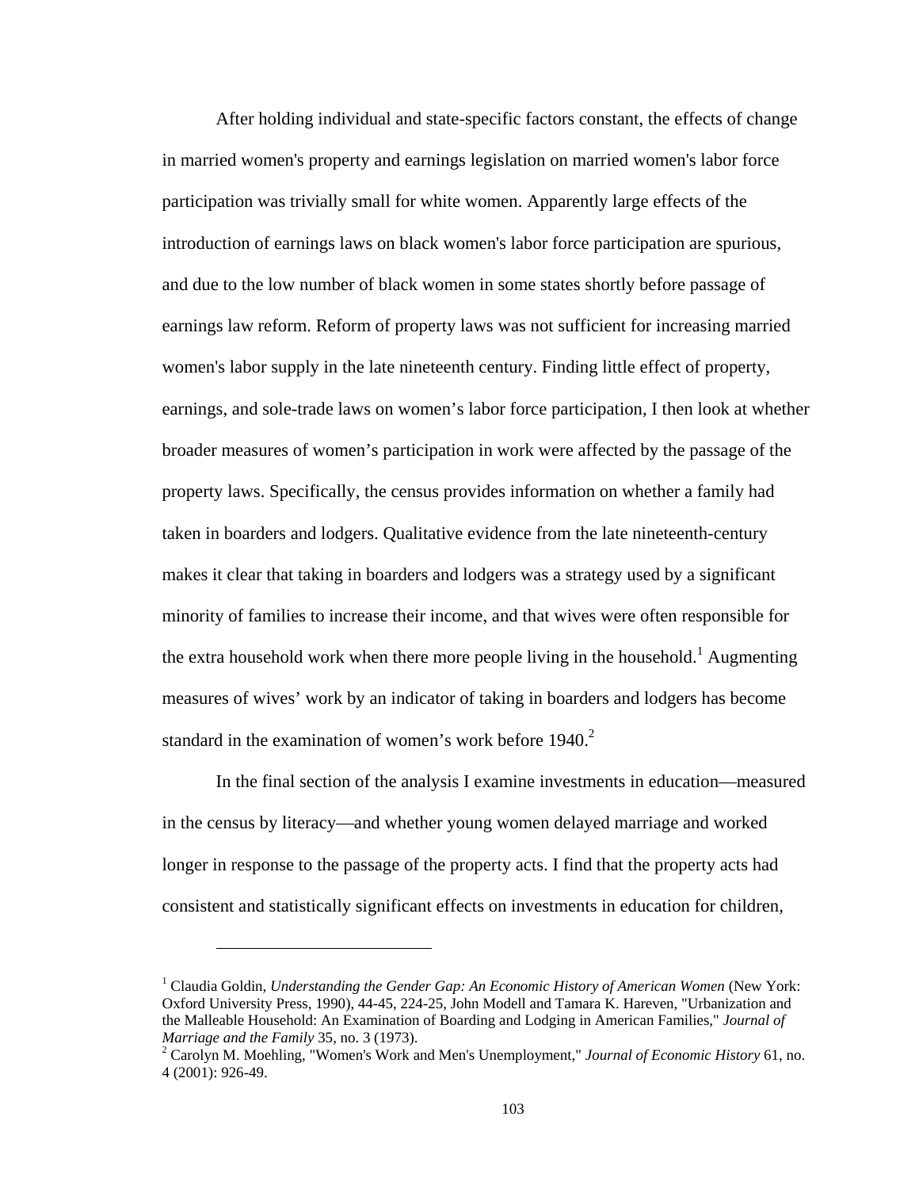After holding individual and state-specific factors constant, the effects of change in married women's property and earnings legislation on married women's labor force participation was trivially small for white women. Apparently large effects of the introduction of earnings laws on black women's labor force participation are spurious, and due to the low number of black women in some states shortly before passage of earnings law reform. Reform of property laws was not sufficient for increasing married women's labor supply in the late nineteenth century. Finding little effect of property, earnings, and sole-trade laws on women's labor force participation, I then look at whether broader measures of women's participation in work were affected by the passage of the property laws. Specifically, the census provides information on whether a family had taken in boarders and lodgers. Qualitative evidence from the late nineteenth-century makes it clear that taking in boarders and lodgers was a strategy used by a significant minority of families to increase their income, and that wives were often responsible for the extra household work when there more people living in the household.[1] Augmenting measures of wives' work by an indicator of taking in boarders and lodgers has become standard in the examination of women's work before 1940.[2]

In the final section of the analysis I examine investments in education—measured in the census by literacy—and whether young women delayed marriage and worked longer in response to the passage of the property acts. I find that the property acts had consistent and statistically significant effects on investments in education for children,

---

[1] Claudia Goldin, *Understanding the Gender Gap: An Economic History of American Women* (New York: Oxford University Press, 1990), 44-45, 224-25, John Modell and Tamara K. Hareven, "Urbanization and the Malleable Household: An Examination of Boarding and Lodging in American Families," *Journal of Marriage and the Family* 35, no. 3 (1973).

[2] Carolyn M. Moehling, "Women's Work and Men's Unemployment," *Journal of Economic History* 61, no. 4 (2001): 926-49.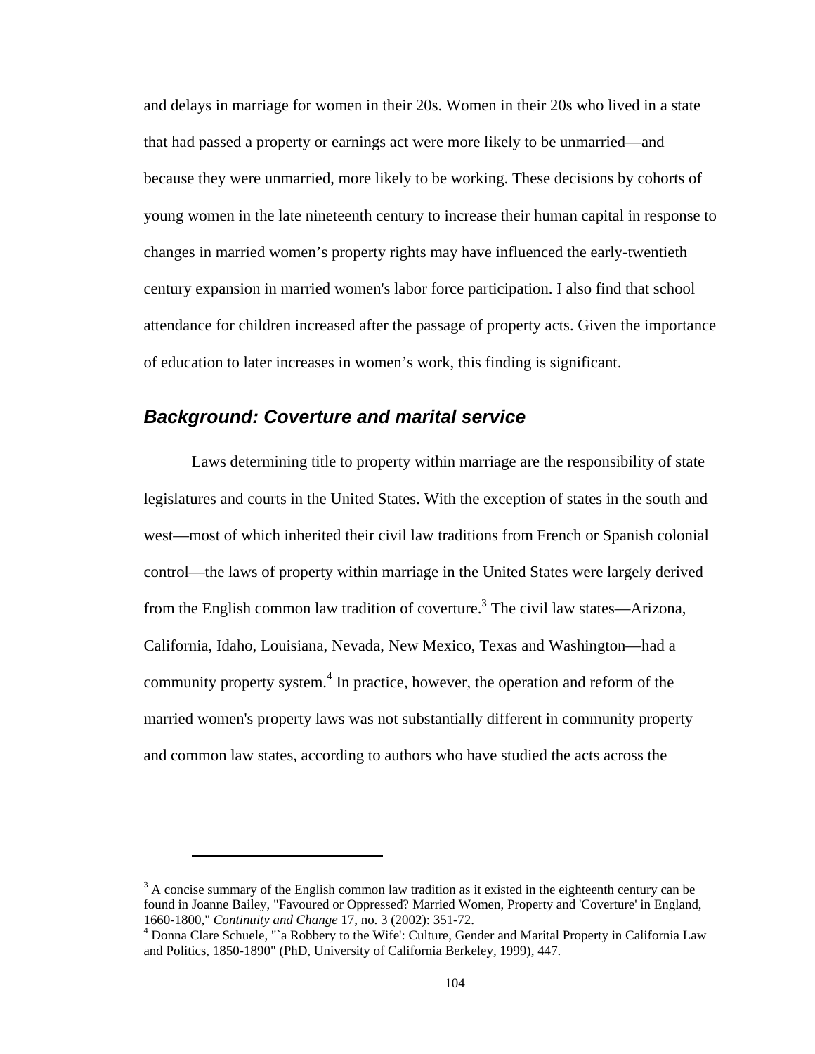and delays in marriage for women in their 20s. Women in their 20s who lived in a state that had passed a property or earnings act were more likely to be unmarried—and because they were unmarried, more likely to be working. These decisions by cohorts of young women in the late nineteenth century to increase their human capital in response to changes in married women's property rights may have influenced the early-twentieth century expansion in married women's labor force participation. I also find that school attendance for children increased after the passage of property acts. Given the importance of education to later increases in women's work, this finding is significant.

## *Background: Coverture and marital service*

Laws determining title to property within marriage are the responsibility of state legislatures and courts in the United States. With the exception of states in the south and west—most of which inherited their civil law traditions from French or Spanish colonial control—the laws of property within marriage in the United States were largely derived from the English common law tradition of coverture.[3] The civil law states—Arizona, California, Idaho, Louisiana, Nevada, New Mexico, Texas and Washington—had a community property system.[4] In practice, however, the operation and reform of the married women's property laws was not substantially different in community property and common law states, according to authors who have studied the acts across the

---

[3] A concise summary of the English common law tradition as it existed in the eighteenth century can be found in Joanne Bailey, "Favoured or Oppressed? Married Women, Property and 'Coverture' in England, 1660-1800," *Continuity and Change* 17, no. 3 (2002): 351-72.

[4] Donna Clare Schuele, "`a Robbery to the Wife': Culture, Gender and Marital Property in California Law and Politics, 1850-1890" (PhD, University of California Berkeley, 1999), 447.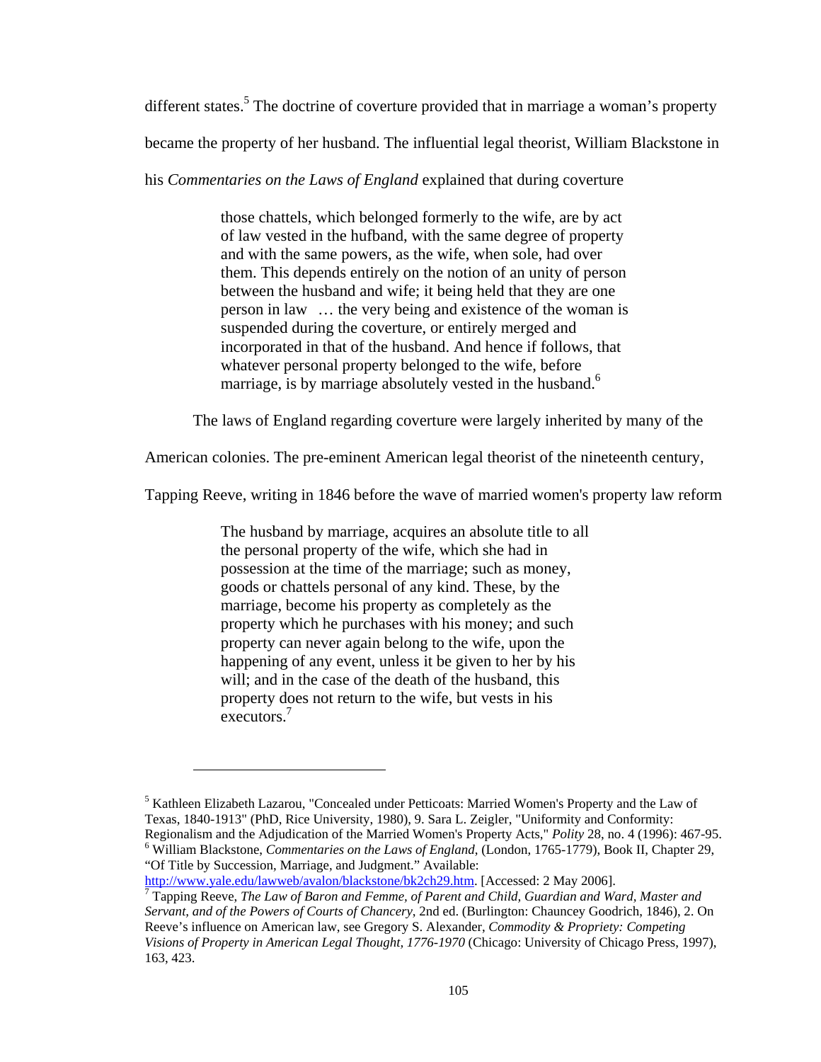different states.[5] The doctrine of coverture provided that in marriage a woman's property became the property of her husband. The influential legal theorist, William Blackstone in his *Commentaries on the Laws of England* explained that during coverture

> those chattels, which belonged formerly to the wife, are by act of law vested in the hufband, with the same degree of property and with the same powers, as the wife, when sole, had over them. This depends entirely on the notion of an unity of person between the husband and wife; it being held that they are one person in law … the very being and existence of the woman is suspended during the coverture, or entirely merged and incorporated in that of the husband. And hence if follows, that whatever personal property belonged to the wife, before marriage, is by marriage absolutely vested in the husband.[6]

The laws of England regarding coverture were largely inherited by many of the American colonies. The pre-eminent American legal theorist of the nineteenth century, Tapping Reeve, writing in 1846 before the wave of married women's property law reform

> The husband by marriage, acquires an absolute title to all the personal property of the wife, which she had in possession at the time of the marriage; such as money, goods or chattels personal of any kind. These, by the marriage, become his property as completely as the property which he purchases with his money; and such property can never again belong to the wife, upon the happening of any event, unless it be given to her by his will; and in the case of the death of the husband, this property does not return to the wife, but vests in his executors.[7]

---

[5] Kathleen Elizabeth Lazarou, "Concealed under Petticoats: Married Women's Property and the Law of Texas, 1840-1913" (PhD, Rice University, 1980), 9. Sara L. Zeigler, "Uniformity and Conformity: Regionalism and the Adjudication of the Married Women's Property Acts," *Polity* 28, no. 4 (1996): 467-95.

[6] William Blackstone, *Commentaries on the Laws of England*, (London, 1765-1779), Book II, Chapter 29, "Of Title by Succession, Marriage, and Judgment." Available: http://www.yale.edu/lawweb/avalon/blackstone/bk2ch29.htm. [Accessed: 2 May 2006].

[7] Tapping Reeve, *The Law of Baron and Femme, of Parent and Child, Guardian and Ward, Master and Servant, and of the Powers of Courts of Chancery*, 2nd ed. (Burlington: Chauncey Goodrich, 1846), 2. On Reeve's influence on American law, see Gregory S. Alexander, *Commodity & Propriety: Competing Visions of Property in American Legal Thought, 1776-1970* (Chicago: University of Chicago Press, 1997), 163, 423.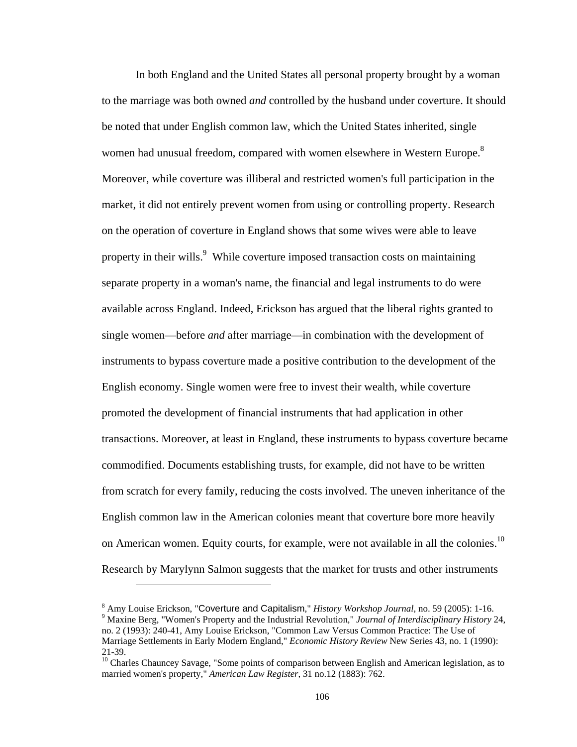In both England and the United States all personal property brought by a woman to the marriage was both owned *and* controlled by the husband under coverture. It should be noted that under English common law, which the United States inherited, single women had unusual freedom, compared with women elsewhere in Western Europe.[8] Moreover, while coverture was illiberal and restricted women's full participation in the market, it did not entirely prevent women from using or controlling property. Research on the operation of coverture in England shows that some wives were able to leave property in their wills.[9] While coverture imposed transaction costs on maintaining separate property in a woman's name, the financial and legal instruments to do were available across England. Indeed, Erickson has argued that the liberal rights granted to single women—before *and* after marriage—in combination with the development of instruments to bypass coverture made a positive contribution to the development of the English economy. Single women were free to invest their wealth, while coverture promoted the development of financial instruments that had application in other transactions. Moreover, at least in England, these instruments to bypass coverture became commodified. Documents establishing trusts, for example, did not have to be written from scratch for every family, reducing the costs involved. The uneven inheritance of the English common law in the American colonies meant that coverture bore more heavily on American women. Equity courts, for example, were not available in all the colonies.[10] Research by Marylynn Salmon suggests that the market for trusts and other instruments

---

[8] Amy Louise Erickson, "Coverture and Capitalism," *History Workshop Journal*, no. 59 (2005): 1-16.

[9] Maxine Berg, "Women's Property and the Industrial Revolution," *Journal of Interdisciplinary History* 24, no. 2 (1993): 240-41, Amy Louise Erickson, "Common Law Versus Common Practice: The Use of Marriage Settlements in Early Modern England," *Economic History Review* New Series 43, no. 1 (1990): 21-39.

[10] Charles Chauncey Savage, "Some points of comparison between English and American legislation, as to married women's property," *American Law Register*, 31 no.12 (1883): 762.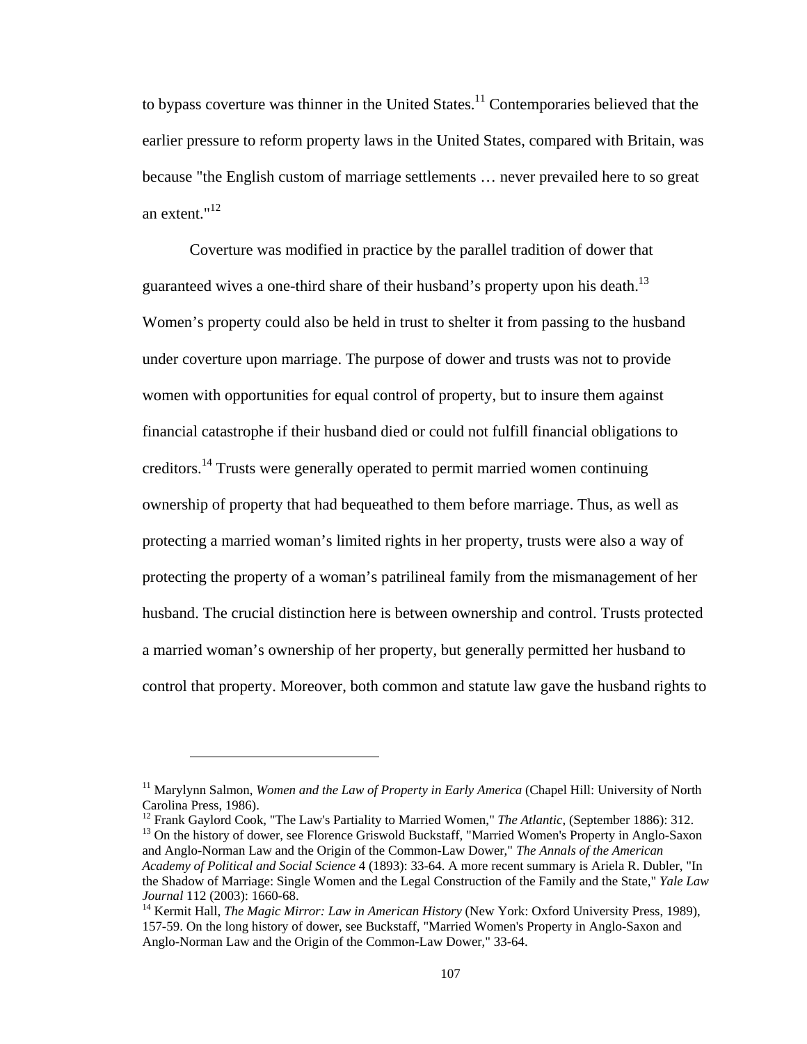to bypass coverture was thinner in the United States.[11] Contemporaries believed that the earlier pressure to reform property laws in the United States, compared with Britain, was because "the English custom of marriage settlements … never prevailed here to so great an extent."[12]

Coverture was modified in practice by the parallel tradition of dower that guaranteed wives a one-third share of their husband's property upon his death.[13] Women's property could also be held in trust to shelter it from passing to the husband under coverture upon marriage. The purpose of dower and trusts was not to provide women with opportunities for equal control of property, but to insure them against financial catastrophe if their husband died or could not fulfill financial obligations to creditors.[14] Trusts were generally operated to permit married women continuing ownership of property that had bequeathed to them before marriage. Thus, as well as protecting a married woman's limited rights in her property, trusts were also a way of protecting the property of a woman's patrilineal family from the mismanagement of her husband. The crucial distinction here is between ownership and control. Trusts protected a married woman's ownership of her property, but generally permitted her husband to control that property. Moreover, both common and statute law gave the husband rights to

---

[11] Marylynn Salmon, *Women and the Law of Property in Early America* (Chapel Hill: University of North Carolina Press, 1986).

[12] Frank Gaylord Cook, "The Law's Partiality to Married Women," *The Atlantic*, (September 1886): 312.

[13] On the history of dower, see Florence Griswold Buckstaff, "Married Women's Property in Anglo-Saxon and Anglo-Norman Law and the Origin of the Common-Law Dower," *The Annals of the American Academy of Political and Social Science* 4 (1893): 33-64. A more recent summary is Ariela R. Dubler, "In the Shadow of Marriage: Single Women and the Legal Construction of the Family and the State," *Yale Law Journal* 112 (2003): 1660-68.

[14] Kermit Hall, *The Magic Mirror: Law in American History* (New York: Oxford University Press, 1989), 157-59. On the long history of dower, see Buckstaff, "Married Women's Property in Anglo-Saxon and Anglo-Norman Law and the Origin of the Common-Law Dower," 33-64.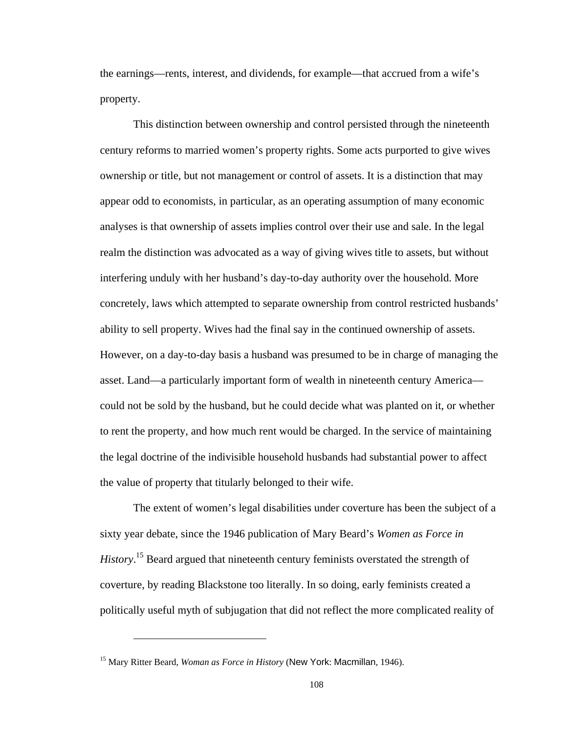the earnings—rents, interest, and dividends, for example—that accrued from a wife's property.

This distinction between ownership and control persisted through the nineteenth century reforms to married women's property rights. Some acts purported to give wives ownership or title, but not management or control of assets. It is a distinction that may appear odd to economists, in particular, as an operating assumption of many economic analyses is that ownership of assets implies control over their use and sale. In the legal realm the distinction was advocated as a way of giving wives title to assets, but without interfering unduly with her husband's day-to-day authority over the household. More concretely, laws which attempted to separate ownership from control restricted husbands' ability to sell property. Wives had the final say in the continued ownership of assets. However, on a day-to-day basis a husband was presumed to be in charge of managing the asset. Land—a particularly important form of wealth in nineteenth century America—could not be sold by the husband, but he could decide what was planted on it, or whether to rent the property, and how much rent would be charged. In the service of maintaining the legal doctrine of the indivisible household husbands had substantial power to affect the value of property that titularly belonged to their wife.

The extent of women's legal disabilities under coverture has been the subject of a sixty year debate, since the 1946 publication of Mary Beard's *Women as Force in History*.[15] Beard argued that nineteenth century feminists overstated the strength of coverture, by reading Blackstone too literally. In so doing, early feminists created a politically useful myth of subjugation that did not reflect the more complicated reality of

---

[15] Mary Ritter Beard, *Woman as Force in History* (New York: Macmillan, 1946).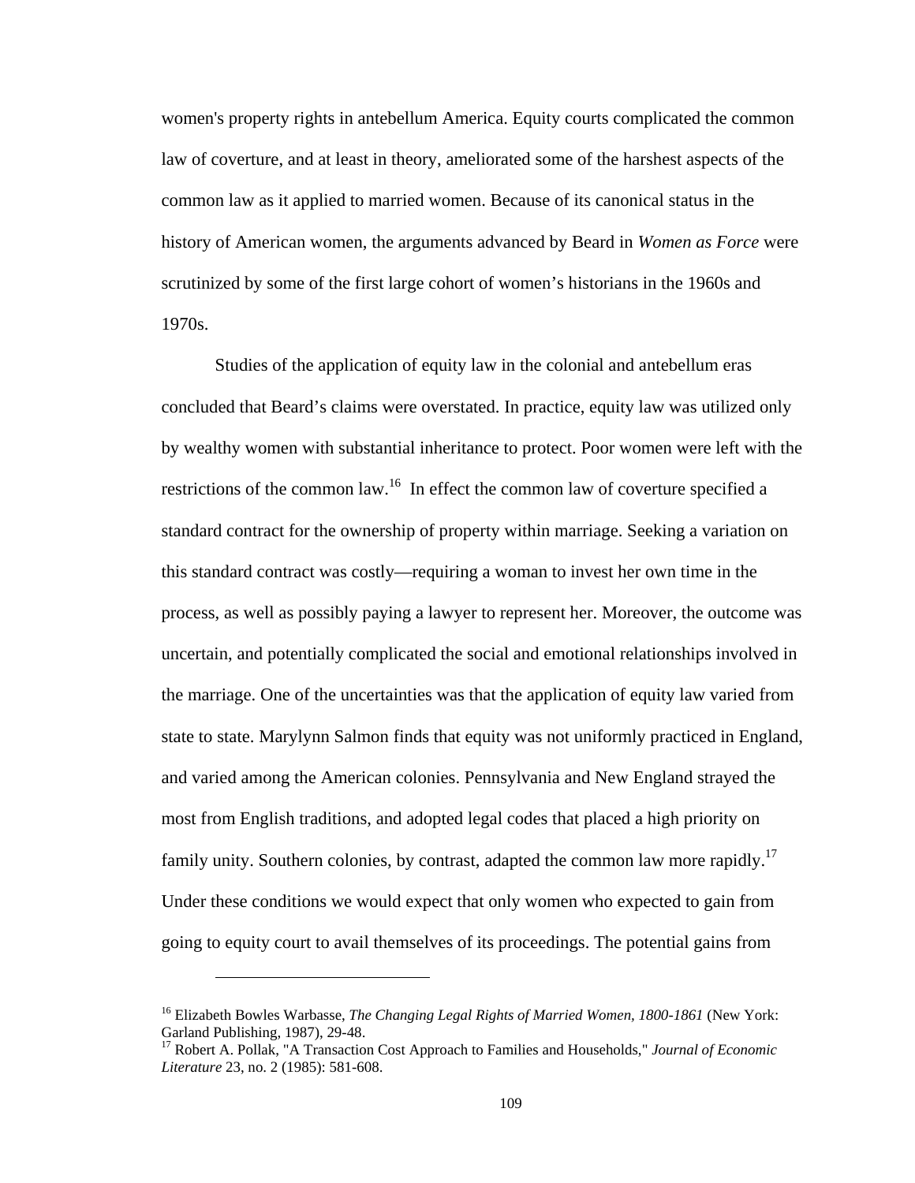women's property rights in antebellum America. Equity courts complicated the common law of coverture, and at least in theory, ameliorated some of the harshest aspects of the common law as it applied to married women. Because of its canonical status in the history of American women, the arguments advanced by Beard in *Women as Force* were scrutinized by some of the first large cohort of women's historians in the 1960s and 1970s.

Studies of the application of equity law in the colonial and antebellum eras concluded that Beard's claims were overstated. In practice, equity law was utilized only by wealthy women with substantial inheritance to protect. Poor women were left with the restrictions of the common law.[16] In effect the common law of coverture specified a standard contract for the ownership of property within marriage. Seeking a variation on this standard contract was costly—requiring a woman to invest her own time in the process, as well as possibly paying a lawyer to represent her. Moreover, the outcome was uncertain, and potentially complicated the social and emotional relationships involved in the marriage. One of the uncertainties was that the application of equity law varied from state to state. Marylynn Salmon finds that equity was not uniformly practiced in England, and varied among the American colonies. Pennsylvania and New England strayed the most from English traditions, and adopted legal codes that placed a high priority on family unity. Southern colonies, by contrast, adapted the common law more rapidly.[17] Under these conditions we would expect that only women who expected to gain from going to equity court to avail themselves of its proceedings. The potential gains from

[16] Elizabeth Bowles Warbasse, *The Changing Legal Rights of Married Women, 1800-1861* (New York: Garland Publishing, 1987), 29-48.

[17] Robert A. Pollak, "A Transaction Cost Approach to Families and Households," *Journal of Economic Literature* 23, no. 2 (1985): 581-608.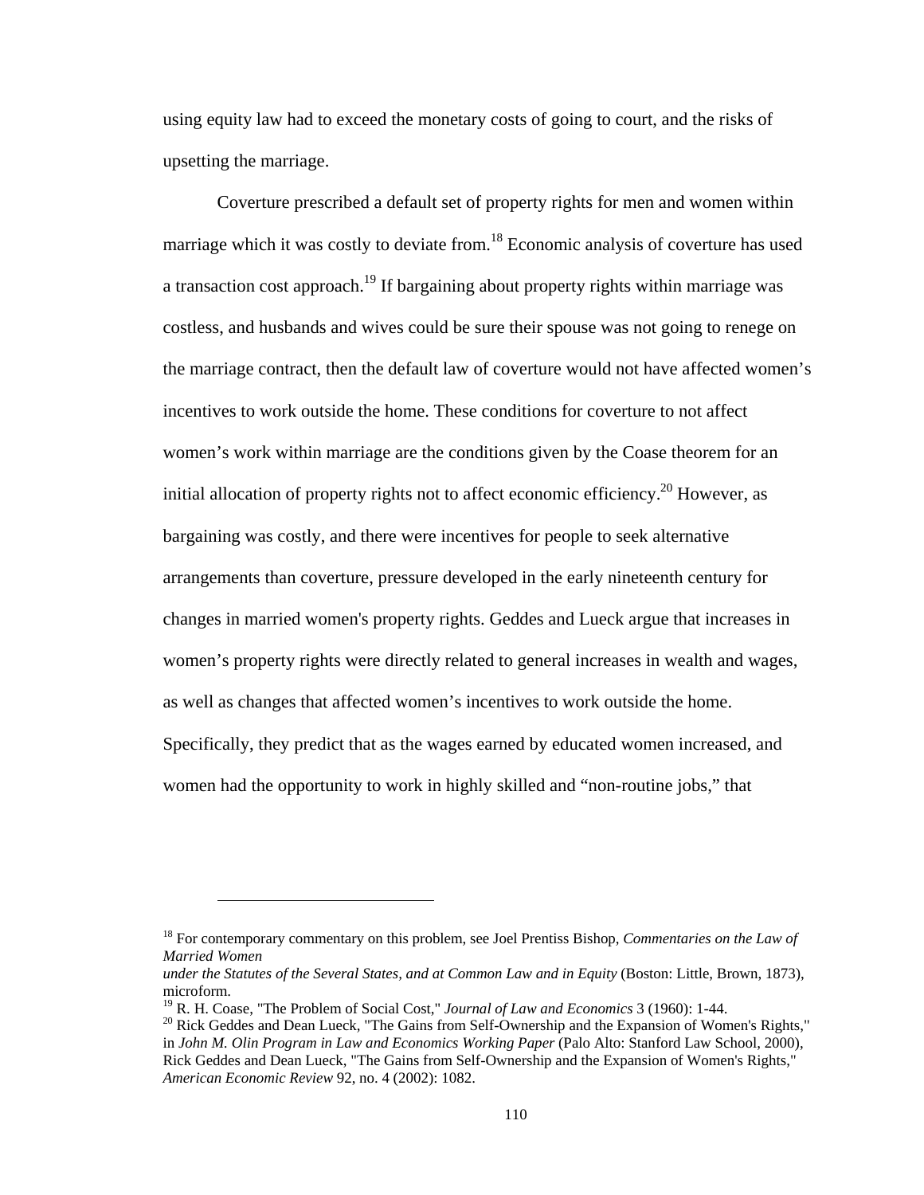using equity law had to exceed the monetary costs of going to court, and the risks of upsetting the marriage.

Coverture prescribed a default set of property rights for men and women within marriage which it was costly to deviate from.[18] Economic analysis of coverture has used a transaction cost approach.[19] If bargaining about property rights within marriage was costless, and husbands and wives could be sure their spouse was not going to renege on the marriage contract, then the default law of coverture would not have affected women's incentives to work outside the home. These conditions for coverture to not affect women's work within marriage are the conditions given by the Coase theorem for an initial allocation of property rights not to affect economic efficiency.[20] However, as bargaining was costly, and there were incentives for people to seek alternative arrangements than coverture, pressure developed in the early nineteenth century for changes in married women's property rights. Geddes and Lueck argue that increases in women's property rights were directly related to general increases in wealth and wages, as well as changes that affected women's incentives to work outside the home. Specifically, they predict that as the wages earned by educated women increased, and women had the opportunity to work in highly skilled and "non-routine jobs," that

---

[18] For contemporary commentary on this problem, see Joel Prentiss Bishop, *Commentaries on the Law of Married Women under the Statutes of the Several States, and at Common Law and in Equity* (Boston: Little, Brown, 1873), microform.

[19] R. H. Coase, "The Problem of Social Cost," *Journal of Law and Economics* 3 (1960): 1-44.

[20] Rick Geddes and Dean Lueck, "The Gains from Self-Ownership and the Expansion of Women's Rights," in *John M. Olin Program in Law and Economics Working Paper* (Palo Alto: Stanford Law School, 2000), Rick Geddes and Dean Lueck, "The Gains from Self-Ownership and the Expansion of Women's Rights," *American Economic Review* 92, no. 4 (2002): 1082.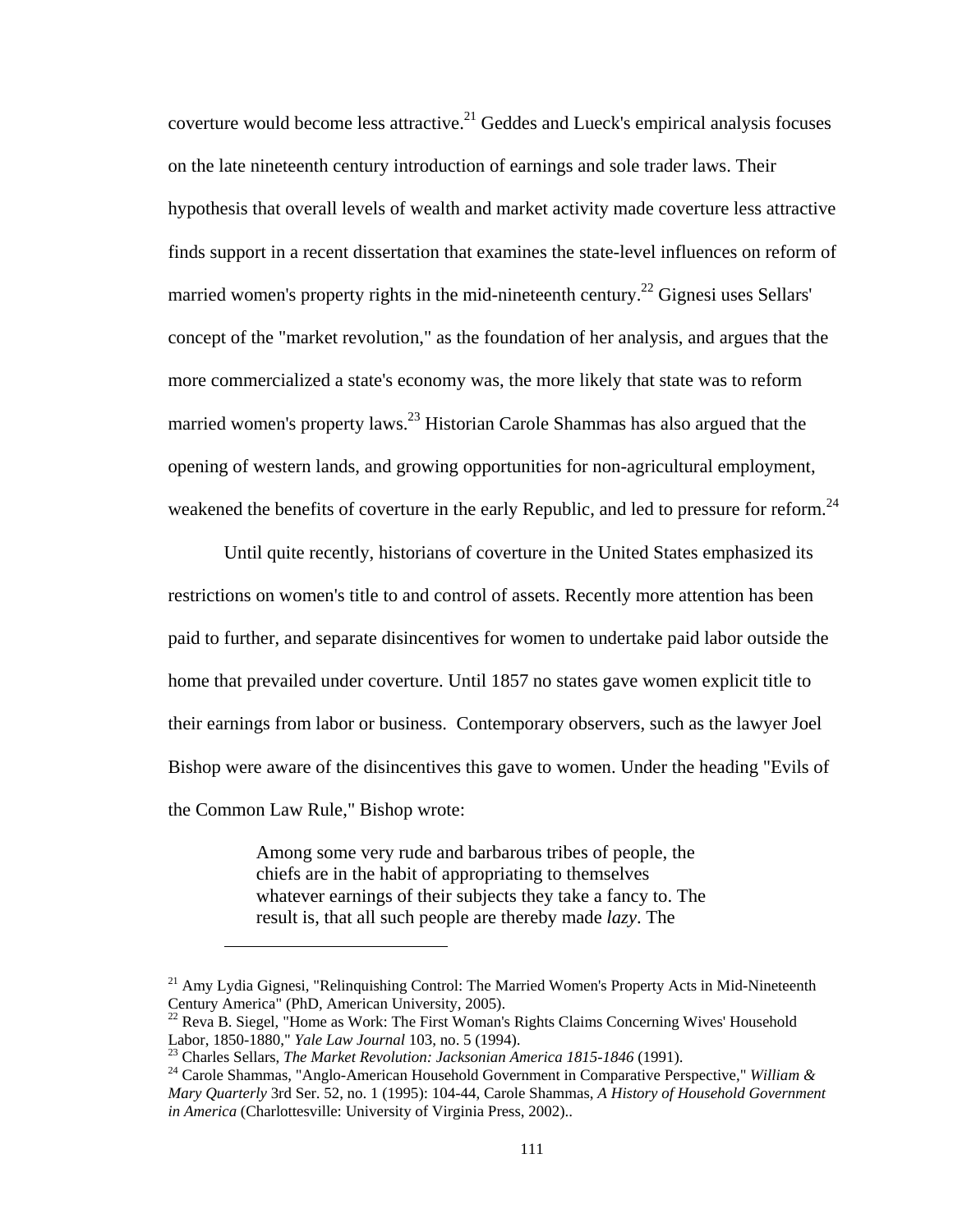coverture would become less attractive.[21] Geddes and Lueck's empirical analysis focuses on the late nineteenth century introduction of earnings and sole trader laws. Their hypothesis that overall levels of wealth and market activity made coverture less attractive finds support in a recent dissertation that examines the state-level influences on reform of married women's property rights in the mid-nineteenth century.[22] Gignesi uses Sellars' concept of the "market revolution," as the foundation of her analysis, and argues that the more commercialized a state's economy was, the more likely that state was to reform married women's property laws.[23] Historian Carole Shammas has also argued that the opening of western lands, and growing opportunities for non-agricultural employment, weakened the benefits of coverture in the early Republic, and led to pressure for reform.[24]

Until quite recently, historians of coverture in the United States emphasized its restrictions on women's title to and control of assets. Recently more attention has been paid to further, and separate disincentives for women to undertake paid labor outside the home that prevailed under coverture. Until 1857 no states gave women explicit title to their earnings from labor or business. Contemporary observers, such as the lawyer Joel Bishop were aware of the disincentives this gave to women. Under the heading "Evils of the Common Law Rule," Bishop wrote:

> Among some very rude and barbarous tribes of people, the chiefs are in the habit of appropriating to themselves whatever earnings of their subjects they take a fancy to. The result is, that all such people are thereby made *lazy*. The

---

[21] Amy Lydia Gignesi, "Relinquishing Control: The Married Women's Property Acts in Mid-Nineteenth Century America" (PhD, American University, 2005).

[22] Reva B. Siegel, "Home as Work: The First Woman's Rights Claims Concerning Wives' Household Labor, 1850-1880," *Yale Law Journal* 103, no. 5 (1994).

[23] Charles Sellars, *The Market Revolution: Jacksonian America 1815-1846* (1991).

[24] Carole Shammas, "Anglo-American Household Government in Comparative Perspective," *William & Mary Quarterly* 3rd Ser. 52, no. 1 (1995): 104-44, Carole Shammas, *A History of Household Government in America* (Charlottesville: University of Virginia Press, 2002)..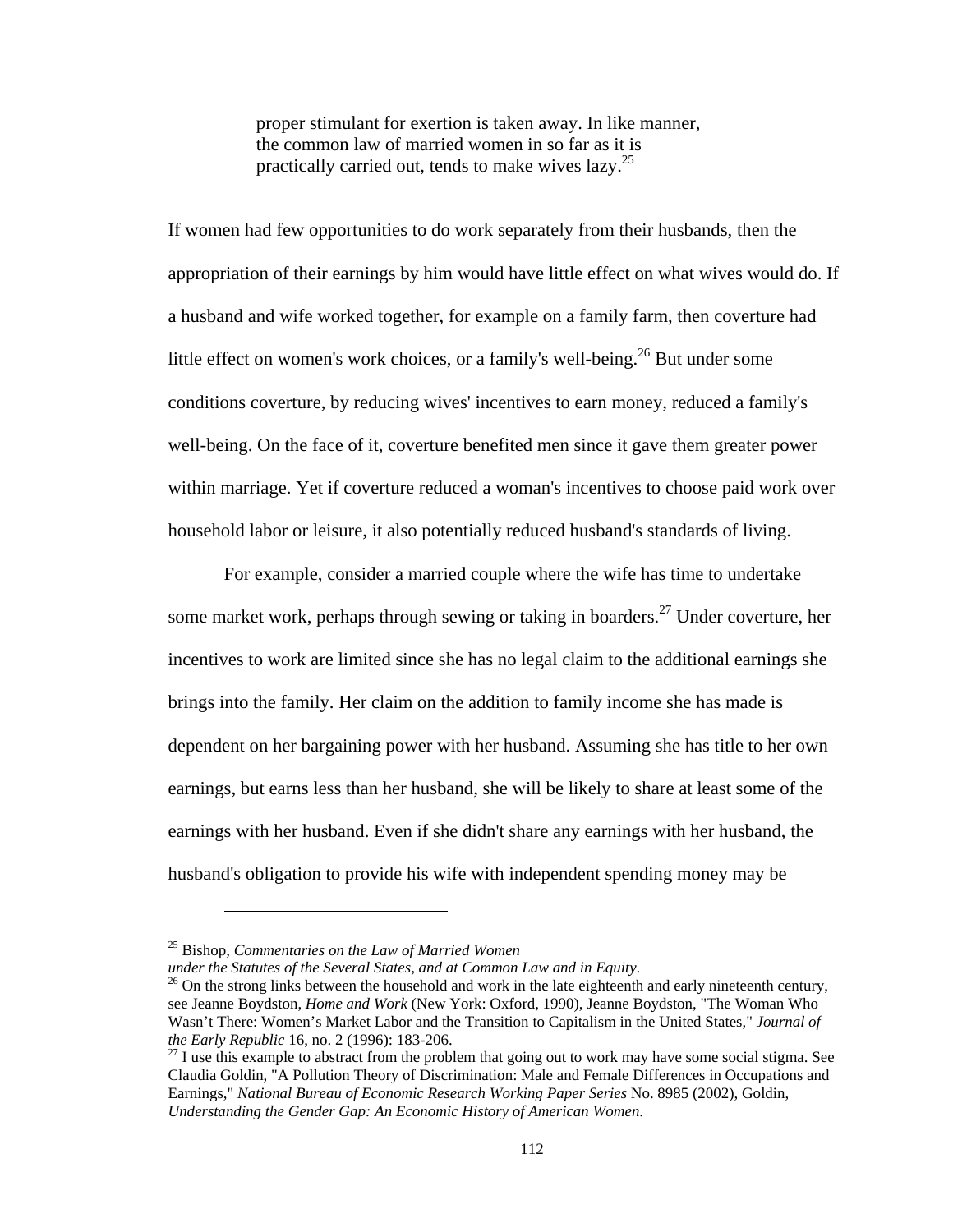> proper stimulant for exertion is taken away. In like manner, the common law of married women in so far as it is practically carried out, tends to make wives lazy.[25]

If women had few opportunities to do work separately from their husbands, then the appropriation of their earnings by him would have little effect on what wives would do. If a husband and wife worked together, for example on a family farm, then coverture had little effect on women's work choices, or a family's well-being.[26] But under some conditions coverture, by reducing wives' incentives to earn money, reduced a family's well-being. On the face of it, coverture benefited men since it gave them greater power within marriage. Yet if coverture reduced a woman's incentives to choose paid work over household labor or leisure, it also potentially reduced husband's standards of living.

For example, consider a married couple where the wife has time to undertake some market work, perhaps through sewing or taking in boarders.[27] Under coverture, her incentives to work are limited since she has no legal claim to the additional earnings she brings into the family. Her claim on the addition to family income she has made is dependent on her bargaining power with her husband. Assuming she has title to her own earnings, but earns less than her husband, she will be likely to share at least some of the earnings with her husband. Even if she didn't share any earnings with her husband, the husband's obligation to provide his wife with independent spending money may be

---

[25] Bishop, *Commentaries on the Law of Married Women under the Statutes of the Several States, and at Common Law and in Equity*.

[26] On the strong links between the household and work in the late eighteenth and early nineteenth century, see Jeanne Boydston, *Home and Work* (New York: Oxford, 1990), Jeanne Boydston, "The Woman Who Wasn't There: Women's Market Labor and the Transition to Capitalism in the United States," *Journal of the Early Republic* 16, no. 2 (1996): 183-206.

[27] I use this example to abstract from the problem that going out to work may have some social stigma. See Claudia Goldin, "A Pollution Theory of Discrimination: Male and Female Differences in Occupations and Earnings," *National Bureau of Economic Research Working Paper Series* No. 8985 (2002), Goldin, *Understanding the Gender Gap: An Economic History of American Women*.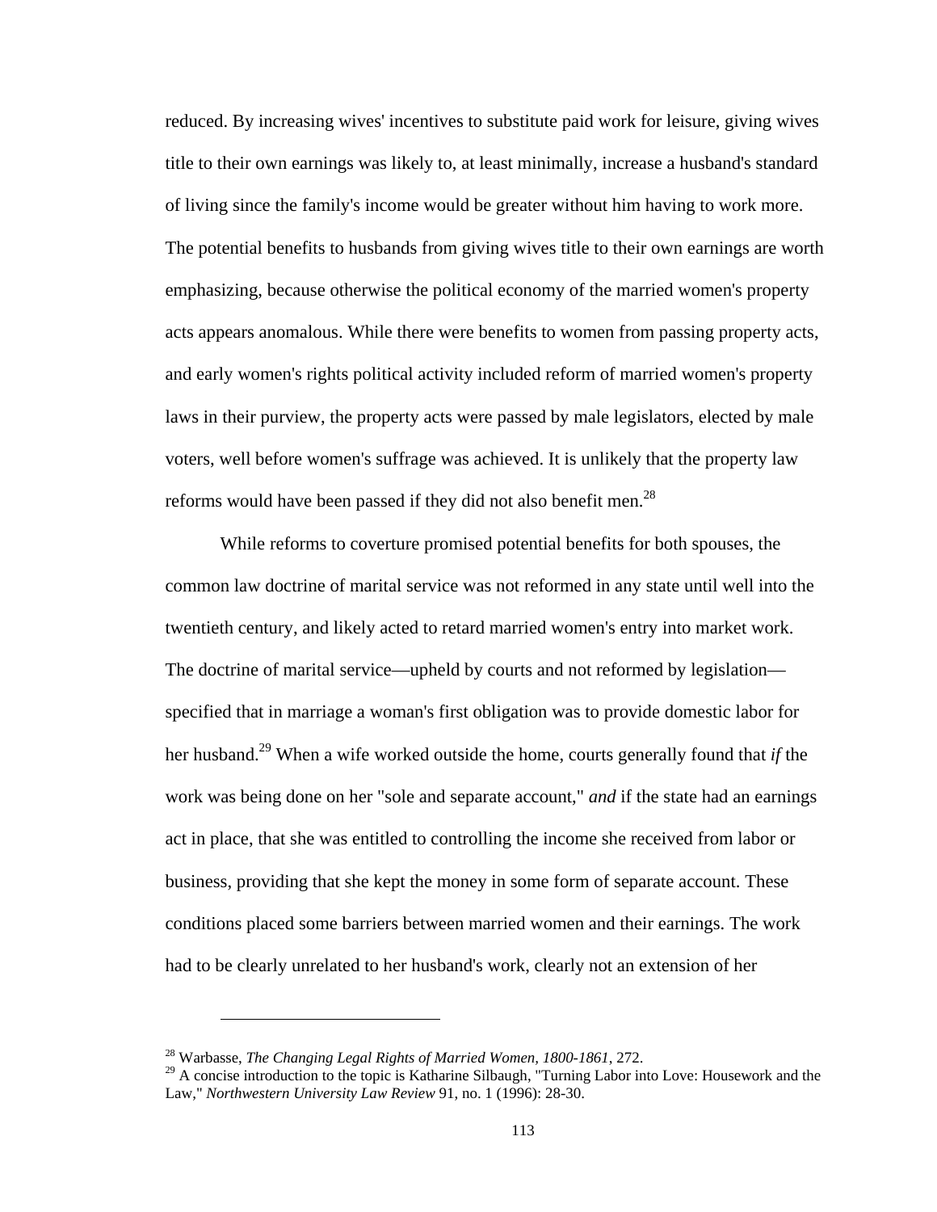reduced. By increasing wives' incentives to substitute paid work for leisure, giving wives title to their own earnings was likely to, at least minimally, increase a husband's standard of living since the family's income would be greater without him having to work more. The potential benefits to husbands from giving wives title to their own earnings are worth emphasizing, because otherwise the political economy of the married women's property acts appears anomalous. While there were benefits to women from passing property acts, and early women's rights political activity included reform of married women's property laws in their purview, the property acts were passed by male legislators, elected by male voters, well before women's suffrage was achieved. It is unlikely that the property law reforms would have been passed if they did not also benefit men.[28]

While reforms to coverture promised potential benefits for both spouses, the common law doctrine of marital service was not reformed in any state until well into the twentieth century, and likely acted to retard married women's entry into market work. The doctrine of marital service—upheld by courts and not reformed by legislation—specified that in marriage a woman's first obligation was to provide domestic labor for her husband.[29] When a wife worked outside the home, courts generally found that *if* the work was being done on her "sole and separate account," *and* if the state had an earnings act in place, that she was entitled to controlling the income she received from labor or business, providing that she kept the money in some form of separate account. These conditions placed some barriers between married women and their earnings. The work had to be clearly unrelated to her husband's work, clearly not an extension of her

---

[28] Warbasse, *The Changing Legal Rights of Married Women, 1800-1861*, 272.

[29] A concise introduction to the topic is Katharine Silbaugh, "Turning Labor into Love: Housework and the Law," *Northwestern University Law Review* 91, no. 1 (1996): 28-30.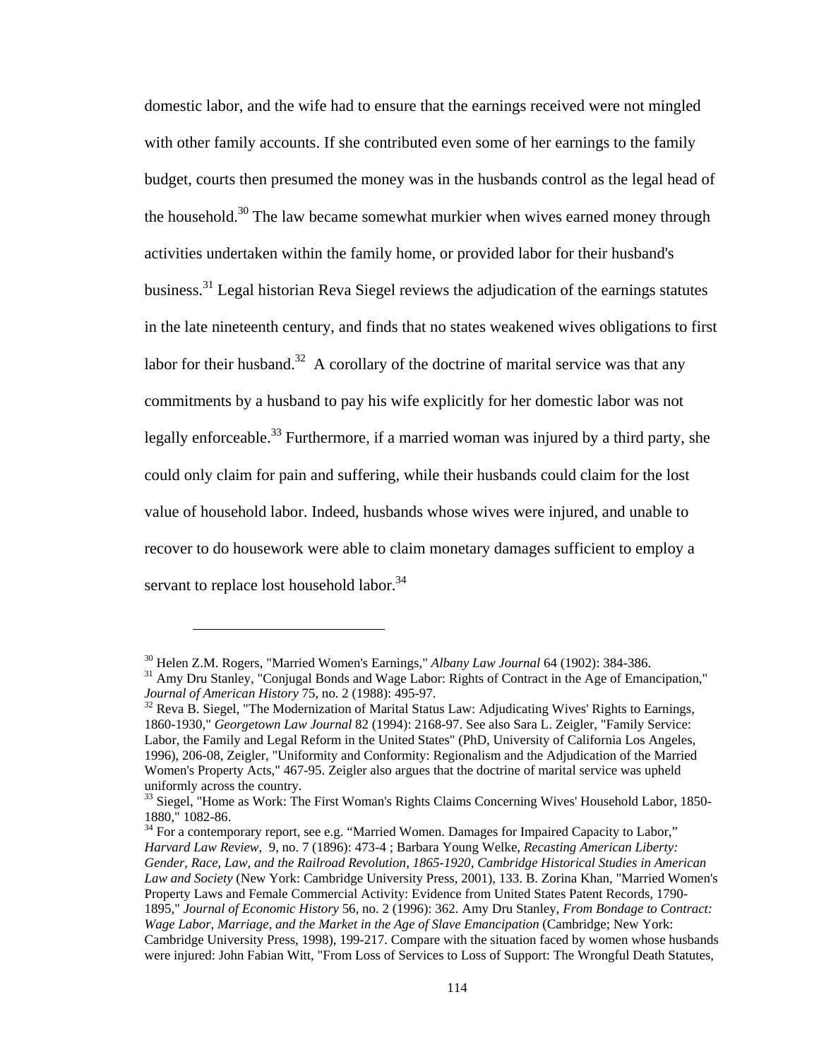domestic labor, and the wife had to ensure that the earnings received were not mingled with other family accounts. If she contributed even some of her earnings to the family budget, courts then presumed the money was in the husbands control as the legal head of the household.[30] The law became somewhat murkier when wives earned money through activities undertaken within the family home, or provided labor for their husband's business.[31] Legal historian Reva Siegel reviews the adjudication of the earnings statutes in the late nineteenth century, and finds that no states weakened wives obligations to first labor for their husband.[32] A corollary of the doctrine of marital service was that any commitments by a husband to pay his wife explicitly for her domestic labor was not legally enforceable.[33] Furthermore, if a married woman was injured by a third party, she could only claim for pain and suffering, while their husbands could claim for the lost value of household labor. Indeed, husbands whose wives were injured, and unable to recover to do housework were able to claim monetary damages sufficient to employ a servant to replace lost household labor.[34]

---

[30] Helen Z.M. Rogers, "Married Women's Earnings," *Albany Law Journal* 64 (1902): 384-386.

[31] Amy Dru Stanley, "Conjugal Bonds and Wage Labor: Rights of Contract in the Age of Emancipation," *Journal of American History* 75, no. 2 (1988): 495-97.

[32] Reva B. Siegel, "The Modernization of Marital Status Law: Adjudicating Wives' Rights to Earnings, 1860-1930," *Georgetown Law Journal* 82 (1994): 2168-97. See also Sara L. Zeigler, "Family Service: Labor, the Family and Legal Reform in the United States" (PhD, University of California Los Angeles, 1996), 206-08, Zeigler, "Uniformity and Conformity: Regionalism and the Adjudication of the Married Women's Property Acts," 467-95. Zeigler also argues that the doctrine of marital service was upheld uniformly across the country.

[33] Siegel, "Home as Work: The First Woman's Rights Claims Concerning Wives' Household Labor, 1850-1880," 1082-86.

[34] For a contemporary report, see e.g. "Married Women. Damages for Impaired Capacity to Labor," *Harvard Law Review*, 9, no. 7 (1896): 473-4 ; Barbara Young Welke, *Recasting American Liberty: Gender, Race, Law, and the Railroad Revolution, 1865-1920*, *Cambridge Historical Studies in American Law and Society* (New York: Cambridge University Press, 2001), 133. B. Zorina Khan, "Married Women's Property Laws and Female Commercial Activity: Evidence from United States Patent Records, 1790-1895," *Journal of Economic History* 56, no. 2 (1996): 362. Amy Dru Stanley, *From Bondage to Contract: Wage Labor, Marriage, and the Market in the Age of Slave Emancipation* (Cambridge; New York: Cambridge University Press, 1998), 199-217. Compare with the situation faced by women whose husbands were injured: John Fabian Witt, "From Loss of Services to Loss of Support: The Wrongful Death Statutes,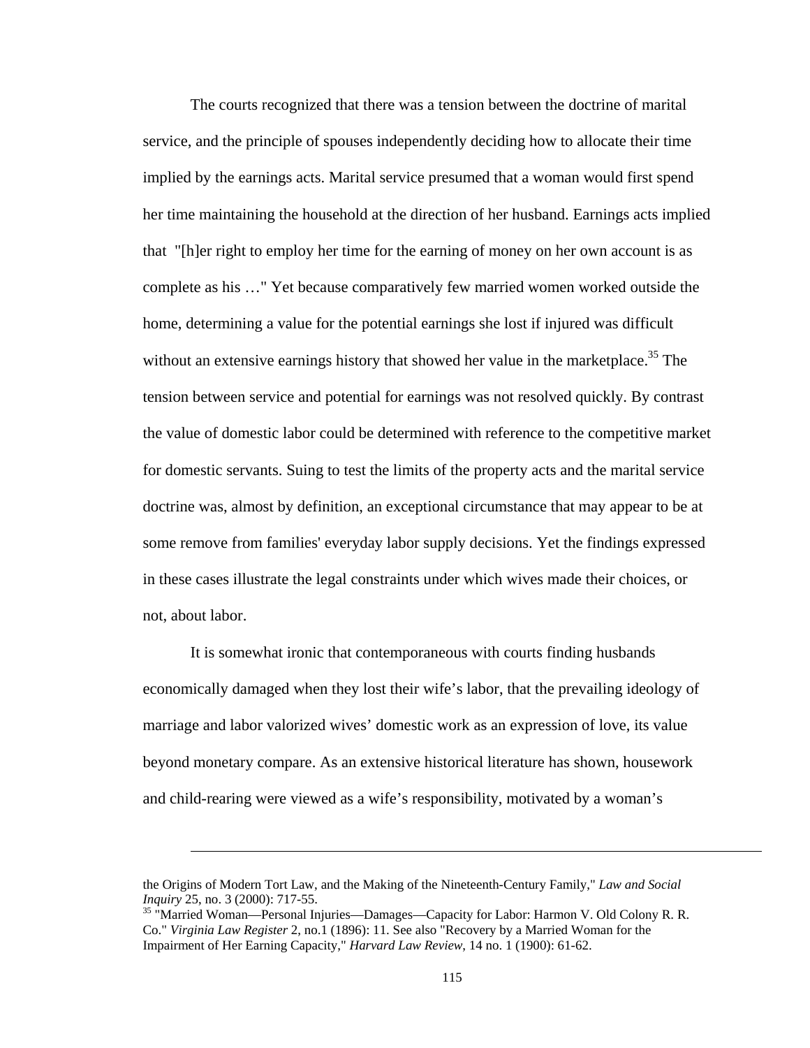The courts recognized that there was a tension between the doctrine of marital service, and the principle of spouses independently deciding how to allocate their time implied by the earnings acts. Marital service presumed that a woman would first spend her time maintaining the household at the direction of her husband. Earnings acts implied that "[h]er right to employ her time for the earning of money on her own account is as complete as his …" Yet because comparatively few married women worked outside the home, determining a value for the potential earnings she lost if injured was difficult without an extensive earnings history that showed her value in the marketplace.[35] The tension between service and potential for earnings was not resolved quickly. By contrast the value of domestic labor could be determined with reference to the competitive market for domestic servants. Suing to test the limits of the property acts and the marital service doctrine was, almost by definition, an exceptional circumstance that may appear to be at some remove from families' everyday labor supply decisions. Yet the findings expressed in these cases illustrate the legal constraints under which wives made their choices, or not, about labor.

It is somewhat ironic that contemporaneous with courts finding husbands economically damaged when they lost their wife's labor, that the prevailing ideology of marriage and labor valorized wives' domestic work as an expression of love, its value beyond monetary compare. As an extensive historical literature has shown, housework and child-rearing were viewed as a wife's responsibility, motivated by a woman's

---

the Origins of Modern Tort Law, and the Making of the Nineteenth-Century Family," *Law and Social Inquiry* 25, no. 3 (2000): 717-55.

[35] "Married Woman—Personal Injuries—Damages—Capacity for Labor: Harmon V. Old Colony R. R. Co." *Virginia Law Register* 2, no.1 (1896): 11. See also "Recovery by a Married Woman for the Impairment of Her Earning Capacity," *Harvard Law Review*, 14 no. 1 (1900): 61-62.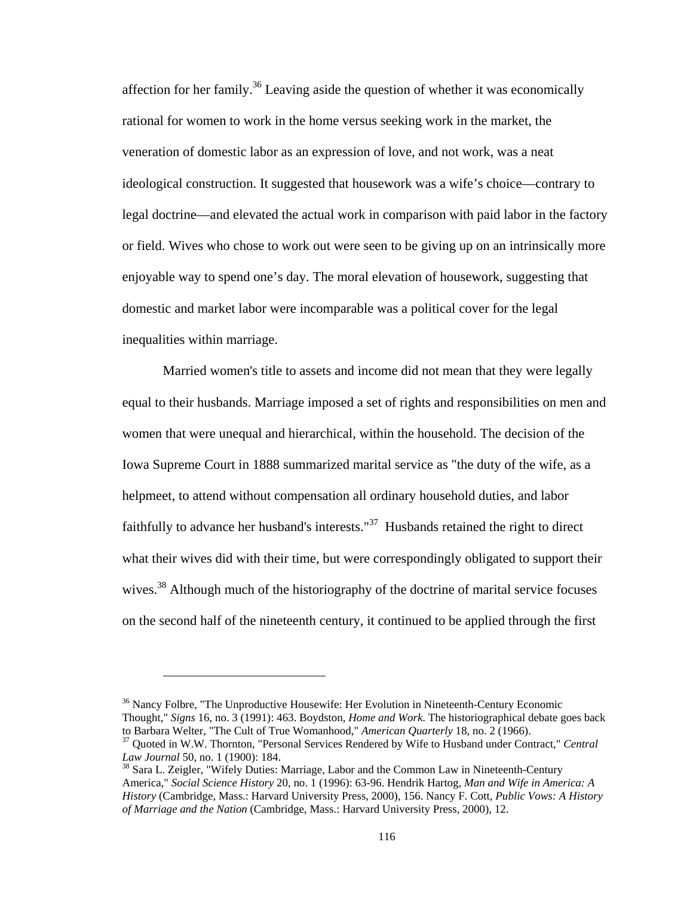affection for her family.[36] Leaving aside the question of whether it was economically rational for women to work in the home versus seeking work in the market, the veneration of domestic labor as an expression of love, and not work, was a neat ideological construction. It suggested that housework was a wife's choice—contrary to legal doctrine—and elevated the actual work in comparison with paid labor in the factory or field. Wives who chose to work out were seen to be giving up on an intrinsically more enjoyable way to spend one's day. The moral elevation of housework, suggesting that domestic and market labor were incomparable was a political cover for the legal inequalities within marriage.

Married women's title to assets and income did not mean that they were legally equal to their husbands. Marriage imposed a set of rights and responsibilities on men and women that were unequal and hierarchical, within the household. The decision of the Iowa Supreme Court in 1888 summarized marital service as "the duty of the wife, as a helpmeet, to attend without compensation all ordinary household duties, and labor faithfully to advance her husband's interests."[37] Husbands retained the right to direct what their wives did with their time, but were correspondingly obligated to support their wives.[38] Although much of the historiography of the doctrine of marital service focuses on the second half of the nineteenth century, it continued to be applied through the first

---

[36] Nancy Folbre, "The Unproductive Housewife: Her Evolution in Nineteenth-Century Economic Thought," *Signs* 16, no. 3 (1991): 463. Boydston, *Home and Work*. The historiographical debate goes back to Barbara Welter, "The Cult of True Womanhood," *American Quarterly* 18, no. 2 (1966).

[37] Quoted in W.W. Thornton, "Personal Services Rendered by Wife to Husband under Contract," *Central Law Journal* 50, no. 1 (1900): 184.

[38] Sara L. Zeigler, "Wifely Duties: Marriage, Labor and the Common Law in Nineteenth-Century America," *Social Science History* 20, no. 1 (1996): 63-96. Hendrik Hartog, *Man and Wife in America: A History* (Cambridge, Mass.: Harvard University Press, 2000), 156. Nancy F. Cott, *Public Vows: A History of Marriage and the Nation* (Cambridge, Mass.: Harvard University Press, 2000), 12.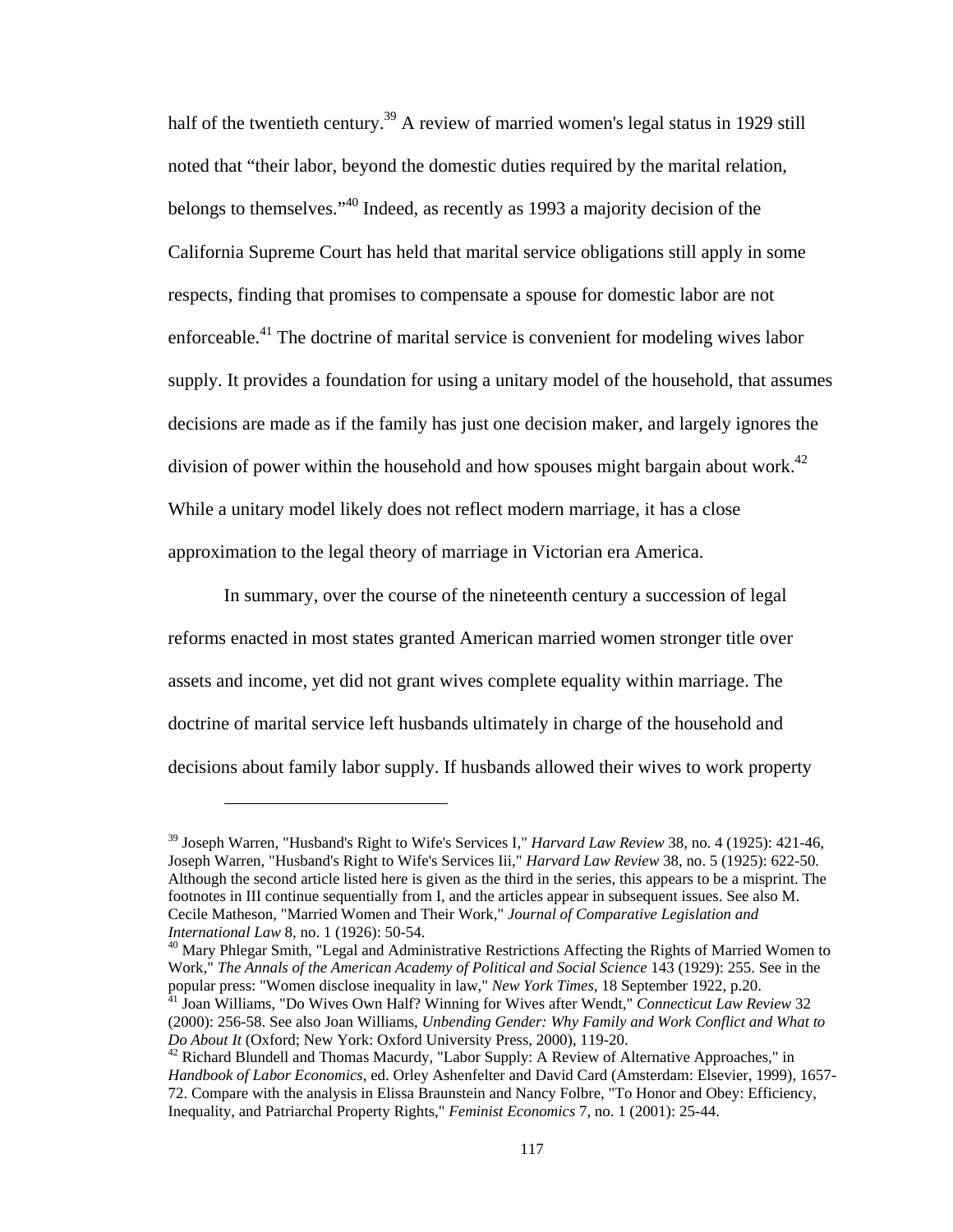half of the twentieth century.[39] A review of married women's legal status in 1929 still noted that "their labor, beyond the domestic duties required by the marital relation, belongs to themselves."[40] Indeed, as recently as 1993 a majority decision of the California Supreme Court has held that marital service obligations still apply in some respects, finding that promises to compensate a spouse for domestic labor are not enforceable.[41] The doctrine of marital service is convenient for modeling wives labor supply. It provides a foundation for using a unitary model of the household, that assumes decisions are made as if the family has just one decision maker, and largely ignores the division of power within the household and how spouses might bargain about work.[42] While a unitary model likely does not reflect modern marriage, it has a close approximation to the legal theory of marriage in Victorian era America.

In summary, over the course of the nineteenth century a succession of legal reforms enacted in most states granted American married women stronger title over assets and income, yet did not grant wives complete equality within marriage. The doctrine of marital service left husbands ultimately in charge of the household and decisions about family labor supply. If husbands allowed their wives to work property

---

[39] Joseph Warren, "Husband's Right to Wife's Services I," *Harvard Law Review* 38, no. 4 (1925): 421-46, Joseph Warren, "Husband's Right to Wife's Services Iii," *Harvard Law Review* 38, no. 5 (1925): 622-50. Although the second article listed here is given as the third in the series, this appears to be a misprint. The footnotes in III continue sequentially from I, and the articles appear in subsequent issues. See also M. Cecile Matheson, "Married Women and Their Work," *Journal of Comparative Legislation and International Law* 8, no. 1 (1926): 50-54.

[40] Mary Phlegar Smith, "Legal and Administrative Restrictions Affecting the Rights of Married Women to Work," *The Annals of the American Academy of Political and Social Science* 143 (1929): 255. See in the popular press: "Women disclose inequality in law," *New York Times*, 18 September 1922, p.20.

[41] Joan Williams, "Do Wives Own Half? Winning for Wives after Wendt," *Connecticut Law Review* 32 (2000): 256-58. See also Joan Williams, *Unbending Gender: Why Family and Work Conflict and What to Do About It* (Oxford; New York: Oxford University Press, 2000), 119-20.

[42] Richard Blundell and Thomas Macurdy, "Labor Supply: A Review of Alternative Approaches," in *Handbook of Labor Economics*, ed. Orley Ashenfelter and David Card (Amsterdam: Elsevier, 1999), 1657-72. Compare with the analysis in Elissa Braunstein and Nancy Folbre, "To Honor and Obey: Efficiency, Inequality, and Patriarchal Property Rights," *Feminist Economics* 7, no. 1 (2001): 25-44.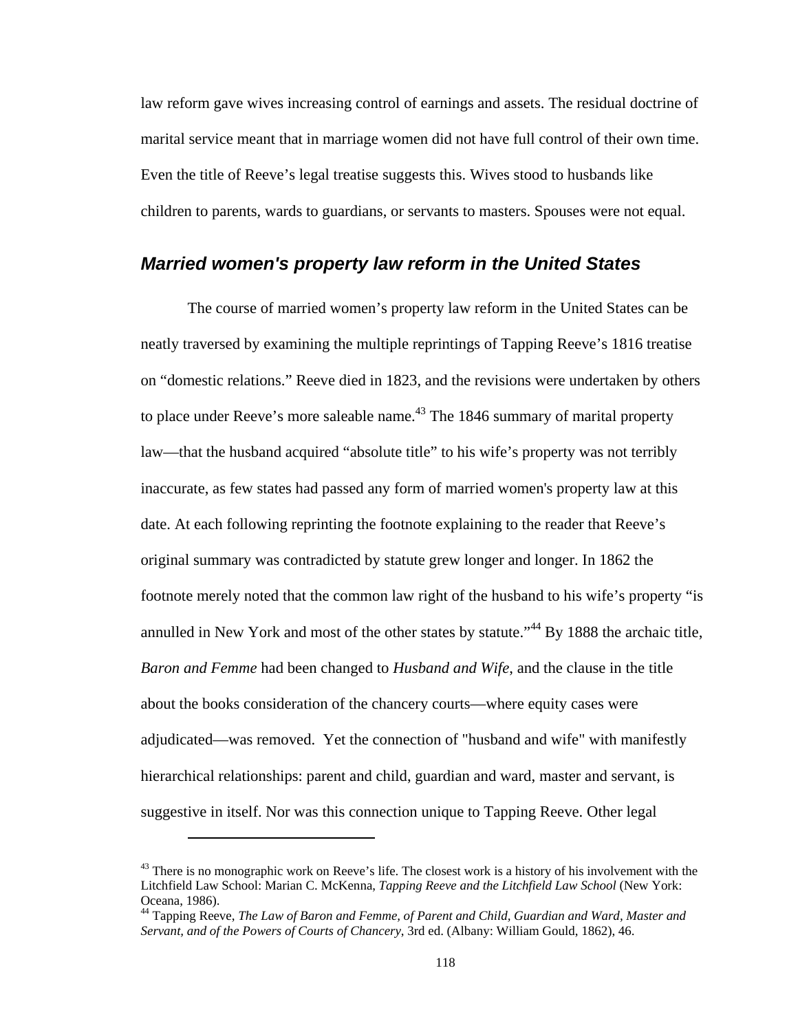law reform gave wives increasing control of earnings and assets. The residual doctrine of marital service meant that in marriage women did not have full control of their own time. Even the title of Reeve's legal treatise suggests this. Wives stood to husbands like children to parents, wards to guardians, or servants to masters. Spouses were not equal.

## *Married women's property law reform in the United States*

The course of married women's property law reform in the United States can be neatly traversed by examining the multiple reprintings of Tapping Reeve's 1816 treatise on "domestic relations." Reeve died in 1823, and the revisions were undertaken by others to place under Reeve's more saleable name.[43] The 1846 summary of marital property law—that the husband acquired "absolute title" to his wife's property was not terribly inaccurate, as few states had passed any form of married women's property law at this date. At each following reprinting the footnote explaining to the reader that Reeve's original summary was contradicted by statute grew longer and longer. In 1862 the footnote merely noted that the common law right of the husband to his wife's property "is annulled in New York and most of the other states by statute."[44] By 1888 the archaic title, *Baron and Femme* had been changed to *Husband and Wife*, and the clause in the title about the books consideration of the chancery courts—where equity cases were adjudicated—was removed. Yet the connection of "husband and wife" with manifestly hierarchical relationships: parent and child, guardian and ward, master and servant, is suggestive in itself. Nor was this connection unique to Tapping Reeve. Other legal

---

[43] There is no monographic work on Reeve's life. The closest work is a history of his involvement with the Litchfield Law School: Marian C. McKenna, *Tapping Reeve and the Litchfield Law School* (New York: Oceana, 1986).

[44] Tapping Reeve, *The Law of Baron and Femme, of Parent and Child, Guardian and Ward, Master and Servant, and of the Powers of Courts of Chancery*, 3rd ed. (Albany: William Gould, 1862), 46.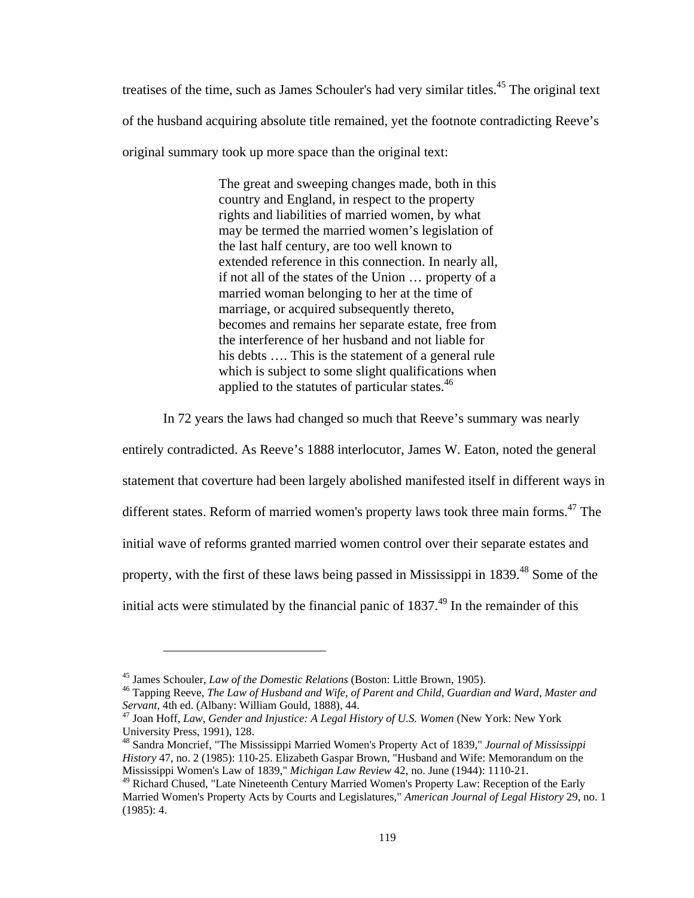treatises of the time, such as James Schouler's had very similar titles.[45] The original text of the husband acquiring absolute title remained, yet the footnote contradicting Reeve's original summary took up more space than the original text:

> The great and sweeping changes made, both in this country and England, in respect to the property rights and liabilities of married women, by what may be termed the married women's legislation of the last half century, are too well known to extended reference in this connection. In nearly all, if not all of the states of the Union … property of a married woman belonging to her at the time of marriage, or acquired subsequently thereto, becomes and remains her separate estate, free from the interference of her husband and not liable for his debts …. This is the statement of a general rule which is subject to some slight qualifications when applied to the statutes of particular states.[46]

In 72 years the laws had changed so much that Reeve's summary was nearly entirely contradicted. As Reeve's 1888 interlocutor, James W. Eaton, noted the general statement that coverture had been largely abolished manifested itself in different ways in different states. Reform of married women's property laws took three main forms.[47] The initial wave of reforms granted married women control over their separate estates and property, with the first of these laws being passed in Mississippi in 1839.[48] Some of the initial acts were stimulated by the financial panic of 1837.[49] In the remainder of this

---

[45] James Schouler, *Law of the Domestic Relations* (Boston: Little Brown, 1905).

[46] Tapping Reeve, *The Law of Husband and Wife, of Parent and Child, Guardian and Ward, Master and Servant*, 4th ed. (Albany: William Gould, 1888), 44.

[47] Joan Hoff, *Law, Gender and Injustice: A Legal History of U.S. Women* (New York: New York University Press, 1991), 128.

[48] Sandra Moncrief, "The Mississippi Married Women's Property Act of 1839," *Journal of Mississippi History* 47, no. 2 (1985): 110-25. Elizabeth Gaspar Brown, "Husband and Wife: Memorandum on the Mississippi Women's Law of 1839," *Michigan Law Review* 42, no. June (1944): 1110-21.

[49] Richard Chused, "Late Nineteenth Century Married Women's Property Law: Reception of the Early Married Women's Property Acts by Courts and Legislatures," *American Journal of Legal History* 29, no. 1 (1985): 4.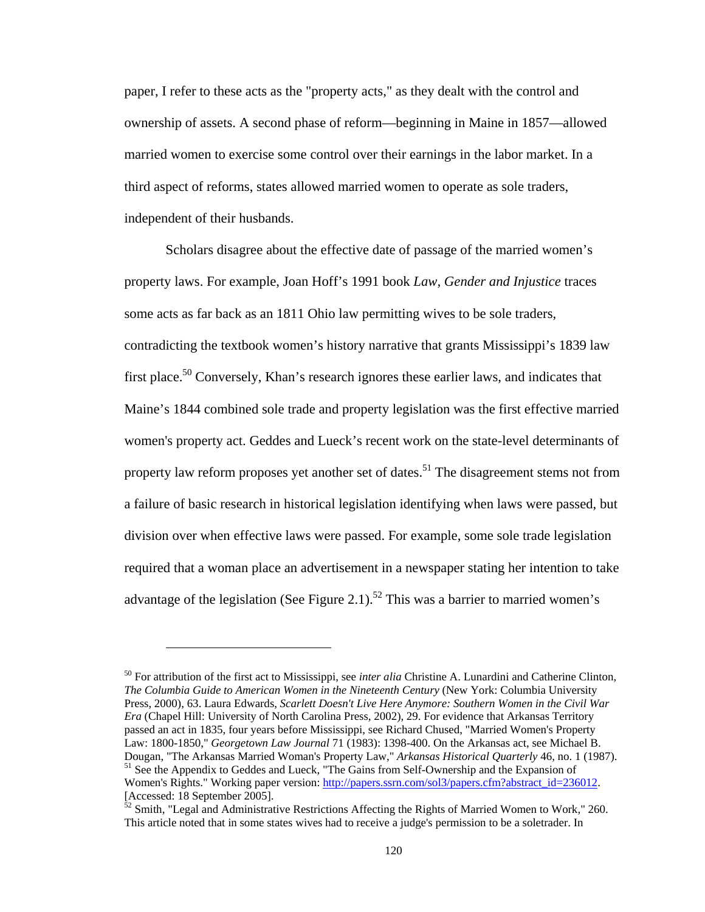paper, I refer to these acts as the "property acts," as they dealt with the control and ownership of assets. A second phase of reform—beginning in Maine in 1857—allowed married women to exercise some control over their earnings in the labor market. In a third aspect of reforms, states allowed married women to operate as sole traders, independent of their husbands.

Scholars disagree about the effective date of passage of the married women's property laws. For example, Joan Hoff's 1991 book *Law, Gender and Injustice* traces some acts as far back as an 1811 Ohio law permitting wives to be sole traders, contradicting the textbook women's history narrative that grants Mississippi's 1839 law first place.[50] Conversely, Khan's research ignores these earlier laws, and indicates that Maine's 1844 combined sole trade and property legislation was the first effective married women's property act. Geddes and Lueck's recent work on the state-level determinants of property law reform proposes yet another set of dates.[51] The disagreement stems not from a failure of basic research in historical legislation identifying when laws were passed, but division over when effective laws were passed. For example, some sole trade legislation required that a woman place an advertisement in a newspaper stating her intention to take advantage of the legislation (See Figure 2.1).[52] This was a barrier to married women's

---

[50] For attribution of the first act to Mississippi, see *inter alia* Christine A. Lunardini and Catherine Clinton, *The Columbia Guide to American Women in the Nineteenth Century* (New York: Columbia University Press, 2000), 63. Laura Edwards, *Scarlett Doesn't Live Here Anymore: Southern Women in the Civil War Era* (Chapel Hill: University of North Carolina Press, 2002), 29. For evidence that Arkansas Territory passed an act in 1835, four years before Mississippi, see Richard Chused, "Married Women's Property Law: 1800-1850," *Georgetown Law Journal* 71 (1983): 1398-400. On the Arkansas act, see Michael B. Dougan, "The Arkansas Married Woman's Property Law," *Arkansas Historical Quarterly* 46, no. 1 (1987).

[51] See the Appendix to Geddes and Lueck, "The Gains from Self-Ownership and the Expansion of Women's Rights." Working paper version: http://papers.ssrn.com/sol3/papers.cfm?abstract_id=236012. [Accessed: 18 September 2005].

[52] Smith, "Legal and Administrative Restrictions Affecting the Rights of Married Women to Work," 260. This article noted that in some states wives had to receive a judge's permission to be a soletrader. In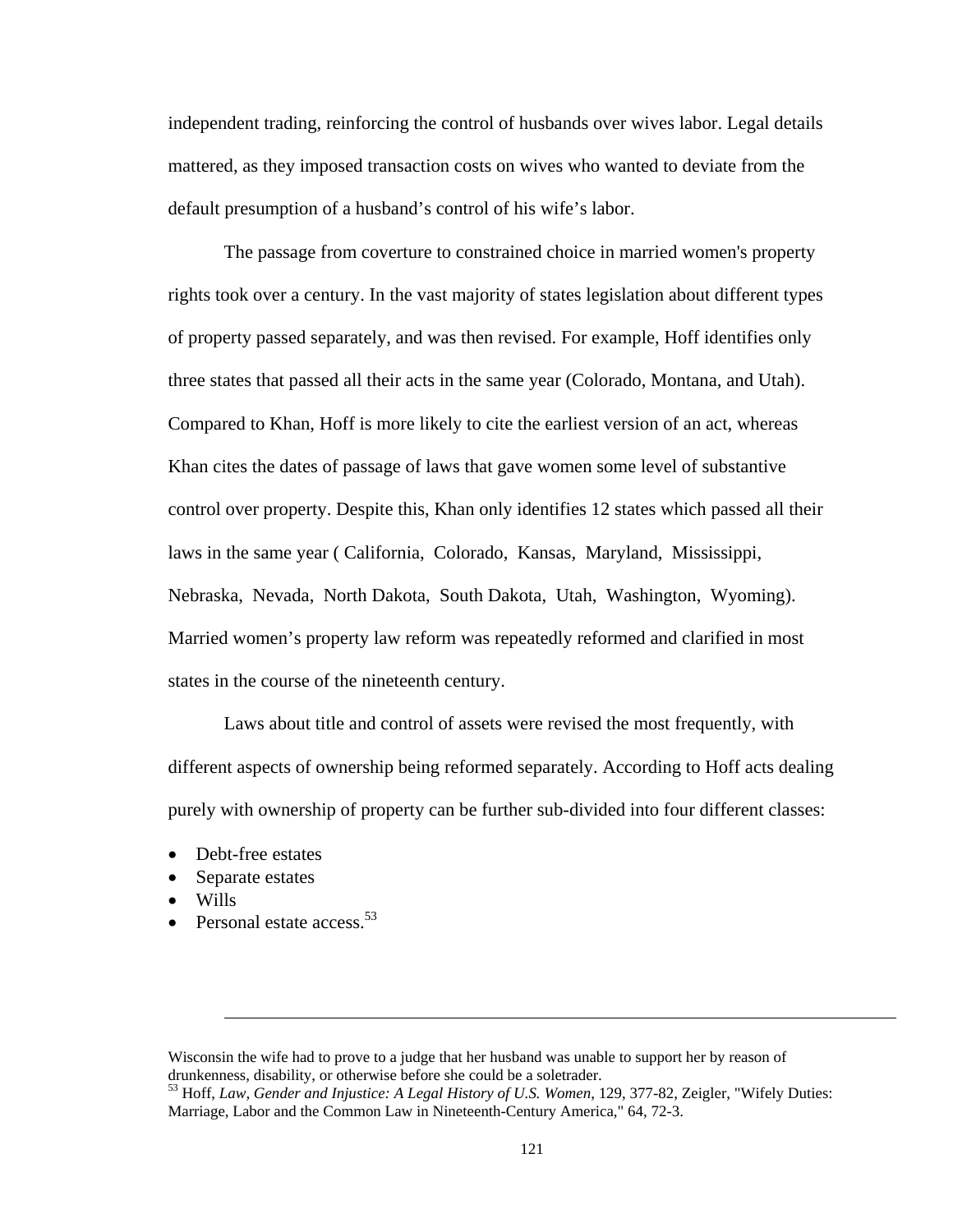independent trading, reinforcing the control of husbands over wives labor. Legal details mattered, as they imposed transaction costs on wives who wanted to deviate from the default presumption of a husband's control of his wife's labor.

The passage from coverture to constrained choice in married women's property rights took over a century. In the vast majority of states legislation about different types of property passed separately, and was then revised. For example, Hoff identifies only three states that passed all their acts in the same year (Colorado, Montana, and Utah). Compared to Khan, Hoff is more likely to cite the earliest version of an act, whereas Khan cites the dates of passage of laws that gave women some level of substantive control over property. Despite this, Khan only identifies 12 states which passed all their laws in the same year ( California, Colorado, Kansas, Maryland, Mississippi, Nebraska, Nevada, North Dakota, South Dakota, Utah, Washington, Wyoming). Married women's property law reform was repeatedly reformed and clarified in most states in the course of the nineteenth century.

Laws about title and control of assets were revised the most frequently, with different aspects of ownership being reformed separately. According to Hoff acts dealing purely with ownership of property can be further sub-divided into four different classes:

- Debt-free estates
- Separate estates
- Wills
- Personal estate access.[53]

---

Wisconsin the wife had to prove to a judge that her husband was unable to support her by reason of drunkenness, disability, or otherwise before she could be a soletrader.

[53] Hoff, *Law, Gender and Injustice: A Legal History of U.S. Women*, 129, 377-82, Zeigler, "Wifely Duties: Marriage, Labor and the Common Law in Nineteenth-Century America," 64, 72-3.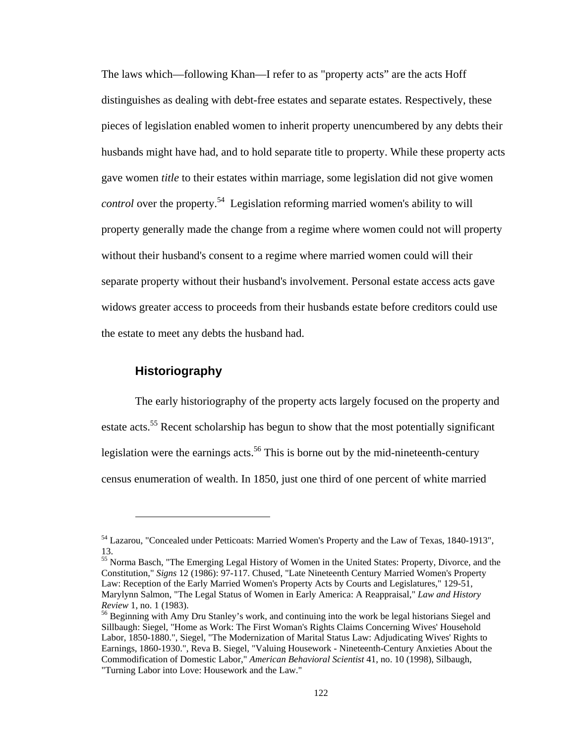The laws which—following Khan—I refer to as "property acts" are the acts Hoff distinguishes as dealing with debt-free estates and separate estates. Respectively, these pieces of legislation enabled women to inherit property unencumbered by any debts their husbands might have had, and to hold separate title to property. While these property acts gave women *title* to their estates within marriage, some legislation did not give women *control* over the property.[54] Legislation reforming married women's ability to will property generally made the change from a regime where women could not will property without their husband's consent to a regime where married women could will their separate property without their husband's involvement. Personal estate access acts gave widows greater access to proceeds from their husbands estate before creditors could use the estate to meet any debts the husband had.

## Historiography

The early historiography of the property acts largely focused on the property and estate acts.[55] Recent scholarship has begun to show that the most potentially significant legislation were the earnings acts.[56] This is borne out by the mid-nineteenth-century census enumeration of wealth. In 1850, just one third of one percent of white married

---

[54] Lazarou, "Concealed under Petticoats: Married Women's Property and the Law of Texas, 1840-1913", 13.

[55] Norma Basch, "The Emerging Legal History of Women in the United States: Property, Divorce, and the Constitution," *Signs* 12 (1986): 97-117. Chused, "Late Nineteenth Century Married Women's Property Law: Reception of the Early Married Women's Property Acts by Courts and Legislatures," 129-51, Marylynn Salmon, "The Legal Status of Women in Early America: A Reappraisal," *Law and History Review* 1, no. 1 (1983).

[56] Beginning with Amy Dru Stanley's work, and continuing into the work be legal historians Siegel and Sillbaugh: Siegel, "Home as Work: The First Woman's Rights Claims Concerning Wives' Household Labor, 1850-1880.", Siegel, "The Modernization of Marital Status Law: Adjudicating Wives' Rights to Earnings, 1860-1930.", Reva B. Siegel, "Valuing Housework - Nineteenth-Century Anxieties About the Commodification of Domestic Labor," *American Behavioral Scientist* 41, no. 10 (1998), Silbaugh, "Turning Labor into Love: Housework and the Law."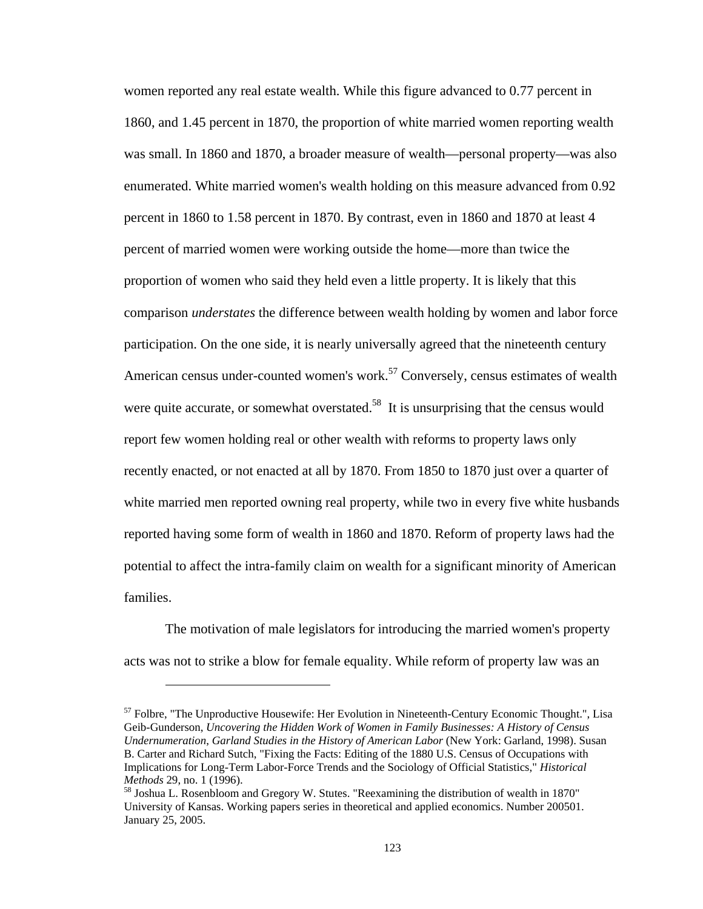women reported any real estate wealth. While this figure advanced to 0.77 percent in 1860, and 1.45 percent in 1870, the proportion of white married women reporting wealth was small. In 1860 and 1870, a broader measure of wealth—personal property—was also enumerated. White married women's wealth holding on this measure advanced from 0.92 percent in 1860 to 1.58 percent in 1870. By contrast, even in 1860 and 1870 at least 4 percent of married women were working outside the home—more than twice the proportion of women who said they held even a little property. It is likely that this comparison *understates* the difference between wealth holding by women and labor force participation. On the one side, it is nearly universally agreed that the nineteenth century American census under-counted women's work.[57] Conversely, census estimates of wealth were quite accurate, or somewhat overstated.[58] It is unsurprising that the census would report few women holding real or other wealth with reforms to property laws only recently enacted, or not enacted at all by 1870. From 1850 to 1870 just over a quarter of white married men reported owning real property, while two in every five white husbands reported having some form of wealth in 1860 and 1870. Reform of property laws had the potential to affect the intra-family claim on wealth for a significant minority of American families.

The motivation of male legislators for introducing the married women's property acts was not to strike a blow for female equality. While reform of property law was an

---

[57] Folbre, "The Unproductive Housewife: Her Evolution in Nineteenth-Century Economic Thought.", Lisa Geib-Gunderson, *Uncovering the Hidden Work of Women in Family Businesses: A History of Census Undernumeration, Garland Studies in the History of American Labor* (New York: Garland, 1998). Susan B. Carter and Richard Sutch, "Fixing the Facts: Editing of the 1880 U.S. Census of Occupations with Implications for Long-Term Labor-Force Trends and the Sociology of Official Statistics," *Historical Methods* 29, no. 1 (1996).

[58] Joshua L. Rosenbloom and Gregory W. Stutes. "Reexamining the distribution of wealth in 1870" University of Kansas. Working papers series in theoretical and applied economics. Number 200501. January 25, 2005.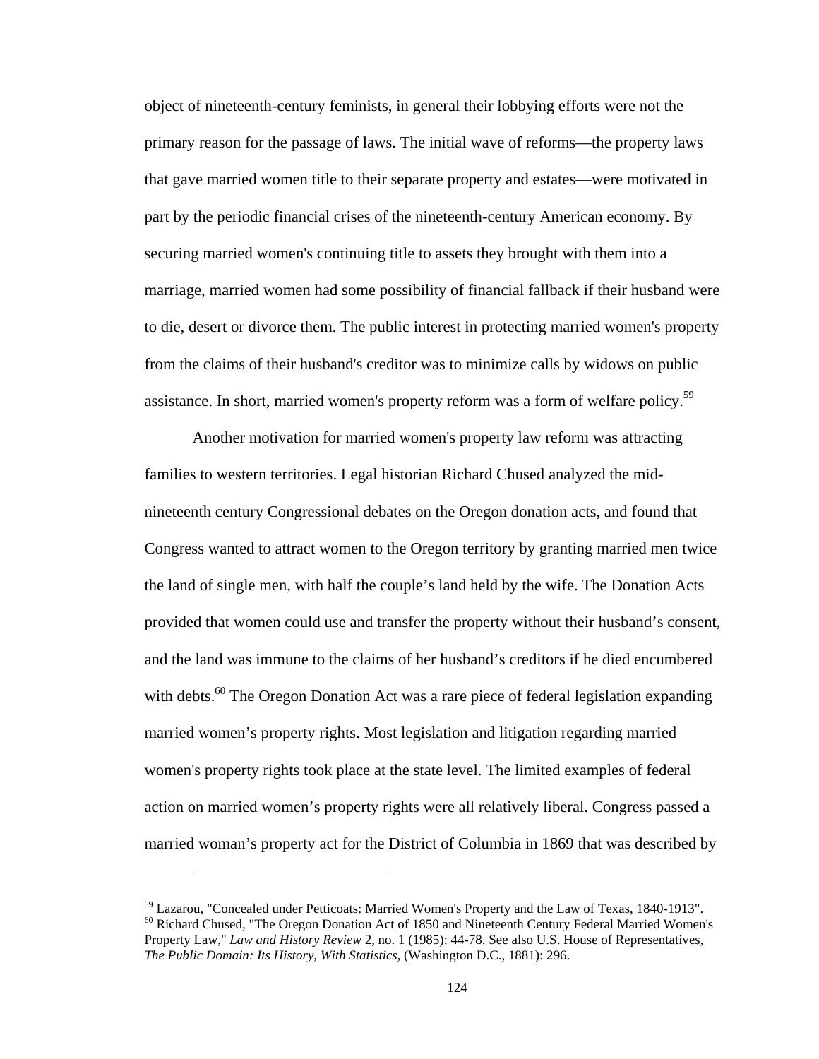object of nineteenth-century feminists, in general their lobbying efforts were not the primary reason for the passage of laws. The initial wave of reforms—the property laws that gave married women title to their separate property and estates—were motivated in part by the periodic financial crises of the nineteenth-century American economy. By securing married women's continuing title to assets they brought with them into a marriage, married women had some possibility of financial fallback if their husband were to die, desert or divorce them. The public interest in protecting married women's property from the claims of their husband's creditor was to minimize calls by widows on public assistance. In short, married women's property reform was a form of welfare policy.[59]

Another motivation for married women's property law reform was attracting families to western territories. Legal historian Richard Chused analyzed the mid-nineteenth century Congressional debates on the Oregon donation acts, and found that Congress wanted to attract women to the Oregon territory by granting married men twice the land of single men, with half the couple's land held by the wife. The Donation Acts provided that women could use and transfer the property without their husband's consent, and the land was immune to the claims of her husband's creditors if he died encumbered with debts.[60] The Oregon Donation Act was a rare piece of federal legislation expanding married women's property rights. Most legislation and litigation regarding married women's property rights took place at the state level. The limited examples of federal action on married women's property rights were all relatively liberal. Congress passed a married woman's property act for the District of Columbia in 1869 that was described by

---

[59] Lazarou, "Concealed under Petticoats: Married Women's Property and the Law of Texas, 1840-1913".

[60] Richard Chused, "The Oregon Donation Act of 1850 and Nineteenth Century Federal Married Women's Property Law," *Law and History Review* 2, no. 1 (1985): 44-78. See also U.S. House of Representatives, *The Public Domain: Its History, With Statistics*, (Washington D.C., 1881): 296.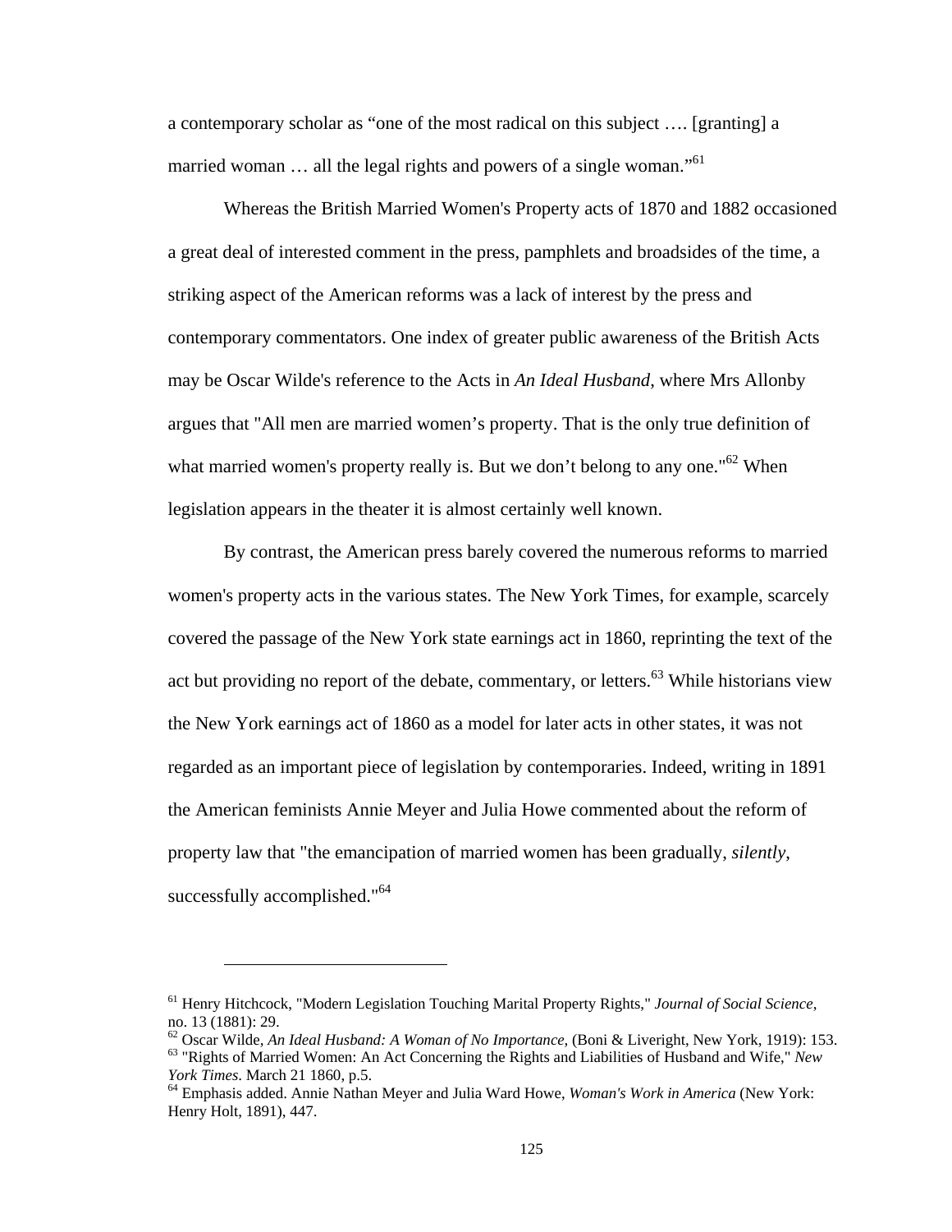a contemporary scholar as "one of the most radical on this subject …. [granting] a married woman … all the legal rights and powers of a single woman."[61]

Whereas the British Married Women's Property acts of 1870 and 1882 occasioned a great deal of interested comment in the press, pamphlets and broadsides of the time, a striking aspect of the American reforms was a lack of interest by the press and contemporary commentators. One index of greater public awareness of the British Acts may be Oscar Wilde's reference to the Acts in *An Ideal Husband*, where Mrs Allonby argues that "All men are married women's property. That is the only true definition of what married women's property really is. But we don't belong to any one."[62] When legislation appears in the theater it is almost certainly well known.

By contrast, the American press barely covered the numerous reforms to married women's property acts in the various states. The New York Times, for example, scarcely covered the passage of the New York state earnings act in 1860, reprinting the text of the act but providing no report of the debate, commentary, or letters.[63] While historians view the New York earnings act of 1860 as a model for later acts in other states, it was not regarded as an important piece of legislation by contemporaries. Indeed, writing in 1891 the American feminists Annie Meyer and Julia Howe commented about the reform of property law that "the emancipation of married women has been gradually, *silently*, successfully accomplished."[64]

---

[61] Henry Hitchcock, "Modern Legislation Touching Marital Property Rights," *Journal of Social Science*, no. 13 (1881): 29.

[62] Oscar Wilde, *An Ideal Husband: A Woman of No Importance*, (Boni & Liveright, New York, 1919): 153.

[63] "Rights of Married Women: An Act Concerning the Rights and Liabilities of Husband and Wife," *New York Times*. March 21 1860, p.5.

[64] Emphasis added. Annie Nathan Meyer and Julia Ward Howe, *Woman's Work in America* (New York: Henry Holt, 1891), 447.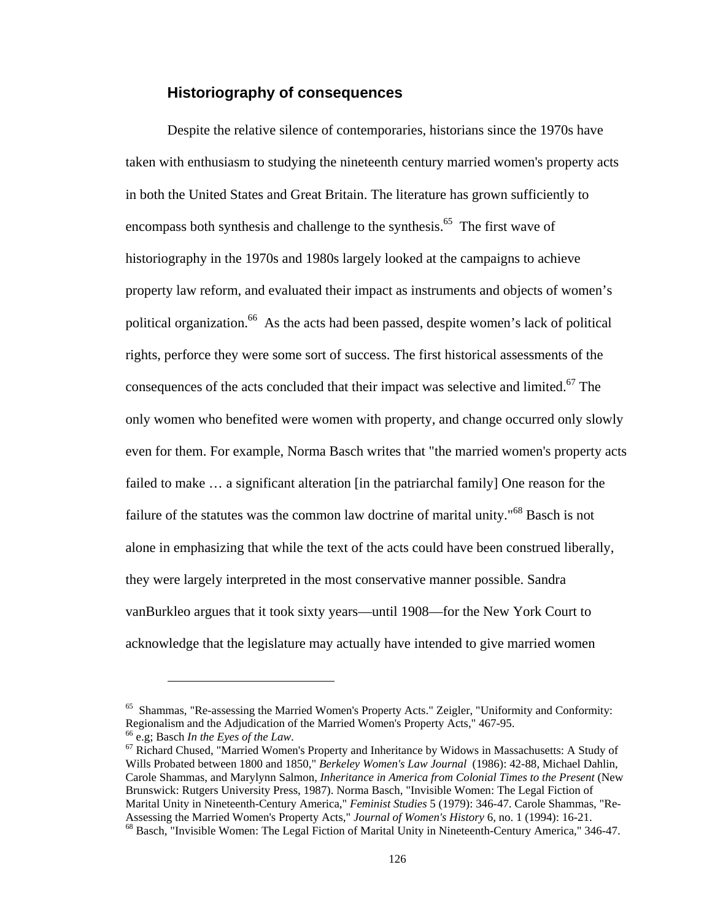## Historiography of consequences

Despite the relative silence of contemporaries, historians since the 1970s have taken with enthusiasm to studying the nineteenth century married women's property acts in both the United States and Great Britain. The literature has grown sufficiently to encompass both synthesis and challenge to the synthesis.[65] The first wave of historiography in the 1970s and 1980s largely looked at the campaigns to achieve property law reform, and evaluated their impact as instruments and objects of women's political organization.[66] As the acts had been passed, despite women's lack of political rights, perforce they were some sort of success. The first historical assessments of the consequences of the acts concluded that their impact was selective and limited.[67] The only women who benefited were women with property, and change occurred only slowly even for them. For example, Norma Basch writes that "the married women's property acts failed to make … a significant alteration [in the patriarchal family] One reason for the failure of the statutes was the common law doctrine of marital unity."[68] Basch is not alone in emphasizing that while the text of the acts could have been construed liberally, they were largely interpreted in the most conservative manner possible. Sandra vanBurkleo argues that it took sixty years—until 1908—for the New York Court to acknowledge that the legislature may actually have intended to give married women

---

[65] Shammas, "Re-assessing the Married Women's Property Acts." Zeigler, "Uniformity and Conformity: Regionalism and the Adjudication of the Married Women's Property Acts," 467-95.

[66] e.g; Basch *In the Eyes of the Law*.

[67] Richard Chused, "Married Women's Property and Inheritance by Widows in Massachusetts: A Study of Wills Probated between 1800 and 1850," *Berkeley Women's Law Journal* (1986): 42-88, Michael Dahlin, Carole Shammas, and Marylynn Salmon, *Inheritance in America from Colonial Times to the Present* (New Brunswick: Rutgers University Press, 1987). Norma Basch, "Invisible Women: The Legal Fiction of Marital Unity in Nineteenth-Century America," *Feminist Studies* 5 (1979): 346-47. Carole Shammas, "Re-Assessing the Married Women's Property Acts," *Journal of Women's History* 6, no. 1 (1994): 16-21.

[68] Basch, "Invisible Women: The Legal Fiction of Marital Unity in Nineteenth-Century America," 346-47.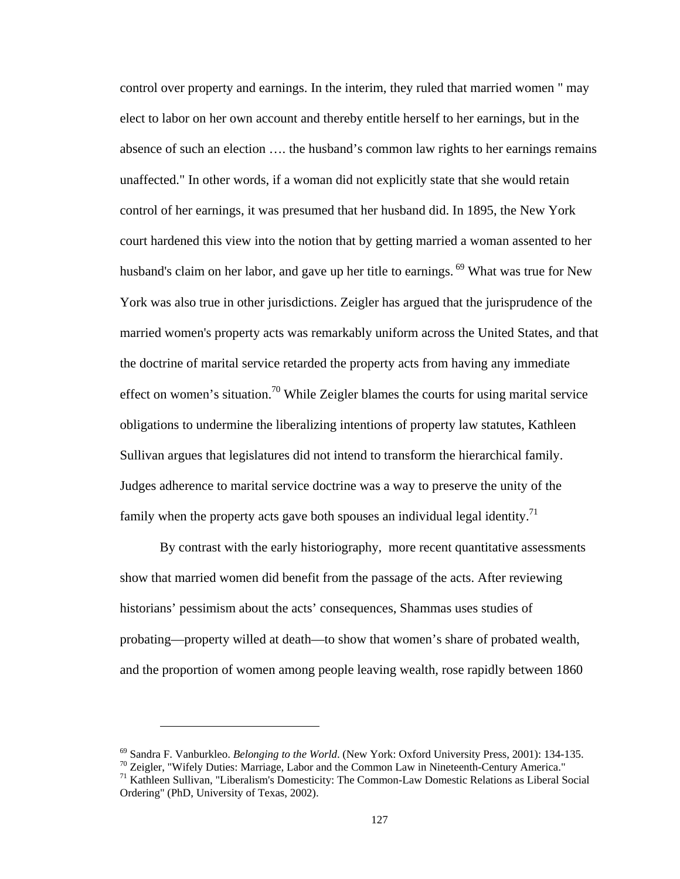control over property and earnings. In the interim, they ruled that married women " may elect to labor on her own account and thereby entitle herself to her earnings, but in the absence of such an election …. the husband's common law rights to her earnings remains unaffected." In other words, if a woman did not explicitly state that she would retain control of her earnings, it was presumed that her husband did. In 1895, the New York court hardened this view into the notion that by getting married a woman assented to her husband's claim on her labor, and gave up her title to earnings. [69] What was true for New York was also true in other jurisdictions. Zeigler has argued that the jurisprudence of the married women's property acts was remarkably uniform across the United States, and that the doctrine of marital service retarded the property acts from having any immediate effect on women's situation.[70] While Zeigler blames the courts for using marital service obligations to undermine the liberalizing intentions of property law statutes, Kathleen Sullivan argues that legislatures did not intend to transform the hierarchical family. Judges adherence to marital service doctrine was a way to preserve the unity of the family when the property acts gave both spouses an individual legal identity.[71]

By contrast with the early historiography, more recent quantitative assessments show that married women did benefit from the passage of the acts. After reviewing historians' pessimism about the acts' consequences, Shammas uses studies of probating—property willed at death—to show that women's share of probated wealth, and the proportion of women among people leaving wealth, rose rapidly between 1860

---

[69] Sandra F. Vanburkleo. *Belonging to the World*. (New York: Oxford University Press, 2001): 134-135.

[70] Zeigler, "Wifely Duties: Marriage, Labor and the Common Law in Nineteenth-Century America."

[71] Kathleen Sullivan, "Liberalism's Domesticity: The Common-Law Domestic Relations as Liberal Social Ordering" (PhD, University of Texas, 2002).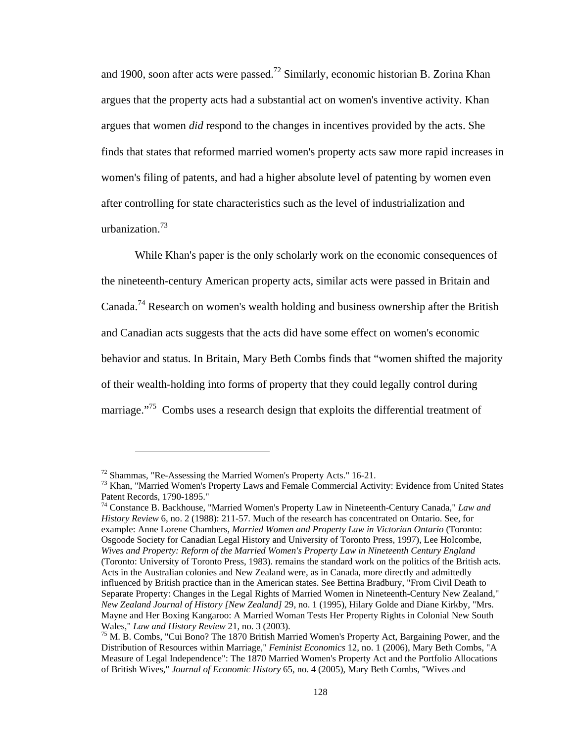and 1900, soon after acts were passed.[72] Similarly, economic historian B. Zorina Khan argues that the property acts had a substantial act on women's inventive activity. Khan argues that women *did* respond to the changes in incentives provided by the acts. She finds that states that reformed married women's property acts saw more rapid increases in women's filing of patents, and had a higher absolute level of patenting by women even after controlling for state characteristics such as the level of industrialization and urbanization.[73]

While Khan's paper is the only scholarly work on the economic consequences of the nineteenth-century American property acts, similar acts were passed in Britain and Canada.[74] Research on women's wealth holding and business ownership after the British and Canadian acts suggests that the acts did have some effect on women's economic behavior and status. In Britain, Mary Beth Combs finds that "women shifted the majority of their wealth-holding into forms of property that they could legally control during marriage."[75] Combs uses a research design that exploits the differential treatment of

---

[72] Shammas, "Re-Assessing the Married Women's Property Acts." 16-21.

[73] Khan, "Married Women's Property Laws and Female Commercial Activity: Evidence from United States Patent Records, 1790-1895."

[74] Constance B. Backhouse, "Married Women's Property Law in Nineteenth-Century Canada," *Law and History Review* 6, no. 2 (1988): 211-57. Much of the research has concentrated on Ontario. See, for example: Anne Lorene Chambers, *Married Women and Property Law in Victorian Ontario* (Toronto: Osgoode Society for Canadian Legal History and University of Toronto Press, 1997), Lee Holcombe, *Wives and Property: Reform of the Married Women's Property Law in Nineteenth Century England* (Toronto: University of Toronto Press, 1983). remains the standard work on the politics of the British acts. Acts in the Australian colonies and New Zealand were, as in Canada, more directly and admittedly influenced by British practice than in the American states. See Bettina Bradbury, "From Civil Death to Separate Property: Changes in the Legal Rights of Married Women in Nineteenth-Century New Zealand," *New Zealand Journal of History [New Zealand]* 29, no. 1 (1995), Hilary Golde and Diane Kirkby, "Mrs. Mayne and Her Boxing Kangaroo: A Married Woman Tests Her Property Rights in Colonial New South Wales," *Law and History Review* 21, no. 3 (2003).

[75] M. B. Combs, "Cui Bono? The 1870 British Married Women's Property Act, Bargaining Power, and the Distribution of Resources within Marriage," *Feminist Economics* 12, no. 1 (2006), Mary Beth Combs, "A Measure of Legal Independence": The 1870 Married Women's Property Act and the Portfolio Allocations of British Wives," *Journal of Economic History* 65, no. 4 (2005), Mary Beth Combs, "Wives and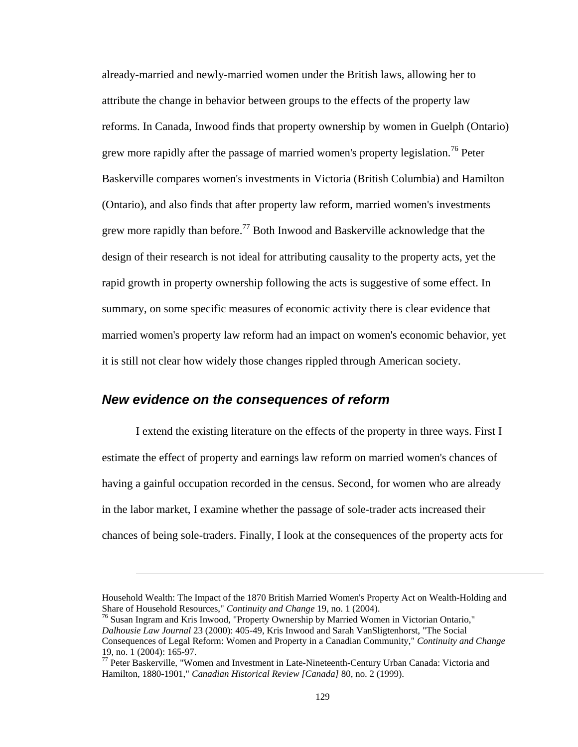already-married and newly-married women under the British laws, allowing her to attribute the change in behavior between groups to the effects of the property law reforms. In Canada, Inwood finds that property ownership by women in Guelph (Ontario) grew more rapidly after the passage of married women's property legislation.[76] Peter Baskerville compares women's investments in Victoria (British Columbia) and Hamilton (Ontario), and also finds that after property law reform, married women's investments grew more rapidly than before.[77] Both Inwood and Baskerville acknowledge that the design of their research is not ideal for attributing causality to the property acts, yet the rapid growth in property ownership following the acts is suggestive of some effect. In summary, on some specific measures of economic activity there is clear evidence that married women's property law reform had an impact on women's economic behavior, yet it is still not clear how widely those changes rippled through American society.

### *New evidence on the consequences of reform*

I extend the existing literature on the effects of the property in three ways. First I estimate the effect of property and earnings law reform on married women's chances of having a gainful occupation recorded in the census. Second, for women who are already in the labor market, I examine whether the passage of sole-trader acts increased their chances of being sole-traders. Finally, I look at the consequences of the property acts for

---

Household Wealth: The Impact of the 1870 British Married Women's Property Act on Wealth-Holding and Share of Household Resources," *Continuity and Change* 19, no. 1 (2004).

[76] Susan Ingram and Kris Inwood, "Property Ownership by Married Women in Victorian Ontario," *Dalhousie Law Journal* 23 (2000): 405-49, Kris Inwood and Sarah VanSligtenhorst, "The Social Consequences of Legal Reform: Women and Property in a Canadian Community," *Continuity and Change* 19, no. 1 (2004): 165-97.

[77] Peter Baskerville, "Women and Investment in Late-Nineteenth-Century Urban Canada: Victoria and Hamilton, 1880-1901," *Canadian Historical Review [Canada]* 80, no. 2 (1999).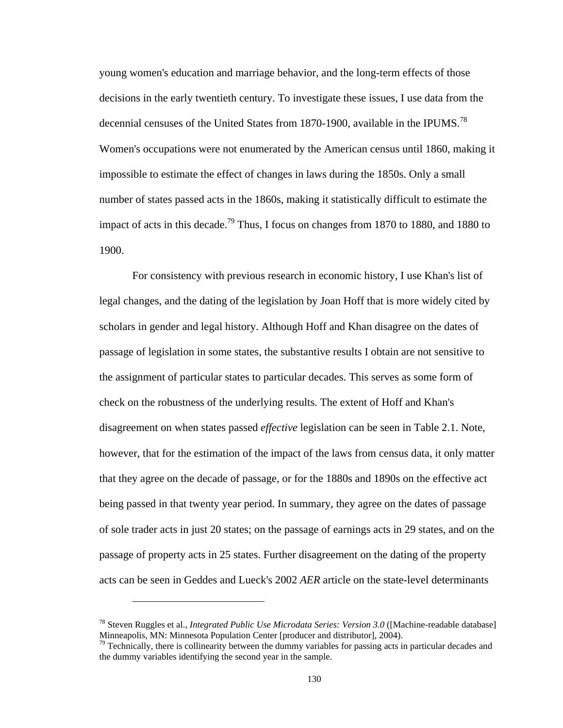young women's education and marriage behavior, and the long-term effects of those decisions in the early twentieth century. To investigate these issues, I use data from the decennial censuses of the United States from 1870-1900, available in the IPUMS.[78] Women's occupations were not enumerated by the American census until 1860, making it impossible to estimate the effect of changes in laws during the 1850s. Only a small number of states passed acts in the 1860s, making it statistically difficult to estimate the impact of acts in this decade.[79] Thus, I focus on changes from 1870 to 1880, and 1880 to 1900.

For consistency with previous research in economic history, I use Khan's list of legal changes, and the dating of the legislation by Joan Hoff that is more widely cited by scholars in gender and legal history. Although Hoff and Khan disagree on the dates of passage of legislation in some states, the substantive results I obtain are not sensitive to the assignment of particular states to particular decades. This serves as some form of check on the robustness of the underlying results. The extent of Hoff and Khan's disagreement on when states passed *effective* legislation can be seen in Table 2.1. Note, however, that for the estimation of the impact of the laws from census data, it only matter that they agree on the decade of passage, or for the 1880s and 1890s on the effective act being passed in that twenty year period. In summary, they agree on the dates of passage of sole trader acts in just 20 states; on the passage of earnings acts in 29 states, and on the passage of property acts in 25 states. Further disagreement on the dating of the property acts can be seen in Geddes and Lueck's 2002 *AER* article on the state-level determinants

---

[78] Steven Ruggles et al., *Integrated Public Use Microdata Series: Version 3.0* ([Machine-readable database] Minneapolis, MN: Minnesota Population Center [producer and distributor], 2004).

[79] Technically, there is collinearity between the dummy variables for passing acts in particular decades and the dummy variables identifying the second year in the sample.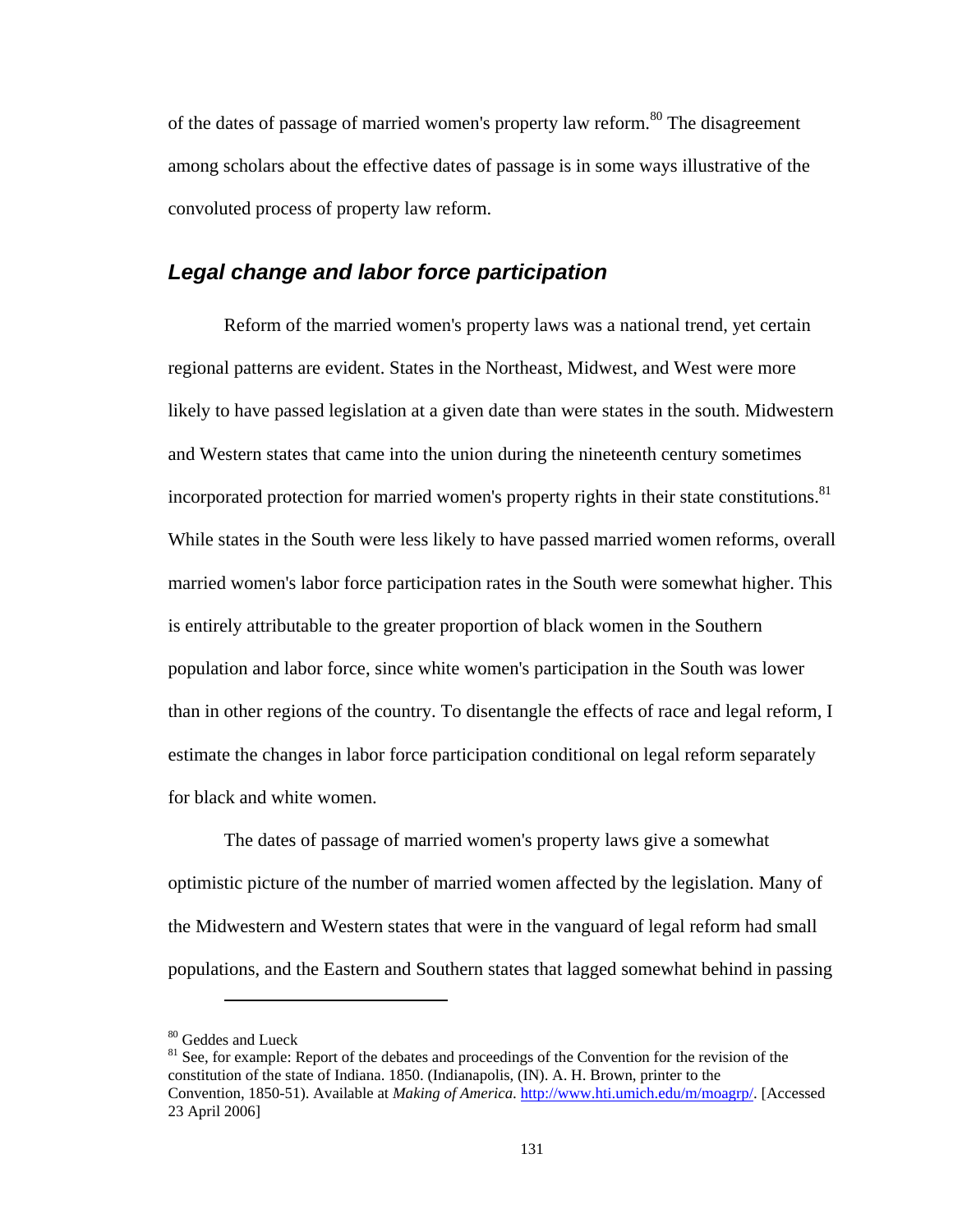of the dates of passage of married women's property law reform.[80] The disagreement among scholars about the effective dates of passage is in some ways illustrative of the convoluted process of property law reform.

## *Legal change and labor force participation*

Reform of the married women's property laws was a national trend, yet certain regional patterns are evident. States in the Northeast, Midwest, and West were more likely to have passed legislation at a given date than were states in the south. Midwestern and Western states that came into the union during the nineteenth century sometimes incorporated protection for married women's property rights in their state constitutions.[81] While states in the South were less likely to have passed married women reforms, overall married women's labor force participation rates in the South were somewhat higher. This is entirely attributable to the greater proportion of black women in the Southern population and labor force, since white women's participation in the South was lower than in other regions of the country. To disentangle the effects of race and legal reform, I estimate the changes in labor force participation conditional on legal reform separately for black and white women.

The dates of passage of married women's property laws give a somewhat optimistic picture of the number of married women affected by the legislation. Many of the Midwestern and Western states that were in the vanguard of legal reform had small populations, and the Eastern and Southern states that lagged somewhat behind in passing

---

[80] Geddes and Lueck

[81] See, for example: Report of the debates and proceedings of the Convention for the revision of the constitution of the state of Indiana. 1850. (Indianapolis, (IN). A. H. Brown, printer to the Convention, 1850-51). Available at *Making of America*. http://www.hti.umich.edu/m/moagrp/. [Accessed 23 April 2006]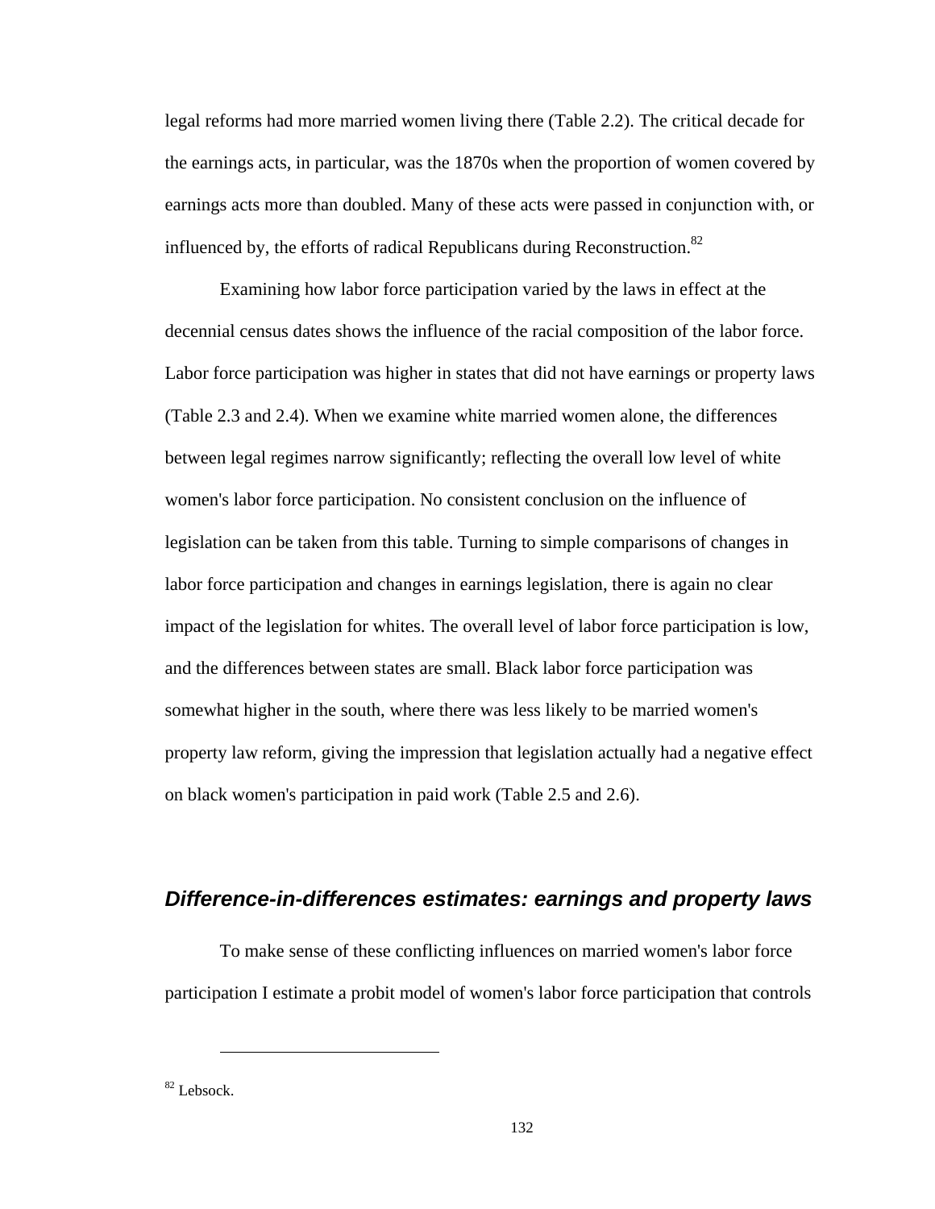legal reforms had more married women living there (Table 2.2). The critical decade for the earnings acts, in particular, was the 1870s when the proportion of women covered by earnings acts more than doubled. Many of these acts were passed in conjunction with, or influenced by, the efforts of radical Republicans during Reconstruction.[82]

Examining how labor force participation varied by the laws in effect at the decennial census dates shows the influence of the racial composition of the labor force. Labor force participation was higher in states that did not have earnings or property laws (Table 2.3 and 2.4). When we examine white married women alone, the differences between legal regimes narrow significantly; reflecting the overall low level of white women's labor force participation. No consistent conclusion on the influence of legislation can be taken from this table. Turning to simple comparisons of changes in labor force participation and changes in earnings legislation, there is again no clear impact of the legislation for whites. The overall level of labor force participation is low, and the differences between states are small. Black labor force participation was somewhat higher in the south, where there was less likely to be married women's property law reform, giving the impression that legislation actually had a negative effect on black women's participation in paid work (Table 2.5 and 2.6).

## *Difference-in-differences estimates: earnings and property laws*

To make sense of these conflicting influences on married women's labor force participation I estimate a probit model of women's labor force participation that controls

---

[82] Lebsock.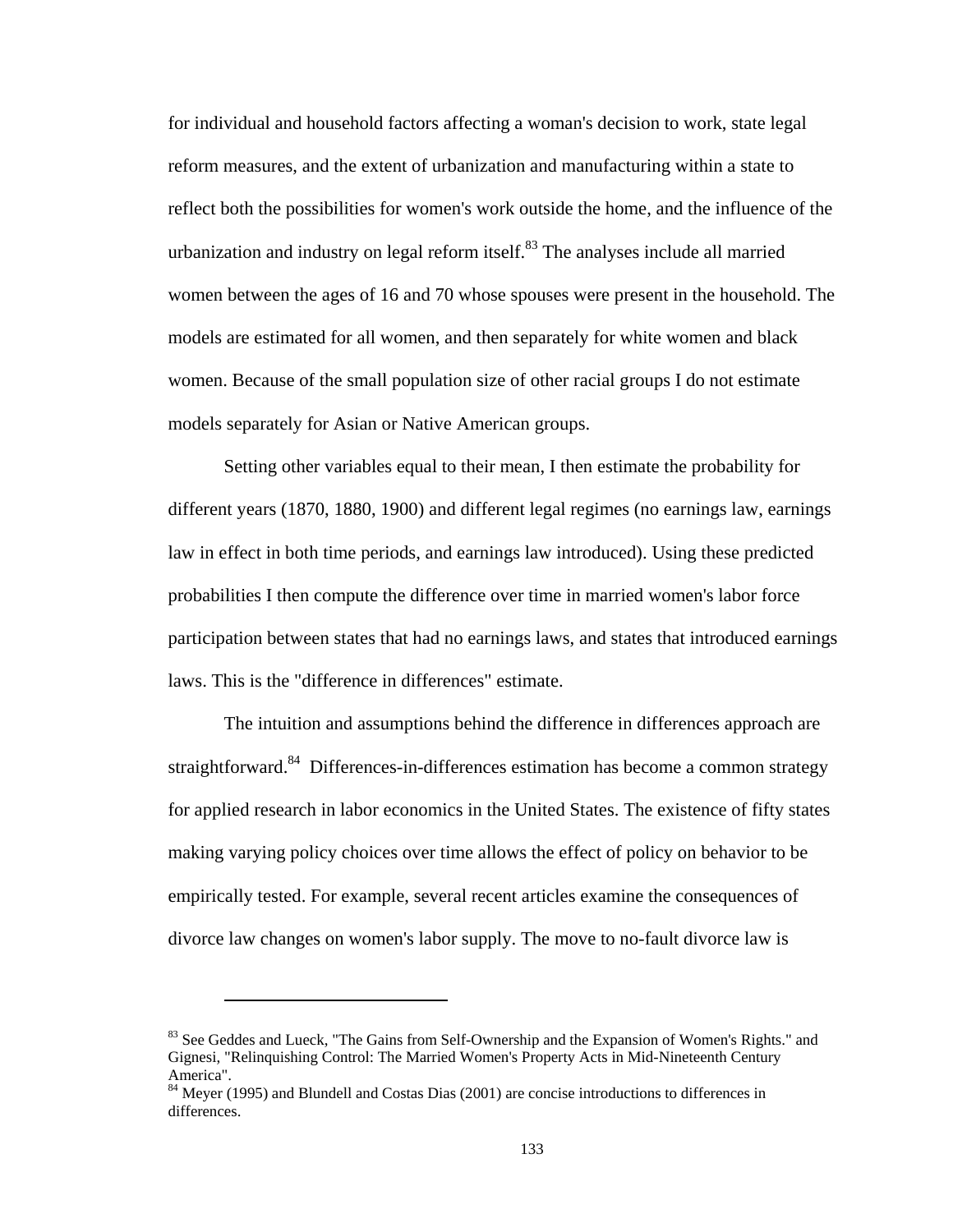for individual and household factors affecting a woman's decision to work, state legal reform measures, and the extent of urbanization and manufacturing within a state to reflect both the possibilities for women's work outside the home, and the influence of the urbanization and industry on legal reform itself.[83] The analyses include all married women between the ages of 16 and 70 whose spouses were present in the household. The models are estimated for all women, and then separately for white women and black women. Because of the small population size of other racial groups I do not estimate models separately for Asian or Native American groups.

Setting other variables equal to their mean, I then estimate the probability for different years (1870, 1880, 1900) and different legal regimes (no earnings law, earnings law in effect in both time periods, and earnings law introduced). Using these predicted probabilities I then compute the difference over time in married women's labor force participation between states that had no earnings laws, and states that introduced earnings laws. This is the "difference in differences" estimate.

The intuition and assumptions behind the difference in differences approach are straightforward.[84] Differences-in-differences estimation has become a common strategy for applied research in labor economics in the United States. The existence of fifty states making varying policy choices over time allows the effect of policy on behavior to be empirically tested. For example, several recent articles examine the consequences of divorce law changes on women's labor supply. The move to no-fault divorce law is

---

[83] See Geddes and Lueck, "The Gains from Self-Ownership and the Expansion of Women's Rights." and Gignesi, "Relinquishing Control: The Married Women's Property Acts in Mid-Nineteenth Century America".

[84] Meyer (1995) and Blundell and Costas Dias (2001) are concise introductions to differences in differences.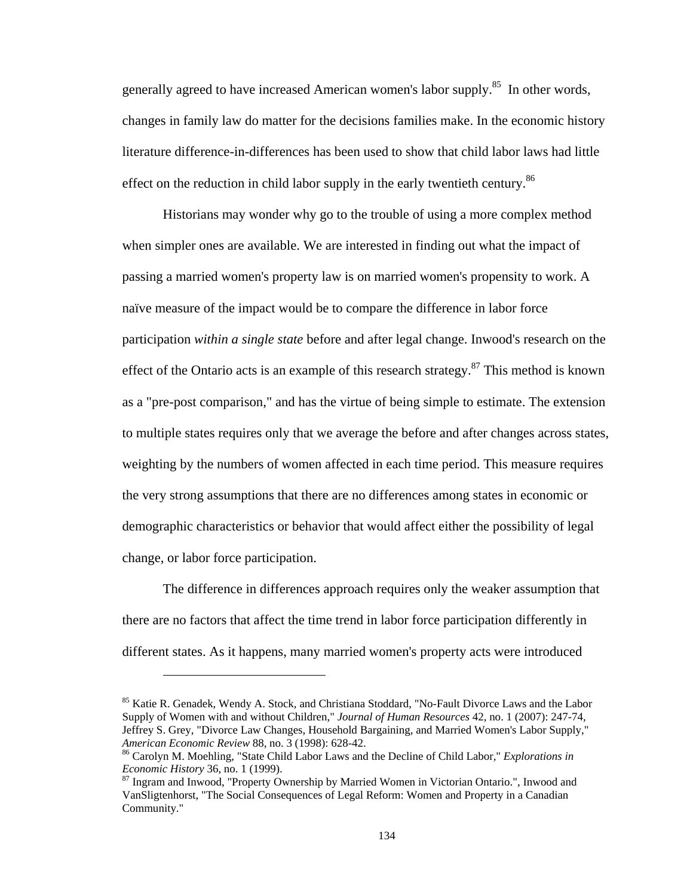generally agreed to have increased American women's labor supply.[85] In other words, changes in family law do matter for the decisions families make. In the economic history literature difference-in-differences has been used to show that child labor laws had little effect on the reduction in child labor supply in the early twentieth century.[86]

Historians may wonder why go to the trouble of using a more complex method when simpler ones are available. We are interested in finding out what the impact of passing a married women's property law is on married women's propensity to work. A naïve measure of the impact would be to compare the difference in labor force participation *within a single state* before and after legal change. Inwood's research on the effect of the Ontario acts is an example of this research strategy.[87] This method is known as a "pre-post comparison," and has the virtue of being simple to estimate. The extension to multiple states requires only that we average the before and after changes across states, weighting by the numbers of women affected in each time period. This measure requires the very strong assumptions that there are no differences among states in economic or demographic characteristics or behavior that would affect either the possibility of legal change, or labor force participation.

The difference in differences approach requires only the weaker assumption that there are no factors that affect the time trend in labor force participation differently in different states. As it happens, many married women's property acts were introduced

---

[85] Katie R. Genadek, Wendy A. Stock, and Christiana Stoddard, "No-Fault Divorce Laws and the Labor Supply of Women with and without Children," *Journal of Human Resources* 42, no. 1 (2007): 247-74, Jeffrey S. Grey, "Divorce Law Changes, Household Bargaining, and Married Women's Labor Supply," *American Economic Review* 88, no. 3 (1998): 628-42.

[86] Carolyn M. Moehling, "State Child Labor Laws and the Decline of Child Labor," *Explorations in Economic History* 36, no. 1 (1999).

[87] Ingram and Inwood, "Property Ownership by Married Women in Victorian Ontario.", Inwood and VanSligtenhorst, "The Social Consequences of Legal Reform: Women and Property in a Canadian Community."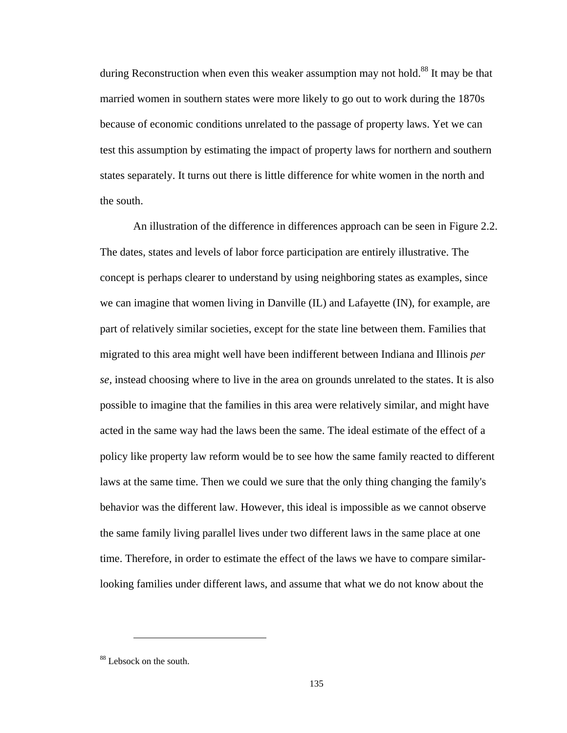during Reconstruction when even this weaker assumption may not hold.[88] It may be that married women in southern states were more likely to go out to work during the 1870s because of economic conditions unrelated to the passage of property laws. Yet we can test this assumption by estimating the impact of property laws for northern and southern states separately. It turns out there is little difference for white women in the north and the south.

An illustration of the difference in differences approach can be seen in Figure 2.2. The dates, states and levels of labor force participation are entirely illustrative. The concept is perhaps clearer to understand by using neighboring states as examples, since we can imagine that women living in Danville (IL) and Lafayette (IN), for example, are part of relatively similar societies, except for the state line between them. Families that migrated to this area might well have been indifferent between Indiana and Illinois *per se*, instead choosing where to live in the area on grounds unrelated to the states. It is also possible to imagine that the families in this area were relatively similar, and might have acted in the same way had the laws been the same. The ideal estimate of the effect of a policy like property law reform would be to see how the same family reacted to different laws at the same time. Then we could we sure that the only thing changing the family's behavior was the different law. However, this ideal is impossible as we cannot observe the same family living parallel lives under two different laws in the same place at one time. Therefore, in order to estimate the effect of the laws we have to compare similar-looking families under different laws, and assume that what we do not know about the

[88] Lebsock on the south.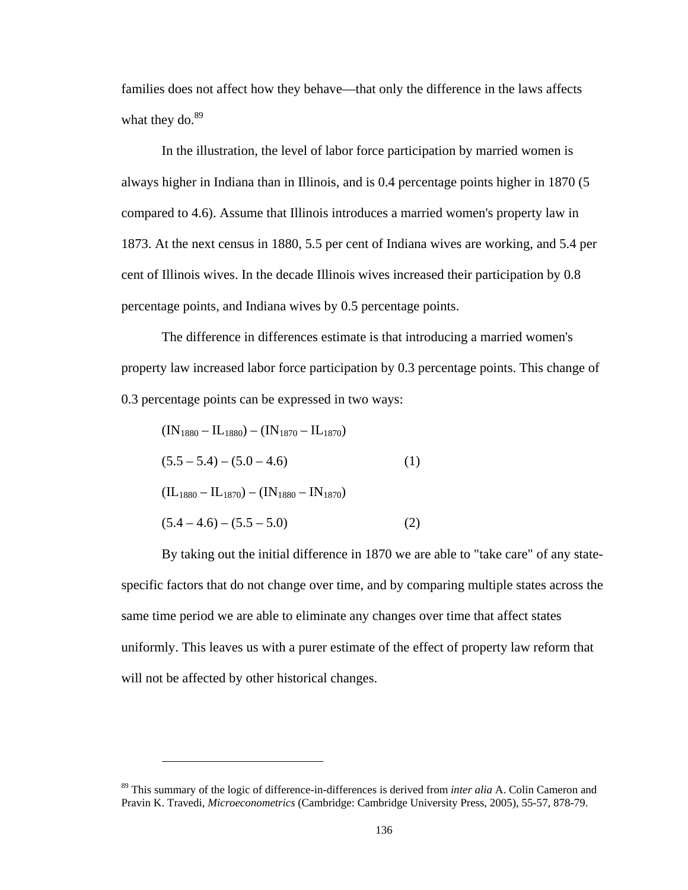families does not affect how they behave—that only the difference in the laws affects what they do.[89]

In the illustration, the level of labor force participation by married women is always higher in Indiana than in Illinois, and is 0.4 percentage points higher in 1870 (5 compared to 4.6). Assume that Illinois introduces a married women's property law in 1873. At the next census in 1880, 5.5 per cent of Indiana wives are working, and 5.4 per cent of Illinois wives. In the decade Illinois wives increased their participation by 0.8 percentage points, and Indiana wives by 0.5 percentage points.

The difference in differences estimate is that introducing a married women's property law increased labor force participation by 0.3 percentage points. This change of 0.3 percentage points can be expressed in two ways:

$$(IN_{1880} - IL_{1880}) - (IN_{1870} - IL_{1870})$$

$$(5.5 - 5.4) - (5.0 - 4.6) \qquad (1)$$

$$(IL_{1880} - IL_{1870}) - (IN_{1880} - IN_{1870})$$

$$(5.4 - 4.6) - (5.5 - 5.0) \qquad (2)$$

By taking out the initial difference in 1870 we are able to "take care" of any state-specific factors that do not change over time, and by comparing multiple states across the same time period we are able to eliminate any changes over time that affect states uniformly. This leaves us with a purer estimate of the effect of property law reform that will not be affected by other historical changes.

---

[89] This summary of the logic of difference-in-differences is derived from *inter alia* A. Colin Cameron and Pravin K. Travedi, *Microeconometrics* (Cambridge: Cambridge University Press, 2005), 55-57, 878-79.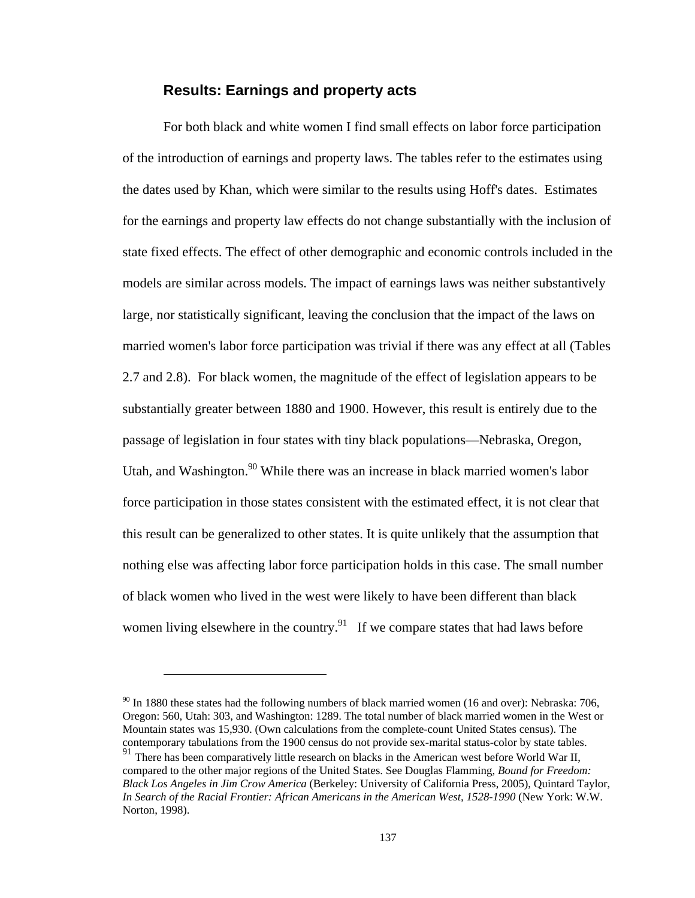### Results: Earnings and property acts

For both black and white women I find small effects on labor force participation of the introduction of earnings and property laws. The tables refer to the estimates using the dates used by Khan, which were similar to the results using Hoff's dates. Estimates for the earnings and property law effects do not change substantially with the inclusion of state fixed effects. The effect of other demographic and economic controls included in the models are similar across models. The impact of earnings laws was neither substantively large, nor statistically significant, leaving the conclusion that the impact of the laws on married women's labor force participation was trivial if there was any effect at all (Tables 2.7 and 2.8). For black women, the magnitude of the effect of legislation appears to be substantially greater between 1880 and 1900. However, this result is entirely due to the passage of legislation in four states with tiny black populations—Nebraska, Oregon, Utah, and Washington.[90] While there was an increase in black married women's labor force participation in those states consistent with the estimated effect, it is not clear that this result can be generalized to other states. It is quite unlikely that the assumption that nothing else was affecting labor force participation holds in this case. The small number of black women who lived in the west were likely to have been different than black women living elsewhere in the country.[91] If we compare states that had laws before

---

[90] In 1880 these states had the following numbers of black married women (16 and over): Nebraska: 706, Oregon: 560, Utah: 303, and Washington: 1289. The total number of black married women in the West or Mountain states was 15,930. (Own calculations from the complete-count United States census). The contemporary tabulations from the 1900 census do not provide sex-marital status-color by state tables.

[91] There has been comparatively little research on blacks in the American west before World War II, compared to the other major regions of the United States. See Douglas Flamming, *Bound for Freedom: Black Los Angeles in Jim Crow America* (Berkeley: University of California Press, 2005), Quintard Taylor, *In Search of the Racial Frontier: African Americans in the American West, 1528-1990* (New York: W.W. Norton, 1998).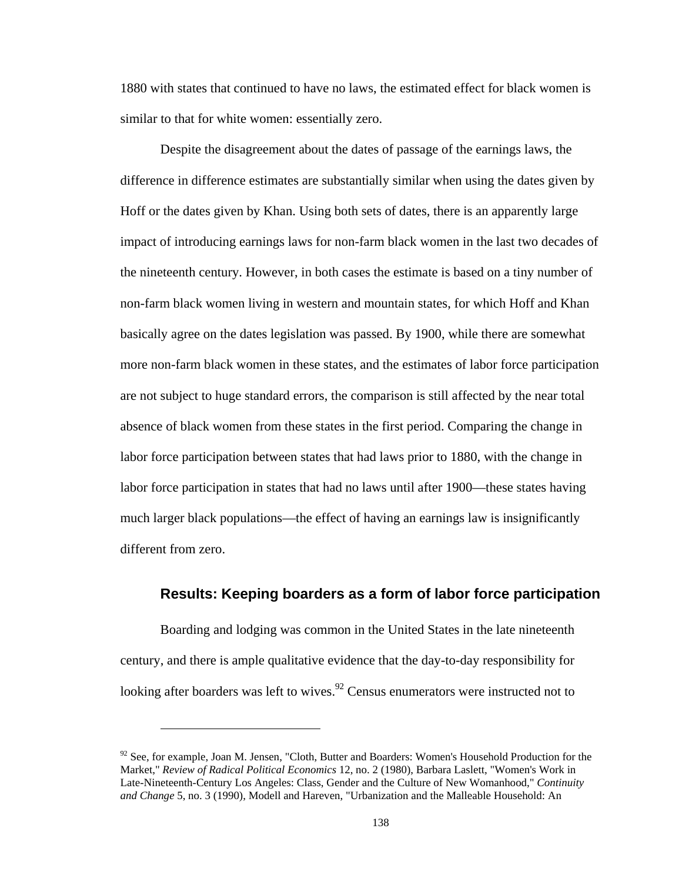1880 with states that continued to have no laws, the estimated effect for black women is similar to that for white women: essentially zero.

Despite the disagreement about the dates of passage of the earnings laws, the difference in difference estimates are substantially similar when using the dates given by Hoff or the dates given by Khan. Using both sets of dates, there is an apparently large impact of introducing earnings laws for non-farm black women in the last two decades of the nineteenth century. However, in both cases the estimate is based on a tiny number of non-farm black women living in western and mountain states, for which Hoff and Khan basically agree on the dates legislation was passed. By 1900, while there are somewhat more non-farm black women in these states, and the estimates of labor force participation are not subject to huge standard errors, the comparison is still affected by the near total absence of black women from these states in the first period. Comparing the change in labor force participation between states that had laws prior to 1880, with the change in labor force participation in states that had no laws until after 1900—these states having much larger black populations—the effect of having an earnings law is insignificantly different from zero.

### Results: Keeping boarders as a form of labor force participation

Boarding and lodging was common in the United States in the late nineteenth century, and there is ample qualitative evidence that the day-to-day responsibility for looking after boarders was left to wives.[92] Census enumerators were instructed not to

---

[92] See, for example, Joan M. Jensen, "Cloth, Butter and Boarders: Women's Household Production for the Market," *Review of Radical Political Economics* 12, no. 2 (1980), Barbara Laslett, "Women's Work in Late-Nineteenth-Century Los Angeles: Class, Gender and the Culture of New Womanhood," *Continuity and Change* 5, no. 3 (1990), Modell and Hareven, "Urbanization and the Malleable Household: An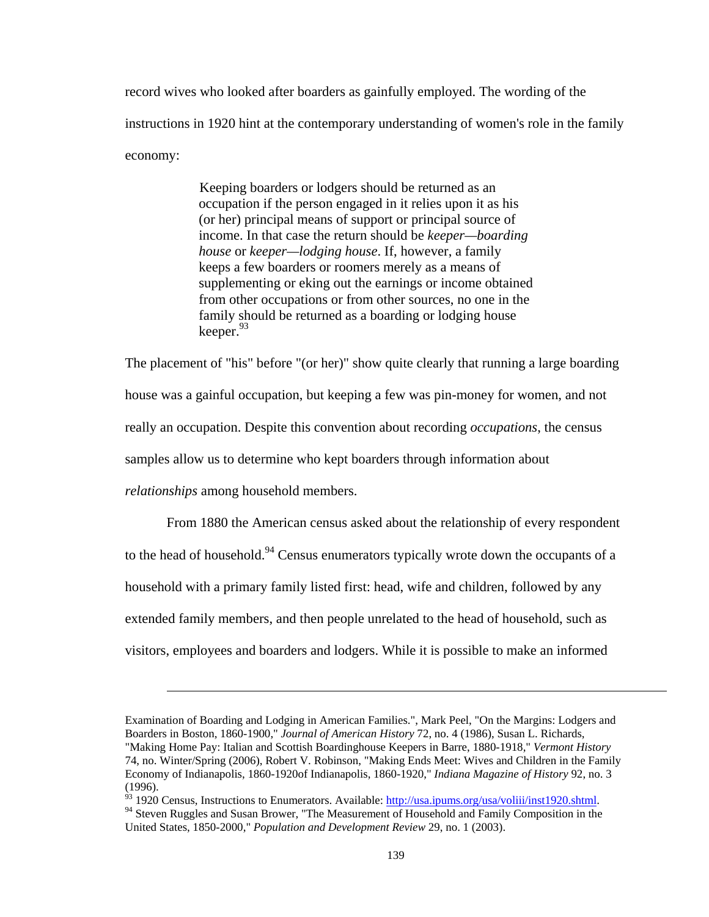record wives who looked after boarders as gainfully employed. The wording of the instructions in 1920 hint at the contemporary understanding of women's role in the family economy:

> Keeping boarders or lodgers should be returned as an occupation if the person engaged in it relies upon it as his (or her) principal means of support or principal source of income. In that case the return should be *keeper—boarding house* or *keeper—lodging house*. If, however, a family keeps a few boarders or roomers merely as a means of supplementing or eking out the earnings or income obtained from other occupations or from other sources, no one in the family should be returned as a boarding or lodging house keeper.[93]

The placement of "his" before "(or her)" show quite clearly that running a large boarding house was a gainful occupation, but keeping a few was pin-money for women, and not really an occupation. Despite this convention about recording *occupations*, the census samples allow us to determine who kept boarders through information about *relationships* among household members.

From 1880 the American census asked about the relationship of every respondent to the head of household.[94] Census enumerators typically wrote down the occupants of a household with a primary family listed first: head, wife and children, followed by any extended family members, and then people unrelated to the head of household, such as visitors, employees and boarders and lodgers. While it is possible to make an informed

---

Examination of Boarding and Lodging in American Families.", Mark Peel, "On the Margins: Lodgers and Boarders in Boston, 1860-1900," *Journal of American History* 72, no. 4 (1986), Susan L. Richards, "Making Home Pay: Italian and Scottish Boardinghouse Keepers in Barre, 1880-1918," *Vermont History* 74, no. Winter/Spring (2006), Robert V. Robinson, "Making Ends Meet: Wives and Children in the Family Economy of Indianapolis, 1860-1920of Indianapolis, 1860-1920," *Indiana Magazine of History* 92, no. 3 (1996).

[93] 1920 Census, Instructions to Enumerators. Available: http://usa.ipums.org/usa/voliii/inst1920.shtml.

[94] Steven Ruggles and Susan Brower, "The Measurement of Household and Family Composition in the United States, 1850-2000," *Population and Development Review* 29, no. 1 (2003).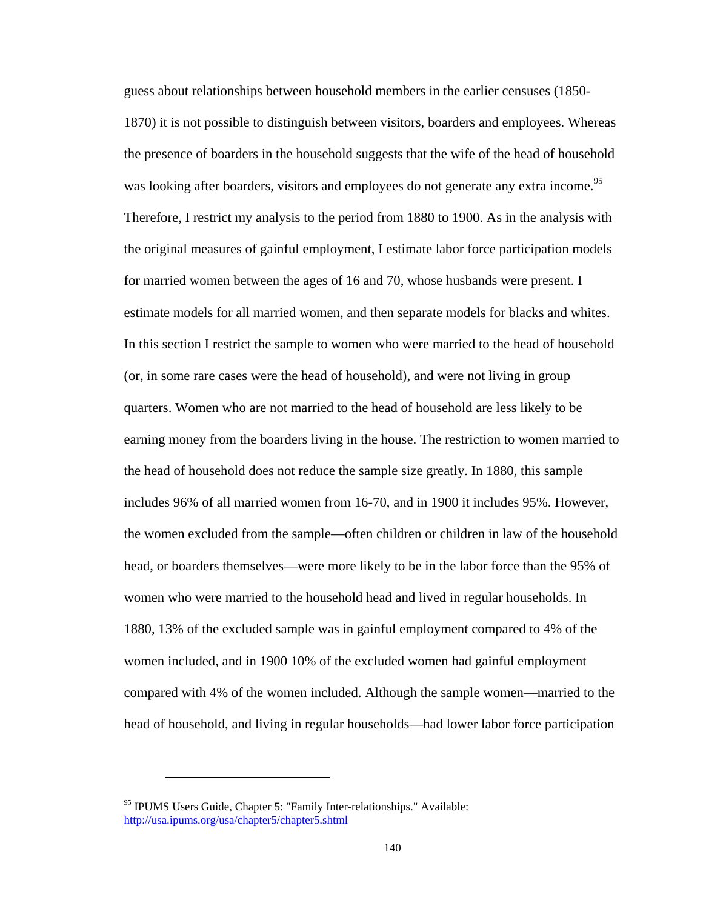guess about relationships between household members in the earlier censuses (1850-1870) it is not possible to distinguish between visitors, boarders and employees. Whereas the presence of boarders in the household suggests that the wife of the head of household was looking after boarders, visitors and employees do not generate any extra income.[95] Therefore, I restrict my analysis to the period from 1880 to 1900. As in the analysis with the original measures of gainful employment, I estimate labor force participation models for married women between the ages of 16 and 70, whose husbands were present. I estimate models for all married women, and then separate models for blacks and whites. In this section I restrict the sample to women who were married to the head of household (or, in some rare cases were the head of household), and were not living in group quarters. Women who are not married to the head of household are less likely to be earning money from the boarders living in the house. The restriction to women married to the head of household does not reduce the sample size greatly. In 1880, this sample includes 96% of all married women from 16-70, and in 1900 it includes 95%. However, the women excluded from the sample—often children or children in law of the household head, or boarders themselves—were more likely to be in the labor force than the 95% of women who were married to the household head and lived in regular households. In 1880, 13% of the excluded sample was in gainful employment compared to 4% of the women included, and in 1900 10% of the excluded women had gainful employment compared with 4% of the women included. Although the sample women—married to the head of household, and living in regular households—had lower labor force participation

[95] IPUMS Users Guide, Chapter 5: "Family Inter-relationships." Available: http://usa.ipums.org/usa/chapter5/chapter5.shtml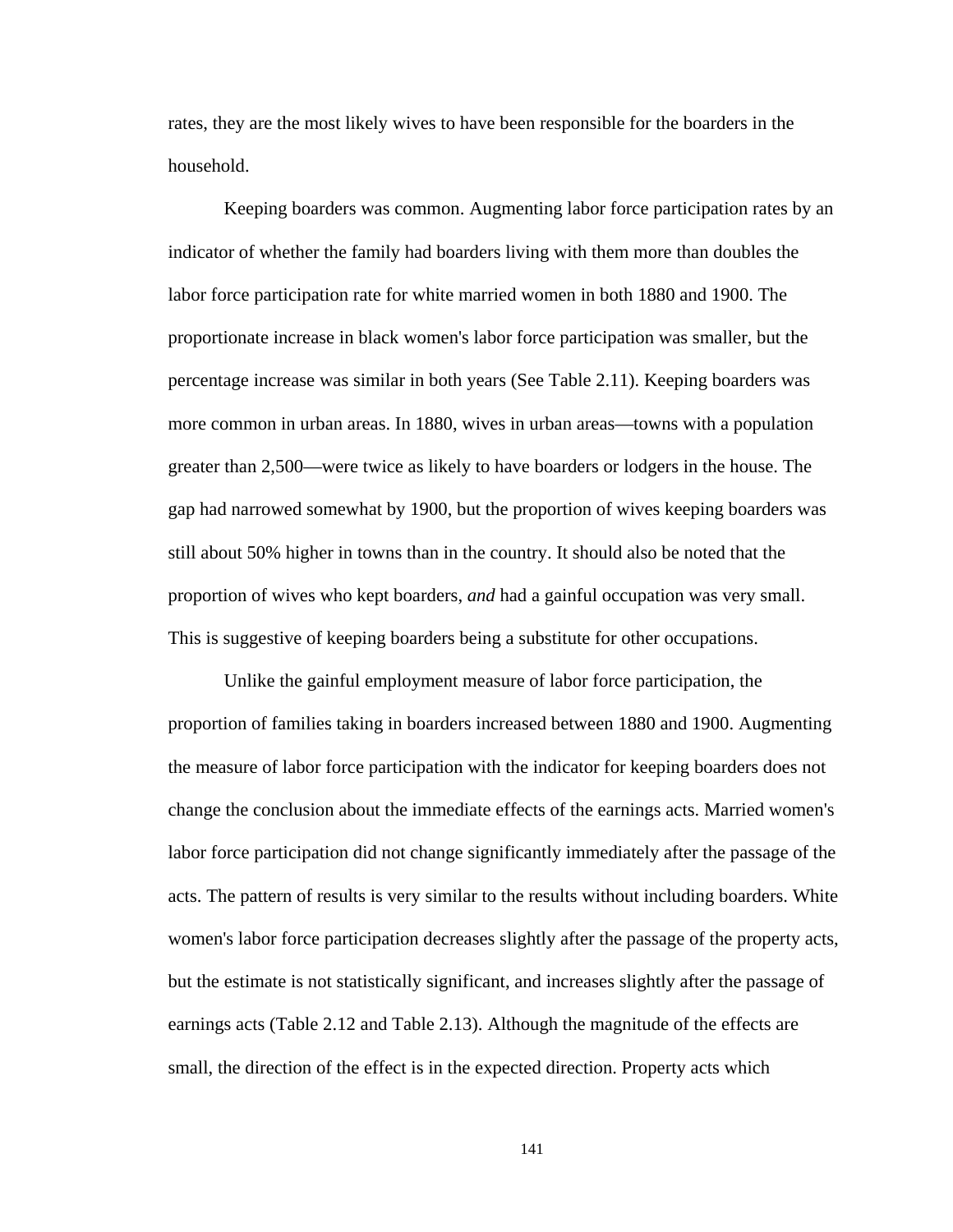rates, they are the most likely wives to have been responsible for the boarders in the household.

Keeping boarders was common. Augmenting labor force participation rates by an indicator of whether the family had boarders living with them more than doubles the labor force participation rate for white married women in both 1880 and 1900. The proportionate increase in black women's labor force participation was smaller, but the percentage increase was similar in both years (See Table 2.11). Keeping boarders was more common in urban areas. In 1880, wives in urban areas—towns with a population greater than 2,500—were twice as likely to have boarders or lodgers in the house. The gap had narrowed somewhat by 1900, but the proportion of wives keeping boarders was still about 50% higher in towns than in the country. It should also be noted that the proportion of wives who kept boarders, *and* had a gainful occupation was very small. This is suggestive of keeping boarders being a substitute for other occupations.

Unlike the gainful employment measure of labor force participation, the proportion of families taking in boarders increased between 1880 and 1900. Augmenting the measure of labor force participation with the indicator for keeping boarders does not change the conclusion about the immediate effects of the earnings acts. Married women's labor force participation did not change significantly immediately after the passage of the acts. The pattern of results is very similar to the results without including boarders. White women's labor force participation decreases slightly after the passage of the property acts, but the estimate is not statistically significant, and increases slightly after the passage of earnings acts (Table 2.12 and Table 2.13). Although the magnitude of the effects are small, the direction of the effect is in the expected direction. Property acts which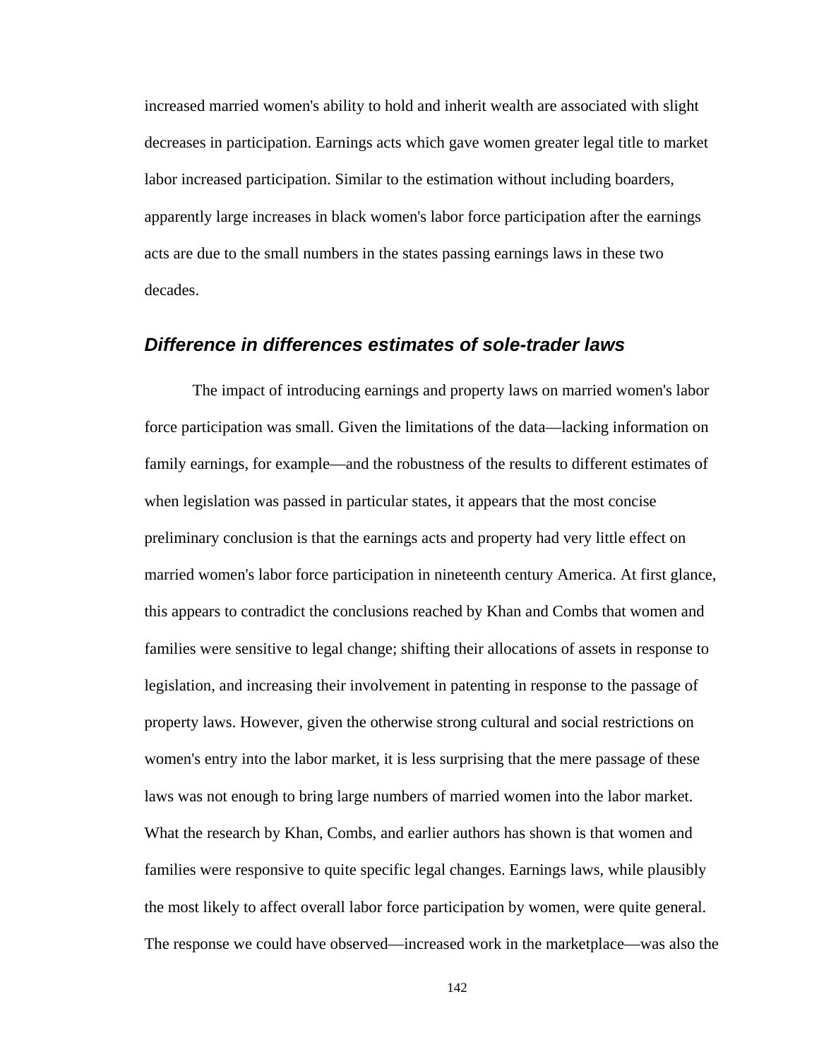increased married women's ability to hold and inherit wealth are associated with slight decreases in participation. Earnings acts which gave women greater legal title to market labor increased participation. Similar to the estimation without including boarders, apparently large increases in black women's labor force participation after the earnings acts are due to the small numbers in the states passing earnings laws in these two decades.

### *Difference in differences estimates of sole-trader laws*

The impact of introducing earnings and property laws on married women's labor force participation was small. Given the limitations of the data—lacking information on family earnings, for example—and the robustness of the results to different estimates of when legislation was passed in particular states, it appears that the most concise preliminary conclusion is that the earnings acts and property had very little effect on married women's labor force participation in nineteenth century America. At first glance, this appears to contradict the conclusions reached by Khan and Combs that women and families were sensitive to legal change; shifting their allocations of assets in response to legislation, and increasing their involvement in patenting in response to the passage of property laws. However, given the otherwise strong cultural and social restrictions on women's entry into the labor market, it is less surprising that the mere passage of these laws was not enough to bring large numbers of married women into the labor market. What the research by Khan, Combs, and earlier authors has shown is that women and families were responsive to quite specific legal changes. Earnings laws, while plausibly the most likely to affect overall labor force participation by women, were quite general. The response we could have observed—increased work in the marketplace—was also the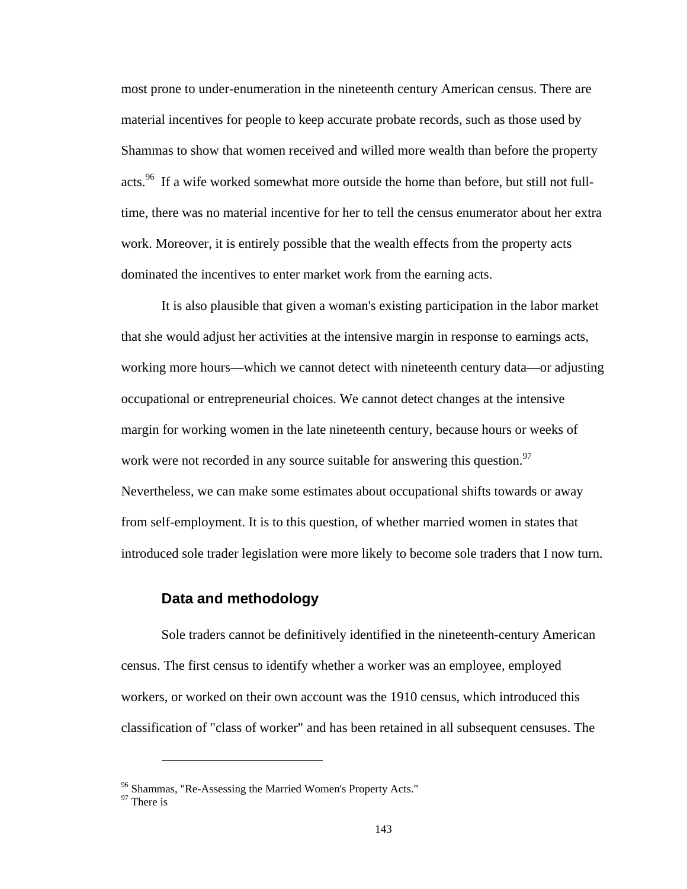most prone to under-enumeration in the nineteenth century American census. There are material incentives for people to keep accurate probate records, such as those used by Shammas to show that women received and willed more wealth than before the property acts.[96] If a wife worked somewhat more outside the home than before, but still not full-time, there was no material incentive for her to tell the census enumerator about her extra work. Moreover, it is entirely possible that the wealth effects from the property acts dominated the incentives to enter market work from the earning acts.

It is also plausible that given a woman's existing participation in the labor market that she would adjust her activities at the intensive margin in response to earnings acts, working more hours—which we cannot detect with nineteenth century data—or adjusting occupational or entrepreneurial choices. We cannot detect changes at the intensive margin for working women in the late nineteenth century, because hours or weeks of work were not recorded in any source suitable for answering this question.[97] Nevertheless, we can make some estimates about occupational shifts towards or away from self-employment. It is to this question, of whether married women in states that introduced sole trader legislation were more likely to become sole traders that I now turn.

## Data and methodology

Sole traders cannot be definitively identified in the nineteenth-century American census. The first census to identify whether a worker was an employee, employed workers, or worked on their own account was the 1910 census, which introduced this classification of "class of worker" and has been retained in all subsequent censuses. The

---

[96] Shammas, "Re-Assessing the Married Women's Property Acts."

[97] There is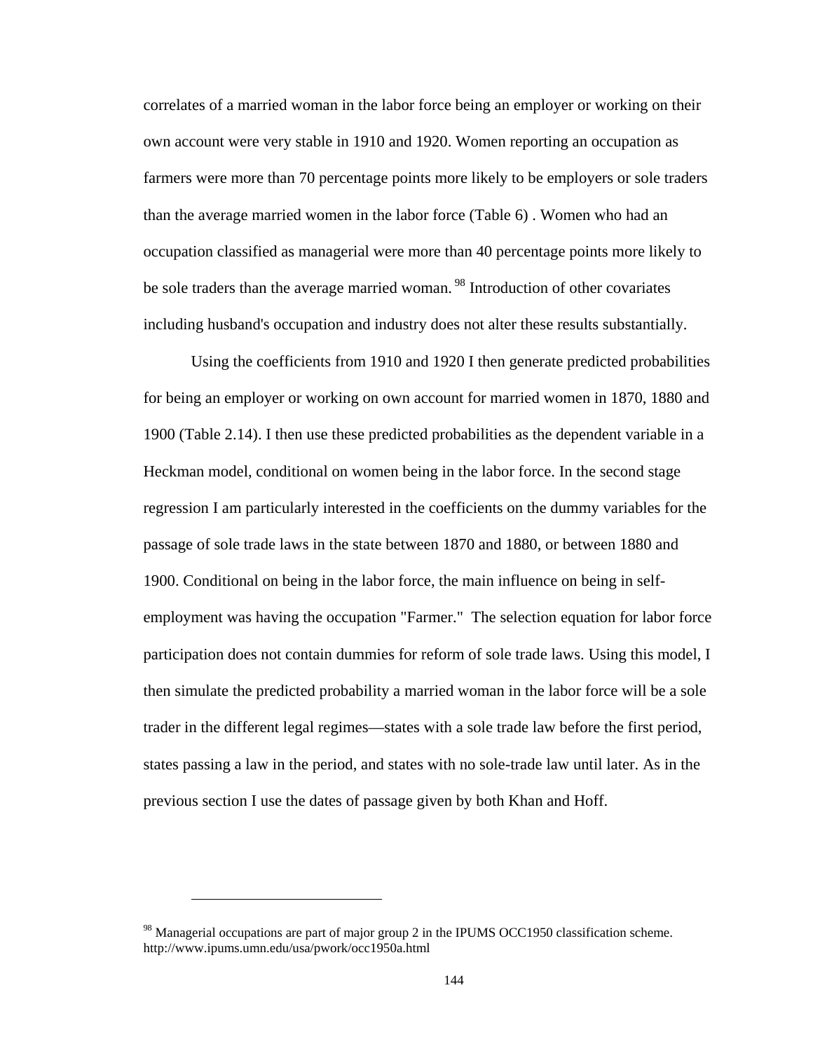correlates of a married woman in the labor force being an employer or working on their own account were very stable in 1910 and 1920. Women reporting an occupation as farmers were more than 70 percentage points more likely to be employers or sole traders than the average married women in the labor force (Table 6) . Women who had an occupation classified as managerial were more than 40 percentage points more likely to be sole traders than the average married woman.[98] Introduction of other covariates including husband's occupation and industry does not alter these results substantially.

Using the coefficients from 1910 and 1920 I then generate predicted probabilities for being an employer or working on own account for married women in 1870, 1880 and 1900 (Table 2.14). I then use these predicted probabilities as the dependent variable in a Heckman model, conditional on women being in the labor force. In the second stage regression I am particularly interested in the coefficients on the dummy variables for the passage of sole trade laws in the state between 1870 and 1880, or between 1880 and 1900. Conditional on being in the labor force, the main influence on being in self-employment was having the occupation "Farmer." The selection equation for labor force participation does not contain dummies for reform of sole trade laws. Using this model, I then simulate the predicted probability a married woman in the labor force will be a sole trader in the different legal regimes—states with a sole trade law before the first period, states passing a law in the period, and states with no sole-trade law until later. As in the previous section I use the dates of passage given by both Khan and Hoff.

[98] Managerial occupations are part of major group 2 in the IPUMS OCC1950 classification scheme. http://www.ipums.umn.edu/usa/pwork/occ1950a.html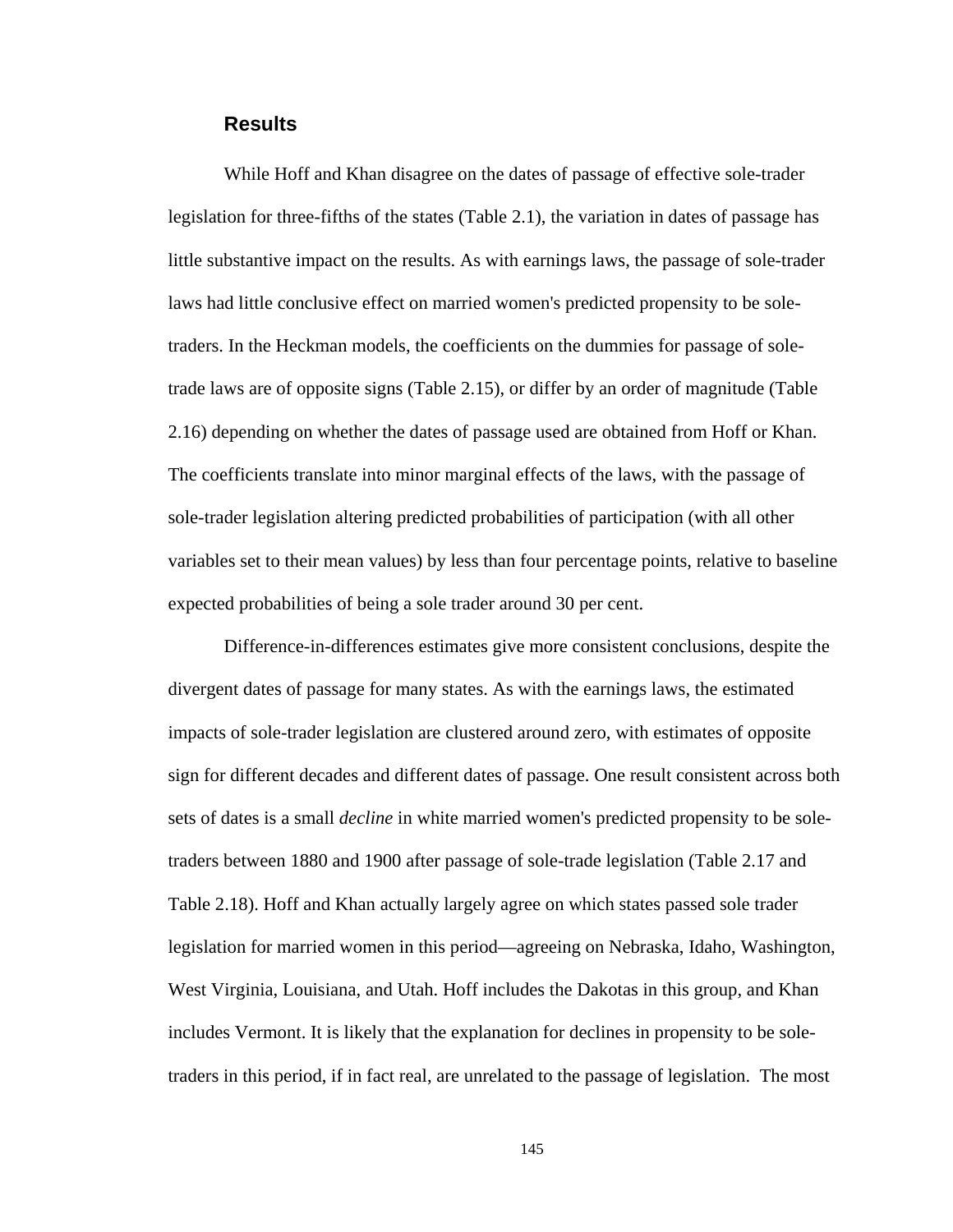### Results

While Hoff and Khan disagree on the dates of passage of effective sole-trader legislation for three-fifths of the states (Table 2.1), the variation in dates of passage has little substantive impact on the results. As with earnings laws, the passage of sole-trader laws had little conclusive effect on married women's predicted propensity to be sole-traders. In the Heckman models, the coefficients on the dummies for passage of sole-trade laws are of opposite signs (Table 2.15), or differ by an order of magnitude (Table 2.16) depending on whether the dates of passage used are obtained from Hoff or Khan. The coefficients translate into minor marginal effects of the laws, with the passage of sole-trader legislation altering predicted probabilities of participation (with all other variables set to their mean values) by less than four percentage points, relative to baseline expected probabilities of being a sole trader around 30 per cent.

Difference-in-differences estimates give more consistent conclusions, despite the divergent dates of passage for many states. As with the earnings laws, the estimated impacts of sole-trader legislation are clustered around zero, with estimates of opposite sign for different decades and different dates of passage. One result consistent across both sets of dates is a small *decline* in white married women's predicted propensity to be sole-traders between 1880 and 1900 after passage of sole-trade legislation (Table 2.17 and Table 2.18). Hoff and Khan actually largely agree on which states passed sole trader legislation for married women in this period—agreeing on Nebraska, Idaho, Washington, West Virginia, Louisiana, and Utah. Hoff includes the Dakotas in this group, and Khan includes Vermont. It is likely that the explanation for declines in propensity to be sole-traders in this period, if in fact real, are unrelated to the passage of legislation. The most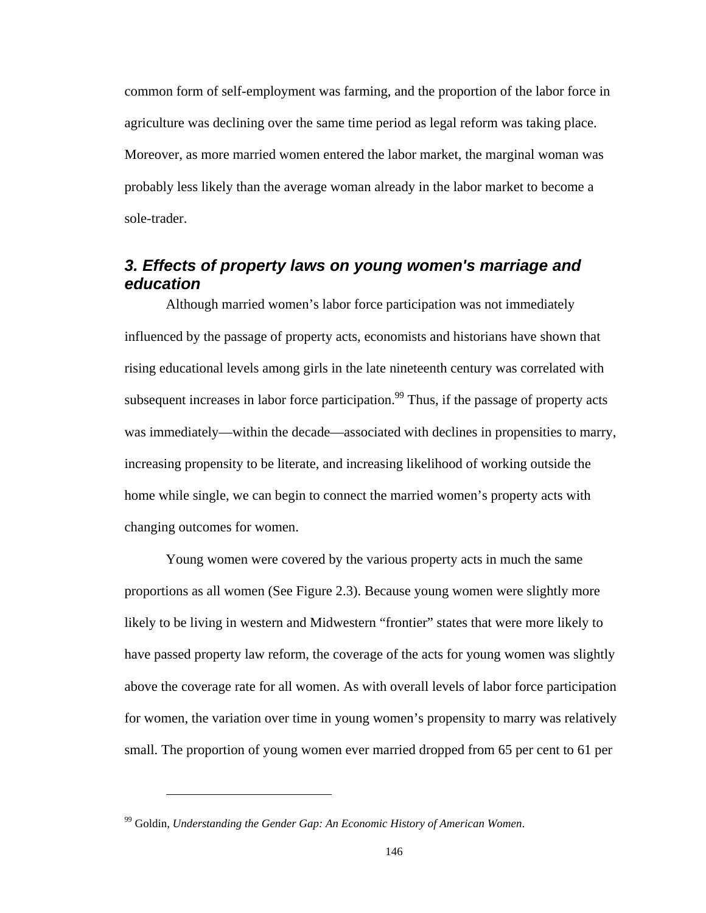common form of self-employment was farming, and the proportion of the labor force in agriculture was declining over the same time period as legal reform was taking place. Moreover, as more married women entered the labor market, the marginal woman was probably less likely than the average woman already in the labor market to become a sole-trader.

### *3. Effects of property laws on young women's marriage and education*

Although married women's labor force participation was not immediately influenced by the passage of property acts, economists and historians have shown that rising educational levels among girls in the late nineteenth century was correlated with subsequent increases in labor force participation.[99] Thus, if the passage of property acts was immediately—within the decade—associated with declines in propensities to marry, increasing propensity to be literate, and increasing likelihood of working outside the home while single, we can begin to connect the married women's property acts with changing outcomes for women.

Young women were covered by the various property acts in much the same proportions as all women (See Figure 2.3). Because young women were slightly more likely to be living in western and Midwestern "frontier" states that were more likely to have passed property law reform, the coverage of the acts for young women was slightly above the coverage rate for all women. As with overall levels of labor force participation for women, the variation over time in young women's propensity to marry was relatively small. The proportion of young women ever married dropped from 65 per cent to 61 per

[99] Goldin, *Understanding the Gender Gap: An Economic History of American Women*.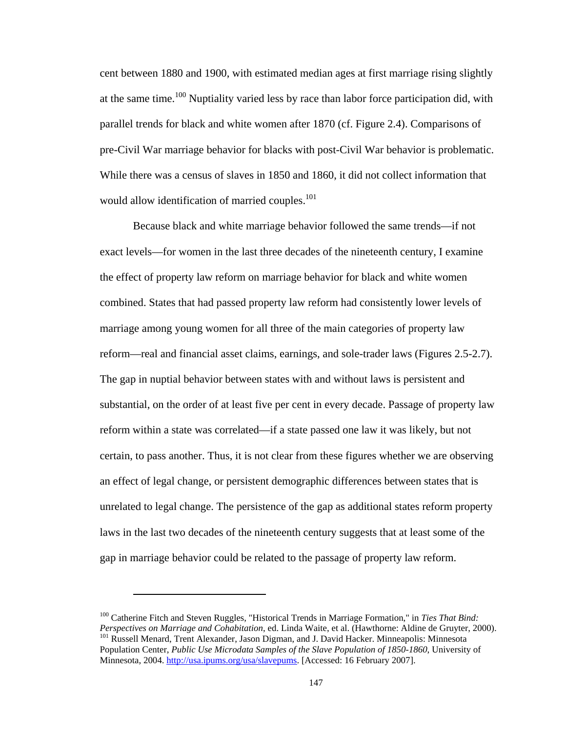cent between 1880 and 1900, with estimated median ages at first marriage rising slightly at the same time.[100] Nuptiality varied less by race than labor force participation did, with parallel trends for black and white women after 1870 (cf. Figure 2.4). Comparisons of pre-Civil War marriage behavior for blacks with post-Civil War behavior is problematic. While there was a census of slaves in 1850 and 1860, it did not collect information that would allow identification of married couples.[101]

Because black and white marriage behavior followed the same trends—if not exact levels—for women in the last three decades of the nineteenth century, I examine the effect of property law reform on marriage behavior for black and white women combined. States that had passed property law reform had consistently lower levels of marriage among young women for all three of the main categories of property law reform—real and financial asset claims, earnings, and sole-trader laws (Figures 2.5-2.7). The gap in nuptial behavior between states with and without laws is persistent and substantial, on the order of at least five per cent in every decade. Passage of property law reform within a state was correlated—if a state passed one law it was likely, but not certain, to pass another. Thus, it is not clear from these figures whether we are observing an effect of legal change, or persistent demographic differences between states that is unrelated to legal change. The persistence of the gap as additional states reform property laws in the last two decades of the nineteenth century suggests that at least some of the gap in marriage behavior could be related to the passage of property law reform.

---

[100] Catherine Fitch and Steven Ruggles, "Historical Trends in Marriage Formation," in *Ties That Bind: Perspectives on Marriage and Cohabitation*, ed. Linda Waite, et al. (Hawthorne: Aldine de Gruyter, 2000).

[101] Russell Menard, Trent Alexander, Jason Digman, and J. David Hacker. Minneapolis: Minnesota Population Center, *Public Use Microdata Samples of the Slave Population of 1850-1860*, University of Minnesota, 2004. http://usa.ipums.org/usa/slavepums. [Accessed: 16 February 2007].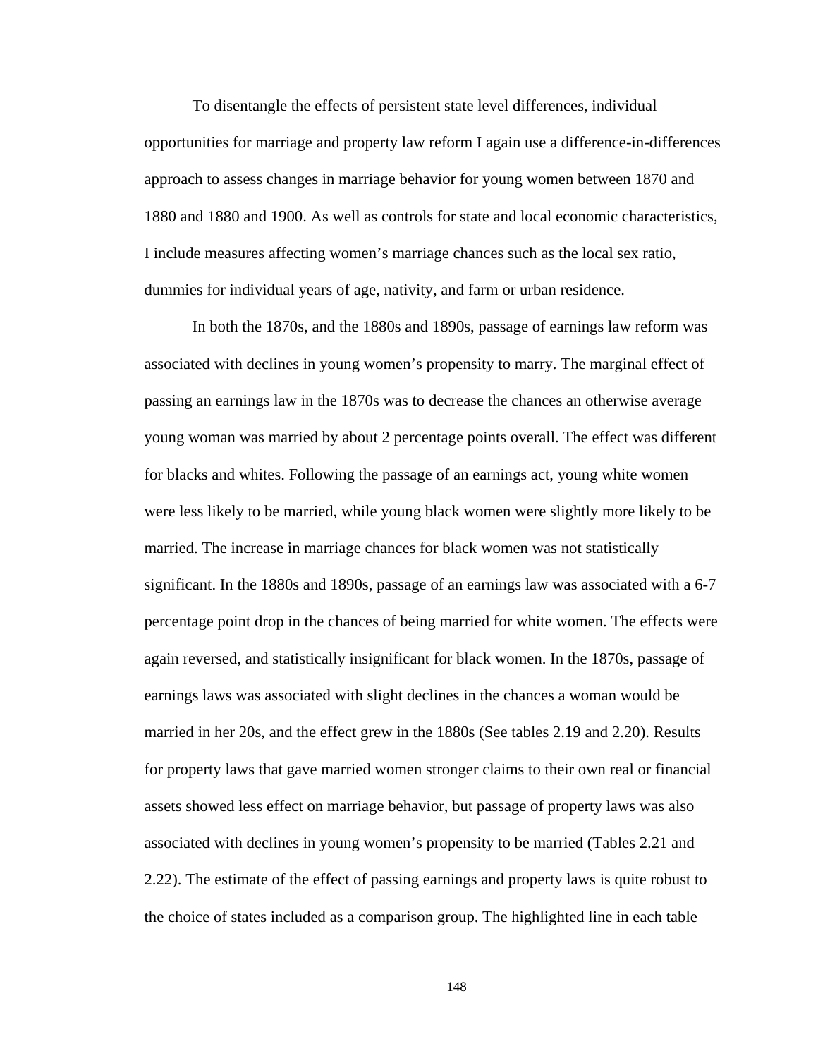To disentangle the effects of persistent state level differences, individual opportunities for marriage and property law reform I again use a difference-in-differences approach to assess changes in marriage behavior for young women between 1870 and 1880 and 1880 and 1900. As well as controls for state and local economic characteristics, I include measures affecting women's marriage chances such as the local sex ratio, dummies for individual years of age, nativity, and farm or urban residence.

In both the 1870s, and the 1880s and 1890s, passage of earnings law reform was associated with declines in young women's propensity to marry. The marginal effect of passing an earnings law in the 1870s was to decrease the chances an otherwise average young woman was married by about 2 percentage points overall. The effect was different for blacks and whites. Following the passage of an earnings act, young white women were less likely to be married, while young black women were slightly more likely to be married. The increase in marriage chances for black women was not statistically significant. In the 1880s and 1890s, passage of an earnings law was associated with a 6-7 percentage point drop in the chances of being married for white women. The effects were again reversed, and statistically insignificant for black women. In the 1870s, passage of earnings laws was associated with slight declines in the chances a woman would be married in her 20s, and the effect grew in the 1880s (See tables 2.19 and 2.20). Results for property laws that gave married women stronger claims to their own real or financial assets showed less effect on marriage behavior, but passage of property laws was also associated with declines in young women's propensity to be married (Tables 2.21 and 2.22). The estimate of the effect of passing earnings and property laws is quite robust to the choice of states included as a comparison group. The highlighted line in each table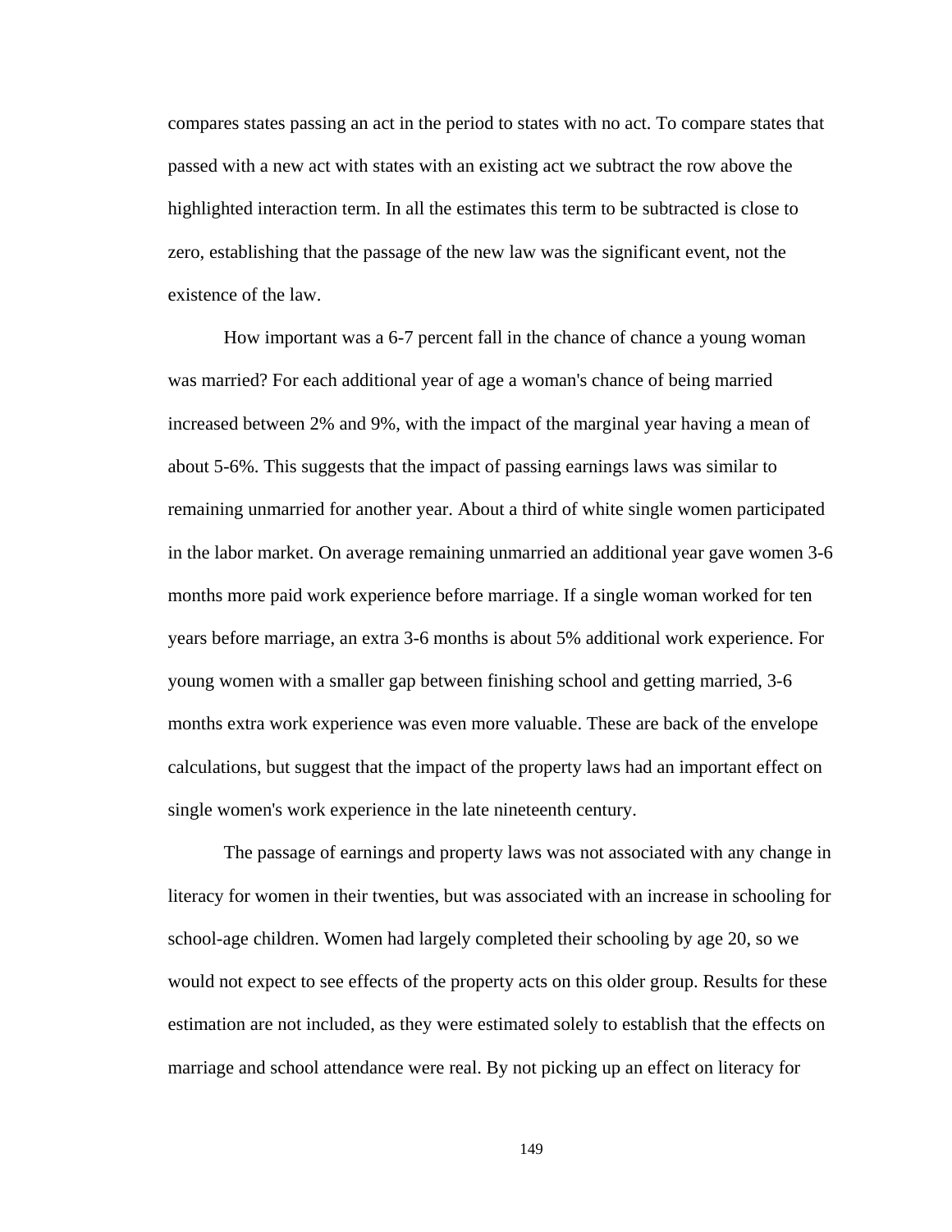compares states passing an act in the period to states with no act. To compare states that passed with a new act with states with an existing act we subtract the row above the highlighted interaction term. In all the estimates this term to be subtracted is close to zero, establishing that the passage of the new law was the significant event, not the existence of the law.

How important was a 6-7 percent fall in the chance of chance a young woman was married? For each additional year of age a woman's chance of being married increased between 2% and 9%, with the impact of the marginal year having a mean of about 5-6%. This suggests that the impact of passing earnings laws was similar to remaining unmarried for another year. About a third of white single women participated in the labor market. On average remaining unmarried an additional year gave women 3-6 months more paid work experience before marriage. If a single woman worked for ten years before marriage, an extra 3-6 months is about 5% additional work experience. For young women with a smaller gap between finishing school and getting married, 3-6 months extra work experience was even more valuable. These are back of the envelope calculations, but suggest that the impact of the property laws had an important effect on single women's work experience in the late nineteenth century.

The passage of earnings and property laws was not associated with any change in literacy for women in their twenties, but was associated with an increase in schooling for school-age children. Women had largely completed their schooling by age 20, so we would not expect to see effects of the property acts on this older group. Results for these estimation are not included, as they were estimated solely to establish that the effects on marriage and school attendance were real. By not picking up an effect on literacy for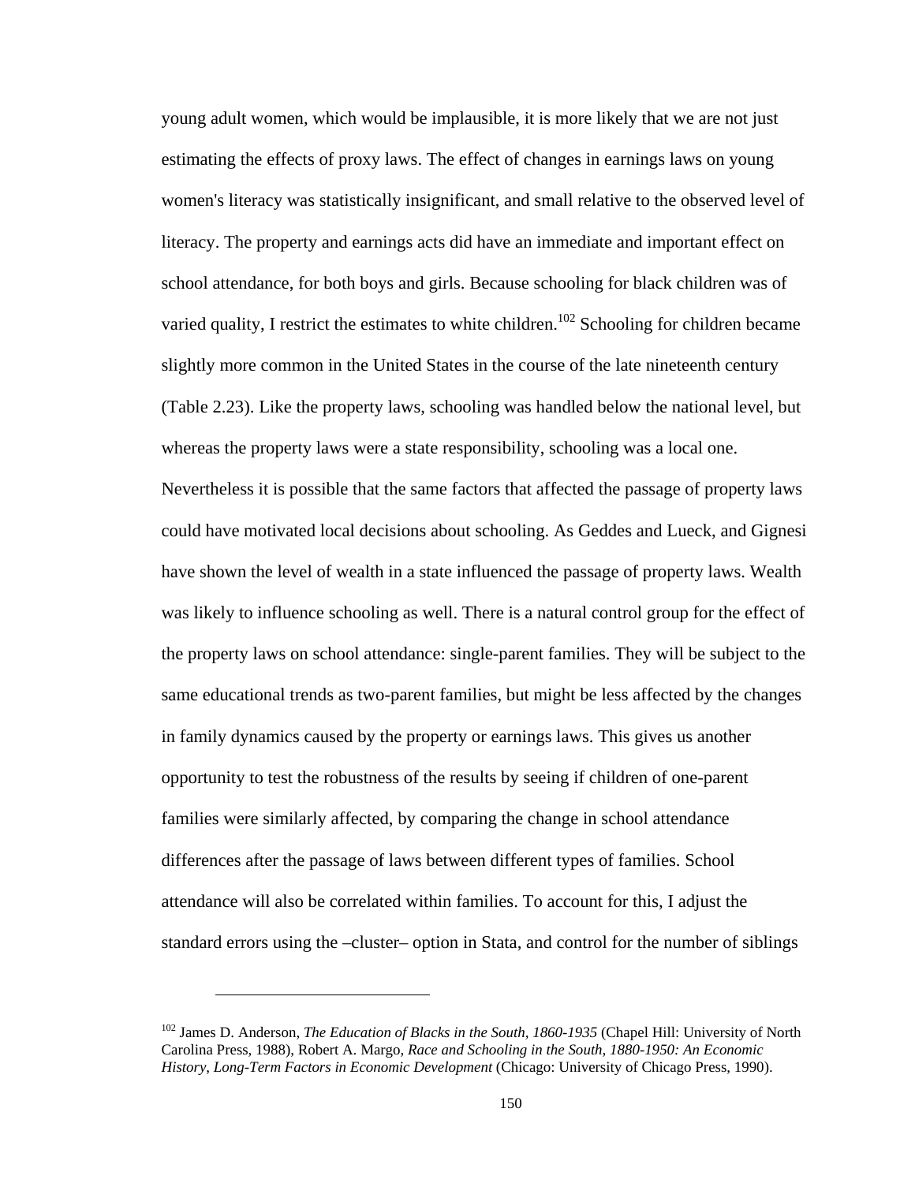young adult women, which would be implausible, it is more likely that we are not just estimating the effects of proxy laws. The effect of changes in earnings laws on young women's literacy was statistically insignificant, and small relative to the observed level of literacy. The property and earnings acts did have an immediate and important effect on school attendance, for both boys and girls. Because schooling for black children was of varied quality, I restrict the estimates to white children.[102] Schooling for children became slightly more common in the United States in the course of the late nineteenth century (Table 2.23). Like the property laws, schooling was handled below the national level, but whereas the property laws were a state responsibility, schooling was a local one. Nevertheless it is possible that the same factors that affected the passage of property laws could have motivated local decisions about schooling. As Geddes and Lueck, and Gignesi have shown the level of wealth in a state influenced the passage of property laws. Wealth was likely to influence schooling as well. There is a natural control group for the effect of the property laws on school attendance: single-parent families. They will be subject to the same educational trends as two-parent families, but might be less affected by the changes in family dynamics caused by the property or earnings laws. This gives us another opportunity to test the robustness of the results by seeing if children of one-parent families were similarly affected, by comparing the change in school attendance differences after the passage of laws between different types of families. School attendance will also be correlated within families. To account for this, I adjust the standard errors using the –cluster– option in Stata, and control for the number of siblings

---

[102] James D. Anderson, *The Education of Blacks in the South, 1860-1935* (Chapel Hill: University of North Carolina Press, 1988), Robert A. Margo, *Race and Schooling in the South, 1880-1950: An Economic History*, *Long-Term Factors in Economic Development* (Chicago: University of Chicago Press, 1990).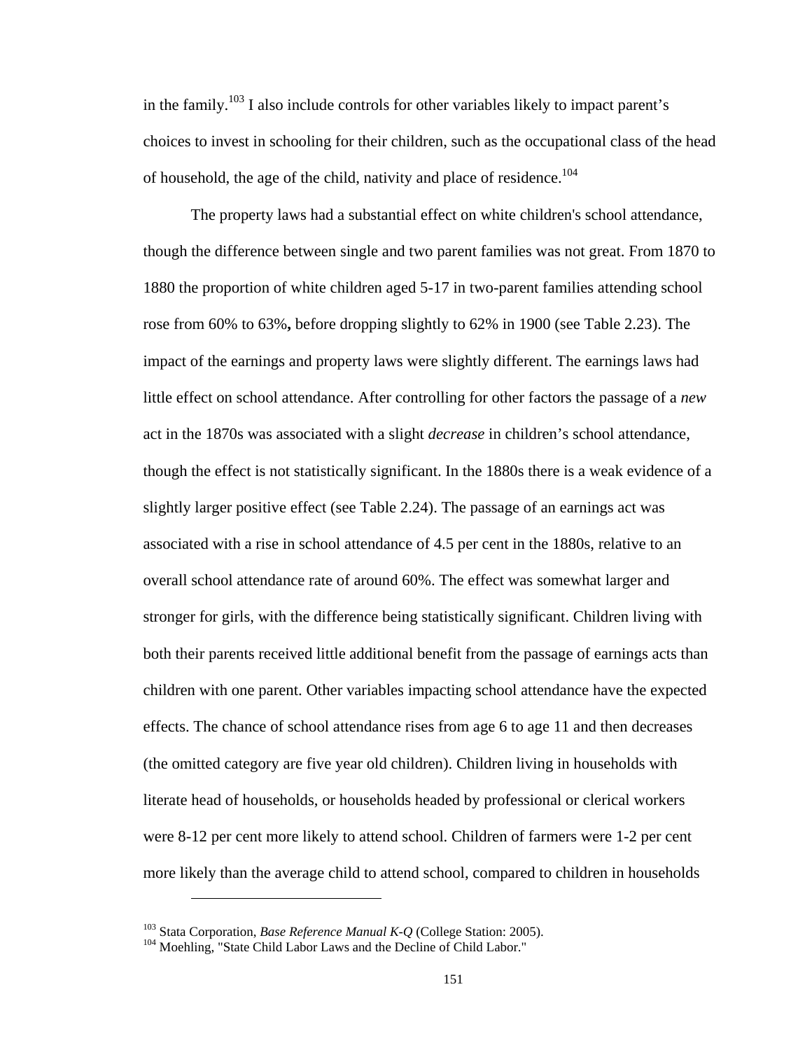in the family.[103] I also include controls for other variables likely to impact parent's choices to invest in schooling for their children, such as the occupational class of the head of household, the age of the child, nativity and place of residence.[104]

The property laws had a substantial effect on white children's school attendance, though the difference between single and two parent families was not great. From 1870 to 1880 the proportion of white children aged 5-17 in two-parent families attending school rose from 60% to 63%**,** before dropping slightly to 62% in 1900 (see Table 2.23). The impact of the earnings and property laws were slightly different. The earnings laws had little effect on school attendance. After controlling for other factors the passage of a *new* act in the 1870s was associated with a slight *decrease* in children's school attendance, though the effect is not statistically significant. In the 1880s there is a weak evidence of a slightly larger positive effect (see Table 2.24). The passage of an earnings act was associated with a rise in school attendance of 4.5 per cent in the 1880s, relative to an overall school attendance rate of around 60%. The effect was somewhat larger and stronger for girls, with the difference being statistically significant. Children living with both their parents received little additional benefit from the passage of earnings acts than children with one parent. Other variables impacting school attendance have the expected effects. The chance of school attendance rises from age 6 to age 11 and then decreases (the omitted category are five year old children). Children living in households with literate head of households, or households headed by professional or clerical workers were 8-12 per cent more likely to attend school. Children of farmers were 1-2 per cent more likely than the average child to attend school, compared to children in households

---

[103] Stata Corporation, *Base Reference Manual K-Q* (College Station: 2005).

[104] Moehling, "State Child Labor Laws and the Decline of Child Labor."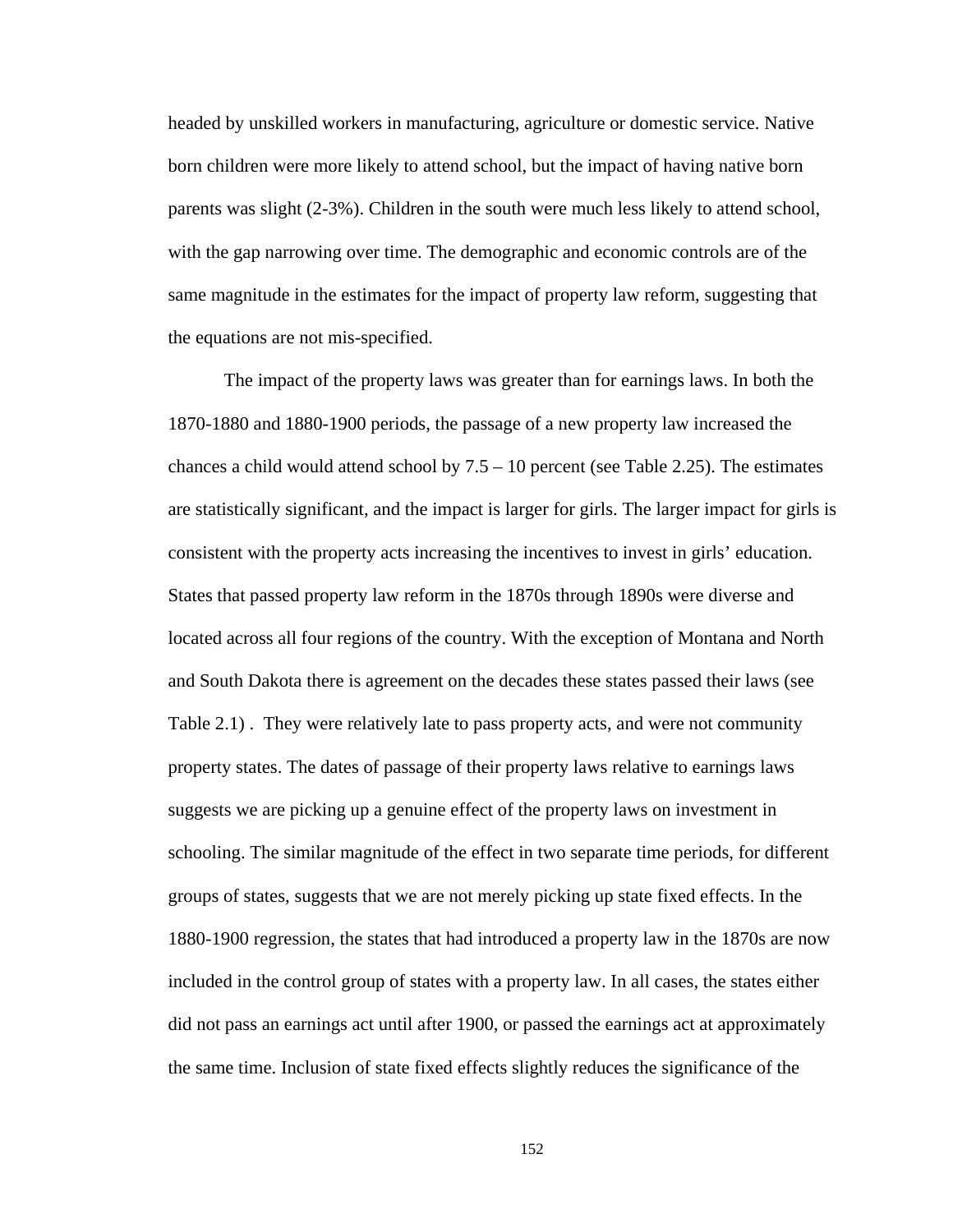headed by unskilled workers in manufacturing, agriculture or domestic service. Native born children were more likely to attend school, but the impact of having native born parents was slight (2-3%). Children in the south were much less likely to attend school, with the gap narrowing over time. The demographic and economic controls are of the same magnitude in the estimates for the impact of property law reform, suggesting that the equations are not mis-specified.

The impact of the property laws was greater than for earnings laws. In both the 1870-1880 and 1880-1900 periods, the passage of a new property law increased the chances a child would attend school by 7.5 – 10 percent (see Table 2.25). The estimates are statistically significant, and the impact is larger for girls. The larger impact for girls is consistent with the property acts increasing the incentives to invest in girls' education. States that passed property law reform in the 1870s through 1890s were diverse and located across all four regions of the country. With the exception of Montana and North and South Dakota there is agreement on the decades these states passed their laws (see Table 2.1) . They were relatively late to pass property acts, and were not community property states. The dates of passage of their property laws relative to earnings laws suggests we are picking up a genuine effect of the property laws on investment in schooling. The similar magnitude of the effect in two separate time periods, for different groups of states, suggests that we are not merely picking up state fixed effects. In the 1880-1900 regression, the states that had introduced a property law in the 1870s are now included in the control group of states with a property law. In all cases, the states either did not pass an earnings act until after 1900, or passed the earnings act at approximately the same time. Inclusion of state fixed effects slightly reduces the significance of the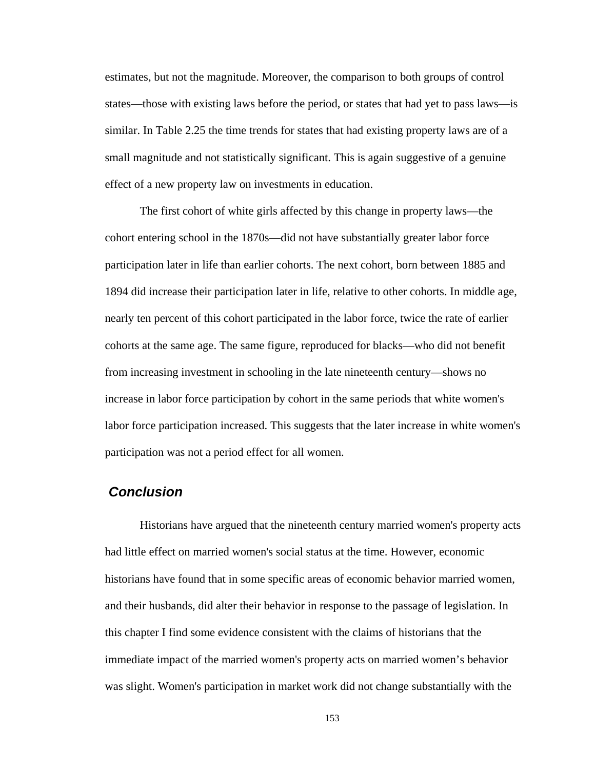estimates, but not the magnitude. Moreover, the comparison to both groups of control states—those with existing laws before the period, or states that had yet to pass laws—is similar. In Table 2.25 the time trends for states that had existing property laws are of a small magnitude and not statistically significant. This is again suggestive of a genuine effect of a new property law on investments in education.

The first cohort of white girls affected by this change in property laws—the cohort entering school in the 1870s—did not have substantially greater labor force participation later in life than earlier cohorts. The next cohort, born between 1885 and 1894 did increase their participation later in life, relative to other cohorts. In middle age, nearly ten percent of this cohort participated in the labor force, twice the rate of earlier cohorts at the same age. The same figure, reproduced for blacks—who did not benefit from increasing investment in schooling in the late nineteenth century—shows no increase in labor force participation by cohort in the same periods that white women's labor force participation increased. This suggests that the later increase in white women's participation was not a period effect for all women.

## *Conclusion*

Historians have argued that the nineteenth century married women's property acts had little effect on married women's social status at the time. However, economic historians have found that in some specific areas of economic behavior married women, and their husbands, did alter their behavior in response to the passage of legislation. In this chapter I find some evidence consistent with the claims of historians that the immediate impact of the married women's property acts on married women's behavior was slight. Women's participation in market work did not change substantially with the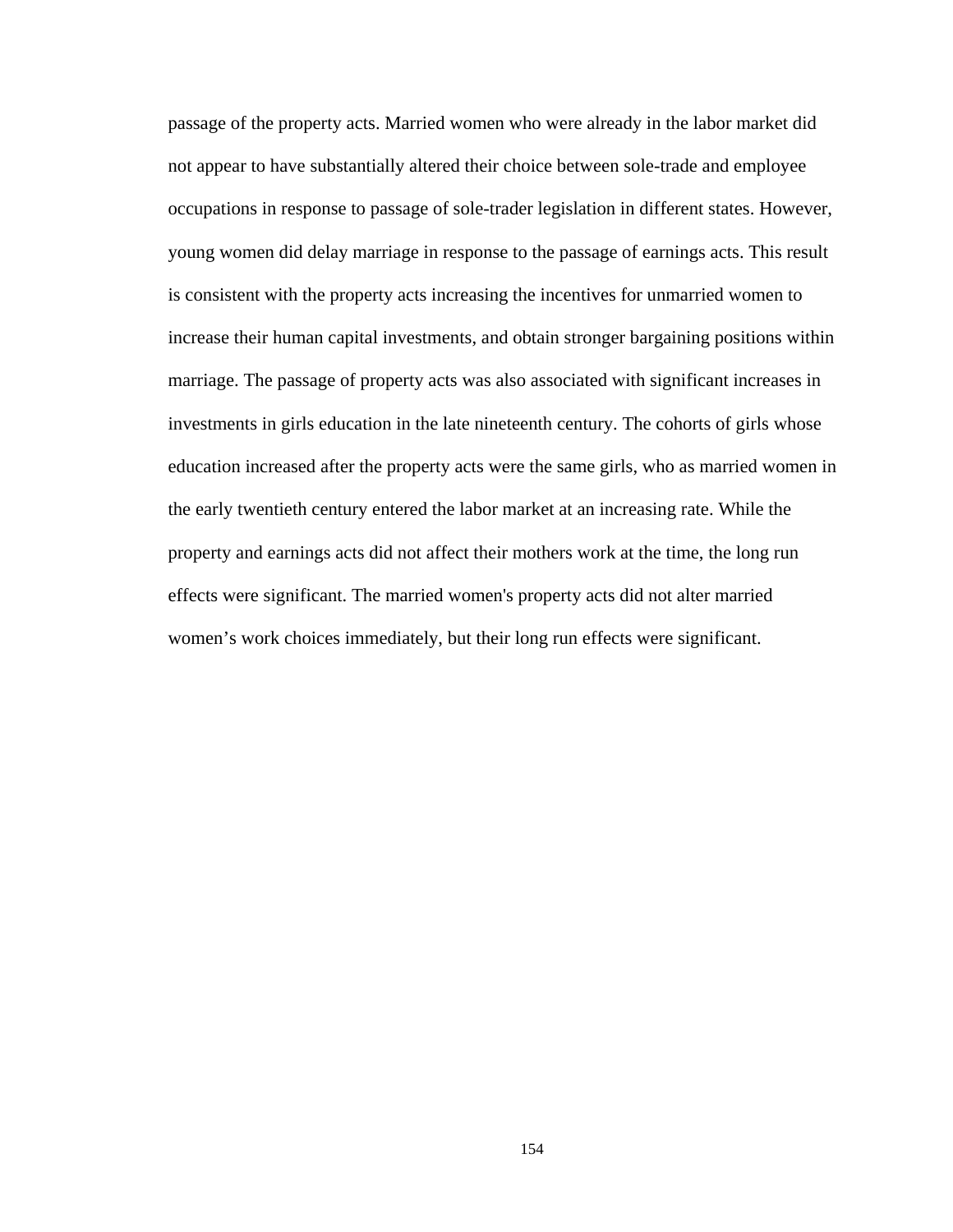passage of the property acts. Married women who were already in the labor market did not appear to have substantially altered their choice between sole-trade and employee occupations in response to passage of sole-trader legislation in different states. However, young women did delay marriage in response to the passage of earnings acts. This result is consistent with the property acts increasing the incentives for unmarried women to increase their human capital investments, and obtain stronger bargaining positions within marriage. The passage of property acts was also associated with significant increases in investments in girls education in the late nineteenth century. The cohorts of girls whose education increased after the property acts were the same girls, who as married women in the early twentieth century entered the labor market at an increasing rate. While the property and earnings acts did not affect their mothers work at the time, the long run effects were significant. The married women's property acts did not alter married women's work choices immediately, but their long run effects were significant.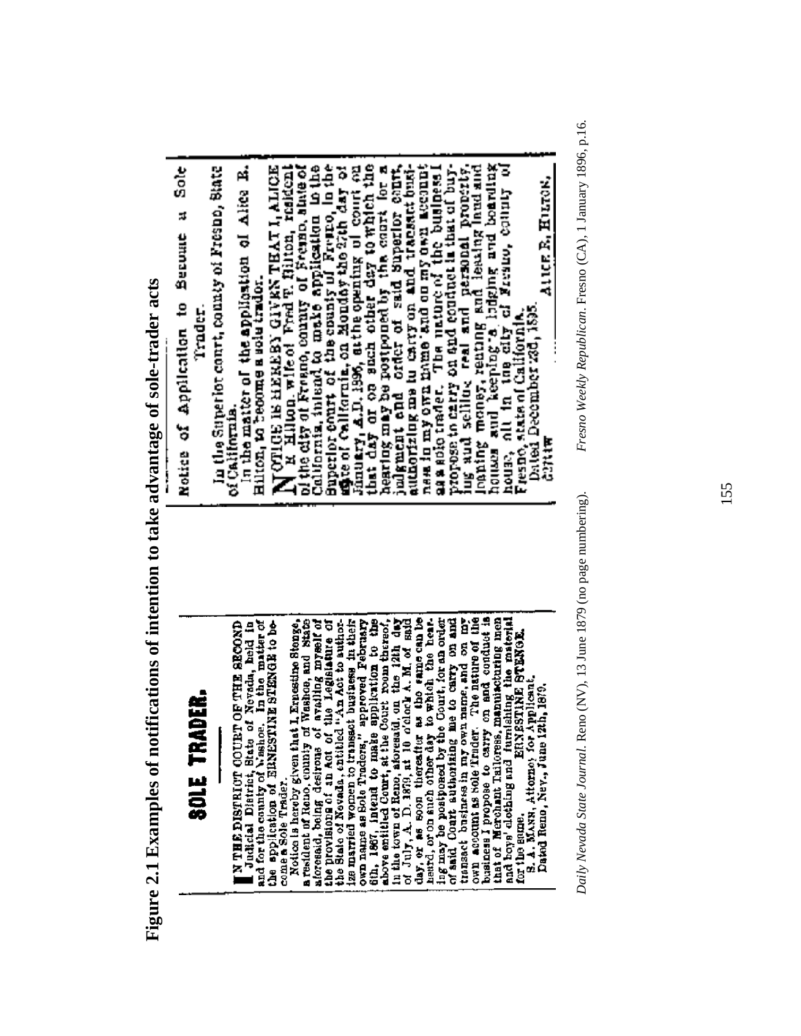# Figure 2.1 Examples of notifications of intention to take advantage of sole-trader acts

**SOLE TRADER.**

IN THE DISTRICT COURT OF THE SECOND Judicial District, State of Nevada, held in and for the county of Washoe. In the matter of the application of ERNESTINE STENGE to become a Sole Trader.

Notice is hereby given that I, Ernestine Stenge, a resident of Reno, county of Washoe, and State aforesaid, being desirous of availing myself of the provisions of an Act of the Legislature of the State of Nevada, entitled "An Act to authorize married women to transact business in their own name as Sole Traders," approved February 6th, 1867, intend to make application to the above entitled Court, at the Court room thereof, in the town of Reno, aforesaid, on the 12th day of July, A. D. 1879, at 10 o'clock A. M. of said day, or as soon thereafter as the same can be heard, or on such other day to which the hearing may be postponed by the Court, for an order of said Court authorizing me to carry on and transact business in my own name, and on my own account as Sole Trader. The nature of the business I propose to carry on and conduct is that of Merchant Tailoress, manufacturing men and boys' clothing and furnishing the material for the same.

ERNESTINE STENGE.

R. A. MANN, Attorney for Applicant.
Dated Reno, Nev., June 12th, 1879.

*Daily Nevada State Journal*. Reno (NV), 13 June 1879 (no page numbering).

---

Notice of Application to Become a Sole Trader.

In the Superior court, County of Fresno, State of California.

In the matter of the application of Alice B. Hilton, to become a sole trader.

NOTICE IS HEREBY GIVEN THAT I, ALICE B. Hilton, wife of Fred T. Hilton, resident of the city of Fresno, county of Fresno, state of California, intend to make application to the Superior court of the county of Fresno, in the state of California, on Monday the 27th day of January, A.D. 1896, at the opening of court on that day or on such other day to which the hearing may be postponed by the court for a judgment and order of said Superior court, authorizing me to carry on and transact business in my own name and on my own account as a sole trader. The nature of the business I propose to carry on and conduct is that of buying and selling real and personal property, loaning money, renting and leasing land and houses and keeping a lodging and boarding house, all in the city of Fresno, county of Fresno, state of California.

Dated December 23d, 1895.

ALICE B. HILTON.

*Fresno Weekly Republican*. Fresno (CA), 1 January 1896, p.16.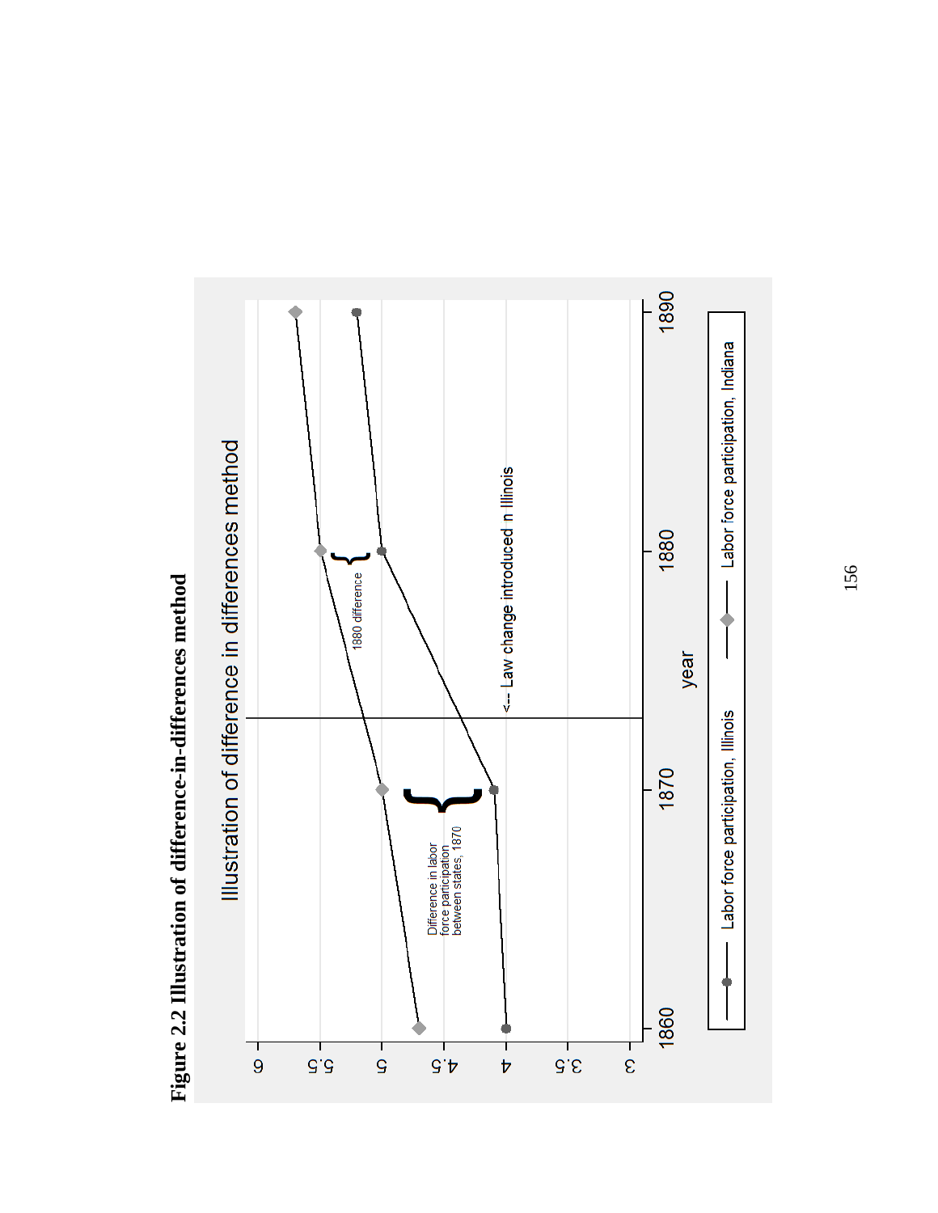**Figure 2.2 Illustration of difference-in-differences method**

Illustration of difference in differences method

| year | Labor force participation, Illinois | Labor force participation, Indiana |
|---|---|---|
| 1860 | 4 | 4.7 |
| 1870 | 4.1 | 5 |
| 1880 | 5 | 5.5 |
| 1890 | 5.25 | 5.65 |

Annotations: "Difference in labor force participation between states, 1870"; "1880 difference"; "<-- Law change introduced n Illinois"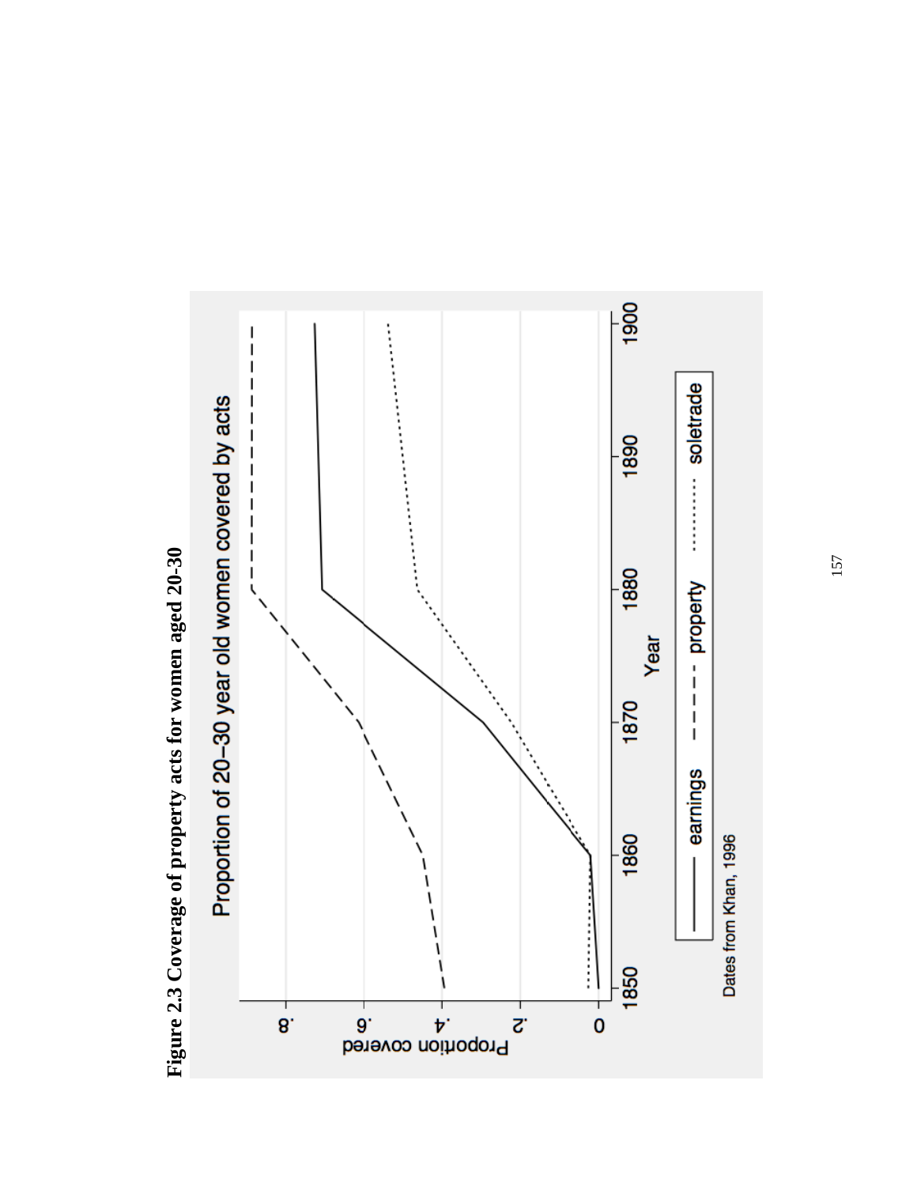**Figure 2.3 Coverage of property acts for women aged 20-30**

Proportion of 20–30 year old women covered by acts

Proportion covered

Year

earnings ——— property – – – – soletrade ·········

Dates from Khan, 1996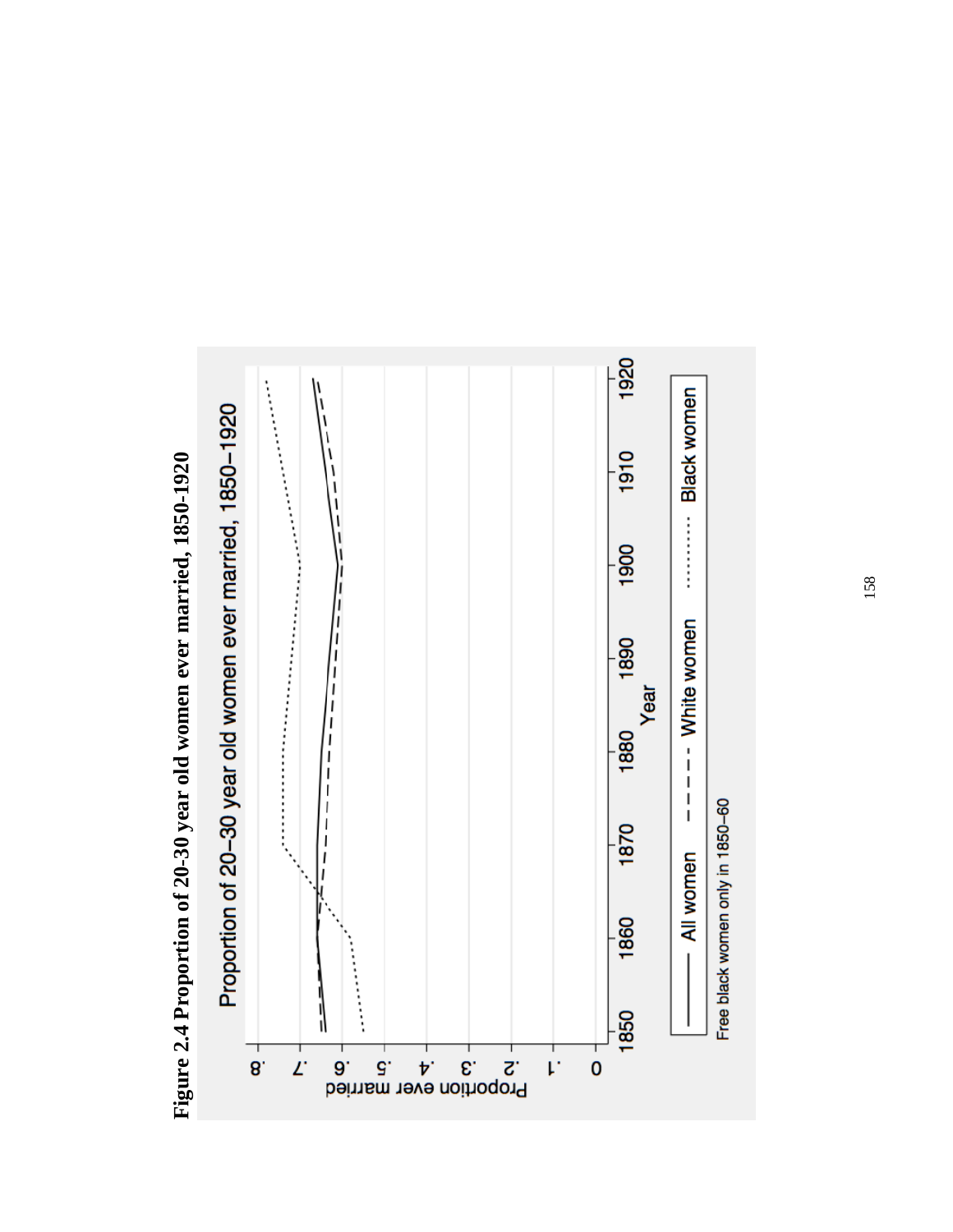**Figure 2.4 Proportion of 20-30 year old women ever married, 1850-1920**

Proportion of 20–30 year old women ever married, 1850–1920

Free black women only in 1850–60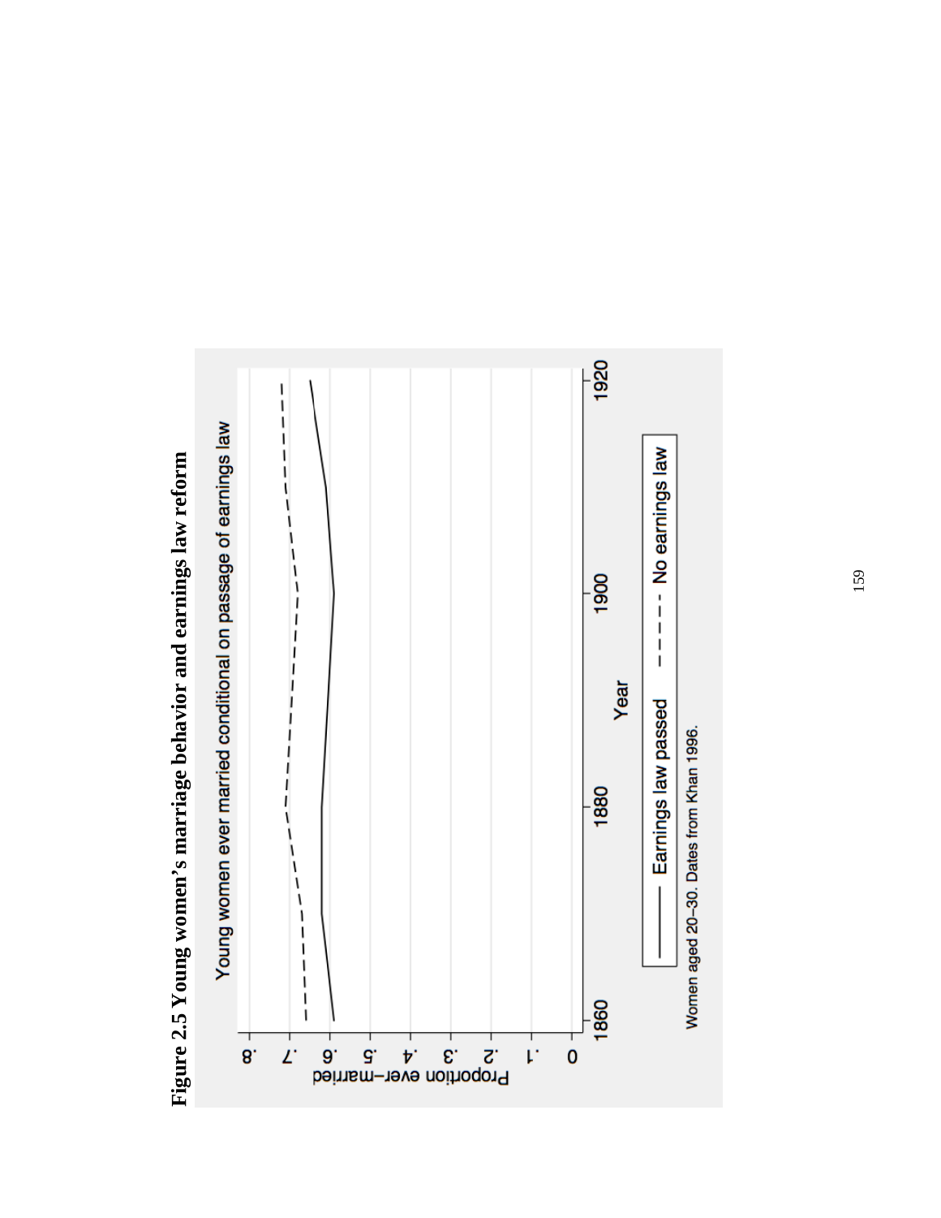**Figure 2.5 Young women's marriage behavior and earnings law reform**

Young women ever married conditional on passage of earnings law

Proportion ever-married

Year

Earnings law passed

No earnings law

Women aged 20–30. Dates from Khan 1996.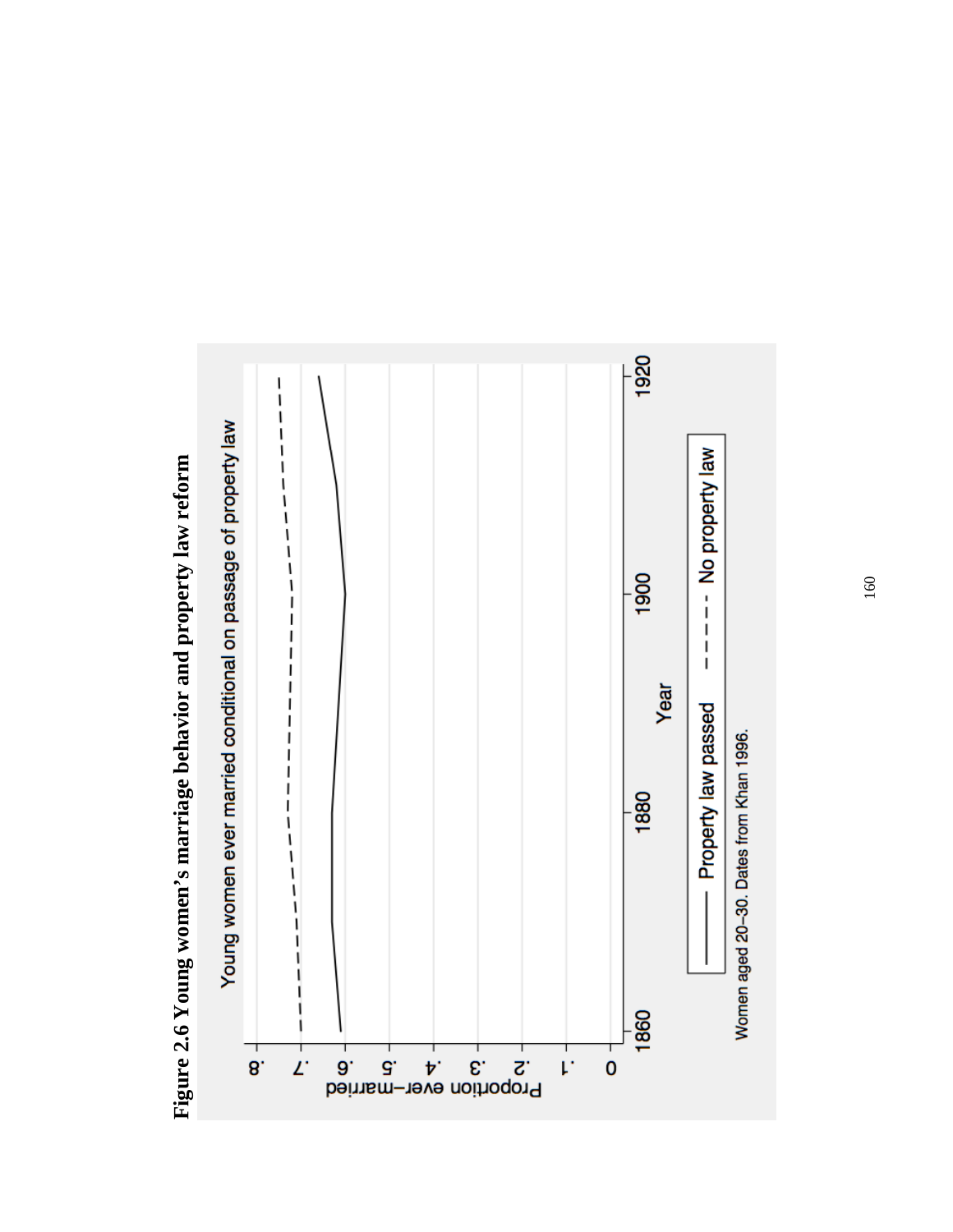**Figure 2.6 Young women's marriage behavior and property law reform**

Young women ever married conditional on passage of property law

Proportion ever-married

Year

Property law passed — No property law

Women aged 20–30. Dates from Khan 1996.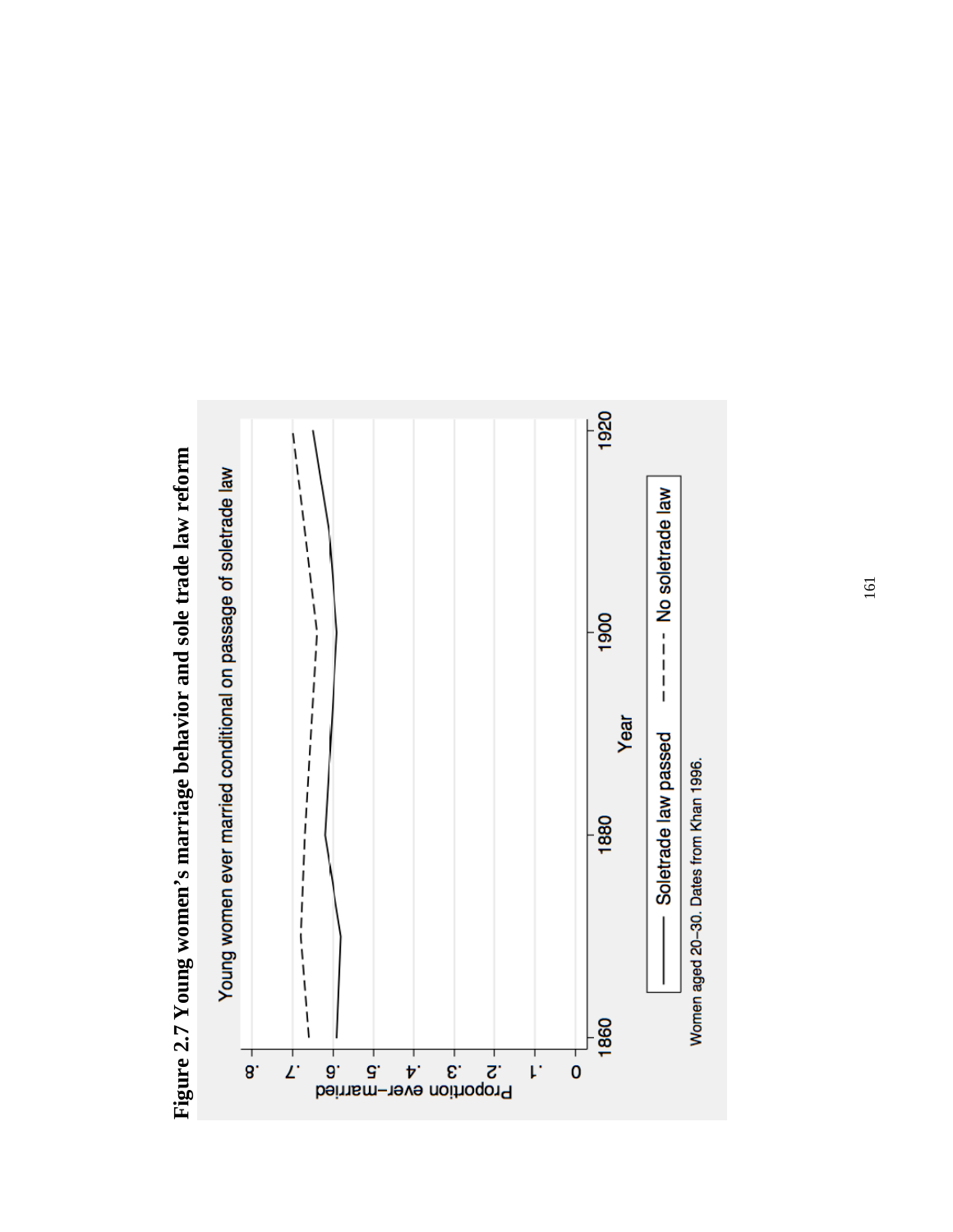**Figure 2.7 Young women's marriage behavior and sole trade law reform**

Young women ever married conditional on passage of soletrade law

Proportion ever-married

Year

Soletrade law passed   No soletrade law

Women aged 20–30. Dates from Khan 1996.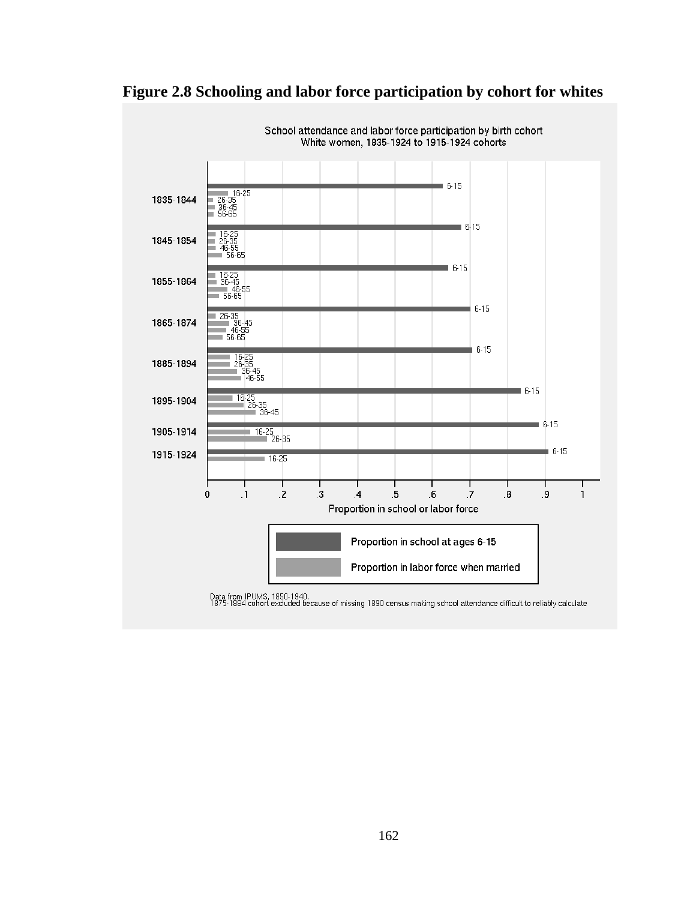**Figure 2.8 Schooling and labor force participation by cohort for whites**

School attendance and labor force participation by birth cohort
White women, 1835-1924 to 1915-1924 cohorts

| Cohort | Bar labels |
| --- | --- |
| 1835-1844 | 6-15; 16-25; 26-35; 36-45; 56-65 |
| 1845-1854 | 6-15; 16-25; 26-35; 46-55; 56-65 |
| 1855-1864 | 6-15; 16-25; 36-45; 46-55; 56-65 |
| 1865-1874 | 6-15; 26-35; 36-45; 46-55; 56-65 |
| 1885-1894 | 6-15; 16-25; 26-35; 36-45; 46-55 |
| 1895-1904 | 6-15; 16-25; 26-35; 36-45 |
| 1905-1914 | 6-15; 16-25; 26-35 |
| 1915-1924 | 6-15; 16-25 |

Proportion in school or labor force

Legend: Proportion in school at ages 6-15; Proportion in labor force when married

Data from IPUMS, 1850-1940.
1875-1884 cohort excluded because of missing 1890 census making school attendance difficult to reliably calculate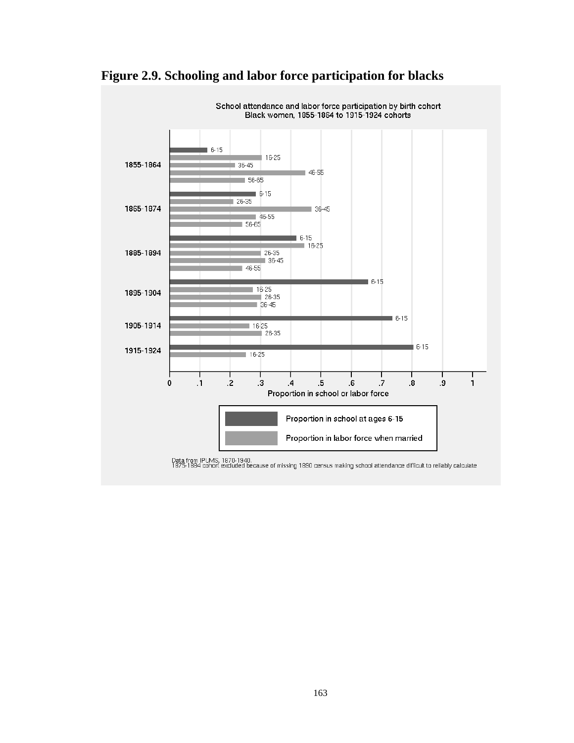**Figure 2.9. Schooling and labor force participation for blacks**

School attendance and labor force participation by birth cohort
Black women, 1855-1864 to 1915-1924 cohorts

Data from IPUMS, 1870-1940.
1875-1884 cohort excluded because of missing 1890 census making school attendance difficult to reliably calculate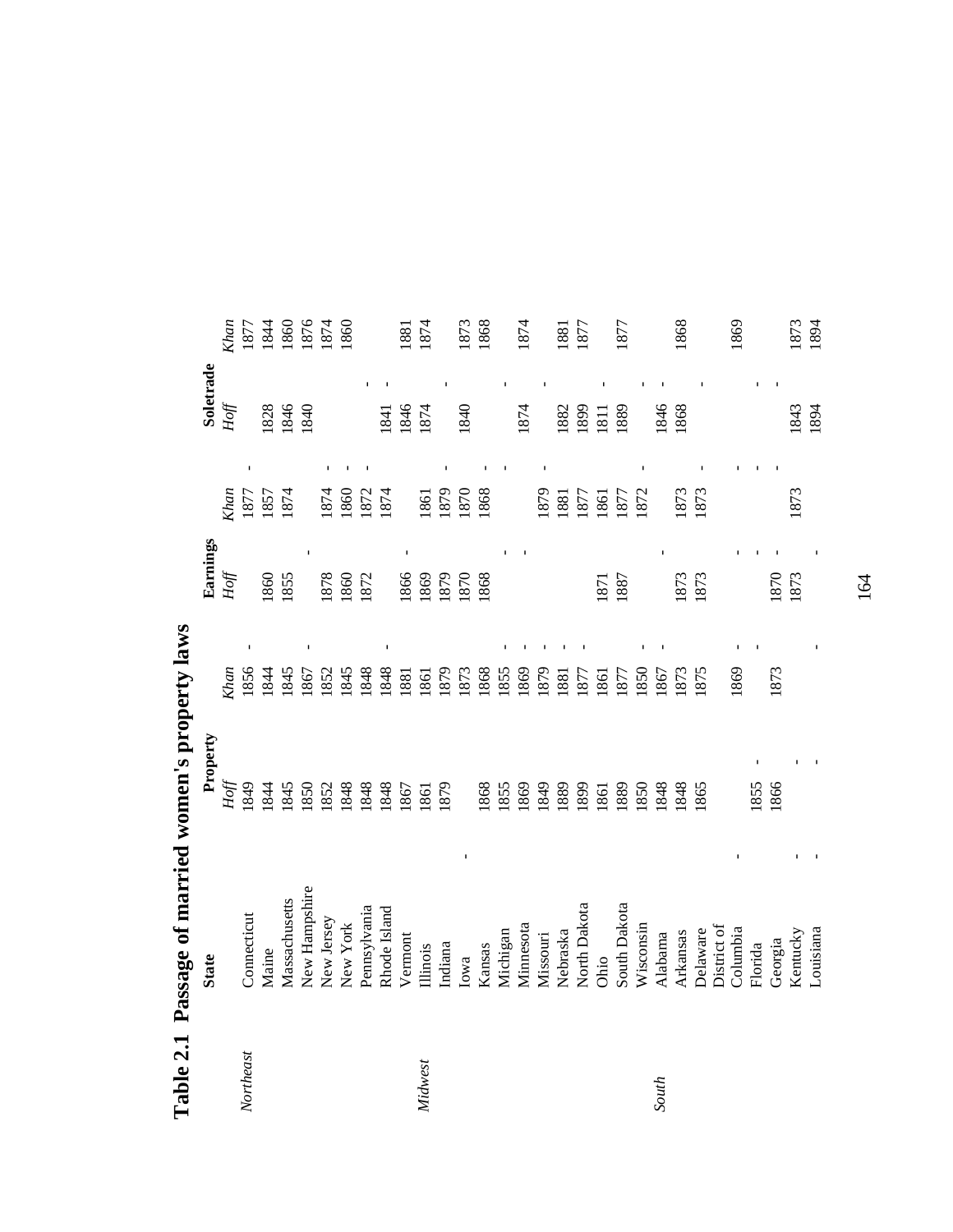## Table 2.1 Passage of married women's property laws

| | State | Property | | Earnings | | Soletrade | |
|---|---|---|---|---|---|---|---|
| | | *Hoff* | *Khan* | *Hoff* | *Khan* | *Hoff* | *Khan* |
| *Northeast* | Connecticut | 1849 | 1856 | | 1877 | | 1877 |
| | Maine | 1844 | 1844 | 1860 | 1857 | 1828 | 1844 |
| | Massachusetts | 1845 | 1845 | 1855 | 1874 | 1846 | 1860 |
| | New Hampshire | 1850 | 1867 | | | 1840 | 1876 |
| | New Jersey | 1852 | 1852 | 1878 | 1874 | | 1874 |
| | New York | 1848 | 1845 | 1860 | 1860 | | 1860 |
| | Pennsylvania | 1848 | 1848 | 1872 | 1872 | | |
| | Rhode Island | 1848 | 1848 | | 1874 | | |
| *Midwest* | Vermont | 1867 | 1881 | 1866 | | 1841 | 1881 |
| | Illinois | 1861 | 1861 | 1869 | 1861 | 1846 | 1874 |
| | Indiana | 1879 | 1879 | 1879 | 1879 | 1874 | |
| | Iowa | | 1873 | 1870 | 1870 | 1840 | 1873 |
| | Kansas | 1868 | 1868 | 1868 | 1868 | | 1868 |
| | Michigan | 1855 | 1855 | | | | |
| | Minnesota | 1869 | 1869 | | | 1874 | 1874 |
| | Missouri | 1849 | 1879 | | 1879 | | |
| | Nebraska | 1889 | 1881 | | 1881 | 1882 | 1881 |
| | North Dakota | 1899 | 1877 | | 1877 | 1899 | 1877 |
| | Ohio | 1861 | 1861 | 1871 | 1861 | 1811 | |
| | South Dakota | 1889 | 1877 | 1887 | 1877 | 1889 | 1877 |
| | Wisconsin | 1850 | 1850 | | 1872 | | |
| *South* | Alabama | 1848 | 1867 | | | 1846 | |
| | Arkansas | 1848 | 1873 | 1873 | 1873 | 1868 | 1868 |
| | Delaware | 1865 | 1875 | 1873 | 1873 | | |
| | District of Columbia | | 1869 | | | | 1869 |
| | Florida | 1855 | | | | | |
| | Georgia | 1866 | 1873 | 1870 | | | |
| | Kentucky | | | 1873 | 1873 | 1843 | 1873 |
| | Louisiana | | | | | 1894 | 1894 |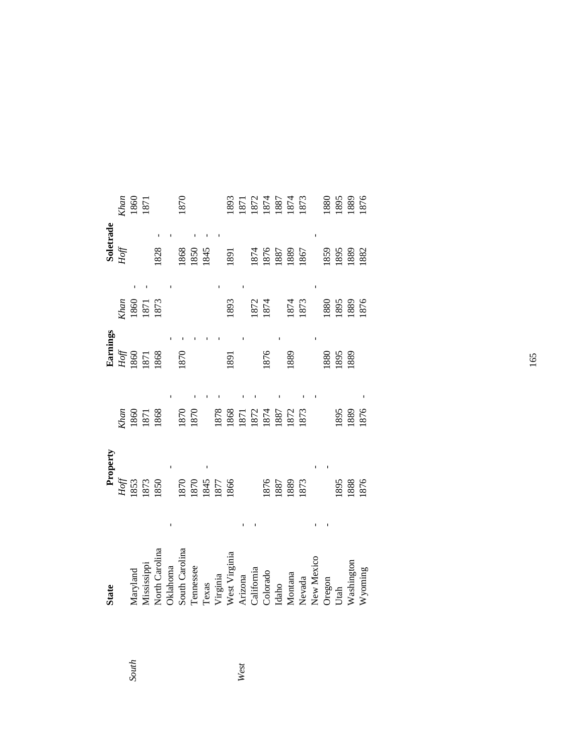| | State | Property | | Earnings | | Soletrade | |
|---|---|---|---|---|---|---|---|
| | | *Hoff* | *Khan* | *Hoff* | *Khan* | *Hoff* | *Khan* |
| *South* | Maryland | 1853 | 1860 | 1860 | 1860 | | 1860 |
| | Mississippi | 1873 | 1871 | 1871 | 1871 | | 1871 |
| | North Carolina | 1850 | 1868 | 1868 | 1873 | 1828 | |
| | Oklahoma | | | | | | |
| | South Carolina | 1870 | 1870 | 1870 | | 1868 | 1870 |
| | Tennessee | 1870 | 1870 | | | 1850 | |
| | Texas | 1845 | | | | 1845 | |
| | Virginia | 1877 | 1878 | | | | |
| | West Virginia | 1866 | 1868 | 1891 | 1893 | 1891 | 1893 |
| *West* | Arizona | | 1871 | | | | 1871 |
| | California | | 1872 | | 1872 | 1874 | 1872 |
| | Colorado | 1876 | 1874 | 1876 | 1874 | 1876 | 1874 |
| | Idaho | 1887 | 1887 | | | 1887 | 1887 |
| | Montana | 1889 | 1872 | 1889 | 1874 | 1889 | 1874 |
| | Nevada | 1873 | 1873 | | 1873 | 1867 | 1873 |
| | New Mexico | | | | | | |
| | Oregon | | | 1880 | 1880 | 1859 | 1880 |
| | Utah | 1895 | 1895 | 1895 | 1895 | 1895 | 1895 |
| | Washington | 1888 | 1889 | 1889 | 1889 | 1889 | 1889 |
| | Wyoming | 1876 | 1876 | | 1876 | 1882 | 1876 |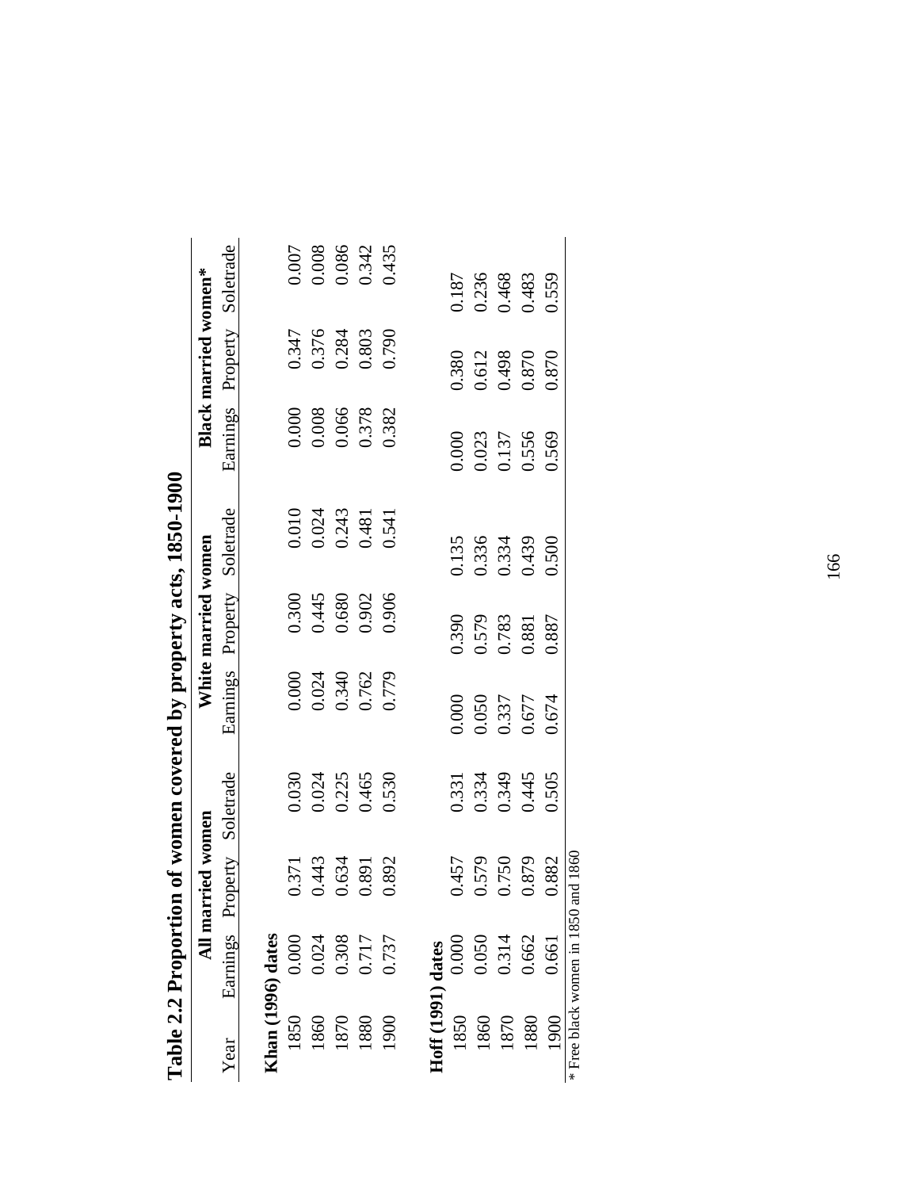**Table 2.2 Proportion of women covered by property acts, 1850-1900**

| Year | All married women | | | White married women | | | Black married women* | | |
|---|---|---|---|---|---|---|---|---|---|
| | Earnings | Property | Soletrade | Earnings | Property | Soletrade | Earnings | Property | Soletrade |
| **Khan (1996) dates** | | | | | | | | | |
| 1850 | 0.000 | 0.371 | 0.030 | 0.000 | 0.300 | 0.010 | 0.000 | 0.347 | 0.007 |
| 1860 | 0.024 | 0.443 | 0.024 | 0.024 | 0.445 | 0.024 | 0.008 | 0.376 | 0.008 |
| 1870 | 0.308 | 0.634 | 0.225 | 0.340 | 0.680 | 0.243 | 0.066 | 0.284 | 0.086 |
| 1880 | 0.717 | 0.891 | 0.465 | 0.762 | 0.902 | 0.481 | 0.378 | 0.803 | 0.342 |
| 1900 | 0.737 | 0.892 | 0.530 | 0.779 | 0.906 | 0.541 | 0.382 | 0.790 | 0.435 |
| **Hoff (1991) dates** | | | | | | | | | |
| 1850 | 0.000 | 0.457 | 0.331 | 0.000 | 0.390 | 0.135 | 0.000 | 0.380 | 0.187 |
| 1860 | 0.050 | 0.579 | 0.334 | 0.050 | 0.579 | 0.336 | 0.023 | 0.612 | 0.236 |
| 1870 | 0.314 | 0.750 | 0.349 | 0.337 | 0.783 | 0.334 | 0.137 | 0.498 | 0.468 |
| 1880 | 0.662 | 0.879 | 0.445 | 0.677 | 0.881 | 0.439 | 0.556 | 0.870 | 0.483 |
| 1900 | 0.661 | 0.882 | 0.505 | 0.674 | 0.887 | 0.500 | 0.569 | 0.870 | 0.559 |

* Free black women in 1850 and 1860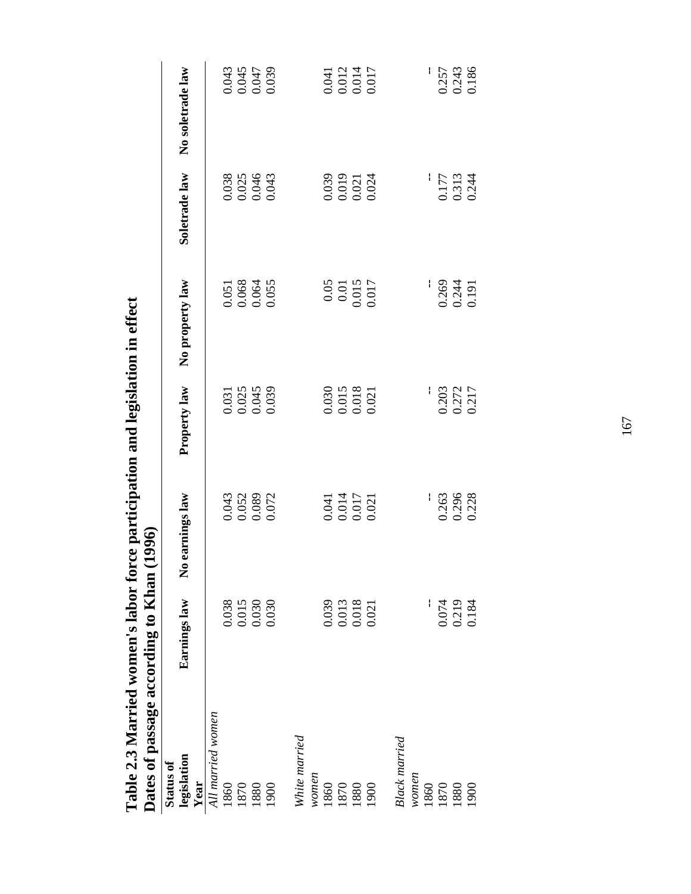# Table 2.3 Married women's labor force participation and legislation in effect
## Dates of passage according to Khan (1996)

| Status of legislation<br>Year | Earnings law | No earnings law | Property law | No property law | Soletrade law | No soletrade law |
|---|---|---|---|---|---|---|
| *All married women* | | | | | | |
| 1860 | 0.038 | 0.043 | 0.031 | 0.051 | 0.038 | 0.043 |
| 1870 | 0.015 | 0.052 | 0.025 | 0.068 | 0.025 | 0.045 |
| 1880 | 0.030 | 0.089 | 0.045 | 0.064 | 0.046 | 0.047 |
| 1900 | 0.030 | 0.072 | 0.039 | 0.055 | 0.043 | 0.039 |
| *White married women* | | | | | | |
| 1860 | 0.039 | 0.041 | 0.030 | 0.05 | 0.039 | 0.041 |
| 1870 | 0.013 | 0.014 | 0.015 | 0.01 | 0.019 | 0.012 |
| 1880 | 0.018 | 0.017 | 0.018 | 0.015 | 0.021 | 0.014 |
| 1900 | 0.021 | 0.021 | 0.021 | 0.017 | 0.024 | 0.017 |
| *Black married women* | | | | | | |
| 1860 | -- | -- | -- | -- | -- | -- |
| 1870 | 0.074 | 0.263 | 0.203 | 0.269 | 0.177 | 0.257 |
| 1880 | 0.219 | 0.296 | 0.272 | 0.244 | 0.313 | 0.243 |
| 1900 | 0.184 | 0.228 | 0.217 | 0.191 | 0.244 | 0.186 |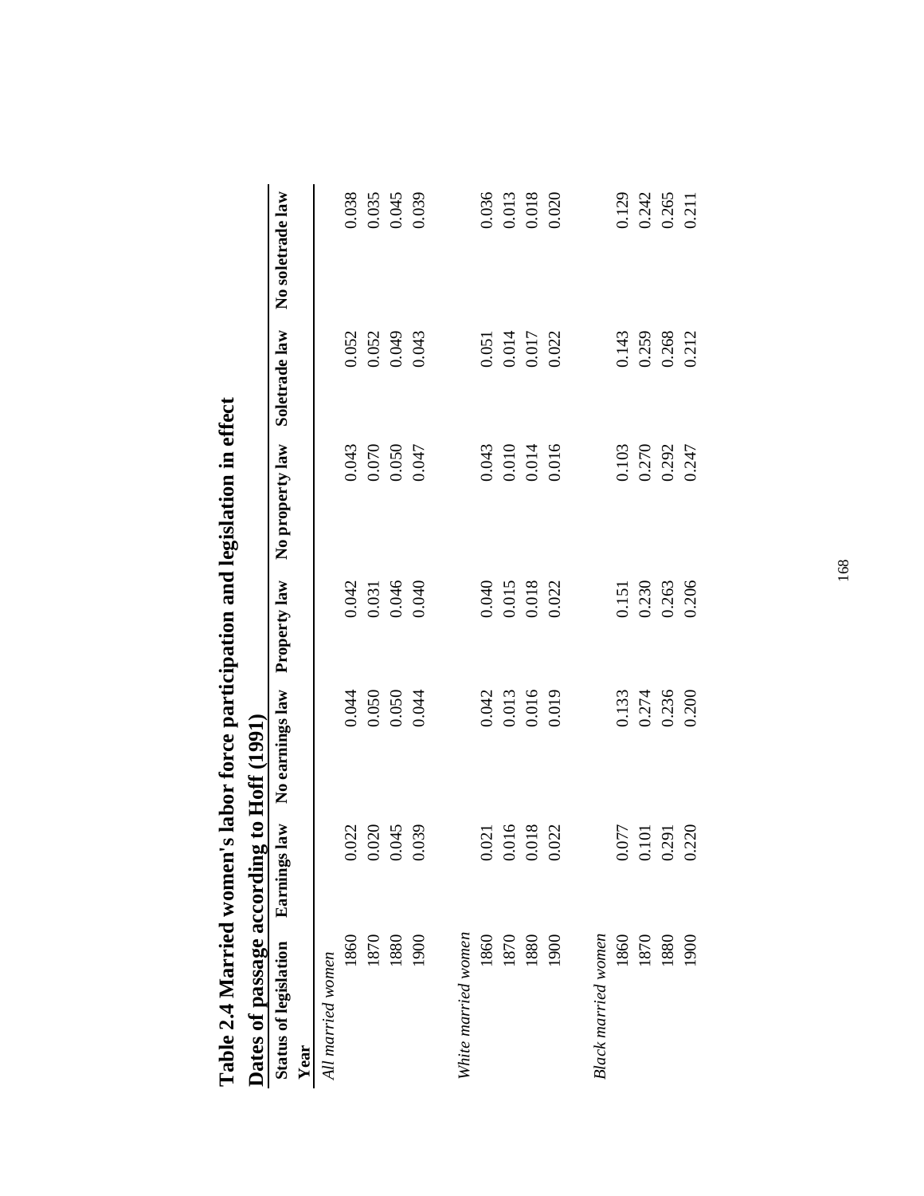# Table 2.4 Married women's labor force participation and legislation in effect

## Dates of passage according to Hoff (1991)

| Status of legislation | Earnings law | No earnings law | Property law | No property law | Soletrade law | No soletrade law |
|---|---|---|---|---|---|---|
| **Year** | | | | | | |
| *All married women* | | | | | | |
| 1860 | 0.022 | 0.044 | 0.042 | 0.043 | 0.052 | 0.038 |
| 1870 | 0.020 | 0.050 | 0.031 | 0.070 | 0.052 | 0.035 |
| 1880 | 0.045 | 0.050 | 0.046 | 0.050 | 0.049 | 0.045 |
| 1900 | 0.039 | 0.044 | 0.040 | 0.047 | 0.043 | 0.039 |
| *White married women* | | | | | | |
| 1860 | 0.021 | 0.042 | 0.040 | 0.043 | 0.051 | 0.036 |
| 1870 | 0.016 | 0.013 | 0.015 | 0.010 | 0.014 | 0.013 |
| 1880 | 0.018 | 0.016 | 0.018 | 0.014 | 0.017 | 0.018 |
| 1900 | 0.022 | 0.019 | 0.022 | 0.016 | 0.022 | 0.020 |
| *Black married women* | | | | | | |
| 1860 | 0.077 | 0.133 | 0.151 | 0.103 | 0.143 | 0.129 |
| 1870 | 0.101 | 0.274 | 0.230 | 0.270 | 0.259 | 0.242 |
| 1880 | 0.291 | 0.236 | 0.263 | 0.292 | 0.268 | 0.265 |
| 1900 | 0.220 | 0.200 | 0.206 | 0.247 | 0.212 | 0.211 |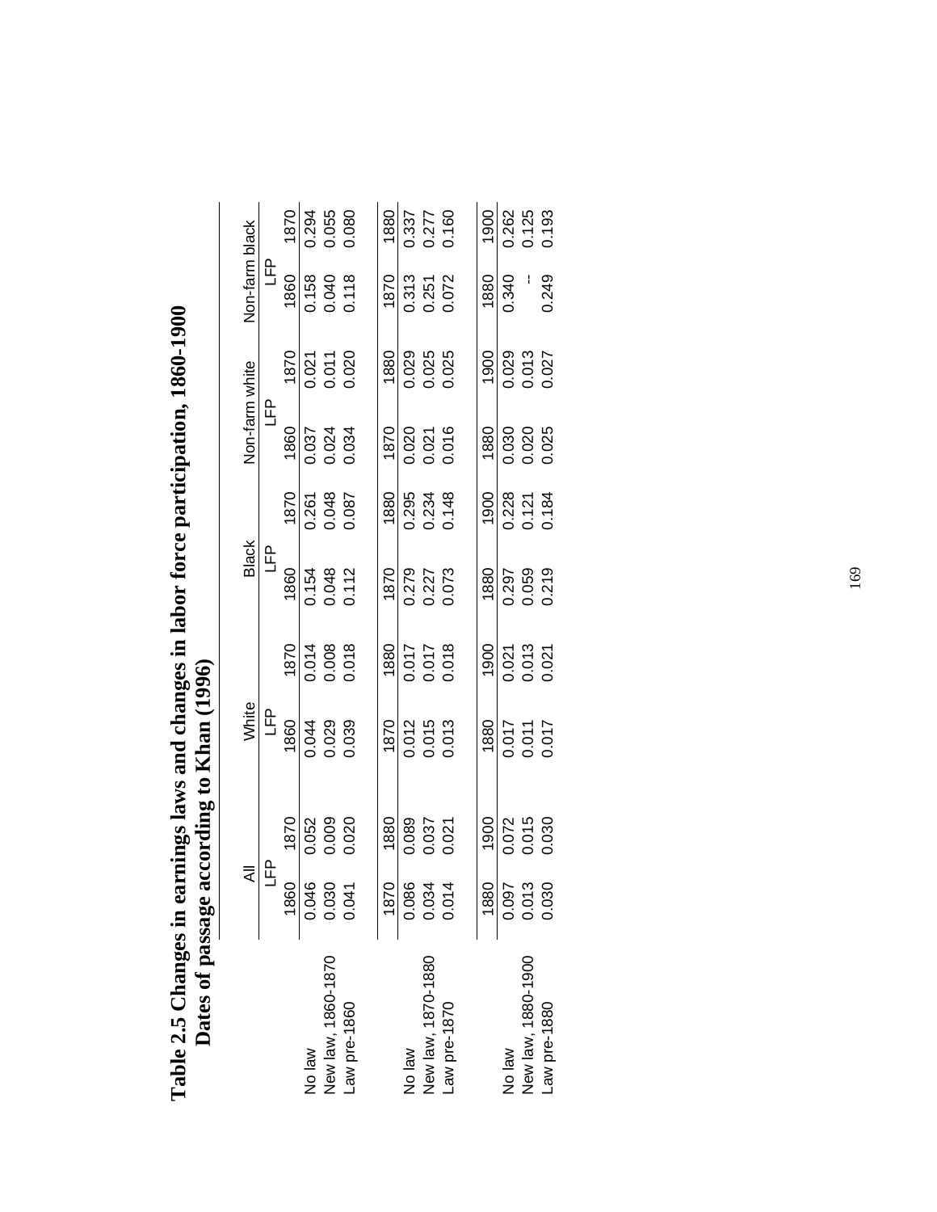# Table 2.5 Changes in earnings laws and changes in labor force participation, 1860-1900 Dates of passage according to Khan (1996)

| | All | | White | | Black | | Non-farm white | | Non-farm black | |
|---|---|---|---|---|---|---|---|---|---|---|
| | LFP | | LFP | | LFP | | LFP | | LFP | |
| | 1860 | 1870 | 1860 | 1870 | 1860 | 1870 | 1860 | 1870 | 1860 | 1870 |
| No law | 0.046 | 0.052 | 0.044 | 0.014 | 0.154 | 0.261 | 0.037 | 0.021 | 0.158 | 0.294 |
| New law, 1860-1870 | 0.030 | 0.009 | 0.029 | 0.008 | 0.048 | 0.048 | 0.024 | 0.011 | 0.040 | 0.055 |
| Law pre-1860 | 0.041 | 0.020 | 0.039 | 0.018 | 0.112 | 0.087 | 0.034 | 0.020 | 0.118 | 0.080 |
| | 1870 | 1880 | 1870 | 1880 | 1870 | 1880 | 1870 | 1880 | 1870 | 1880 |
| No law | 0.086 | 0.089 | 0.012 | 0.017 | 0.279 | 0.295 | 0.020 | 0.029 | 0.313 | 0.337 |
| New law, 1870-1880 | 0.034 | 0.037 | 0.015 | 0.017 | 0.227 | 0.234 | 0.021 | 0.025 | 0.251 | 0.277 |
| Law pre-1870 | 0.014 | 0.021 | 0.013 | 0.018 | 0.073 | 0.148 | 0.016 | 0.025 | 0.072 | 0.160 |
| | 1880 | 1900 | 1880 | 1900 | 1880 | 1900 | 1880 | 1900 | 1880 | 1900 |
| No law | 0.097 | 0.072 | 0.017 | 0.021 | 0.297 | 0.228 | 0.030 | 0.029 | 0.340 | 0.262 |
| New law, 1880-1900 | 0.013 | 0.015 | 0.011 | 0.013 | 0.059 | 0.121 | 0.020 | 0.013 | -- | 0.125 |
| Law pre-1880 | 0.030 | 0.030 | 0.017 | 0.021 | 0.219 | 0.184 | 0.025 | 0.027 | 0.249 | 0.193 |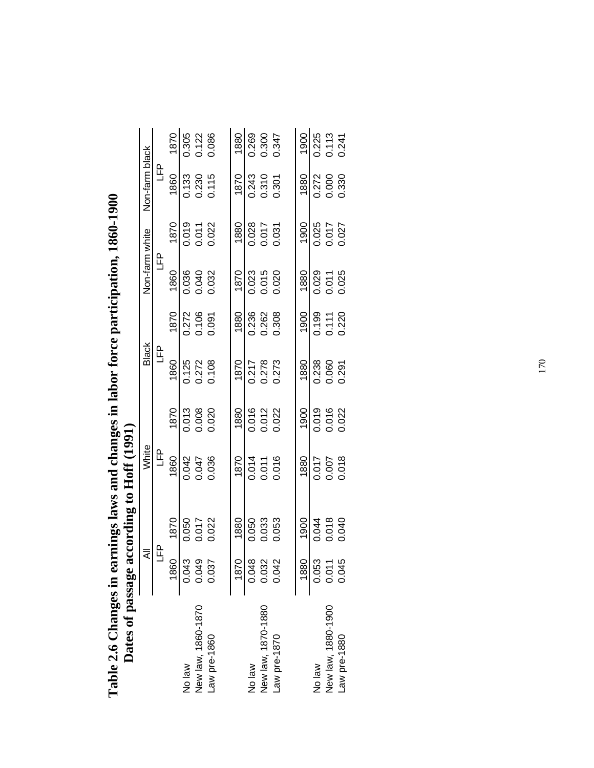# Table 2.6 Changes in earnings laws and changes in labor force participation, 1860-1900 Dates of passage according to Hoff (1991)

| | All | | White | | Black | | Non-farm white | | Non-farm black | |
|---|---|---|---|---|---|---|---|---|---|---|
| | LFP | | LFP | | LFP | | LFP | | LFP | |
| | 1860 | 1870 | 1860 | 1870 | 1860 | 1870 | 1860 | 1870 | 1860 | 1870 |
| No law | 0.043 | 0.050 | 0.042 | 0.013 | 0.125 | 0.272 | 0.036 | 0.019 | 0.133 | 0.305 |
| New law, 1860-1870 | 0.049 | 0.017 | 0.047 | 0.008 | 0.272 | 0.106 | 0.040 | 0.011 | 0.230 | 0.122 |
| Law pre-1860 | 0.037 | 0.022 | 0.036 | 0.020 | 0.108 | 0.091 | 0.032 | 0.022 | 0.115 | 0.086 |
| | 1870 | 1880 | 1870 | 1880 | 1870 | 1880 | 1870 | 1880 | 1870 | 1880 |
| No law | 0.048 | 0.050 | 0.014 | 0.016 | 0.217 | 0.236 | 0.023 | 0.028 | 0.243 | 0.269 |
| New law, 1870-1880 | 0.032 | 0.033 | 0.011 | 0.012 | 0.278 | 0.262 | 0.015 | 0.017 | 0.310 | 0.300 |
| Law pre-1870 | 0.042 | 0.053 | 0.016 | 0.022 | 0.273 | 0.308 | 0.020 | 0.031 | 0.301 | 0.347 |
| | 1880 | 1900 | 1880 | 1900 | 1880 | 1900 | 1880 | 1900 | 1880 | 1900 |
| No law | 0.053 | 0.044 | 0.017 | 0.019 | 0.238 | 0.199 | 0.029 | 0.025 | 0.272 | 0.225 |
| New law, 1880-1900 | 0.011 | 0.018 | 0.007 | 0.016 | 0.060 | 0.111 | 0.011 | 0.017 | 0.000 | 0.113 |
| Law pre-1880 | 0.045 | 0.040 | 0.018 | 0.022 | 0.291 | 0.220 | 0.025 | 0.027 | 0.330 | 0.241 |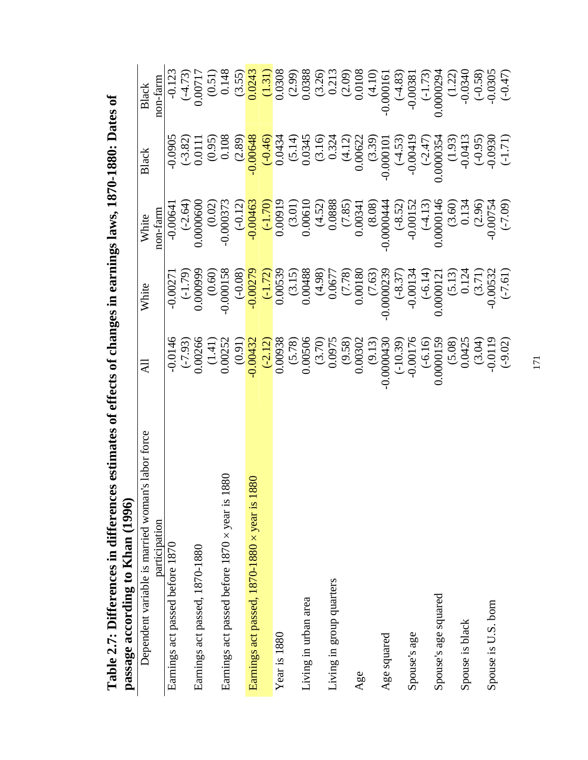**Table 2.7: Differences in differences estimates of effects of changes in earnings laws, 1870-1880: Dates of passage according to Khan (1996)**

| Dependent variable is married woman's labor force participation | All | White | White non-farm | Black | Black non-farm |
|---|---|---|---|---|---|
| Earnings act passed before 1870 | -0.0146 | -0.00271 | -0.00641 | -0.0905 | -0.123 |
| | (-7.93) | (-1.79) | (-2.64) | (-3.82) | (-4.73) |
| Earnings act passed, 1870-1880 | 0.00266 | 0.000999 | 0.0000600 | 0.0111 | 0.00717 |
| | (1.41) | (0.60) | (0.02) | (0.95) | (0.51) |
| Earnings act passed before 1870 × year is 1880 | 0.00252 | -0.000158 | -0.000373 | 0.108 | 0.148 |
| | (0.91) | (-0.08) | (-0.12) | (2.89) | (3.55) |
| Earnings act passed, 1870-1880 × year is 1880 | -0.00432 | -0.00279 | -0.00463 | -0.00648 | 0.0243 |
| | (-2.12) | (-1.72) | (-1.70) | (-0.46) | (1.31) |
| Year is 1880 | 0.00938 | 0.00539 | 0.00919 | 0.0434 | 0.0308 |
| | (5.78) | (3.15) | (3.01) | (5.14) | (2.99) |
| Living in urban area | 0.00506 | 0.00488 | 0.00610 | 0.0345 | 0.0388 |
| | (3.70) | (4.98) | (4.52) | (3.16) | (3.26) |
| Living in group quarters | 0.0975 | 0.0677 | 0.0888 | 0.324 | 0.213 |
| | (9.58) | (7.78) | (7.85) | (4.12) | (2.09) |
| Age | 0.00302 | 0.00180 | 0.00341 | 0.00622 | 0.0108 |
| | (9.13) | (7.63) | (8.08) | (3.39) | (4.10) |
| Age squared | -0.0000430 | -0.0000239 | -0.0000444 | -0.000101 | -0.000161 |
| | (-10.39) | (-8.37) | (-8.52) | (-4.53) | (-4.83) |
| Spouse's age | -0.00176 | -0.00134 | -0.00152 | -0.00419 | -0.00381 |
| | (-6.16) | (-6.14) | (-4.13) | (-2.47) | (-1.73) |
| Spouse's age squared | 0.0000159 | 0.0000121 | 0.0000146 | 0.0000354 | 0.0000294 |
| | (5.08) | (5.13) | (3.60) | (1.93) | (1.22) |
| Spouse is black | 0.0425 | 0.124 | 0.134 | -0.0413 | -0.0340 |
| | (3.04) | (3.71) | (2.96) | (-0.95) | (-0.58) |
| Spouse is U.S. born | -0.0119 | -0.00532 | -0.00754 | -0.0930 | -0.0305 |
| | (-9.02) | (-7.61) | (-7.09) | (-1.71) | (-0.47) |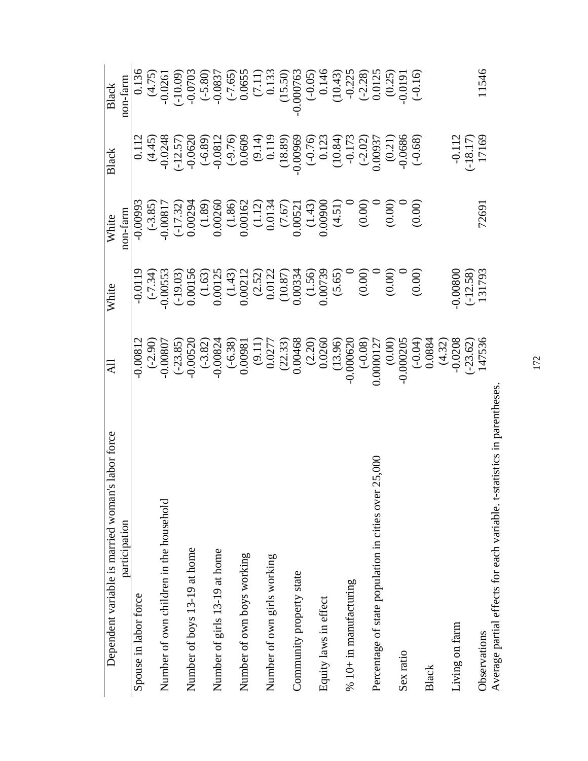| Dependent variable is married woman's labor force participation | All | White | White non-farm | Black | Black non-farm |
|---|---|---|---|---|---|
| Spouse in labor force | -0.00812 | -0.0119 | -0.00993 | 0.112 | 0.136 |
| | (-2.90) | (-7.34) | (-3.85) | (4.45) | (4.75) |
| Number of own children in the household | -0.00807 | -0.00553 | -0.00817 | -0.0248 | -0.0261 |
| | (-23.85) | (-19.03) | (-17.32) | (-12.57) | (-10.09) |
| Number of boys 13-19 at home | -0.00520 | 0.00156 | 0.00294 | -0.0620 | -0.0703 |
| | (-3.82) | (1.63) | (1.89) | (-6.89) | (-5.80) |
| Number of girls 13-19 at home | -0.00824 | 0.00125 | 0.00260 | -0.0812 | -0.0837 |
| | (-6.38) | (1.43) | (1.86) | (-9.76) | (-7.65) |
| Number of own boys working | 0.00981 | 0.00212 | 0.00162 | 0.0609 | 0.0655 |
| | (9.11) | (2.52) | (1.12) | (9.14) | (7.11) |
| Number of own girls working | 0.0277 | 0.0122 | 0.0134 | 0.119 | 0.133 |
| | (22.33) | (10.87) | (7.67) | (18.89) | (15.50) |
| Community property state | 0.00468 | 0.00334 | 0.00521 | -0.00969 | -0.000763 |
| | (2.20) | (1.56) | (1.43) | (-0.76) | (-0.05) |
| Equity laws in effect | 0.0260 | 0.00739 | 0.00900 | 0.123 | 0.146 |
| | (13.96) | (5.65) | (4.51) | (10.84) | (10.43) |
| % 10+ in manufacturing | -0.000620 | 0 | 0 | -0.173 | -0.225 |
| | (-0.08) | (0.00) | (0.00) | (-2.02) | (-2.28) |
| Percentage of state population in cities over 25,000 | 0.0000127 | 0 | 0 | 0.00937 | 0.0125 |
| | (0.00) | (0.00) | (0.00) | (0.21) | (0.25) |
| Sex ratio | -0.000205 | 0 | 0 | -0.0686 | -0.0191 |
| | (-0.04) | (0.00) | (0.00) | (-0.68) | (-0.16) |
| Black | 0.0884 | | | | |
| | (4.32) | | | | |
| Living on farm | -0.0208 | -0.00800 | | -0.112 | |
| | (-23.62) | (-12.58) | | (-18.17) | |
| Observations | 147536 | 131793 | 72691 | 17169 | 11546 |

Average partial effects for each variable. t-statistics in parentheses.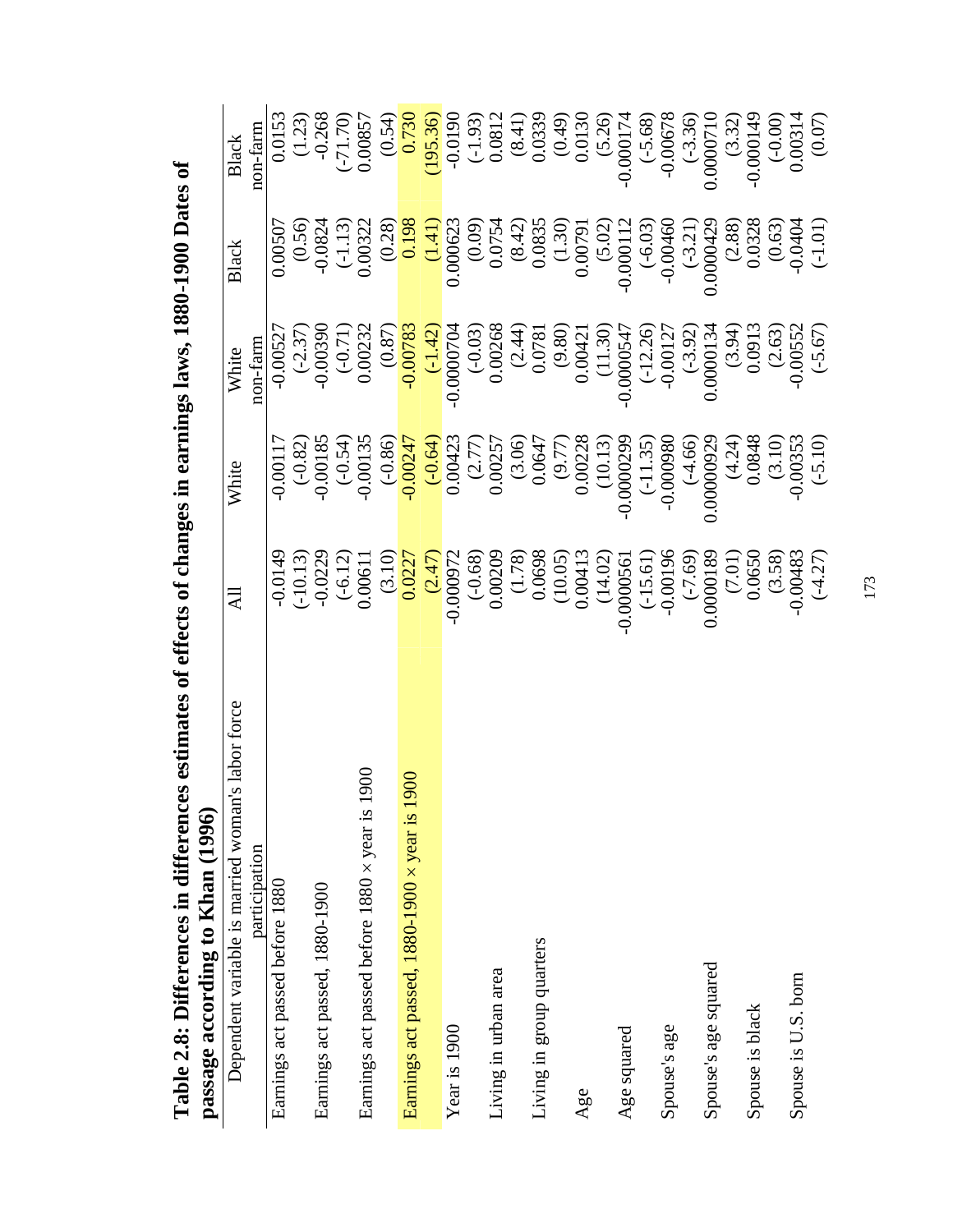**Table 2.8: Differences in differences estimates of effects of changes in earnings laws, 1880-1900 Dates of passage according to Khan (1996)**

| Dependent variable is married woman's labor force participation | All | White | White non-farm | Black | Black non-farm |
|---|---|---|---|---|---|
| Earnings act passed before 1880 | -0.0149 | -0.00117 | -0.00527 | 0.00507 | 0.0153 |
| | (-10.13) | (-0.82) | (-2.37) | (0.56) | (1.23) |
| Earnings act passed, 1880-1900 | -0.0229 | -0.00185 | -0.00390 | -0.0824 | -0.268 |
| | (-6.12) | (-0.54) | (-0.71) | (-1.13) | (-71.70) |
| Earnings act passed before 1880 × year is 1900 | 0.00611 | -0.00135 | 0.00232 | 0.00322 | 0.00857 |
| | (3.10) | (-0.86) | (0.87) | (0.28) | (0.54) |
| Earnings act passed, 1880-1900 × year is 1900 | 0.0227 | -0.00247 | -0.00783 | 0.198 | 0.730 |
| | (2.47) | (-0.64) | (-1.42) | (1.41) | (195.36) |
| Year is 1900 | -0.000972 | 0.00423 | -0.0000704 | 0.000623 | -0.0190 |
| | (-0.68) | (2.77) | (-0.03) | (0.09) | (-1.93) |
| Living in urban area | 0.00209 | 0.00257 | 0.00268 | 0.0754 | 0.0812 |
| | (1.78) | (3.06) | (2.44) | (8.42) | (8.41) |
| Living in group quarters | 0.0698 | 0.0647 | 0.0781 | 0.0835 | 0.0339 |
| | (10.05) | (9.77) | (9.80) | (1.30) | (0.49) |
| Age | 0.00413 | 0.00228 | 0.00421 | 0.00791 | 0.0130 |
| | (14.02) | (10.13) | (11.30) | (5.02) | (5.26) |
| Age squared | -0.0000561 | -0.0000299 | -0.0000547 | -0.000112 | -0.000174 |
| | (-15.61) | (-11.35) | (-12.26) | (-6.03) | (-5.68) |
| Spouse's age | -0.00196 | -0.000980 | -0.00127 | -0.00460 | -0.00678 |
| | (-7.69) | (-4.66) | (-3.92) | (-3.21) | (-3.36) |
| Spouse's age squared | 0.0000189 | 0.00000929 | 0.0000134 | 0.0000429 | 0.0000710 |
| | (7.01) | (4.24) | (3.94) | (2.88) | (3.32) |
| Spouse is black | 0.0650 | 0.0848 | 0.0913 | 0.0328 | -0.000149 |
| | (3.58) | (3.10) | (2.63) | (0.63) | (-0.00) |
| Spouse is U.S. born | -0.00483 | -0.00353 | -0.00552 | -0.0404 | 0.00314 |
| | (-4.27) | (-5.10) | (-5.67) | (-1.01) | (0.07) |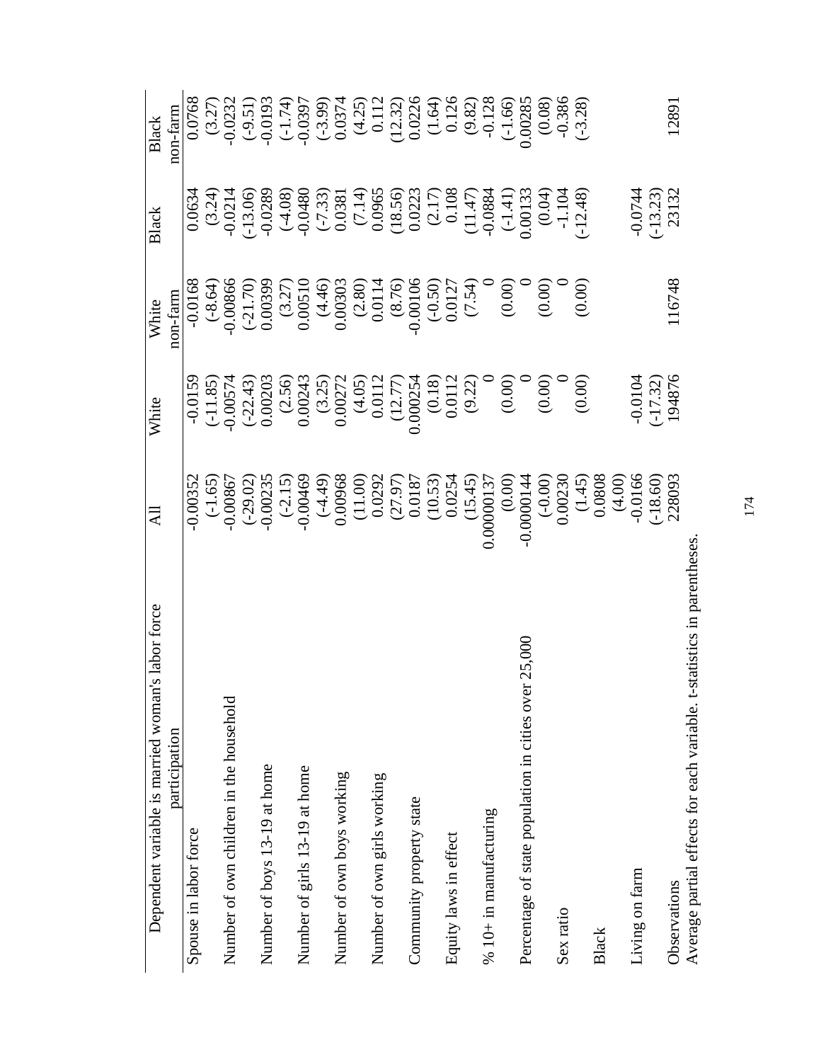| Dependent variable is married woman's labor force participation | All | White | White non-farm | Black | Black non-farm |
|---|---|---|---|---|---|
| Spouse in labor force | -0.00352 | -0.0159 | -0.0168 | 0.0634 | 0.0768 |
| | (-1.65) | (-11.85) | (-8.64) | (3.24) | (3.27) |
| Number of own children in the household | -0.00867 | -0.00574 | -0.00866 | -0.0214 | -0.0232 |
| | (-29.02) | (-22.43) | (-21.70) | (-13.06) | (-9.51) |
| Number of boys 13-19 at home | -0.00235 | 0.00203 | 0.00399 | -0.0289 | -0.0193 |
| | (-2.15) | (2.56) | (3.27) | (-4.08) | (-1.74) |
| Number of girls 13-19 at home | -0.00469 | 0.00243 | 0.00510 | -0.0480 | -0.0397 |
| | (-4.49) | (3.25) | (4.46) | (-7.33) | (-3.99) |
| Number of own boys working | 0.00968 | 0.00272 | 0.00303 | 0.0381 | 0.0374 |
| | (11.00) | (4.05) | (2.80) | (7.14) | (4.25) |
| Number of own girls working | 0.0292 | 0.0112 | 0.0114 | 0.0965 | 0.112 |
| | (27.97) | (12.77) | (8.76) | (18.56) | (12.32) |
| Community property state | 0.0187 | 0.000254 | -0.00106 | 0.0223 | 0.0226 |
| | (10.53) | (0.18) | (-0.50) | (2.17) | (1.64) |
| Equity laws in effect | 0.0254 | 0.0112 | 0.0127 | 0.108 | 0.126 |
| | (15.45) | (9.22) | (7.54) | (11.47) | (9.82) |
| % 10+ in manufacturing | 0.00000137 | 0 | 0 | -0.0884 | -0.128 |
| | (0.00) | (0.00) | (0.00) | (-1.41) | (-1.66) |
| Percentage of state population in cities over 25,000 | -0.0000144 | 0 | 0 | 0.00133 | 0.00285 |
| | (-0.00) | (0.00) | (0.00) | (0.04) | (0.08) |
| Sex ratio | 0.00230 | 0 | 0 | -1.104 | -0.386 |
| | (1.45) | (0.00) | (0.00) | (-12.48) | (-3.28) |
| Black | 0.0808 | | | | |
| | (4.00) | | | | |
| Living on farm | -0.0166 | -0.0104 | | -0.0744 | |
| | (-18.60) | (-17.32) | | (-13.23) | |
| Observations | 228093 | 194876 | 116748 | 23132 | 12891 |

Average partial effects for each variable. t-statistics in parentheses.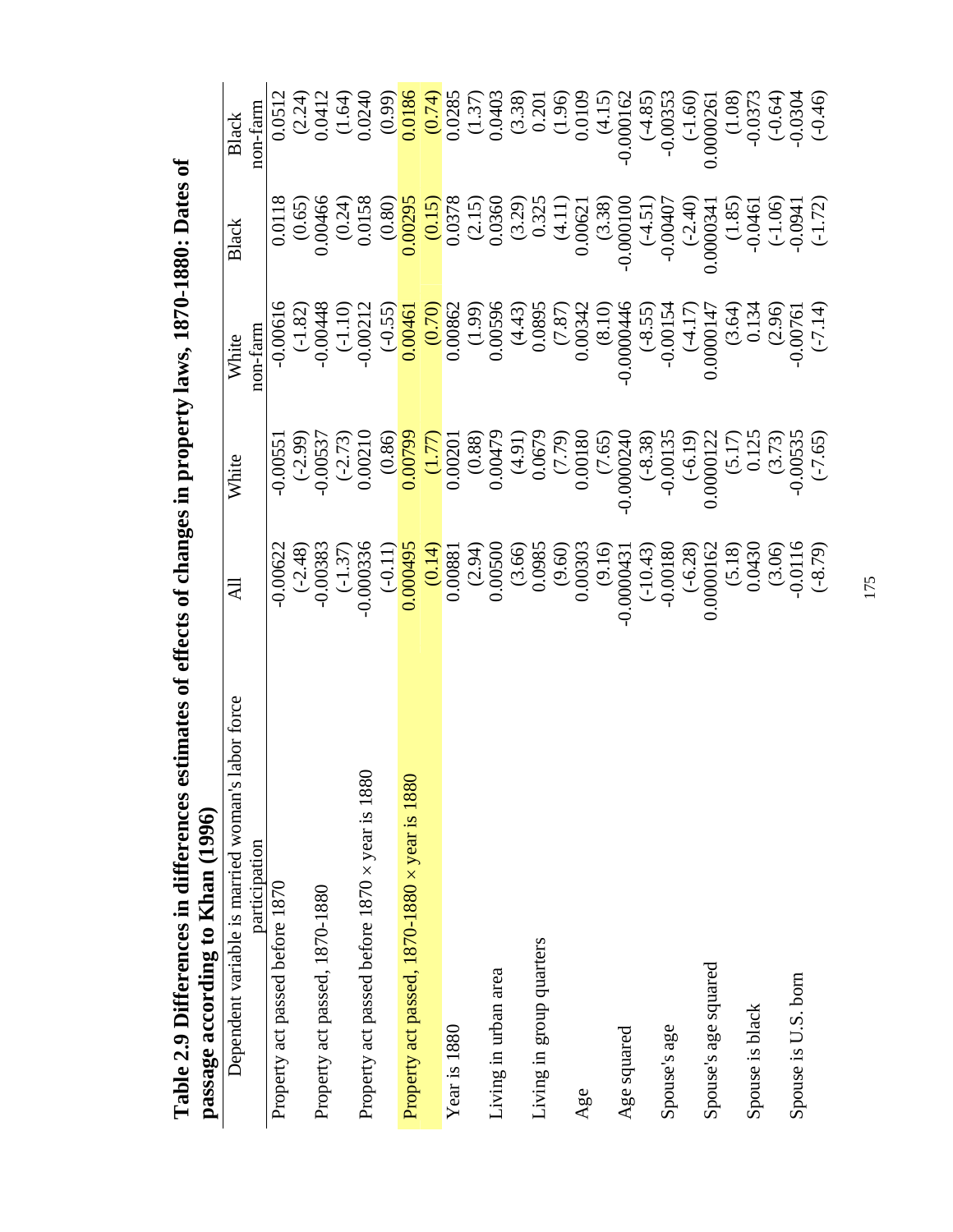**Table 2.9 Differences in differences estimates of effects of changes in property laws, 1870-1880: Dates of passage according to Khan (1996)**

| Dependent variable is married woman's labor force participation | All | White | White non-farm | Black | Black non-farm |
|---|---|---|---|---|---|
| Property act passed before 1870 | -0.00622 | -0.00551 | -0.00616 | 0.0118 | 0.0512 |
| | (-2.48) | (-2.99) | (-1.82) | (0.65) | (2.24) |
| Property act passed, 1870-1880 | -0.00383 | -0.00537 | -0.00448 | 0.00466 | 0.0412 |
| | (-1.37) | (-2.73) | (-1.10) | (0.24) | (1.64) |
| Property act passed before 1870 × year is 1880 | -0.000336 | 0.00210 | -0.00212 | 0.0158 | 0.0240 |
| | (-0.11) | (0.86) | (-0.55) | (0.80) | (0.99) |
| Property act passed, 1870-1880 × year is 1880 | 0.000495 | 0.00799 | 0.00461 | 0.00295 | 0.0186 |
| | (0.14) | (1.77) | (0.70) | (0.15) | (0.74) |
| Year is 1880 | 0.00881 | 0.00201 | 0.00862 | 0.0378 | 0.0285 |
| | (2.94) | (0.88) | (1.99) | (2.15) | (1.37) |
| Living in urban area | 0.00500 | 0.00479 | 0.00596 | 0.0360 | 0.0403 |
| | (3.66) | (4.91) | (4.43) | (3.29) | (3.38) |
| Living in group quarters | 0.0985 | 0.0679 | 0.0895 | 0.325 | 0.201 |
| | (9.60) | (7.79) | (7.87) | (4.11) | (1.96) |
| Age | 0.00303 | 0.00180 | 0.00342 | 0.00621 | 0.0109 |
| | (9.16) | (7.65) | (8.10) | (3.38) | (4.15) |
| Age squared | -0.0000431 | -0.0000240 | -0.0000446 | -0.000100 | -0.000162 |
| | (-10.43) | (-8.38) | (-8.55) | (-4.51) | (-4.85) |
| Spouse's age | -0.00180 | -0.00135 | -0.00154 | -0.00407 | -0.00353 |
| | (-6.28) | (-6.19) | (-4.17) | (-2.40) | (-1.60) |
| Spouse's age squared | 0.0000162 | 0.0000122 | 0.0000147 | 0.0000341 | 0.0000261 |
| | (5.18) | (5.17) | (3.64) | (1.85) | (1.08) |
| Spouse is black | 0.0430 | 0.125 | 0.134 | -0.0461 | -0.0373 |
| | (3.06) | (3.73) | (2.96) | (-1.06) | (-0.64) |
| Spouse is U.S. born | -0.0116 | -0.00535 | -0.00761 | -0.0941 | -0.0304 |
| | (-8.79) | (-7.65) | (-7.14) | (-1.72) | (-0.46) |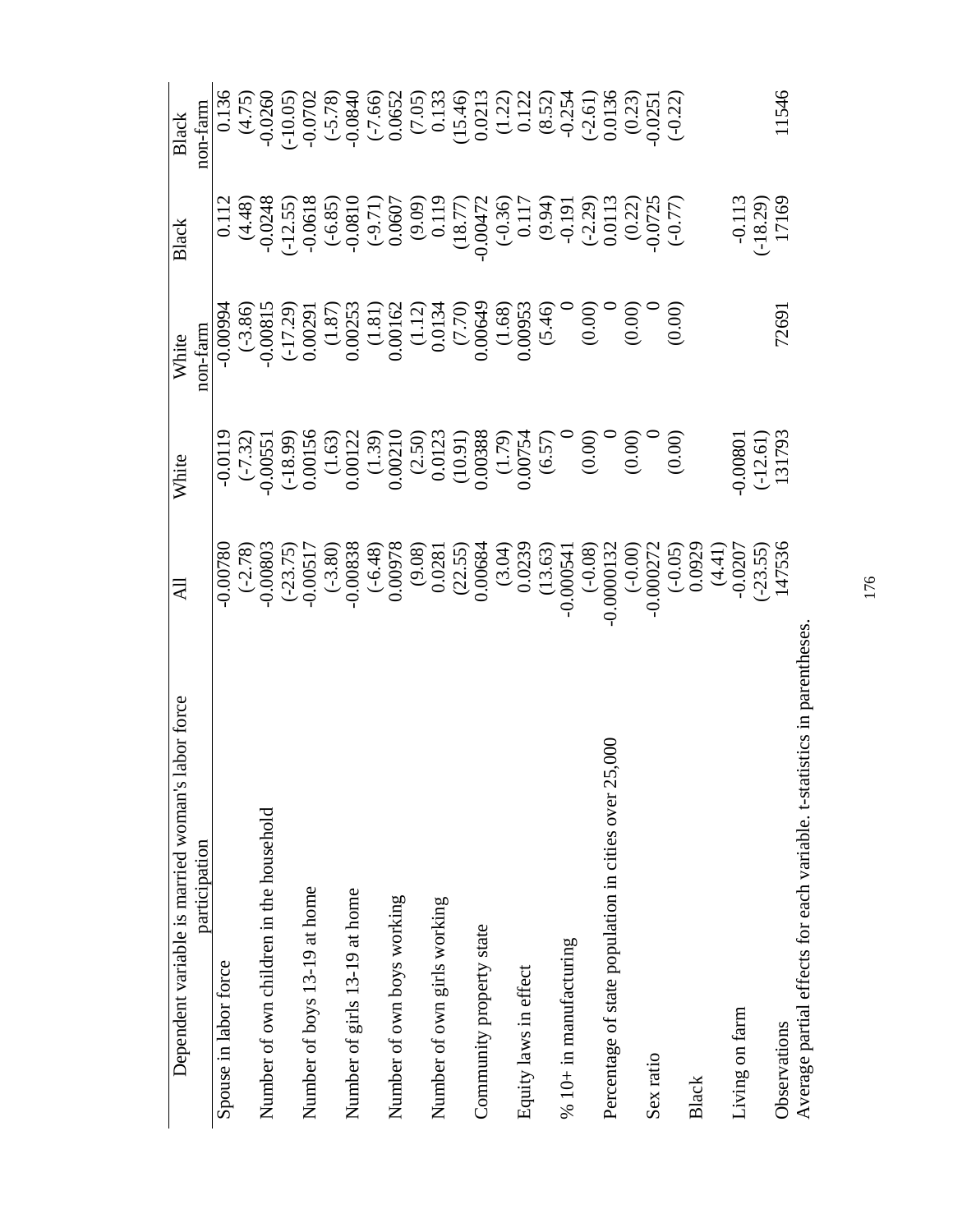| Dependent variable is married woman's labor force participation | All | White | White non-farm | Black | Black non-farm |
|---|---|---|---|---|---|
| Spouse in labor force | -0.00780 | -0.0119 | -0.00994 | 0.112 | 0.136 |
| | (-2.78) | (-7.32) | (-3.86) | (4.48) | (4.75) |
| Number of own children in the household | -0.00803 | -0.00551 | -0.00815 | -0.0248 | -0.0260 |
| | (-23.75) | (-18.99) | (-17.29) | (-12.55) | (-10.05) |
| Number of boys 13-19 at home | -0.00517 | 0.00156 | 0.00291 | -0.0618 | -0.0702 |
| | (-3.80) | (1.63) | (1.87) | (-6.85) | (-5.78) |
| Number of girls 13-19 at home | -0.00838 | 0.00122 | 0.00253 | -0.0810 | -0.0840 |
| | (-6.48) | (1.39) | (1.81) | (-9.71) | (-7.66) |
| Number of own boys working | 0.00978 | 0.00210 | 0.00162 | 0.0607 | 0.0652 |
| | (9.08) | (2.50) | (1.12) | (9.09) | (7.05) |
| Number of own girls working | 0.0281 | 0.0123 | 0.0134 | 0.119 | 0.133 |
| | (22.55) | (10.91) | (7.70) | (18.77) | (15.46) |
| Community property state | 0.00684 | 0.00388 | 0.00649 | -0.00472 | 0.0213 |
| | (3.04) | (1.79) | (1.68) | (-0.36) | (1.22) |
| Equity laws in effect | 0.0239 | 0.00754 | 0.00953 | 0.117 | 0.122 |
| | (13.63) | (6.57) | (5.46) | (9.94) | (8.52) |
| % 10+ in manufacturing | -0.000541 | 0 | 0 | -0.191 | -0.254 |
| | (-0.08) | (0.00) | (0.00) | (-2.29) | (-2.61) |
| Percentage of state population in cities over 25,000 | -0.0000132 | 0 | 0 | 0.0113 | 0.0136 |
| | (-0.00) | (0.00) | (0.00) | (0.22) | (0.23) |
| Sex ratio | -0.000272 | 0 | 0 | -0.0725 | -0.0251 |
| | (-0.05) | (0.00) | (0.00) | (-0.77) | (-0.22) |
| Black | 0.0929 | | | | |
| | (4.41) | | | | |
| Living on farm | -0.0207 | -0.00801 | | -0.113 | |
| | (-23.55) | (-12.61) | | (-18.29) | |
| Observations | 147536 | 131793 | 72691 | 17169 | 11546 |

Average partial effects for each variable. t-statistics in parentheses.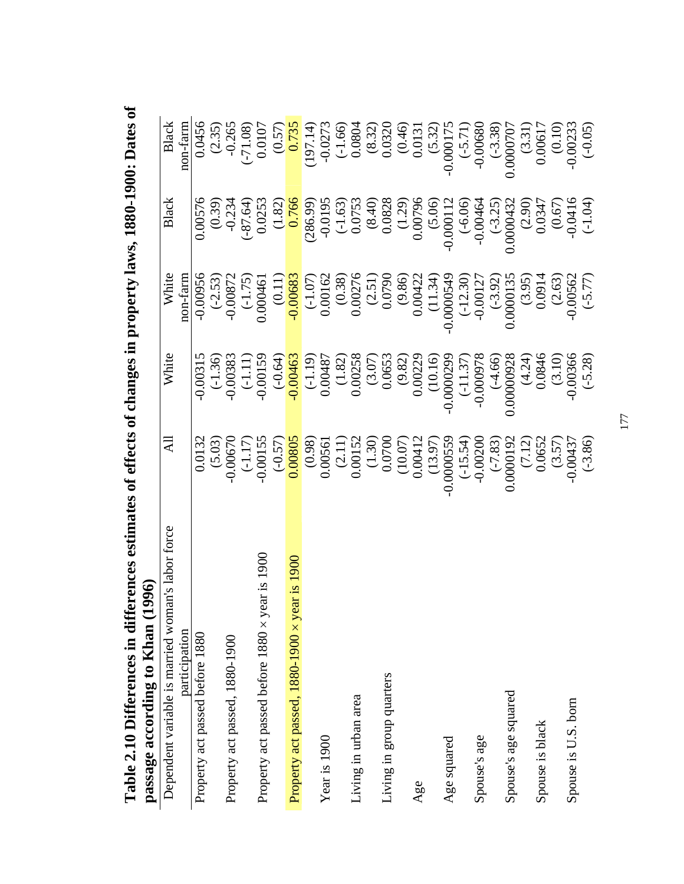**Table 2.10 Differences in differences estimates of effects of changes in property laws, 1880-1900: Dates of passage according to Khan (1996)**

| Dependent variable is married woman's labor force participation | All | White | White non-farm | Black | Black non-farm |
|---|---|---|---|---|---|
| Property act passed before 1880 | 0.0132 | -0.00315 | -0.00956 | 0.00576 | 0.0456 |
| | (5.03) | (-1.36) | (-2.53) | (0.39) | (2.35) |
| Property act passed, 1880-1900 | -0.00670 | -0.00383 | -0.00872 | -0.234 | -0.265 |
| | (-1.17) | (-1.11) | (-1.75) | (-87.64) | (-71.08) |
| Property act passed before 1880 × year is 1900 | -0.00155 | -0.00159 | 0.000461 | 0.0253 | 0.0107 |
| | (-0.57) | (-0.64) | (0.11) | (1.82) | (0.57) |
| Property act passed, 1880-1900 × year is 1900 | 0.00805 | -0.00463 | -0.00683 | 0.766 | 0.735 |
| | (0.98) | (-1.19) | (-1.07) | (286.99) | (197.14) |
| Year is 1900 | 0.00561 | 0.00487 | 0.00162 | -0.0195 | -0.0273 |
| | (2.11) | (1.82) | (0.38) | (-1.63) | (-1.66) |
| Living in urban area | 0.00152 | 0.00258 | 0.00276 | 0.0753 | 0.0804 |
| | (1.30) | (3.07) | (2.51) | (8.40) | (8.32) |
| Living in group quarters | 0.0700 | 0.0653 | 0.0790 | 0.0828 | 0.0320 |
| | (10.07) | (9.82) | (9.86) | (1.29) | (0.46) |
| Age | 0.00412 | 0.00229 | 0.00422 | 0.00796 | 0.0131 |
| | (13.97) | (10.16) | (11.34) | (5.06) | (5.32) |
| Age squared | -0.0000559 | -0.0000299 | -0.0000549 | -0.000112 | -0.000175 |
| | (-15.54) | (-11.37) | (-12.30) | (-6.06) | (-5.71) |
| Spouse's age | -0.00200 | -0.000978 | -0.00127 | -0.00464 | -0.00680 |
| | (-7.83) | (-4.66) | (-3.92) | (-3.25) | (-3.38) |
| Spouse's age squared | 0.0000192 | 0.00000928 | 0.0000135 | 0.0000432 | 0.0000707 |
| | (7.12) | (4.24) | (3.95) | (2.90) | (3.31) |
| Spouse is black | 0.0652 | 0.0846 | 0.0914 | 0.0347 | 0.00617 |
| | (3.57) | (3.10) | (2.63) | (0.67) | (0.10) |
| Spouse is U.S. born | -0.00437 | -0.00366 | -0.00562 | -0.0416 | -0.00233 |
| | (-3.86) | (-5.28) | (-5.77) | (-1.04) | (-0.05) |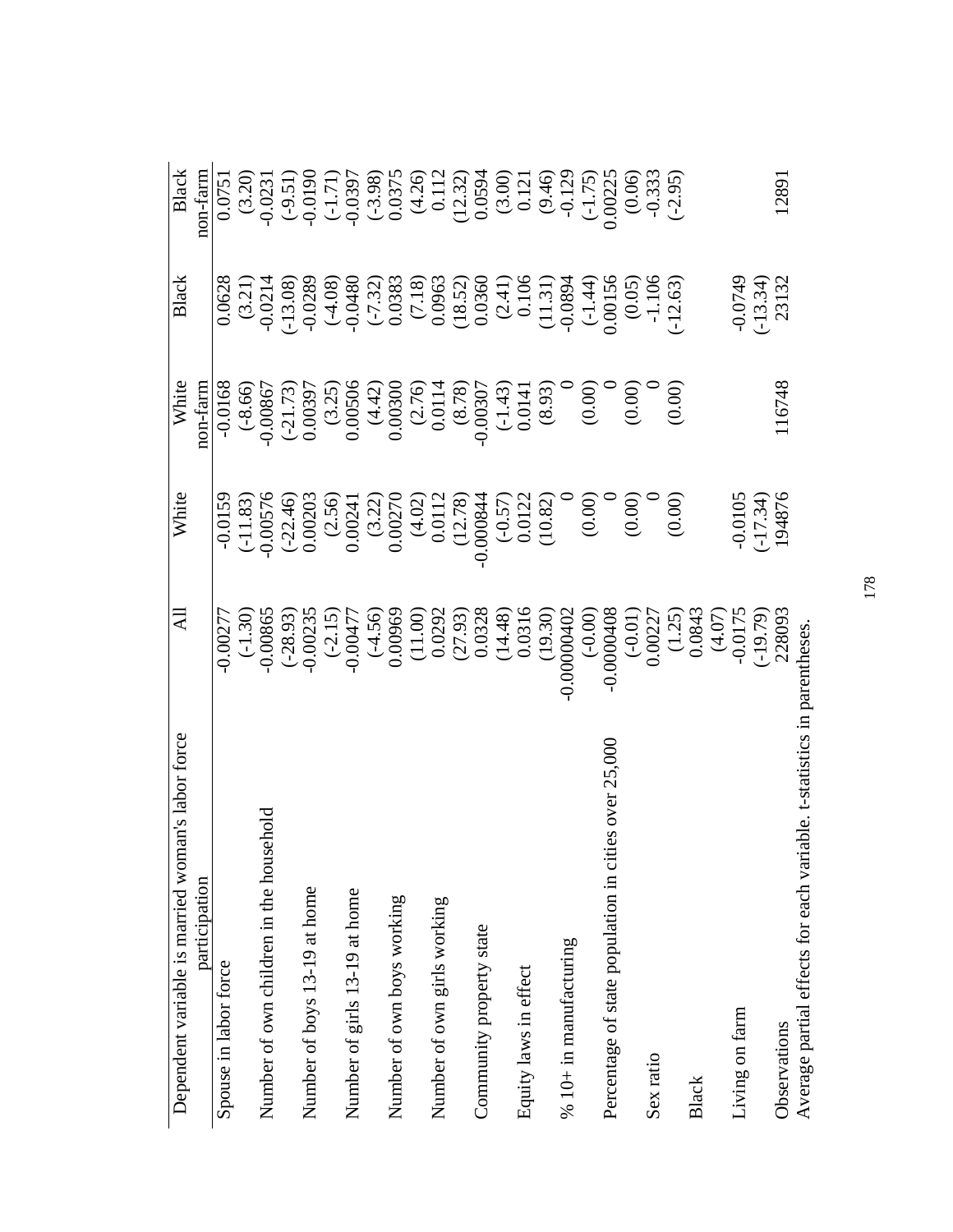| Dependent variable is married woman's labor force participation | All | White | White non-farm | Black | Black non-farm |
|---|---|---|---|---|---|
| Spouse in labor force | -0.00277 | -0.0159 | -0.0168 | 0.0628 | 0.0751 |
| | (-1.30) | (-11.83) | (-8.66) | (3.21) | (3.20) |
| Number of own children in the household | -0.00865 | -0.00576 | -0.00867 | -0.0214 | -0.0231 |
| | (-28.93) | (-22.46) | (-21.73) | (-13.08) | (-9.51) |
| Number of boys 13-19 at home | -0.00235 | 0.00203 | 0.00397 | -0.0289 | -0.0190 |
| | (-2.15) | (2.56) | (3.25) | (-4.08) | (-1.71) |
| Number of girls 13-19 at home | -0.00477 | 0.00241 | 0.00506 | -0.0480 | -0.0397 |
| | (-4.56) | (3.22) | (4.42) | (-7.32) | (-3.98) |
| Number of own boys working | 0.00969 | 0.00270 | 0.00300 | 0.0383 | 0.0375 |
| | (11.00) | (4.02) | (2.76) | (7.18) | (4.26) |
| Number of own girls working | 0.0292 | 0.0112 | 0.0114 | 0.0963 | 0.112 |
| | (27.93) | (12.78) | (8.78) | (18.52) | (12.32) |
| Community property state | 0.0328 | -0.000844 | -0.00307 | 0.0360 | 0.0594 |
| | (14.48) | (-0.57) | (-1.43) | (2.41) | (3.00) |
| Equity laws in effect | 0.0316 | 0.0122 | 0.0141 | 0.106 | 0.121 |
| | (19.30) | (10.82) | (8.93) | (11.31) | (9.46) |
| % 10+ in manufacturing | -0.00000402 | 0 | 0 | -0.0894 | -0.129 |
| | (-0.00) | (0.00) | (0.00) | (-1.44) | (-1.75) |
| Percentage of state population in cities over 25,000 | -0.0000408 | 0 | 0 | 0.00156 | 0.00225 |
| | (-0.01) | (0.00) | (0.00) | (0.05) | (0.06) |
| Sex ratio | 0.00227 | 0 | 0 | -1.106 | -0.333 |
| | (1.25) | (0.00) | (0.00) | (-12.63) | (-2.95) |
| Black | 0.0843 | | | | |
| | (4.07) | | | | |
| Living on farm | -0.0175 | -0.0105 | | -0.0749 | |
| | (-19.79) | (-17.34) | | (-13.34) | |
| Observations | 228093 | 194876 | 116748 | 23132 | 12891 |

Average partial effects for each variable. t-statistics in parentheses.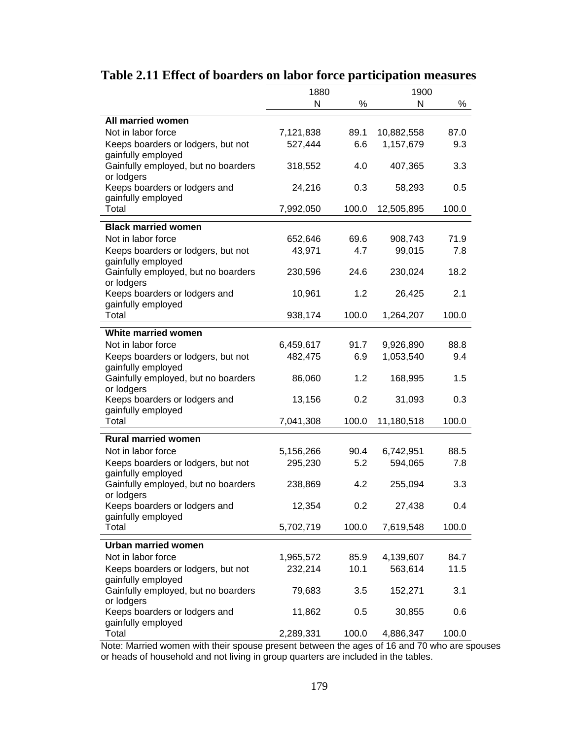# Table 2.11 Effect of boarders on labor force participation measures

| | 1880 | | 1900 | |
|---|---|---|---|---|
| | N | % | N | % |
| **All married women** | | | | |
| Not in labor force | 7,121,838 | 89.1 | 10,882,558 | 87.0 |
| Keeps boarders or lodgers, but not gainfully employed | 527,444 | 6.6 | 1,157,679 | 9.3 |
| Gainfully employed, but no boarders or lodgers | 318,552 | 4.0 | 407,365 | 3.3 |
| Keeps boarders or lodgers and gainfully employed | 24,216 | 0.3 | 58,293 | 0.5 |
| Total | 7,992,050 | 100.0 | 12,505,895 | 100.0 |
| **Black married women** | | | | |
| Not in labor force | 652,646 | 69.6 | 908,743 | 71.9 |
| Keeps boarders or lodgers, but not gainfully employed | 43,971 | 4.7 | 99,015 | 7.8 |
| Gainfully employed, but no boarders or lodgers | 230,596 | 24.6 | 230,024 | 18.2 |
| Keeps boarders or lodgers and gainfully employed | 10,961 | 1.2 | 26,425 | 2.1 |
| Total | 938,174 | 100.0 | 1,264,207 | 100.0 |
| **White married women** | | | | |
| Not in labor force | 6,459,617 | 91.7 | 9,926,890 | 88.8 |
| Keeps boarders or lodgers, but not gainfully employed | 482,475 | 6.9 | 1,053,540 | 9.4 |
| Gainfully employed, but no boarders or lodgers | 86,060 | 1.2 | 168,995 | 1.5 |
| Keeps boarders or lodgers and gainfully employed | 13,156 | 0.2 | 31,093 | 0.3 |
| Total | 7,041,308 | 100.0 | 11,180,518 | 100.0 |
| **Rural married women** | | | | |
| Not in labor force | 5,156,266 | 90.4 | 6,742,951 | 88.5 |
| Keeps boarders or lodgers, but not gainfully employed | 295,230 | 5.2 | 594,065 | 7.8 |
| Gainfully employed, but no boarders or lodgers | 238,869 | 4.2 | 255,094 | 3.3 |
| Keeps boarders or lodgers and gainfully employed | 12,354 | 0.2 | 27,438 | 0.4 |
| Total | 5,702,719 | 100.0 | 7,619,548 | 100.0 |
| **Urban married women** | | | | |
| Not in labor force | 1,965,572 | 85.9 | 4,139,607 | 84.7 |
| Keeps boarders or lodgers, but not gainfully employed | 232,214 | 10.1 | 563,614 | 11.5 |
| Gainfully employed, but no boarders or lodgers | 79,683 | 3.5 | 152,271 | 3.1 |
| Keeps boarders or lodgers and gainfully employed | 11,862 | 0.5 | 30,855 | 0.6 |
| Total | 2,289,331 | 100.0 | 4,886,347 | 100.0 |

Note: Married women with their spouse present between the ages of 16 and 70 who are spouses or heads of household and not living in group quarters are included in the tables.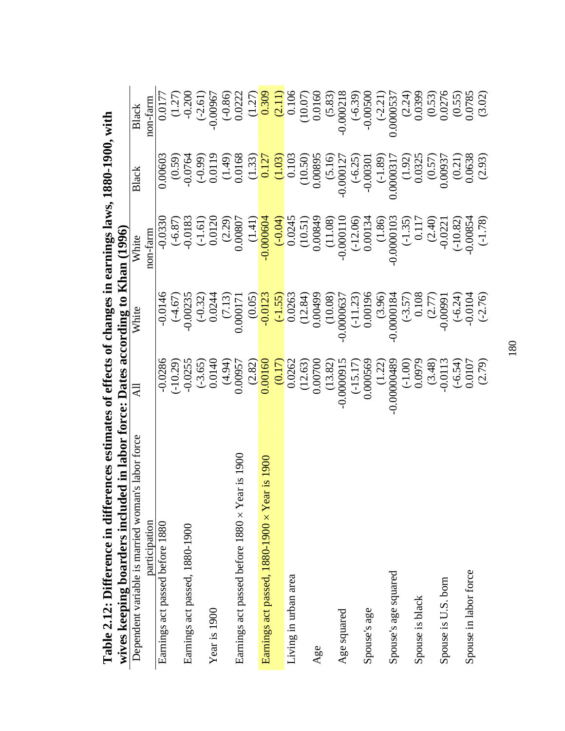**Table 2.12: Difference in differences estimates of effects of changes in earnings laws, 1880-1900, with wives keeping boarders included in labor force: Dates according to Khan (1996)**

| Dependent variable is married woman's labor force participation | All | White | White non-farm | Black | Black non-farm |
|---|---|---|---|---|---|
| Earnings act passed before 1880 | -0.0286 | -0.0146 | -0.0330 | 0.00603 | 0.0177 |
| | (-10.29) | (-4.67) | (-6.87) | (0.59) | (1.27) |
| Earnings act passed, 1880-1900 | -0.0255 | -0.00235 | -0.0183 | -0.0764 | -0.200 |
| | (-3.65) | (-0.32) | (-1.61) | (-0.99) | (-2.61) |
| Year is 1900 | 0.0140 | 0.0244 | 0.0120 | 0.0119 | -0.00967 |
| | (4.94) | (7.13) | (2.29) | (1.49) | (-0.86) |
| Earnings act passed before 1880 × Year is 1900 | 0.00957 | 0.000171 | 0.00807 | 0.0168 | 0.0222 |
| | (2.82) | (0.05) | (1.41) | (1.33) | (1.27) |
| Earnings act passed, 1880-1900 × Year is 1900 | 0.0160 | -0.0123 | -0.000604 | 0.127 | 0.309 |
| | (0.17) | (-1.55) | (-0.04) | (1.03) | (2.11) |
| Living in urban area | 0.0262 | 0.0263 | 0.0245 | 0.103 | 0.106 |
| | (12.63) | (12.84) | (10.51) | (10.50) | (10.07) |
| Age | 0.00700 | 0.00499 | 0.00849 | 0.00895 | 0.0160 |
| | (13.82) | (10.08) | (11.08) | (5.16) | (5.83) |
| Age squared | -0.0000915 | -0.0000637 | -0.000110 | -0.000127 | -0.000218 |
| | (-15.17) | (-11.23) | (-12.06) | (-6.25) | (-6.39) |
| Spouse's age | 0.000569 | 0.00196 | 0.00134 | -0.00301 | -0.00500 |
| | (1.22) | (3.96) | (1.86) | (-1.89) | (-2.21) |
| Spouse's age squared | -0.00000489 | -0.0000184 | -0.0000103 | 0.0000317 | 0.0000537 |
| | (-1.00) | (-3.57) | (-1.35) | (1.92) | (2.24) |
| Spouse is black | 0.0979 | 0.108 | 0.117 | 0.0325 | 0.0399 |
| | (3.48) | (2.77) | (2.40) | (0.57) | (0.53) |
| Spouse is U.S. born | -0.0113 | -0.00991 | -0.0221 | 0.00937 | 0.0276 |
| | (-6.54) | (-6.24) | (-10.82) | (0.21) | (0.55) |
| Spouse in labor force | 0.0107 | -0.0104 | -0.00854 | 0.0638 | 0.0785 |
| | (2.79) | (-2.76) | (-1.78) | (2.93) | (3.02) |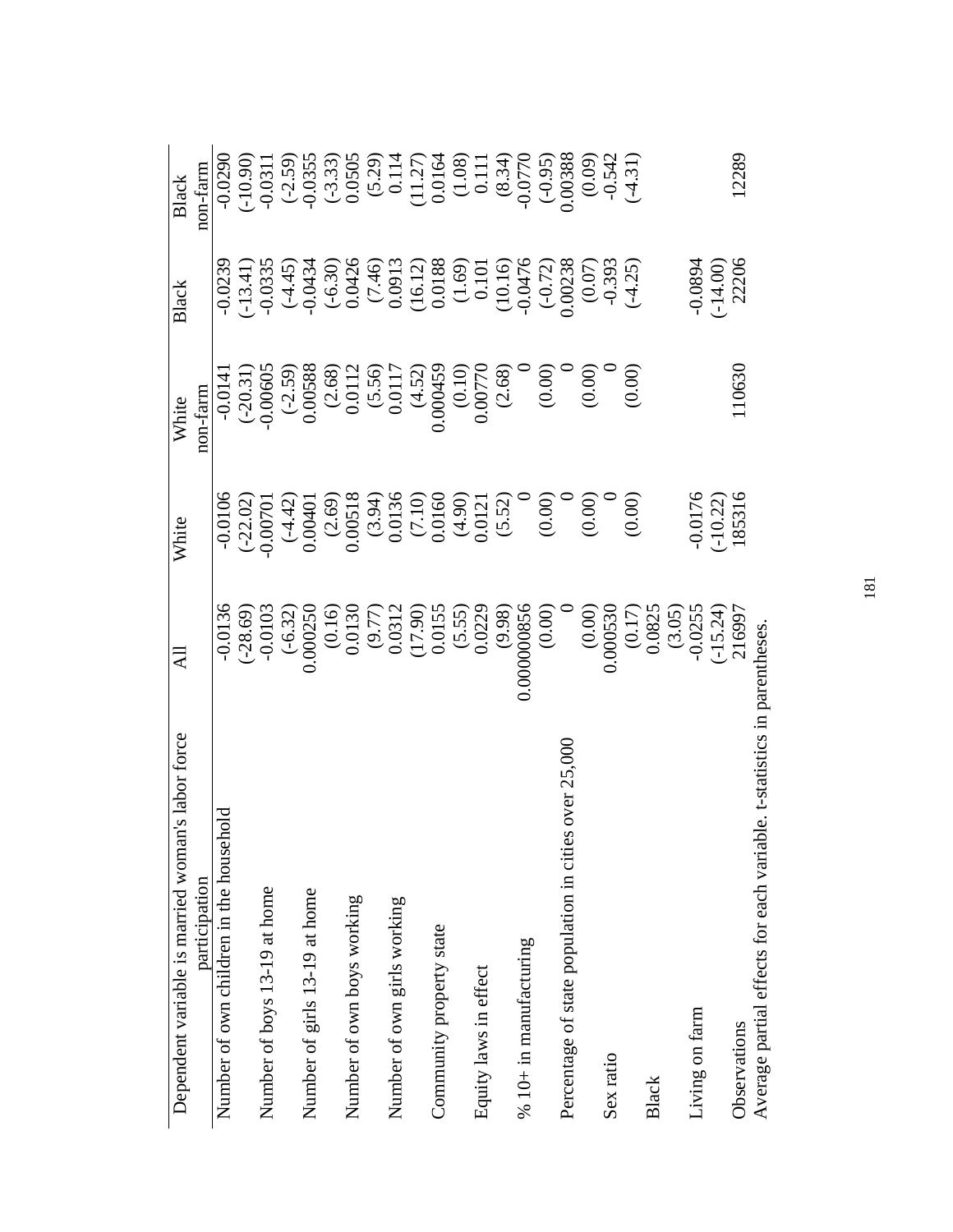| Dependent variable is married woman's labor force participation | All | White | White non-farm | Black | Black non-farm |
|---|---|---|---|---|---|
| Number of own children in the household | -0.0136 | -0.0106 | -0.0141 | -0.0239 | -0.0290 |
| | (-28.69) | (-22.02) | (-20.31) | (-13.41) | (-10.90) |
| Number of boys 13-19 at home | -0.0103 | -0.00701 | -0.00605 | -0.0335 | -0.0311 |
| | (-6.32) | (-4.42) | (-2.59) | (-4.45) | (-2.59) |
| Number of girls 13-19 at home | 0.000250 | 0.00401 | 0.00588 | -0.0434 | -0.0355 |
| | (0.16) | (2.69) | (2.68) | (-6.30) | (-3.33) |
| Number of own boys working | 0.0130 | 0.00518 | 0.0112 | 0.0426 | 0.0505 |
| | (9.77) | (3.94) | (5.56) | (7.46) | (5.29) |
| Number of own girls working | 0.0312 | 0.0136 | 0.0117 | 0.0913 | 0.114 |
| | (17.90) | (7.10) | (4.52) | (16.12) | (11.27) |
| Community property state | 0.0155 | 0.0160 | 0.000459 | 0.0188 | 0.0164 |
| | (5.55) | (4.90) | (0.10) | (1.69) | (1.08) |
| Equity laws in effect | 0.0229 | 0.0121 | 0.00770 | 0.101 | 0.111 |
| | (9.98) | (5.52) | (2.68) | (10.16) | (8.34) |
| % 10+ in manufacturing | 0.000000856 | 0 | 0 | -0.0476 | -0.0770 |
| | (0.00) | (0.00) | (0.00) | (-0.72) | (-0.95) |
| Percentage of state population in cities over 25,000 | 0 | 0 | 0 | 0.00238 | 0.00388 |
| | (0.00) | (0.00) | (0.00) | (0.07) | (0.09) |
| Sex ratio | 0.000530 | 0 | 0 | -0.393 | -0.542 |
| | (0.17) | (0.00) | (0.00) | (-4.25) | (-4.31) |
| Black | 0.0825 | | | | |
| | (3.05) | | | | |
| Living on farm | -0.0255 | -0.0176 | | -0.0894 | |
| | (-15.24) | (-10.22) | | (-14.00) | |
| Observations | 216997 | 185316 | 110630 | 22206 | 12289 |

Average partial effects for each variable. t-statistics in parentheses.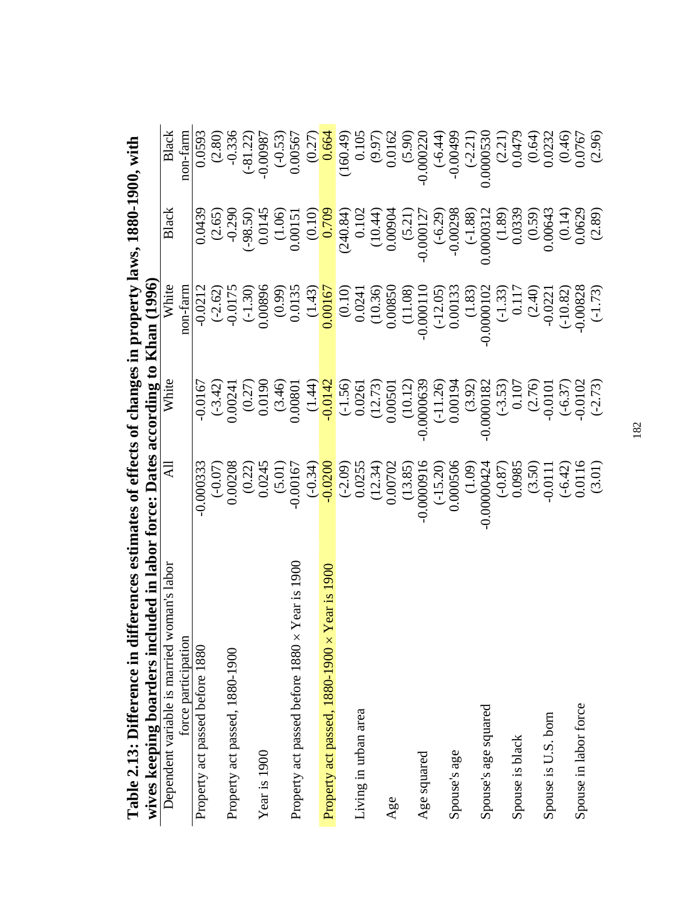**Table 2.13: Difference in differences estimates of effects of changes in property laws, 1880-1900, with wives keeping boarders included in labor force: Dates according to Khan (1996)**

| Dependent variable is married woman's labor force participation | All | White | White non-farm | Black | Black non-farm |
|---|---|---|---|---|---|
| Property act passed before 1880 | -0.000333 | -0.0167 | -0.0212 | 0.0439 | 0.0593 |
| | (-0.07) | (-3.42) | (-2.62) | (2.65) | (2.80) |
| Property act passed, 1880-1900 | 0.00208 | 0.00241 | -0.0175 | -0.290 | -0.336 |
| | (0.22) | (0.27) | (-1.30) | (-98.50) | (-81.22) |
| Year is 1900 | 0.0245 | 0.0190 | 0.00896 | 0.0145 | -0.00987 |
| | (5.01) | (3.46) | (0.99) | (1.06) | (-0.53) |
| Property act passed before 1880 × Year is 1900 | -0.00167 | 0.00801 | 0.0135 | 0.00151 | 0.00567 |
| | (-0.34) | (1.44) | (1.43) | (0.10) | (0.27) |
| Property act passed, 1880-1900 × Year is 1900 | -0.0200 | -0.0142 | 0.00167 | 0.709 | 0.664 |
| | (-2.09) | (-1.56) | (0.10) | (240.84) | (160.49) |
| Living in urban area | 0.0255 | 0.0261 | 0.0241 | 0.102 | 0.105 |
| | (12.34) | (12.73) | (10.36) | (10.44) | (9.97) |
| Age | 0.00702 | 0.00501 | 0.00850 | 0.00904 | 0.0162 |
| | (13.85) | (10.12) | (11.08) | (5.21) | (5.90) |
| Age squared | -0.0000916 | -0.0000639 | -0.000110 | -0.000127 | -0.000220 |
| | (-15.20) | (-11.26) | (-12.05) | (-6.29) | (-6.44) |
| Spouse's age | 0.000506 | 0.00194 | 0.00133 | -0.00298 | -0.00499 |
| | (1.09) | (3.92) | (1.83) | (-1.88) | (-2.21) |
| Spouse's age squared | -0.00000424 | -0.0000182 | -0.0000102 | 0.0000312 | 0.0000530 |
| | (-0.87) | (-3.53) | (-1.33) | (1.89) | (2.21) |
| Spouse is black | 0.0985 | 0.107 | 0.117 | 0.0339 | 0.0479 |
| | (3.50) | (2.76) | (2.40) | (0.59) | (0.64) |
| Spouse is U.S. born | -0.0111 | -0.0101 | -0.0221 | 0.00643 | 0.0232 |
| | (-6.42) | (-6.37) | (-10.82) | (0.14) | (0.46) |
| Spouse in labor force | 0.0116 | -0.0102 | -0.00828 | 0.0629 | 0.0767 |
| | (3.01) | (-2.73) | (-1.73) | (2.89) | (2.96) |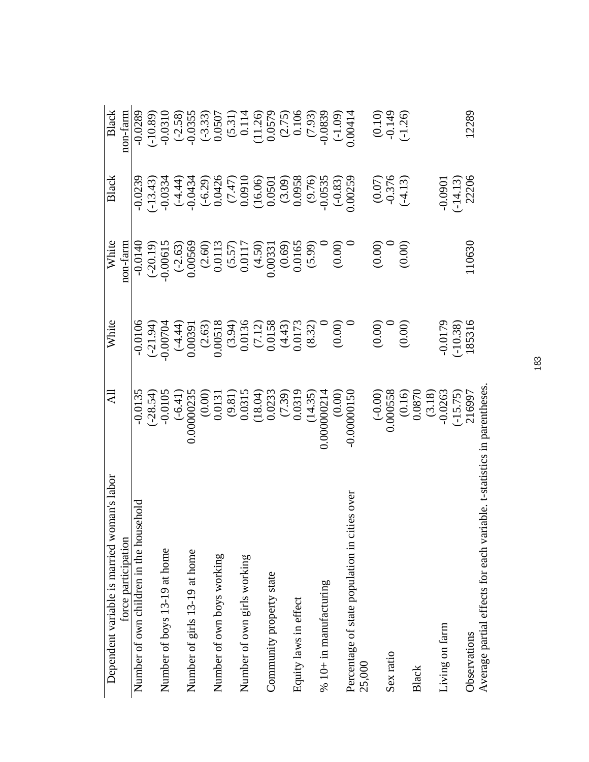| Dependent variable is married woman's labor force participation | All | White | White non-farm | Black | Black non-farm |
|---|---|---|---|---|---|
| Number of own children in the household | -0.0135 | -0.0106 | -0.0140 | -0.0239 | -0.0289 |
| | (-28.54) | (-21.94) | (-20.19) | (-13.43) | (-10.89) |
| Number of boys 13-19 at home | -0.0105 | -0.00704 | -0.00615 | -0.0334 | -0.0310 |
| | (-6.41) | (-4.44) | (-2.63) | (-4.44) | (-2.58) |
| Number of girls 13-19 at home | 0.00000235 | 0.00391 | 0.00569 | -0.0434 | -0.0355 |
| | (0.00) | (2.63) | (2.60) | (-6.29) | (-3.33) |
| Number of own boys working | 0.0131 | 0.00518 | 0.0113 | 0.0426 | 0.0507 |
| | (9.81) | (3.94) | (5.57) | (7.47) | (5.31) |
| Number of own girls working | 0.0315 | 0.0136 | 0.0117 | 0.0910 | 0.114 |
| | (18.04) | (7.12) | (4.50) | (16.06) | (11.26) |
| Community property state | 0.0233 | 0.0158 | 0.00331 | 0.0501 | 0.0579 |
| | (7.39) | (4.43) | (0.69) | (3.09) | (2.75) |
| Equity laws in effect | 0.0319 | 0.0173 | 0.0165 | 0.0958 | 0.106 |
| | (14.35) | (8.32) | (5.99) | (9.76) | (7.93) |
| % 10+ in manufacturing | 0.000000214 | 0 | 0 | -0.0535 | -0.0839 |
| | (0.00) | (0.00) | (0.00) | (-0.83) | (-1.09) |
| Percentage of state population in cities over 25,000 | -0.0000150 | 0 | 0 | 0.00259 | 0.00414 |
| | (-0.00) | (0.00) | (0.00) | (0.07) | (0.10) |
| Sex ratio | 0.000558 | 0 | 0 | -0.376 | -0.149 |
| | (0.16) | (0.00) | (0.00) | (-4.13) | (-1.26) |
| Black | 0.0870 | | | | |
| | (3.18) | | | | |
| Living on farm | -0.0263 | -0.0179 | | -0.0901 | |
| | (-15.75) | (-10.38) | | (-14.13) | |
| Observations | 216997 | 185316 | 110630 | 22206 | 12289 |

Average partial effects for each variable. t-statistics in parentheses.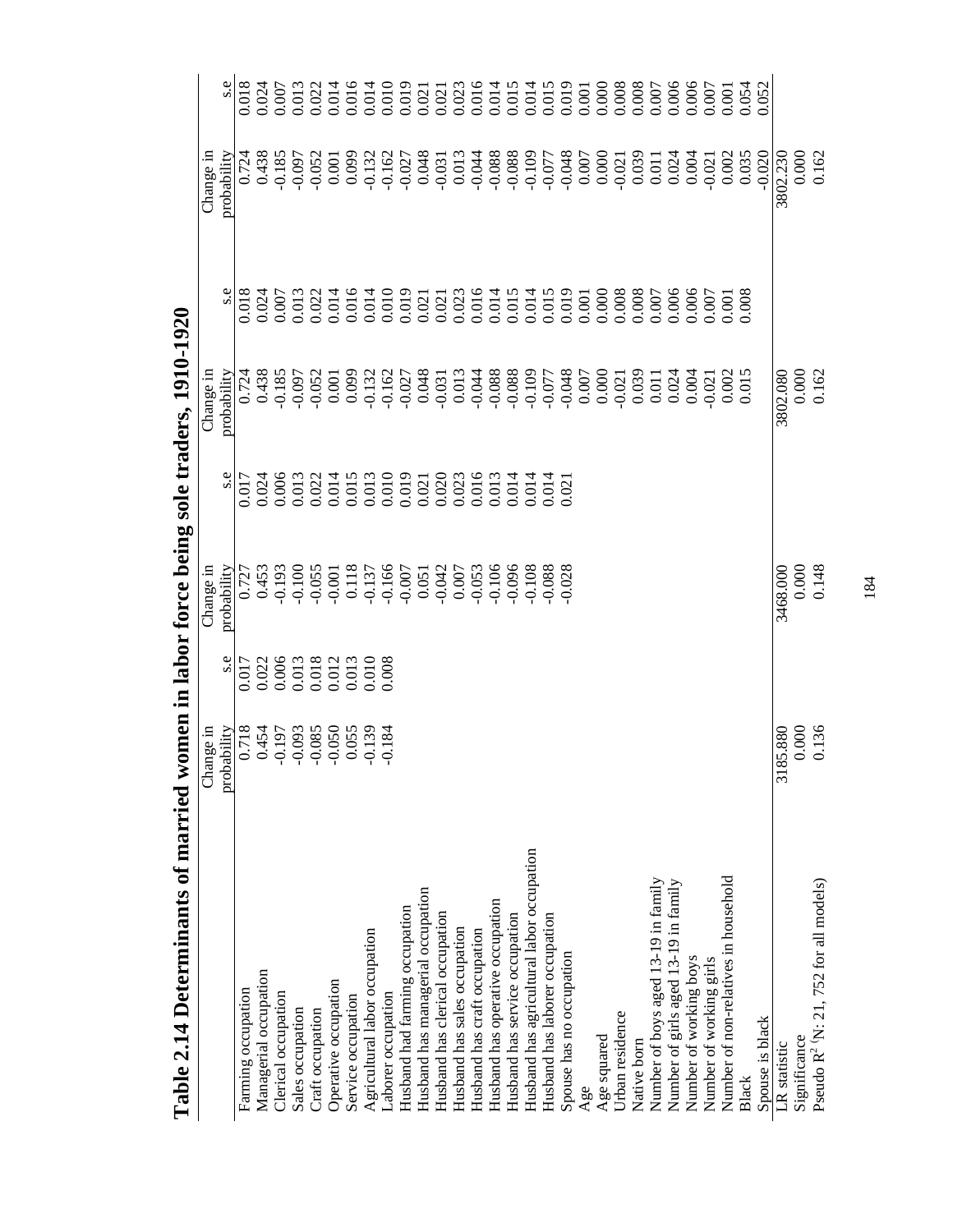# Table 2.14 Determinants of married women in labor force being sole traders, 1910-1920

| | Change in probability | s.e | Change in probability | s.e | Change in probability | s.e | Change in probability | s.e |
|---|---|---|---|---|---|---|---|---|
| Farming occupation | 0.718 | 0.017 | 0.727 | 0.017 | 0.724 | 0.018 | 0.724 | 0.018 |
| Managerial occupation | 0.454 | 0.022 | 0.453 | 0.024 | 0.438 | 0.024 | 0.438 | 0.024 |
| Clerical occupation | -0.197 | 0.006 | -0.193 | 0.006 | -0.185 | 0.007 | -0.185 | 0.007 |
| Sales occupation | -0.093 | 0.013 | -0.100 | 0.013 | -0.097 | 0.013 | -0.097 | 0.013 |
| Craft occupation | -0.085 | 0.018 | -0.055 | 0.022 | -0.052 | 0.022 | -0.052 | 0.022 |
| Operative occupation | -0.050 | 0.012 | -0.001 | 0.014 | 0.001 | 0.014 | 0.001 | 0.014 |
| Service occupation | 0.055 | 0.013 | 0.118 | 0.015 | 0.099 | 0.016 | 0.099 | 0.016 |
| Agricultural labor occupation | -0.139 | 0.010 | -0.137 | 0.013 | -0.132 | 0.014 | -0.132 | 0.014 |
| Laborer occupation | -0.184 | 0.008 | -0.166 | 0.010 | -0.162 | 0.010 | -0.162 | 0.010 |
| Husband had farming occupation | | | -0.007 | 0.019 | -0.027 | 0.019 | -0.027 | 0.019 |
| Husband has managerial occupation | | | 0.051 | 0.021 | 0.048 | 0.021 | 0.048 | 0.021 |
| Husband has clerical occupation | | | -0.042 | 0.020 | -0.031 | 0.021 | -0.031 | 0.021 |
| Husband has sales occupation | | | 0.007 | 0.023 | 0.013 | 0.023 | 0.013 | 0.023 |
| Husband has craft occupation | | | -0.053 | 0.016 | -0.044 | 0.016 | -0.044 | 0.016 |
| Husband has operative occupation | | | -0.106 | 0.013 | -0.088 | 0.014 | -0.088 | 0.014 |
| Husband has service occupation | | | -0.096 | 0.014 | -0.088 | 0.015 | -0.088 | 0.015 |
| Husband has agricultural labor occupation | | | -0.108 | 0.014 | -0.109 | 0.014 | -0.109 | 0.014 |
| Husband has laborer occupation | | | -0.088 | 0.014 | -0.077 | 0.015 | -0.077 | 0.015 |
| Spouse has no occupation | | | -0.028 | 0.021 | -0.048 | 0.019 | -0.048 | 0.019 |
| Age | | | | | 0.007 | 0.001 | 0.007 | 0.001 |
| Age squared | | | | | 0.000 | 0.000 | 0.000 | 0.000 |
| Urban residence | | | | | -0.021 | 0.008 | -0.021 | 0.008 |
| Native born | | | | | 0.039 | 0.008 | 0.039 | 0.008 |
| Number of boys aged 13-19 in family | | | | | 0.011 | 0.007 | 0.011 | 0.007 |
| Number of girls aged 13-19 in family | | | | | 0.024 | 0.006 | 0.024 | 0.006 |
| Number of working boys | | | | | 0.004 | 0.006 | 0.004 | 0.006 |
| Number of working girls | | | | | -0.021 | 0.007 | -0.021 | 0.007 |
| Number of non-relatives in household | | | | | 0.002 | 0.001 | 0.002 | 0.001 |
| Black | | | | | 0.015 | 0.008 | 0.035 | 0.054 |
| Spouse is black | | | | | | | -0.020 | 0.052 |
| LR statistic | 3185.880 | | 3468.000 | | 3802.080 | | 3802.230 | |
| Significance | 0.000 | | 0.000 | | 0.000 | | 0.000 | |
| Pseudo $R^2$ (N: 21, 752 for all models) | 0.136 | | 0.148 | | 0.162 | | 0.162 | |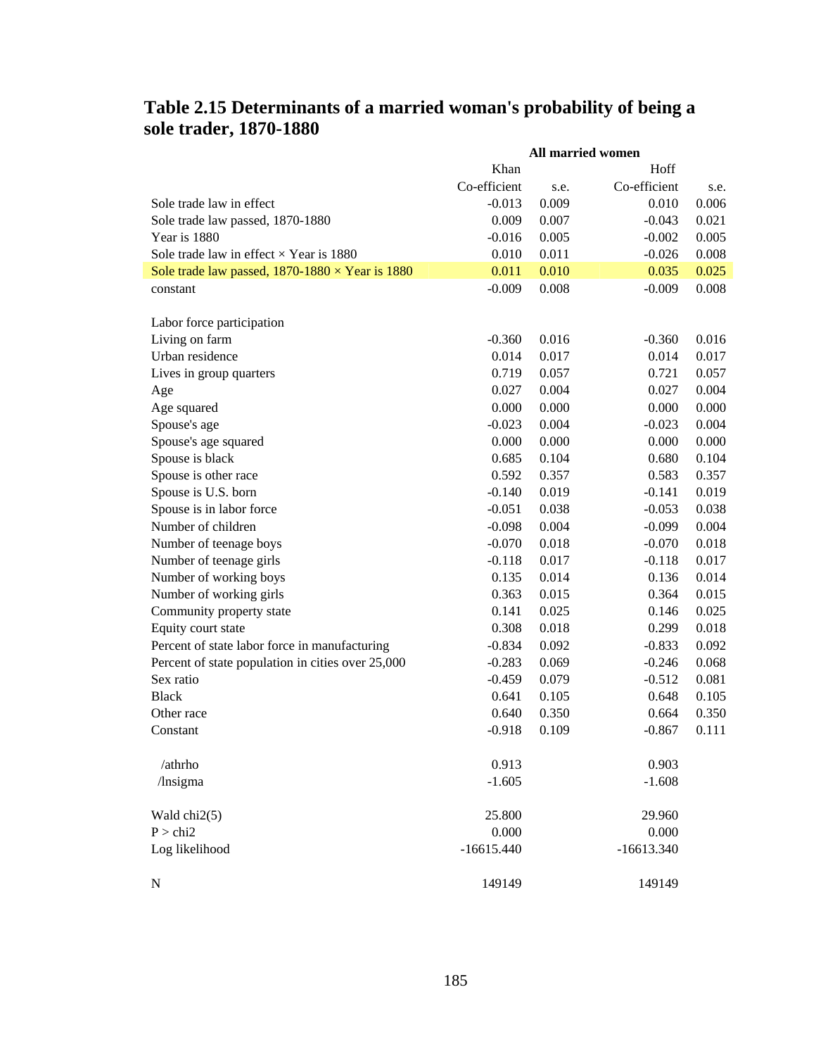## Table 2.15 Determinants of a married woman's probability of being a sole trader, 1870-1880

| | All married women | | | |
|---|---|---|---|---|
| | Khan | | Hoff | |
| | Co-efficient | s.e. | Co-efficient | s.e. |
| Sole trade law in effect | -0.013 | 0.009 | 0.010 | 0.006 |
| Sole trade law passed, 1870-1880 | 0.009 | 0.007 | -0.043 | 0.021 |
| Year is 1880 | -0.016 | 0.005 | -0.002 | 0.005 |
| Sole trade law in effect × Year is 1880 | 0.010 | 0.011 | -0.026 | 0.008 |
| Sole trade law passed, 1870-1880 × Year is 1880 | 0.011 | 0.010 | 0.035 | 0.025 |
| constant | -0.009 | 0.008 | -0.009 | 0.008 |
| | | | | |
| Labor force participation | | | | |
| Living on farm | -0.360 | 0.016 | -0.360 | 0.016 |
| Urban residence | 0.014 | 0.017 | 0.014 | 0.017 |
| Lives in group quarters | 0.719 | 0.057 | 0.721 | 0.057 |
| Age | 0.027 | 0.004 | 0.027 | 0.004 |
| Age squared | 0.000 | 0.000 | 0.000 | 0.000 |
| Spouse's age | -0.023 | 0.004 | -0.023 | 0.004 |
| Spouse's age squared | 0.000 | 0.000 | 0.000 | 0.000 |
| Spouse is black | 0.685 | 0.104 | 0.680 | 0.104 |
| Spouse is other race | 0.592 | 0.357 | 0.583 | 0.357 |
| Spouse is U.S. born | -0.140 | 0.019 | -0.141 | 0.019 |
| Spouse is in labor force | -0.051 | 0.038 | -0.053 | 0.038 |
| Number of children | -0.098 | 0.004 | -0.099 | 0.004 |
| Number of teenage boys | -0.070 | 0.018 | -0.070 | 0.018 |
| Number of teenage girls | -0.118 | 0.017 | -0.118 | 0.017 |
| Number of working boys | 0.135 | 0.014 | 0.136 | 0.014 |
| Number of working girls | 0.363 | 0.015 | 0.364 | 0.015 |
| Community property state | 0.141 | 0.025 | 0.146 | 0.025 |
| Equity court state | 0.308 | 0.018 | 0.299 | 0.018 |
| Percent of state labor force in manufacturing | -0.834 | 0.092 | -0.833 | 0.092 |
| Percent of state population in cities over 25,000 | -0.283 | 0.069 | -0.246 | 0.068 |
| Sex ratio | -0.459 | 0.079 | -0.512 | 0.081 |
| Black | 0.641 | 0.105 | 0.648 | 0.105 |
| Other race | 0.640 | 0.350 | 0.664 | 0.350 |
| Constant | -0.918 | 0.109 | -0.867 | 0.111 |
| | | | | |
| /athrho | 0.913 | | 0.903 | |
| /lnsigma | -1.605 | | -1.608 | |
| | | | | |
| Wald chi2(5) | 25.800 | | 29.960 | |
| P > chi2 | 0.000 | | 0.000 | |
| Log likelihood | -16615.440 | | -16613.340 | |
| | | | | |
| N | 149149 | | 149149 | |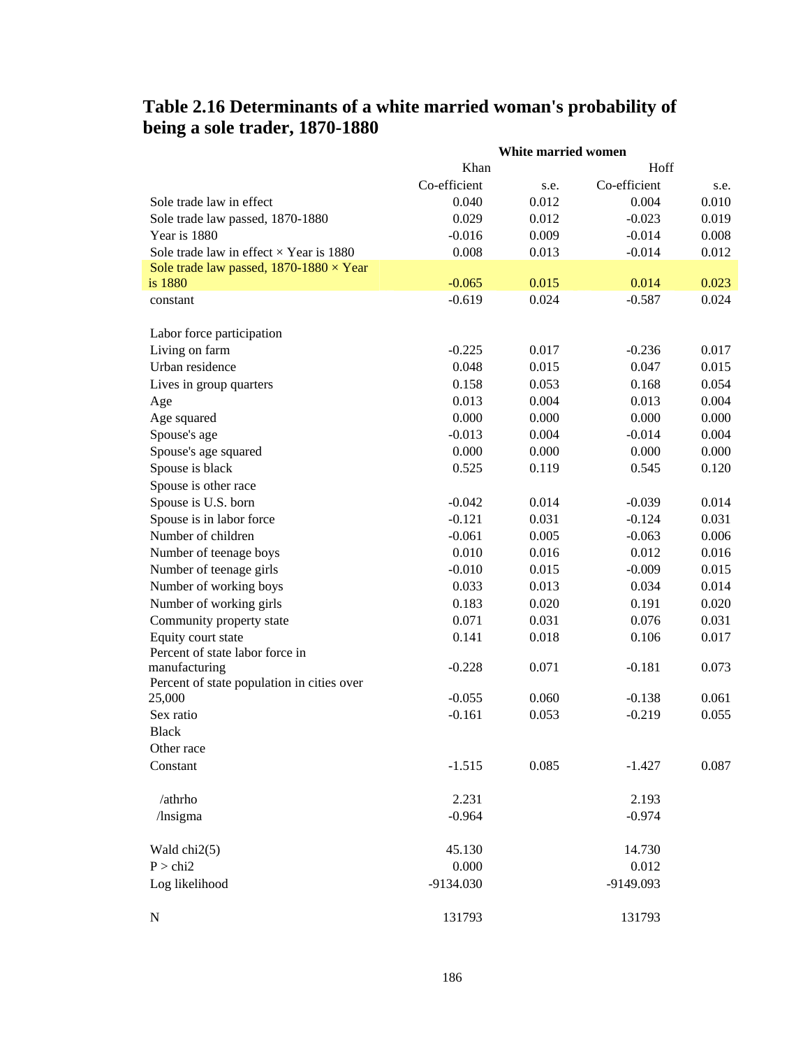# Table 2.16 Determinants of a white married woman's probability of being a sole trader, 1870-1880

| | White married women | | | |
|---|---|---|---|---|
| | Khan | | Hoff | |
| | Co-efficient | s.e. | Co-efficient | s.e. |
| Sole trade law in effect | 0.040 | 0.012 | 0.004 | 0.010 |
| Sole trade law passed, 1870-1880 | 0.029 | 0.012 | -0.023 | 0.019 |
| Year is 1880 | -0.016 | 0.009 | -0.014 | 0.008 |
| Sole trade law in effect × Year is 1880 | 0.008 | 0.013 | -0.014 | 0.012 |
| Sole trade law passed, 1870-1880 × Year is 1880 | -0.065 | 0.015 | 0.014 | 0.023 |
| constant | -0.619 | 0.024 | -0.587 | 0.024 |
| | | | | |
| Labor force participation | | | | |
| Living on farm | -0.225 | 0.017 | -0.236 | 0.017 |
| Urban residence | 0.048 | 0.015 | 0.047 | 0.015 |
| Lives in group quarters | 0.158 | 0.053 | 0.168 | 0.054 |
| Age | 0.013 | 0.004 | 0.013 | 0.004 |
| Age squared | 0.000 | 0.000 | 0.000 | 0.000 |
| Spouse's age | -0.013 | 0.004 | -0.014 | 0.004 |
| Spouse's age squared | 0.000 | 0.000 | 0.000 | 0.000 |
| Spouse is black | 0.525 | 0.119 | 0.545 | 0.120 |
| Spouse is other race | | | | |
| Spouse is U.S. born | -0.042 | 0.014 | -0.039 | 0.014 |
| Spouse is in labor force | -0.121 | 0.031 | -0.124 | 0.031 |
| Number of children | -0.061 | 0.005 | -0.063 | 0.006 |
| Number of teenage boys | 0.010 | 0.016 | 0.012 | 0.016 |
| Number of teenage girls | -0.010 | 0.015 | -0.009 | 0.015 |
| Number of working boys | 0.033 | 0.013 | 0.034 | 0.014 |
| Number of working girls | 0.183 | 0.020 | 0.191 | 0.020 |
| Community property state | 0.071 | 0.031 | 0.076 | 0.031 |
| Equity court state | 0.141 | 0.018 | 0.106 | 0.017 |
| Percent of state labor force in manufacturing | -0.228 | 0.071 | -0.181 | 0.073 |
| Percent of state population in cities over 25,000 | -0.055 | 0.060 | -0.138 | 0.061 |
| Sex ratio | -0.161 | 0.053 | -0.219 | 0.055 |
| Black | | | | |
| Other race | | | | |
| Constant | -1.515 | 0.085 | -1.427 | 0.087 |
| | | | | |
| /athrho | 2.231 | | 2.193 | |
| /lnsigma | -0.964 | | -0.974 | |
| | | | | |
| Wald chi2(5) | 45.130 | | 14.730 | |
| P > chi2 | 0.000 | | 0.012 | |
| Log likelihood | -9134.030 | | -9149.093 | |
| | | | | |
| N | 131793 | | 131793 | |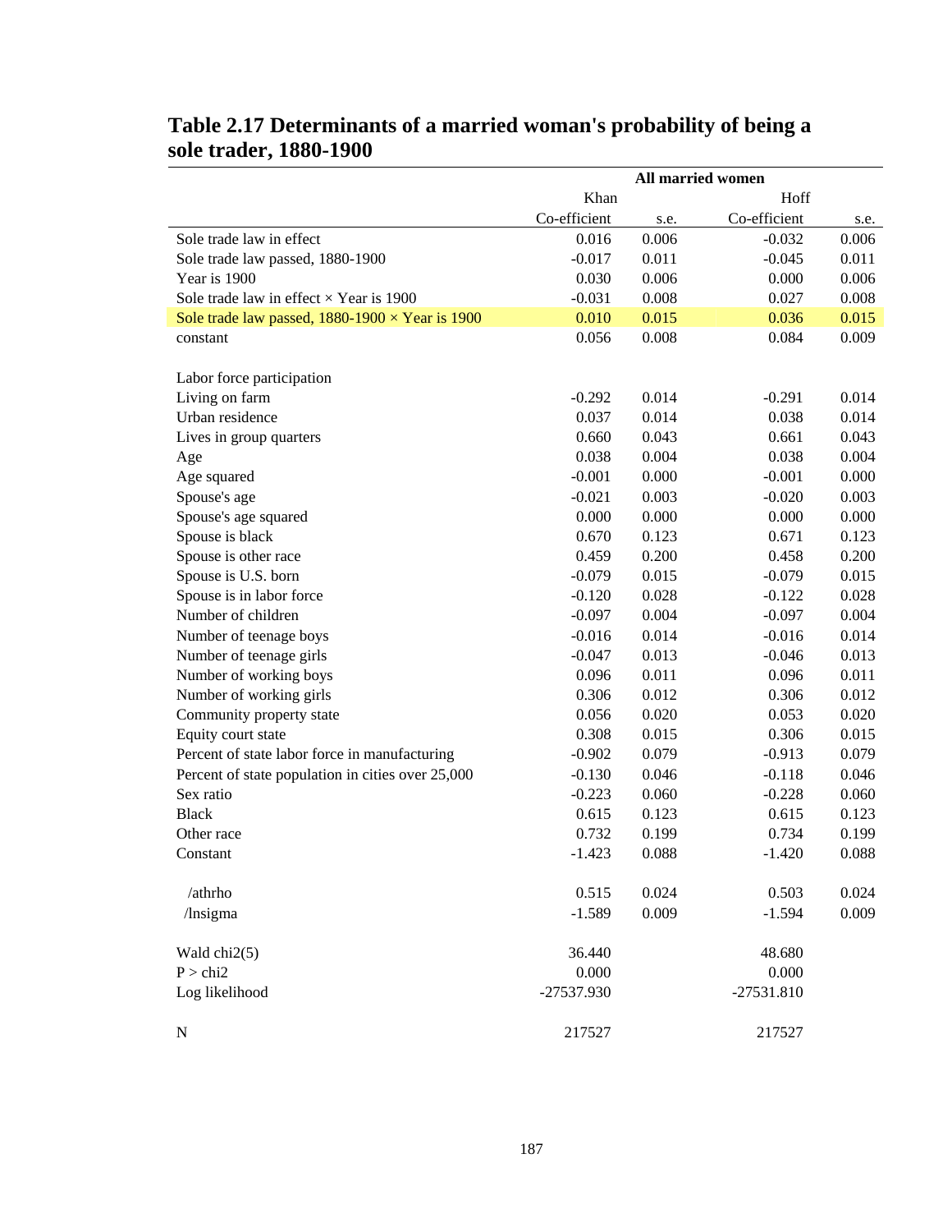## Table 2.17 Determinants of a married woman's probability of being a sole trader, 1880-1900

| | All married women | | | |
|---|---|---|---|---|
| | Khan | | Hoff | |
| | Co-efficient | s.e. | Co-efficient | s.e. |
| Sole trade law in effect | 0.016 | 0.006 | -0.032 | 0.006 |
| Sole trade law passed, 1880-1900 | -0.017 | 0.011 | -0.045 | 0.011 |
| Year is 1900 | 0.030 | 0.006 | 0.000 | 0.006 |
| Sole trade law in effect × Year is 1900 | -0.031 | 0.008 | 0.027 | 0.008 |
| Sole trade law passed, 1880-1900 × Year is 1900 | 0.010 | 0.015 | 0.036 | 0.015 |
| constant | 0.056 | 0.008 | 0.084 | 0.009 |
| | | | | |
| Labor force participation | | | | |
| Living on farm | -0.292 | 0.014 | -0.291 | 0.014 |
| Urban residence | 0.037 | 0.014 | 0.038 | 0.014 |
| Lives in group quarters | 0.660 | 0.043 | 0.661 | 0.043 |
| Age | 0.038 | 0.004 | 0.038 | 0.004 |
| Age squared | -0.001 | 0.000 | -0.001 | 0.000 |
| Spouse's age | -0.021 | 0.003 | -0.020 | 0.003 |
| Spouse's age squared | 0.000 | 0.000 | 0.000 | 0.000 |
| Spouse is black | 0.670 | 0.123 | 0.671 | 0.123 |
| Spouse is other race | 0.459 | 0.200 | 0.458 | 0.200 |
| Spouse is U.S. born | -0.079 | 0.015 | -0.079 | 0.015 |
| Spouse is in labor force | -0.120 | 0.028 | -0.122 | 0.028 |
| Number of children | -0.097 | 0.004 | -0.097 | 0.004 |
| Number of teenage boys | -0.016 | 0.014 | -0.016 | 0.014 |
| Number of teenage girls | -0.047 | 0.013 | -0.046 | 0.013 |
| Number of working boys | 0.096 | 0.011 | 0.096 | 0.011 |
| Number of working girls | 0.306 | 0.012 | 0.306 | 0.012 |
| Community property state | 0.056 | 0.020 | 0.053 | 0.020 |
| Equity court state | 0.308 | 0.015 | 0.306 | 0.015 |
| Percent of state labor force in manufacturing | -0.902 | 0.079 | -0.913 | 0.079 |
| Percent of state population in cities over 25,000 | -0.130 | 0.046 | -0.118 | 0.046 |
| Sex ratio | -0.223 | 0.060 | -0.228 | 0.060 |
| Black | 0.615 | 0.123 | 0.615 | 0.123 |
| Other race | 0.732 | 0.199 | 0.734 | 0.199 |
| Constant | -1.423 | 0.088 | -1.420 | 0.088 |
| | | | | |
| /athrho | 0.515 | 0.024 | 0.503 | 0.024 |
| /lnsigma | -1.589 | 0.009 | -1.594 | 0.009 |
| | | | | |
| Wald chi2(5) | 36.440 | | 48.680 | |
| P > chi2 | 0.000 | | 0.000 | |
| Log likelihood | -27537.930 | | -27531.810 | |
| | | | | |
| N | 217527 | | 217527 | |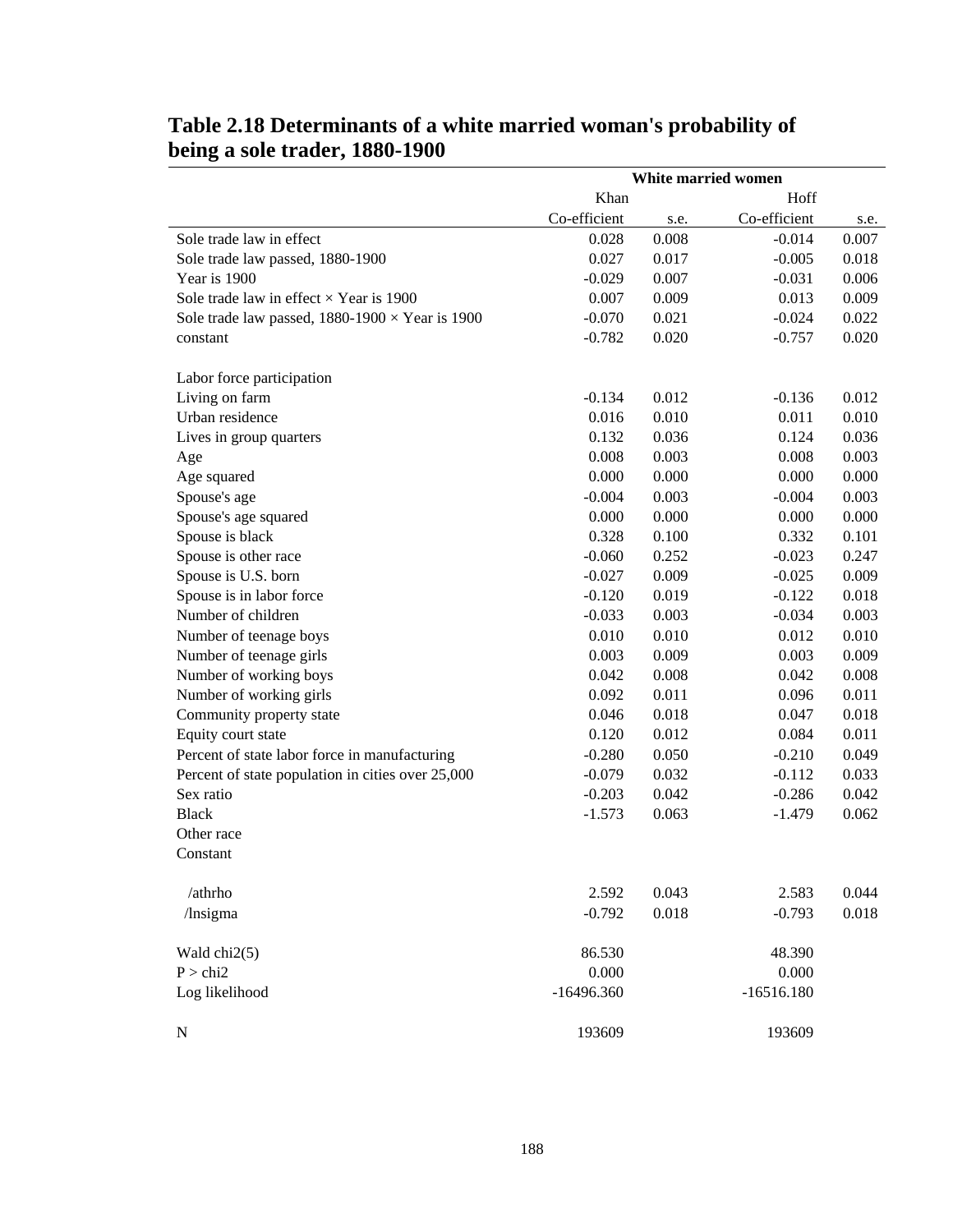## Table 2.18 Determinants of a white married woman's probability of being a sole trader, 1880-1900

| | White married women | | | |
|---|---|---|---|---|
| | Khan | | Hoff | |
| | Co-efficient | s.e. | Co-efficient | s.e. |
| Sole trade law in effect | 0.028 | 0.008 | -0.014 | 0.007 |
| Sole trade law passed, 1880-1900 | 0.027 | 0.017 | -0.005 | 0.018 |
| Year is 1900 | -0.029 | 0.007 | -0.031 | 0.006 |
| Sole trade law in effect × Year is 1900 | 0.007 | 0.009 | 0.013 | 0.009 |
| Sole trade law passed, 1880-1900 × Year is 1900 | -0.070 | 0.021 | -0.024 | 0.022 |
| constant | -0.782 | 0.020 | -0.757 | 0.020 |
| | | | | |
| Labor force participation | | | | |
| Living on farm | -0.134 | 0.012 | -0.136 | 0.012 |
| Urban residence | 0.016 | 0.010 | 0.011 | 0.010 |
| Lives in group quarters | 0.132 | 0.036 | 0.124 | 0.036 |
| Age | 0.008 | 0.003 | 0.008 | 0.003 |
| Age squared | 0.000 | 0.000 | 0.000 | 0.000 |
| Spouse's age | -0.004 | 0.003 | -0.004 | 0.003 |
| Spouse's age squared | 0.000 | 0.000 | 0.000 | 0.000 |
| Spouse is black | 0.328 | 0.100 | 0.332 | 0.101 |
| Spouse is other race | -0.060 | 0.252 | -0.023 | 0.247 |
| Spouse is U.S. born | -0.027 | 0.009 | -0.025 | 0.009 |
| Spouse is in labor force | -0.120 | 0.019 | -0.122 | 0.018 |
| Number of children | -0.033 | 0.003 | -0.034 | 0.003 |
| Number of teenage boys | 0.010 | 0.010 | 0.012 | 0.010 |
| Number of teenage girls | 0.003 | 0.009 | 0.003 | 0.009 |
| Number of working boys | 0.042 | 0.008 | 0.042 | 0.008 |
| Number of working girls | 0.092 | 0.011 | 0.096 | 0.011 |
| Community property state | 0.046 | 0.018 | 0.047 | 0.018 |
| Equity court state | 0.120 | 0.012 | 0.084 | 0.011 |
| Percent of state labor force in manufacturing | -0.280 | 0.050 | -0.210 | 0.049 |
| Percent of state population in cities over 25,000 | -0.079 | 0.032 | -0.112 | 0.033 |
| Sex ratio | -0.203 | 0.042 | -0.286 | 0.042 |
| Black | -1.573 | 0.063 | -1.479 | 0.062 |
| Other race | | | | |
| Constant | | | | |
| | | | | |
| /athrho | 2.592 | 0.043 | 2.583 | 0.044 |
| /lnsigma | -0.792 | 0.018 | -0.793 | 0.018 |
| | | | | |
| Wald chi2(5) | 86.530 | | 48.390 | |
| P > chi2 | 0.000 | | 0.000 | |
| Log likelihood | -16496.360 | | -16516.180 | |
| | | | | |
| N | 193609 | | 193609 | |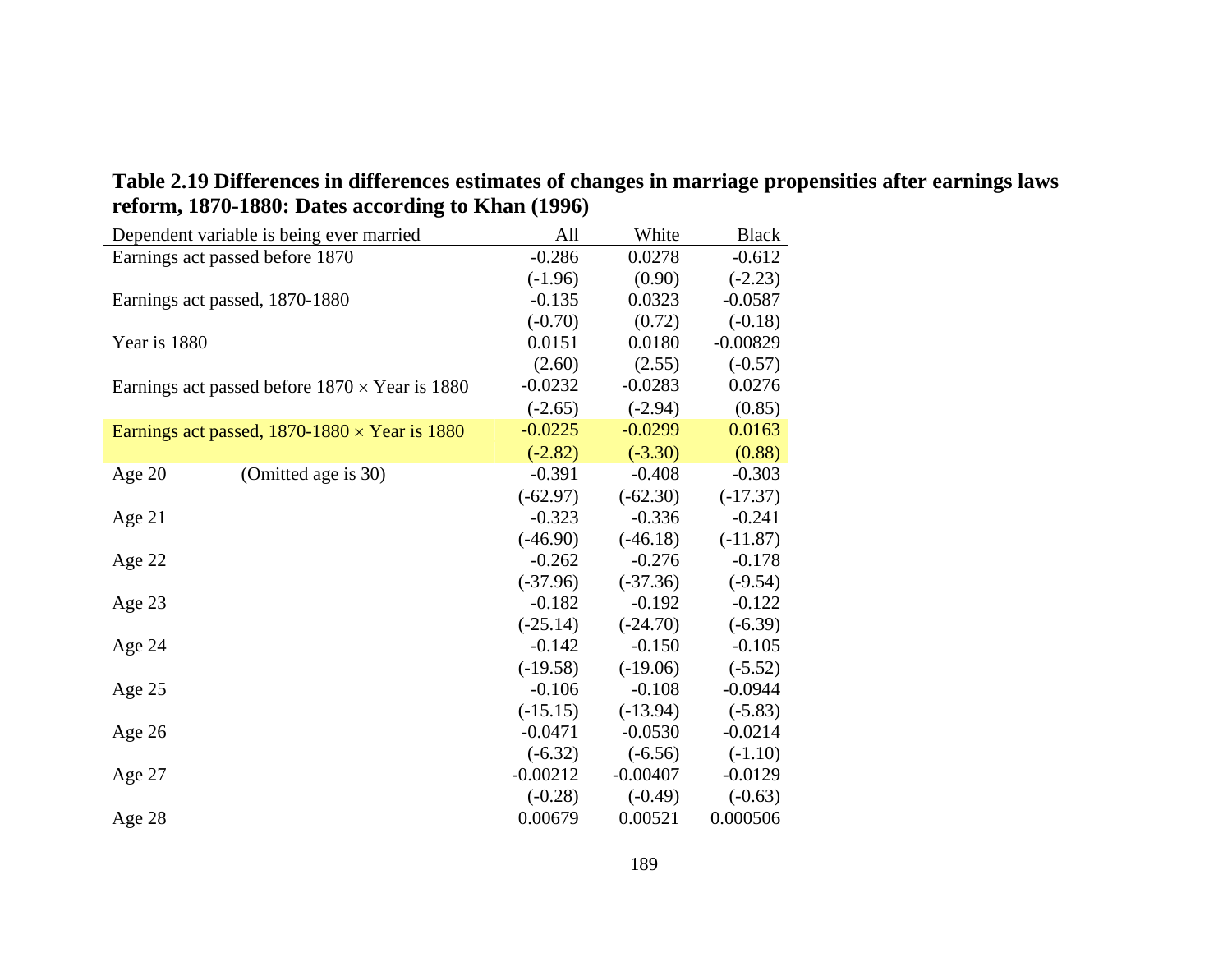**Table 2.19 Differences in differences estimates of changes in marriage propensities after earnings laws reform, 1870-1880: Dates according to Khan (1996)**

| Dependent variable is being ever married | All | White | Black |
|---|---|---|---|
| Earnings act passed before 1870 | -0.286 | 0.0278 | -0.612 |
| | (-1.96) | (0.90) | (-2.23) |
| Earnings act passed, 1870-1880 | -0.135 | 0.0323 | -0.0587 |
| | (-0.70) | (0.72) | (-0.18) |
| Year is 1880 | 0.0151 | 0.0180 | -0.00829 |
| | (2.60) | (2.55) | (-0.57) |
| Earnings act passed before 1870 × Year is 1880 | -0.0232 | -0.0283 | 0.0276 |
| | (-2.65) | (-2.94) | (0.85) |
| Earnings act passed, 1870-1880 × Year is 1880 | -0.0225 | -0.0299 | 0.0163 |
| | (-2.82) | (-3.30) | (0.88) |
| Age 20 (Omitted age is 30) | -0.391 | -0.408 | -0.303 |
| | (-62.97) | (-62.30) | (-17.37) |
| Age 21 | -0.323 | -0.336 | -0.241 |
| | (-46.90) | (-46.18) | (-11.87) |
| Age 22 | -0.262 | -0.276 | -0.178 |
| | (-37.96) | (-37.36) | (-9.54) |
| Age 23 | -0.182 | -0.192 | -0.122 |
| | (-25.14) | (-24.70) | (-6.39) |
| Age 24 | -0.142 | -0.150 | -0.105 |
| | (-19.58) | (-19.06) | (-5.52) |
| Age 25 | -0.106 | -0.108 | -0.0944 |
| | (-15.15) | (-13.94) | (-5.83) |
| Age 26 | -0.0471 | -0.0530 | -0.0214 |
| | (-6.32) | (-6.56) | (-1.10) |
| Age 27 | -0.00212 | -0.00407 | -0.0129 |
| | (-0.28) | (-0.49) | (-0.63) |
| Age 28 | 0.00679 | 0.00521 | 0.000506 |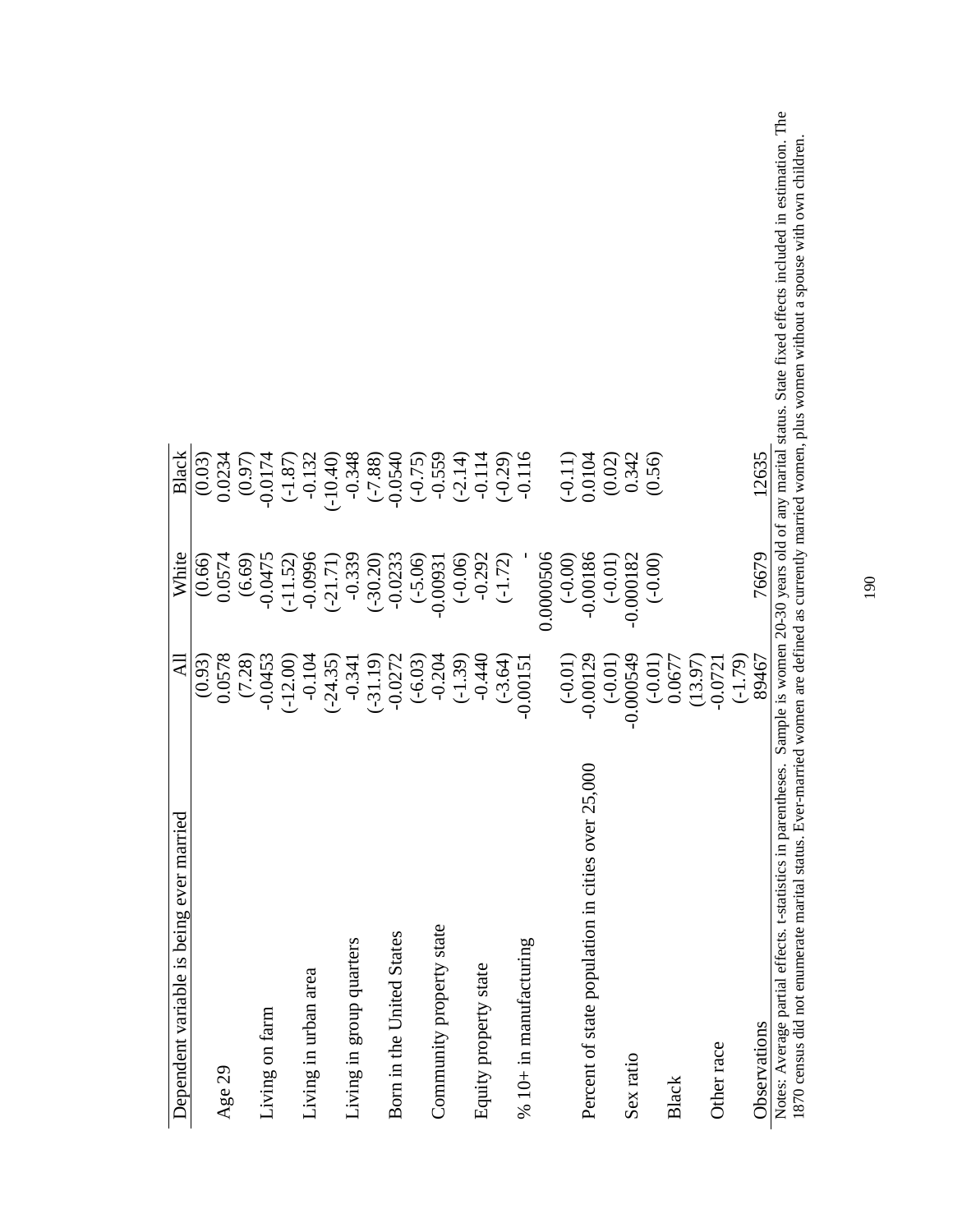| Dependent variable is being ever married | All | White | Black |
|---|---|---|---|
| | (0.93) | (0.66) | (0.03) |
| Age 29 | 0.0578 | 0.0574 | 0.0234 |
| | (7.28) | (6.69) | (0.97) |
| Living on farm | -0.0453 | -0.0475 | -0.0174 |
| | (-12.00) | (-11.52) | (-1.87) |
| Living in urban area | -0.104 | -0.0996 | -0.132 |
| | (-24.35) | (-21.71) | (-10.40) |
| Living in group quarters | -0.341 | -0.339 | -0.348 |
| | (-31.19) | (-30.20) | (-7.88) |
| Born in the United States | -0.0272 | -0.0233 | -0.0540 |
| | (-6.03) | (-5.06) | (-0.75) |
| Community property state | -0.204 | -0.00931 | -0.559 |
| | (-1.39) | (-0.06) | (-2.14) |
| Equity property state | -0.440 | -0.292 | -0.114 |
| | (-3.64) | (-1.72) | (-0.29) |
| % 10+ in manufacturing | -0.00151 | - | -0.116 |
| | | 0.0000506 | |
| | (-0.01) | (-0.00) | (-0.11) |
| Percent of state population in cities over 25,000 | -0.00129 | -0.00186 | 0.0104 |
| | (-0.01) | (-0.01) | (0.02) |
| Sex ratio | -0.000549 | -0.000182 | 0.342 |
| | (-0.01) | (-0.00) | (0.56) |
| Black | 0.0677 | | |
| | (13.97) | | |
| Other race | -0.0721 | | |
| | (-1.79) | | |
| Observations | 89467 | 76679 | 12635 |

Notes: Average partial effects. t-statistics in parentheses. Sample is women 20-30 years old of any marital status. State fixed effects included in estimation. The 1870 census did not enumerate marital status. Ever-married women are defined as currently married women, plus women without a spouse with own children.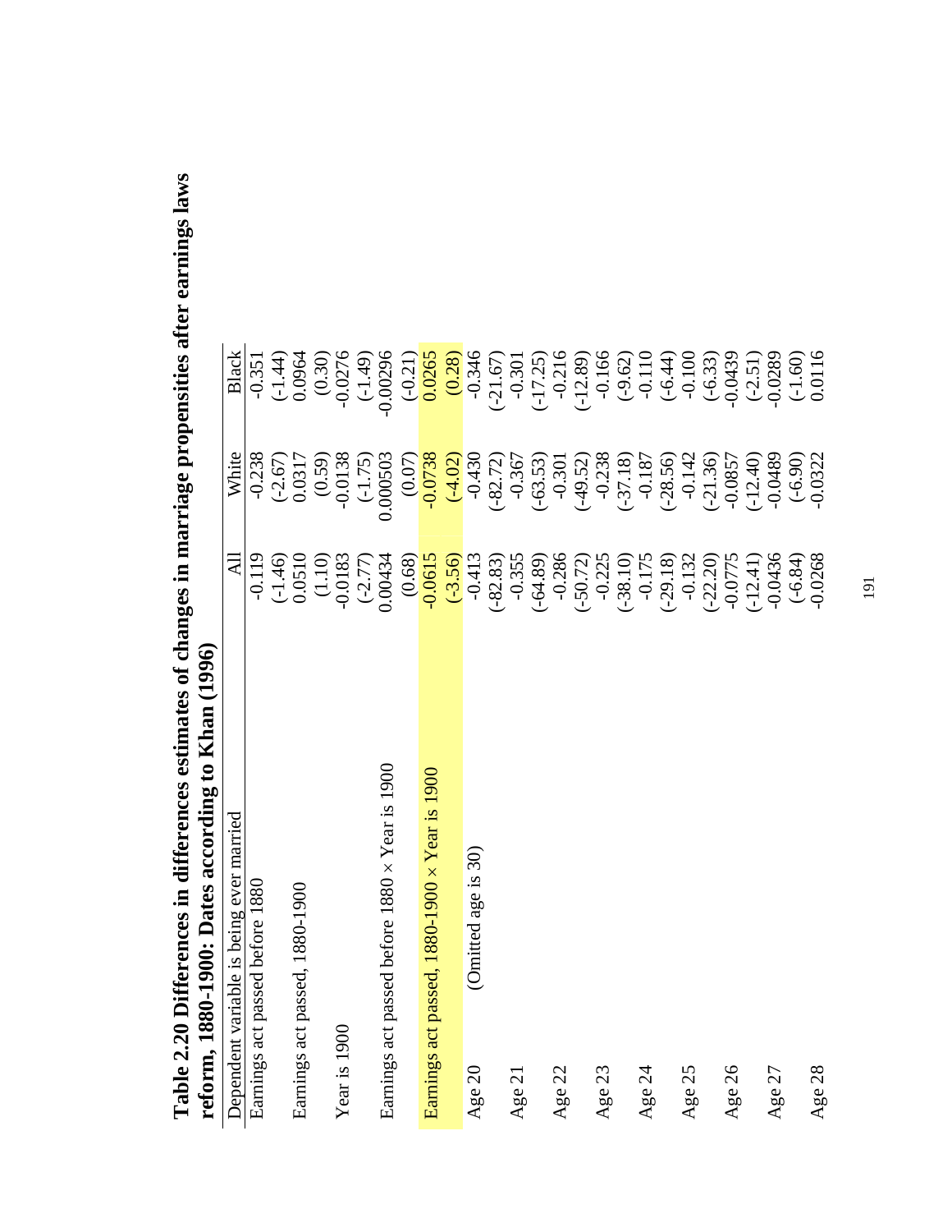**Table 2.20 Differences in differences estimates of changes in marriage propensities after earnings laws reform, 1880-1900: Dates according to Khan (1996)**

| Dependent variable is being ever married | All | White | Black |
|---|---|---|---|
| Earnings act passed before 1880 | -0.119 | -0.238 | -0.351 |
| | (-1.46) | (-2.67) | (-1.44) |
| Earnings act passed, 1880-1900 | 0.0510 | 0.0317 | 0.0964 |
| | (1.10) | (0.59) | (0.30) |
| Year is 1900 | -0.0183 | -0.0138 | -0.0276 |
| | (-2.77) | (-1.75) | (-1.49) |
| Earnings act passed before 1880 × Year is 1900 | 0.00434 | 0.000503 | -0.00296 |
| | (0.68) | (0.07) | (-0.21) |
| Earnings act passed, 1880-1900 × Year is 1900 | -0.0615 | -0.0738 | 0.0265 |
| | (-3.56) | (-4.02) | (0.28) |
| Age 20 (Omitted age is 30) | -0.413 | -0.430 | -0.346 |
| | (-82.83) | (-82.72) | (-21.67) |
| Age 21 | -0.355 | -0.367 | -0.301 |
| | (-64.89) | (-63.53) | (-17.25) |
| Age 22 | -0.286 | -0.301 | -0.216 |
| | (-50.72) | (-49.52) | (-12.89) |
| Age 23 | -0.225 | -0.238 | -0.166 |
| | (-38.10) | (-37.18) | (-9.62) |
| Age 24 | -0.175 | -0.187 | -0.110 |
| | (-29.18) | (-28.56) | (-6.44) |
| Age 25 | -0.132 | -0.142 | -0.100 |
| | (-22.20) | (-21.36) | (-6.33) |
| Age 26 | -0.0775 | -0.0857 | -0.0439 |
| | (-12.41) | (-12.40) | (-2.51) |
| Age 27 | -0.0436 | -0.0489 | -0.0289 |
| | (-6.84) | (-6.90) | (-1.60) |
| Age 28 | -0.0268 | -0.0322 | 0.0116 |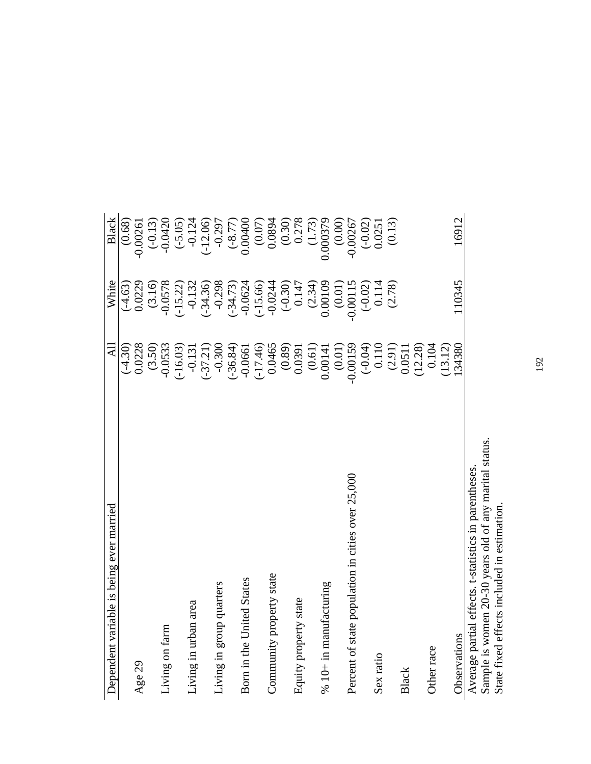| Dependent variable is being ever married | All | White | Black |
|---|---|---|---|
| | (-4.30) | (-4.63) | (0.68) |
| Age 29 | 0.0228 | 0.0229 | -0.00261 |
| | (3.50) | (3.16) | (-0.13) |
| Living on farm | -0.0533 | -0.0578 | -0.0420 |
| | (-16.03) | (-15.22) | (-5.05) |
| Living in urban area | -0.131 | -0.132 | -0.124 |
| | (-37.21) | (-34.36) | (-12.06) |
| Living in group quarters | -0.300 | -0.298 | -0.297 |
| | (-36.84) | (-34.73) | (-8.77) |
| Born in the United States | -0.0661 | -0.0624 | 0.00400 |
| | (-17.46) | (-15.66) | (0.07) |
| Community property state | 0.0465 | -0.0244 | 0.0894 |
| | (0.89) | (-0.30) | (0.30) |
| Equity property state | 0.0391 | 0.147 | 0.278 |
| | (0.61) | (2.34) | (1.73) |
| % 10+ in manufacturing | 0.00141 | 0.00109 | 0.000379 |
| | (0.01) | (0.01) | (0.00) |
| Percent of state population in cities over 25,000 | -0.00159 | -0.00115 | -0.00267 |
| | (-0.04) | (-0.02) | (-0.02) |
| Sex ratio | 0.110 | 0.114 | 0.0251 |
| | (2.91) | (2.78) | (0.13) |
| Black | 0.0511 | | |
| | (12.28) | | |
| Other race | 0.104 | | |
| | (13.12) | | |
| Observations | 134380 | 110345 | 16912 |

Average partial effects. t-statistics in parentheses.
Sample is women 20-30 years old of any marital status.
State fixed effects included in estimation.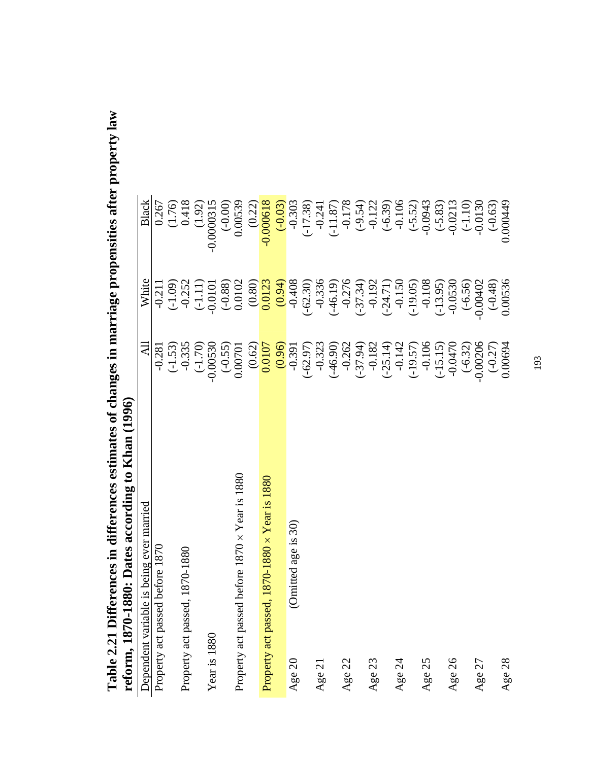**Table 2.21 Differences in differences estimates of changes in marriage propensities after property law reform, 1870-1880: Dates according to Khan (1996)**

| Dependent variable is being ever married | All | White | Black |
|---|---|---|---|
| Property act passed before 1870 | -0.281 | -0.211 | 0.267 |
| | (-1.53) | (-1.09) | (1.76) |
| Property act passed, 1870-1880 | -0.335 | -0.252 | 0.418 |
| | (-1.70) | (-1.11) | (1.92) |
| Year is 1880 | -0.00530 | -0.0101 | -0.0000315 |
| | (-0.55) | (-0.88) | (-0.00) |
| Property act passed before 1870 × Year is 1880 | 0.00701 | 0.0102 | 0.00539 |
| | (0.62) | (0.80) | (0.22) |
| Property act passed, 1870-1880 × Year is 1880 | 0.0107 | 0.0123 | -0.000618 |
| | (0.96) | (0.94) | (-0.03) |
| Age 20 (Omitted age is 30) | -0.391 | -0.408 | -0.303 |
| | (-62.97) | (-62.30) | (-17.38) |
| Age 21 | -0.323 | -0.336 | -0.241 |
| | (-46.90) | (-46.19) | (-11.87) |
| Age 22 | -0.262 | -0.276 | -0.178 |
| | (-37.94) | (-37.34) | (-9.54) |
| Age 23 | -0.182 | -0.192 | -0.122 |
| | (-25.14) | (-24.71) | (-6.39) |
| Age 24 | -0.142 | -0.150 | -0.106 |
| | (-19.57) | (-19.05) | (-5.52) |
| Age 25 | -0.106 | -0.108 | -0.0943 |
| | (-15.15) | (-13.95) | (-5.83) |
| Age 26 | -0.0470 | -0.0530 | -0.0213 |
| | (-6.32) | (-6.56) | (-1.10) |
| Age 27 | -0.00206 | -0.00402 | -0.0130 |
| | (-0.27) | (-0.48) | (-0.63) |
| Age 28 | 0.00694 | 0.00536 | 0.000449 |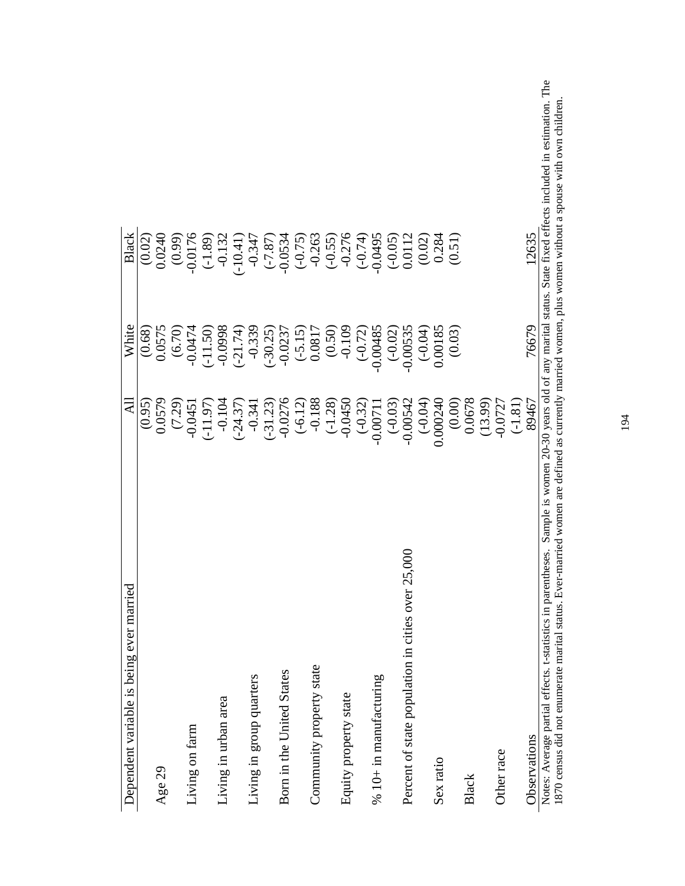| Dependent variable is being ever married | All | White | Black |
|---|---|---|---|
| | (0.95) | (0.68) | (0.02) |
| Age 29 | 0.0579 | 0.0575 | 0.0240 |
| | (7.29) | (6.70) | (0.99) |
| Living on farm | -0.0451 | -0.0474 | -0.0176 |
| | (-11.97) | (-11.50) | (-1.89) |
| Living in urban area | -0.104 | -0.0998 | -0.132 |
| | (-24.37) | (-21.74) | (-10.41) |
| Living in group quarters | -0.341 | -0.339 | -0.347 |
| | (-31.23) | (-30.25) | (-7.87) |
| Born in the United States | -0.0276 | -0.0237 | -0.0534 |
| | (-6.12) | (-5.15) | (-0.75) |
| Community property state | -0.188 | 0.0817 | -0.263 |
| | (-1.28) | (0.50) | (-0.55) |
| Equity property state | -0.0450 | -0.109 | -0.276 |
| | (-0.32) | (-0.72) | (-0.74) |
| % 10+ in manufacturing | -0.00711 | -0.00485 | -0.0495 |
| | (-0.03) | (-0.02) | (-0.05) |
| Percent of state population in cities over 25,000 | -0.00542 | -0.00535 | 0.0112 |
| | (-0.04) | (-0.04) | (0.02) |
| Sex ratio | 0.000240 | 0.00185 | 0.284 |
| | (0.00) | (0.03) | (0.51) |
| Black | 0.0678 | | |
| | (13.99) | | |
| Other race | -0.0727 | | |
| | (-1.81) | | |
| Observations | 89467 | 76679 | 12635 |

Notes: Average partial effects, t-statistics in parentheses. Sample is women 20-30 years old of any marital status. State fixed effects included in estimation. The 1870 census did not enumerate marital status. Ever-married women are defined as currently married women, plus women without a spouse with own children.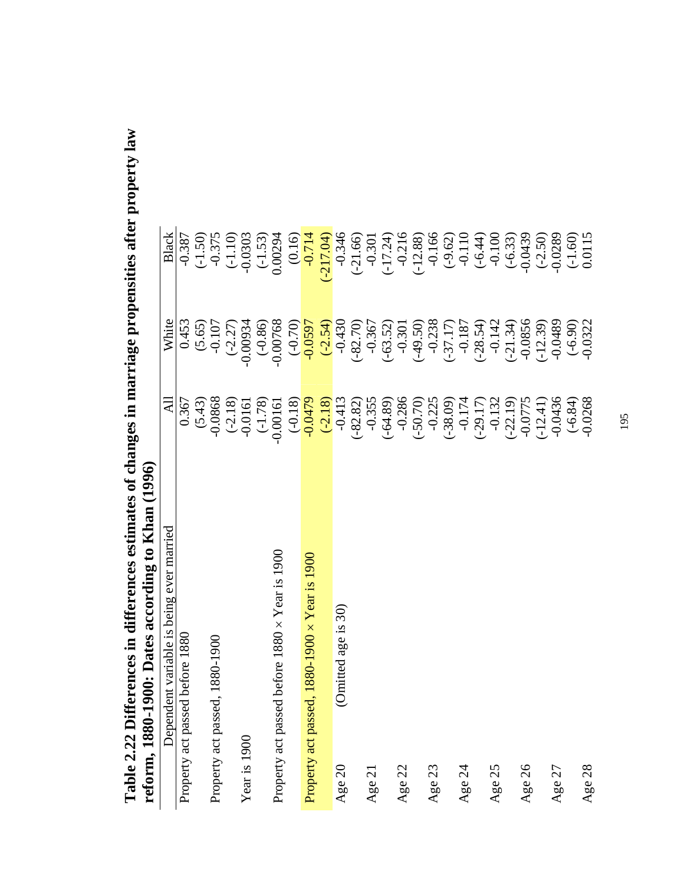**Table 2.22 Differences in differences estimates of changes in marriage propensities after property law reform, 1880-1900: Dates according to Khan (1996)**

| Dependent variable is being ever married | All | White | Black |
|---|---|---|---|
| Property act passed before 1880 | 0.367 | 0.453 | -0.387 |
| | (5.43) | (5.65) | (-1.50) |
| Property act passed, 1880-1900 | -0.0868 | -0.107 | -0.375 |
| | (-2.18) | (-2.27) | (-1.10) |
| Year is 1900 | -0.0161 | -0.00934 | -0.0303 |
| | (-1.78) | (-0.86) | (-1.53) |
| Property act passed before 1880 × Year is 1900 | -0.00161 | -0.00768 | 0.00294 |
| | (-0.18) | (-0.70) | (0.16) |
| Property act passed, 1880-1900 × Year is 1900 | -0.0479 | -0.0597 | -0.714 |
| | (-2.18) | (-2.54) | (-217.04) |
| Age 20 (Omitted age is 30) | -0.413 | -0.430 | -0.346 |
| | (-82.82) | (-82.70) | (-21.66) |
| Age 21 | -0.355 | -0.367 | -0.301 |
| | (-64.89) | (-63.52) | (-17.24) |
| Age 22 | -0.286 | -0.301 | -0.216 |
| | (-50.70) | (-49.50) | (-12.88) |
| Age 23 | -0.225 | -0.238 | -0.166 |
| | (-38.09) | (-37.17) | (-9.62) |
| Age 24 | -0.174 | -0.187 | -0.110 |
| | (-29.17) | (-28.54) | (-6.44) |
| Age 25 | -0.132 | -0.142 | -0.100 |
| | (-22.19) | (-21.34) | (-6.33) |
| Age 26 | -0.0775 | -0.0856 | -0.0439 |
| | (-12.41) | (-12.39) | (-2.50) |
| Age 27 | -0.0436 | -0.0489 | -0.0289 |
| | (-6.84) | (-6.90) | (-1.60) |
| Age 28 | -0.0268 | -0.0322 | 0.0115 |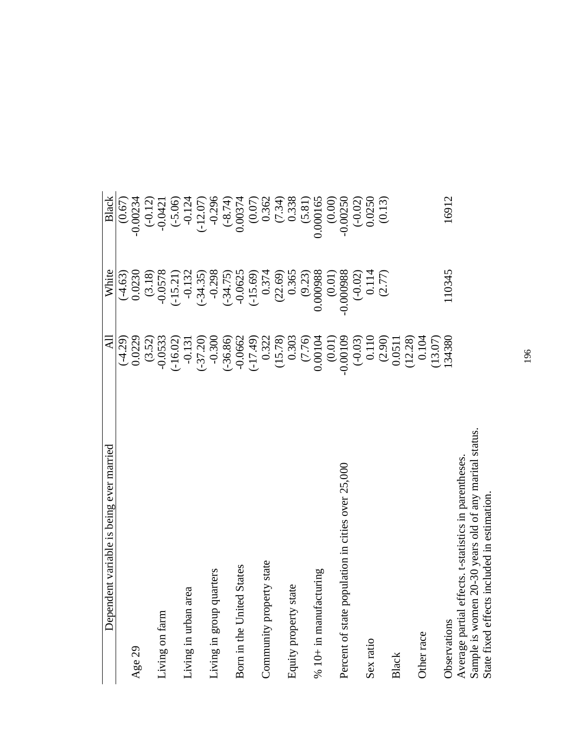| Dependent variable is being ever married | All | White | Black |
|---|---|---|---|
| | (-4.29) | (-4.63) | (0.67) |
| Age 29 | 0.0229 | 0.0230 | -0.00234 |
| | (3.52) | (3.18) | (-0.12) |
| Living on farm | -0.0533 | -0.0578 | -0.0421 |
| | (-16.02) | (-15.21) | (-5.06) |
| Living in urban area | -0.131 | -0.132 | -0.124 |
| | (-37.20) | (-34.35) | (-12.07) |
| Living in group quarters | -0.300 | -0.298 | -0.296 |
| | (-36.86) | (-34.75) | (-8.74) |
| Born in the United States | -0.0662 | -0.0625 | 0.00374 |
| | (-17.49) | (-15.69) | (0.07) |
| Community property state | 0.322 | 0.374 | 0.362 |
| | (15.78) | (22.69) | (7.34) |
| Equity property state | 0.303 | 0.365 | 0.338 |
| | (7.76) | (9.23) | (5.81) |
| % 10+ in manufacturing | 0.00104 | 0.000988 | 0.000165 |
| | (0.01) | (0.01) | (0.00) |
| Percent of state population in cities over 25,000 | -0.00109 | -0.000988 | -0.00250 |
| | (-0.03) | (-0.02) | (-0.02) |
| Sex ratio | 0.110 | 0.114 | 0.0250 |
| | (2.90) | (2.77) | (0.13) |
| Black | 0.0511 | | |
| | (12.28) | | |
| Other race | 0.104 | | |
| | (13.07) | | |
| Observations | 134380 | 110345 | 16912 |

Average partial effects. t-statistics in parentheses.
Sample is women 20-30 years old of any marital status.
State fixed effects included in estimation.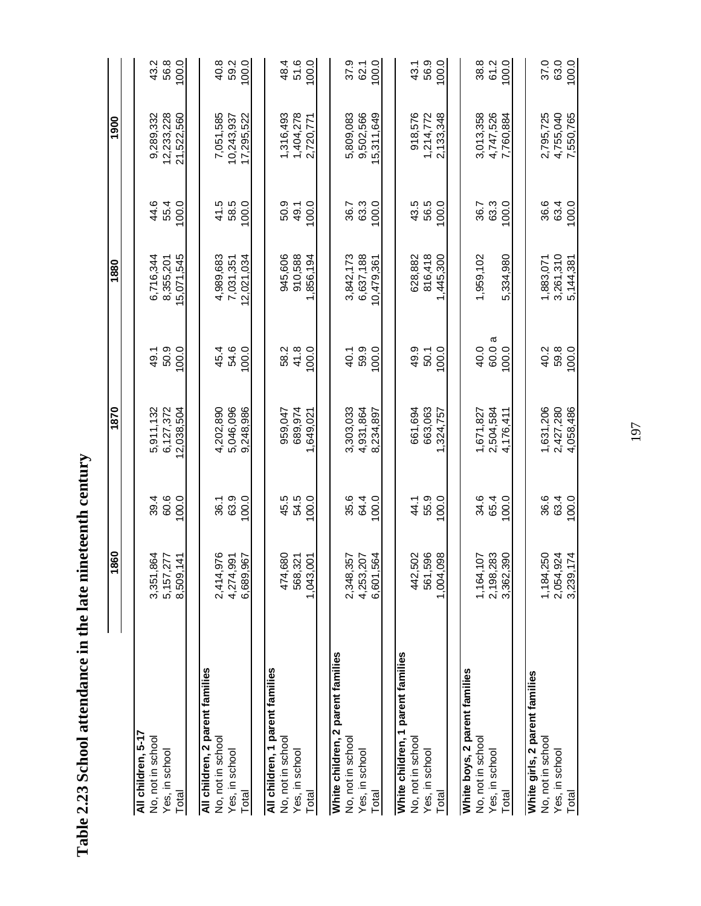# Table 2.23 School attendance in the late nineteenth century

| | 1860 | | 1870 | | 1880 | | 1900 | |
|---|---|---|---|---|---|---|---|---|
| **All children, 5-17** | | | | | | | | |
| No, not in school | 3,351,864 | 39.4 | 5,911,132 | 49.1 | 6,716,344 | 44.6 | 9,289,332 | 43.2 |
| Yes, in school | 5,157,277 | 60.6 | 6,127,372 | 50.9 | 8,355,201 | 55.4 | 12,233,228 | 56.8 |
| Total | 8,509,141 | 100.0 | 12,038,504 | 100.0 | 15,071,545 | 100.0 | 21,522,560 | 100.0 |
| **All children, 2 parent families** | | | | | | | | |
| No, not in school | 2,414,976 | 36.1 | 4,202,890 | 45.4 | 4,989,683 | 41.5 | 7,051,585 | 40.8 |
| Yes, in school | 4,274,991 | 63.9 | 5,046,096 | 54.6 | 7,031,351 | 58.5 | 10,243,937 | 59.2 |
| Total | 6,689,967 | 100.0 | 9,248,986 | 100.0 | 12,021,034 | 100.0 | 17,295,522 | 100.0 |
| **All children, 1 parent families** | | | | | | | | |
| No, not in school | 474,680 | 45.5 | 959,047 | 58.2 | 945,606 | 50.9 | 1,316,493 | 48.4 |
| Yes, in school | 568,321 | 54.5 | 689,974 | 41.8 | 910,588 | 49.1 | 1,404,278 | 51.6 |
| Total | 1,043,001 | 100.0 | 1,649,021 | 100.0 | 1,856,194 | 100.0 | 2,720,771 | 100.0 |
| **White children, 2 parent families** | | | | | | | | |
| No, not in school | 2,348,357 | 35.6 | 3,303,033 | 40.1 | 3,842,173 | 36.7 | 5,809,083 | 37.9 |
| Yes, in school | 4,253,207 | 64.4 | 4,931,864 | 59.9 | 6,637,188 | 63.3 | 9,502,566 | 62.1 |
| Total | 6,601,564 | 100.0 | 8,234,897 | 100.0 | 10,479,361 | 100.0 | 15,311,649 | 100.0 |
| **White children, 1 parent families** | | | | | | | | |
| No, not in school | 442,502 | 44.1 | 661,694 | 49.9 | 628,882 | 43.5 | 918,576 | 43.1 |
| Yes, in school | 561,596 | 55.9 | 663,063 | 50.1 | 816,418 | 56.5 | 1,214,772 | 56.9 |
| Total | 1,004,098 | 100.0 | 1,324,757 | 100.0 | 1,445,300 | 100.0 | 2,133,348 | 100.0 |
| **White boys, 2 parent families** | | | | | | | | |
| No, not in school | 1,164,107 | 34.6 | 1,671,827 | 40.0 | 1,959,102 | 36.7 | 3,013,358 | 38.8 |
| Yes, in school | 2,198,283 | 65.4 | 2,504,584 | 60.0 a | | 63.3 | 4,747,526 | 61.2 |
| Total | 3,362,390 | 100.0 | 4,176,411 | 100.0 | 5,334,980 | 100.0 | 7,760,884 | 100.0 |
| **White girls, 2 parent families** | | | | | | | | |
| No, not in school | 1,184,250 | 36.6 | 1,631,206 | 40.2 | 1,883,071 | 36.6 | 2,795,725 | 37.0 |
| Yes, in school | 2,054,924 | 63.4 | 2,427,280 | 59.8 | 3,261,310 | 63.4 | 4,755,040 | 63.0 |
| Total | 3,239,174 | 100.0 | 4,058,486 | 100.0 | 5,144,381 | 100.0 | 7,550,765 | 100.0 |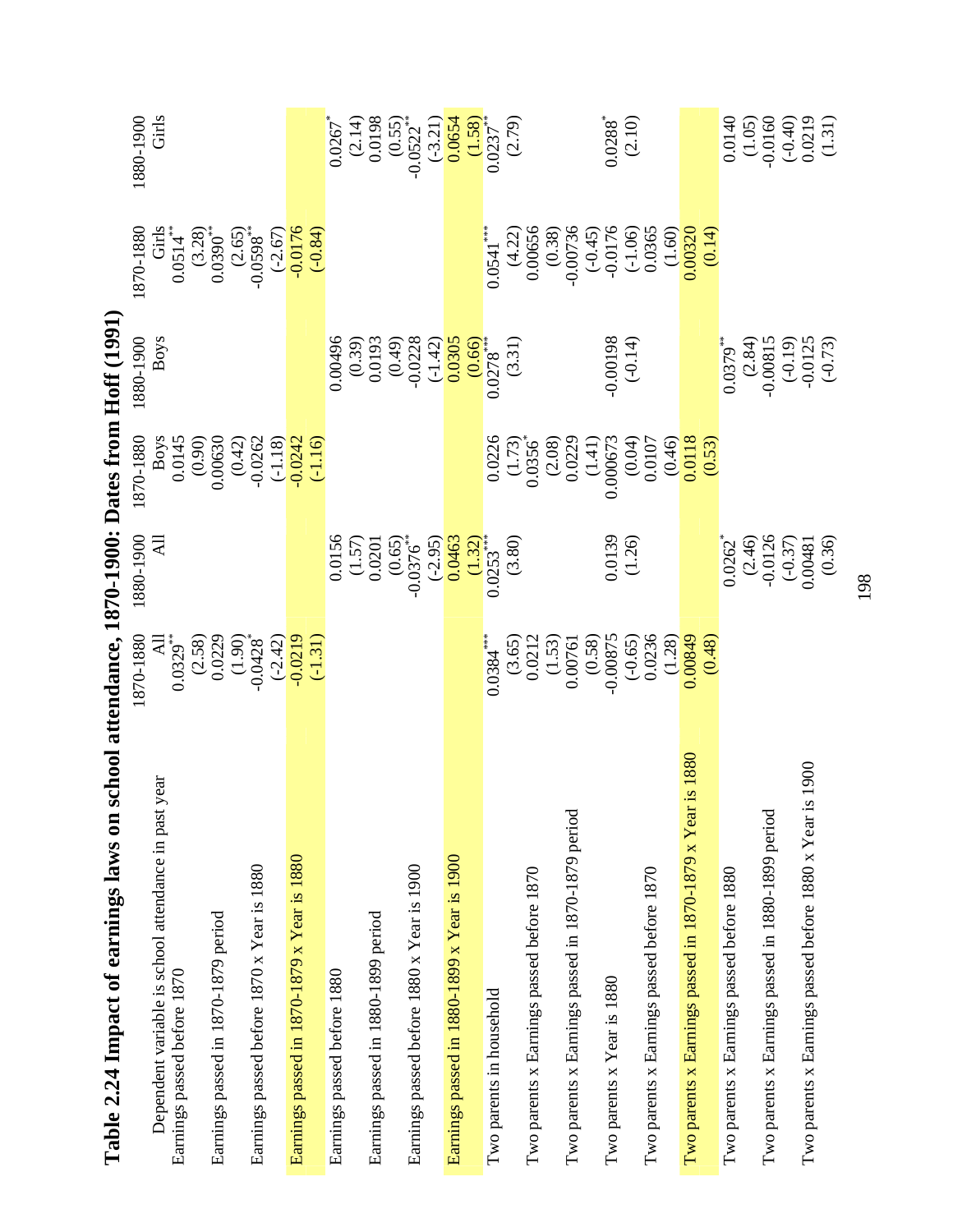# Table 2.24 Impact of earnings laws on school attendance, 1870-1900: Dates from Hoff (1991)

| | 1870-1880 | 1880-1900 | 1870-1880 | 1880-1900 | 1870-1880 | 1880-1900 |
|---|---|---|---|---|---|---|
| Dependent variable is school attendance in past year | All | All | Boys | Boys | Girls | Girls |
| Earnings passed before 1870 | 0.0329** | | 0.0145 | | 0.0514** | |
| | (2.58) | | (0.90) | | (3.28) | |
| Earnings passed in 1870-1879 period | 0.0229 | | 0.00630 | | 0.0390** | |
| | (1.90) | | (0.42) | | (2.65) | |
| Earnings passed before 1870 x Year is 1880 | -0.0428* | | -0.0262 | | -0.0598** | |
| | (-2.42) | | (-1.18) | | (-2.67) | |
| Earnings passed in 1870-1879 x Year is 1880 | -0.0219 | | -0.0242 | | -0.0176 | |
| | (-1.31) | | (-1.16) | | (-0.84) | |
| Earnings passed before 1880 | | 0.0156 | | 0.00496 | | 0.0267* |
| | | (1.57) | | (0.39) | | (2.14) |
| Earnings passed in 1880-1899 period | | 0.0201 | | 0.0193 | | 0.0198 |
| | | (0.65) | | (0.49) | | (0.55) |
| Earnings passed before 1880 x Year is 1900 | | -0.0376** | | -0.0228 | | -0.0522** |
| | | (-2.95) | | (-1.42) | | (-3.21) |
| Earnings passed in 1880-1899 x Year is 1900 | | 0.0463 | | 0.0305 | | 0.0654 |
| | | (1.32) | | (0.66) | | (1.58) |
| Two parents in household | 0.0384*** | 0.0253*** | 0.0226 | 0.0278*** | 0.0541*** | 0.0237** |
| | (3.65) | (3.80) | (1.73) | (3.31) | (4.22) | (2.79) |
| Two parents x Earnings passed before 1870 | 0.0212 | | 0.0356* | | 0.00656 | |
| | (1.53) | | (2.08) | | (0.38) | |
| Two parents x Earnings passed in 1870-1879 period | 0.00761 | | 0.0229 | | -0.00736 | |
| | (0.58) | | (1.41) | | (-0.45) | |
| Two parents x Year is 1880 | -0.00875 | 0.0139 | 0.000673 | -0.00198 | -0.0176 | 0.0288* |
| | (-0.65) | (1.26) | (0.04) | (-0.14) | (-1.06) | (2.10) |
| Two parents x Earnings passed before 1870 | 0.0236 | | 0.0107 | | 0.0365 | |
| | (1.28) | | (0.46) | | (1.60) | |
| Two parents x Earnings passed in 1870-1879 x Year is 1880 | 0.00849 | | 0.0118 | | 0.00320 | |
| | (0.48) | | (0.53) | | (0.14) | |
| Two parents x Earnings passed before 1880 | | 0.0262* | | 0.0379** | | 0.0140 |
| | | (2.46) | | (2.84) | | (1.05) |
| Two parents x Earnings passed in 1880-1899 period | | -0.0126 | | -0.00815 | | -0.0160 |
| | | (-0.37) | | (-0.19) | | (-0.40) |
| Two parents x Earnings passed before 1880 x Year is 1900 | | 0.00481 | | -0.0125 | | 0.0219 |
| | | (0.36) | | (-0.73) | | (1.31) |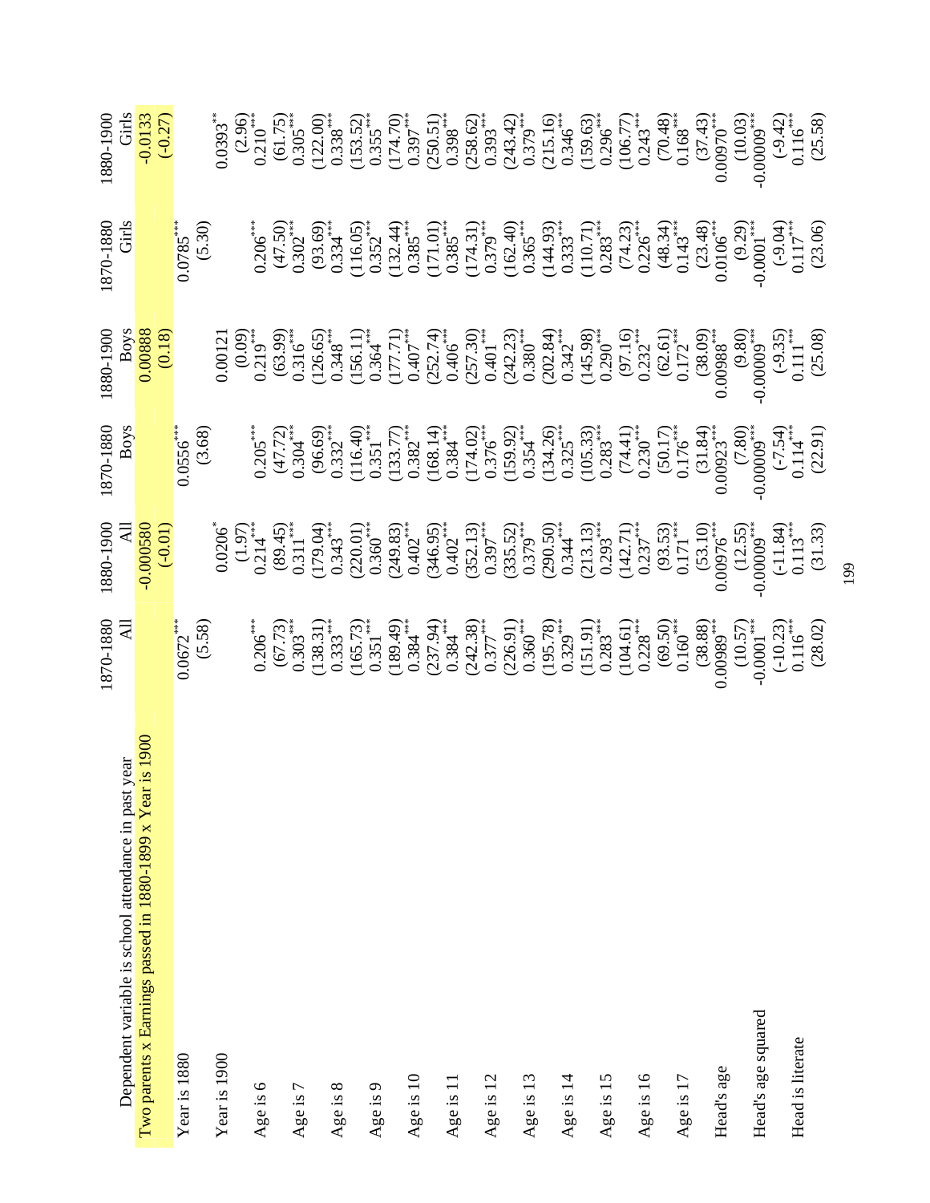| Dependent variable is school attendance in past year | 1870-1880 All | 1880-1900 All | 1870-1880 Boys | 1880-1900 Boys | 1870-1880 Girls | 1880-1900 Girls |
|---|---|---|---|---|---|---|
| Two parents x Earnings passed in 1880-1899 x Year is 1900 | | -0.000580 | | 0.00888 | | -0.0133 |
| | | (-0.01) | | (0.18) | | (-0.27) |
| Year is 1880 | 0.0672*** | | 0.0556*** | | 0.0785*** | |
| | (5.58) | | (3.68) | | (5.30) | |
| Year is 1900 | | 0.0206* | | 0.00121 | | 0.0393** |
| | | (1.97) | | (0.09) | | (2.96) |
| Age is 6 | 0.206*** | 0.214*** | 0.205*** | 0.219*** | 0.206*** | 0.210*** |
| | (67.73) | (89.45) | (47.72) | (63.99) | (47.50) | (61.75) |
| Age is 7 | 0.303*** | 0.311*** | 0.304*** | 0.316*** | 0.302*** | 0.305*** |
| | (138.31) | (179.04) | (96.69) | (126.65) | (93.69) | (122.00) |
| Age is 8 | 0.333*** | 0.343*** | 0.332*** | 0.348*** | 0.334*** | 0.338*** |
| | (165.73) | (220.01) | (116.40) | (156.11) | (116.05) | (153.52) |
| Age is 9 | 0.351*** | 0.360*** | 0.351*** | 0.364*** | 0.352*** | 0.355*** |
| | (189.49) | (249.83) | (133.77) | (177.71) | (132.44) | (174.70) |
| Age is 10 | 0.384*** | 0.402*** | 0.382*** | 0.407*** | 0.385*** | 0.397*** |
| | (237.94) | (346.95) | (168.14) | (252.74) | (171.01) | (250.51) |
| Age is 11 | 0.384*** | 0.402*** | 0.384*** | 0.406*** | 0.385*** | 0.398*** |
| | (242.38) | (352.13) | (174.02) | (257.30) | (174.31) | (258.62) |
| Age is 12 | 0.377*** | 0.397*** | 0.376*** | 0.401*** | 0.379*** | 0.393*** |
| | (226.91) | (335.52) | (159.92) | (242.23) | (162.40) | (243.42) |
| Age is 13 | 0.360*** | 0.379*** | 0.354*** | 0.380*** | 0.365*** | 0.379*** |
| | (195.78) | (290.50) | (134.26) | (202.84) | (144.93) | (215.16) |
| Age is 14 | 0.329*** | 0.344*** | 0.325*** | 0.342*** | 0.333*** | 0.346*** |
| | (151.91) | (213.13) | (105.33) | (145.98) | (110.71) | (159.63) |
| Age is 15 | 0.283*** | 0.293*** | 0.283*** | 0.290*** | 0.283*** | 0.296*** |
| | (104.61) | (142.71) | (74.41) | (97.16) | (74.23) | (106.77) |
| Age is 16 | 0.228*** | 0.237*** | 0.230*** | 0.232*** | 0.226*** | 0.243*** |
| | (69.50) | (93.53) | (50.17) | (62.61) | (48.34) | (70.48) |
| Age is 17 | 0.160*** | 0.171*** | 0.176*** | 0.172*** | 0.143*** | 0.168*** |
| | (38.88) | (53.10) | (31.84) | (38.09) | (23.48) | (37.43) |
| Head's age | 0.00989*** | 0.00976*** | 0.00923*** | 0.00988*** | 0.0106*** | 0.00970*** |
| | (10.57) | (12.55) | (7.80) | (9.80) | (9.29) | (10.03) |
| Head's age squared | -0.0001*** | -0.00009*** | -0.00009*** | -0.00009*** | -0.0001*** | -0.00009*** |
| | (-10.23) | (-11.84) | (-7.54) | (-9.35) | (-9.04) | (-9.42) |
| Head is literate | 0.116*** | 0.113*** | 0.114*** | 0.111*** | 0.117*** | 0.116*** |
| | (28.02) | (31.33) | (22.91) | (25.08) | (23.06) | (25.58) |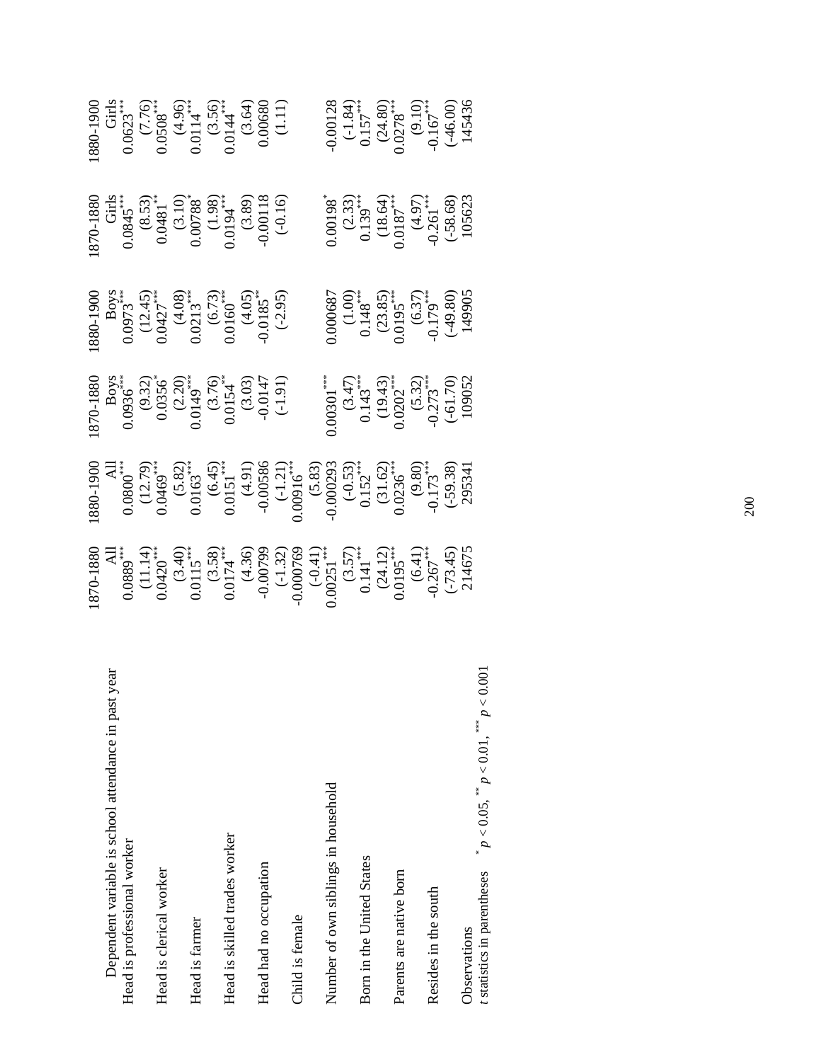| Dependent variable is school attendance in past year | 1870-1880 All | 1880-1900 All | 1870-1880 Boys | 1880-1900 Boys | 1870-1880 Girls | 1880-1900 Girls |
|---|---|---|---|---|---|---|
| Head is professional worker | 0.0889*** | 0.0800*** | 0.0936*** | 0.0973*** | 0.0845*** | 0.0623*** |
| | (11.14) | (12.79) | (9.32) | (12.45) | (8.53) | (7.76) |
| Head is clerical worker | 0.0420*** | 0.0469*** | 0.0356* | 0.0427*** | 0.0481** | 0.0508*** |
| | (3.40) | (5.82) | (2.20) | (4.08) | (3.10) | (4.96) |
| Head is farmer | 0.0115*** | 0.0163*** | 0.0149*** | 0.0213*** | 0.00788* | 0.0114*** |
| | (3.58) | (6.45) | (3.76) | (6.73) | (1.98) | (3.56) |
| Head is skilled trades worker | 0.0174*** | 0.0151*** | 0.0154** | 0.0160*** | 0.0194*** | 0.0144*** |
| | (4.36) | (4.91) | (3.03) | (4.05) | (3.89) | (3.64) |
| Head had no occupation | -0.00799 | -0.00586 | -0.0147 | -0.0185** | -0.00118 | 0.00680 |
| | (-1.32) | (-1.21) | (-1.91) | (-2.95) | (-0.16) | (1.11) |
| Child is female | -0.000769 | 0.00916*** | | | | |
| | (-0.41) | (5.83) | | | | |
| Number of own siblings in household | 0.00251*** | -0.000293 | 0.00301*** | 0.000687 | 0.00198* | -0.00128 |
| | (3.57) | (-0.53) | (3.47) | (1.00) | (2.33) | (-1.84) |
| Born in the United States | 0.141*** | 0.152*** | 0.143*** | 0.148*** | 0.139*** | 0.157*** |
| | (24.12) | (31.62) | (19.43) | (23.85) | (18.64) | (24.80) |
| Parents are native born | 0.0195*** | 0.0236*** | 0.0202*** | 0.0195*** | 0.0187*** | 0.0278*** |
| | (6.41) | (9.80) | (5.32) | (6.37) | (4.97) | (9.10) |
| Resides in the south | -0.267*** | -0.173*** | -0.273*** | -0.179*** | -0.261*** | -0.167*** |
| | (-73.45) | (-59.38) | (-61.70) | (-49.80) | (-58.68) | (-46.00) |
| Observations | 214675 | 295341 | 109052 | 149905 | 105623 | 145436 |

*t* statistics in parentheses  
\* $p < 0.05$, \*\* $p < 0.01$, \*\*\* $p < 0.001$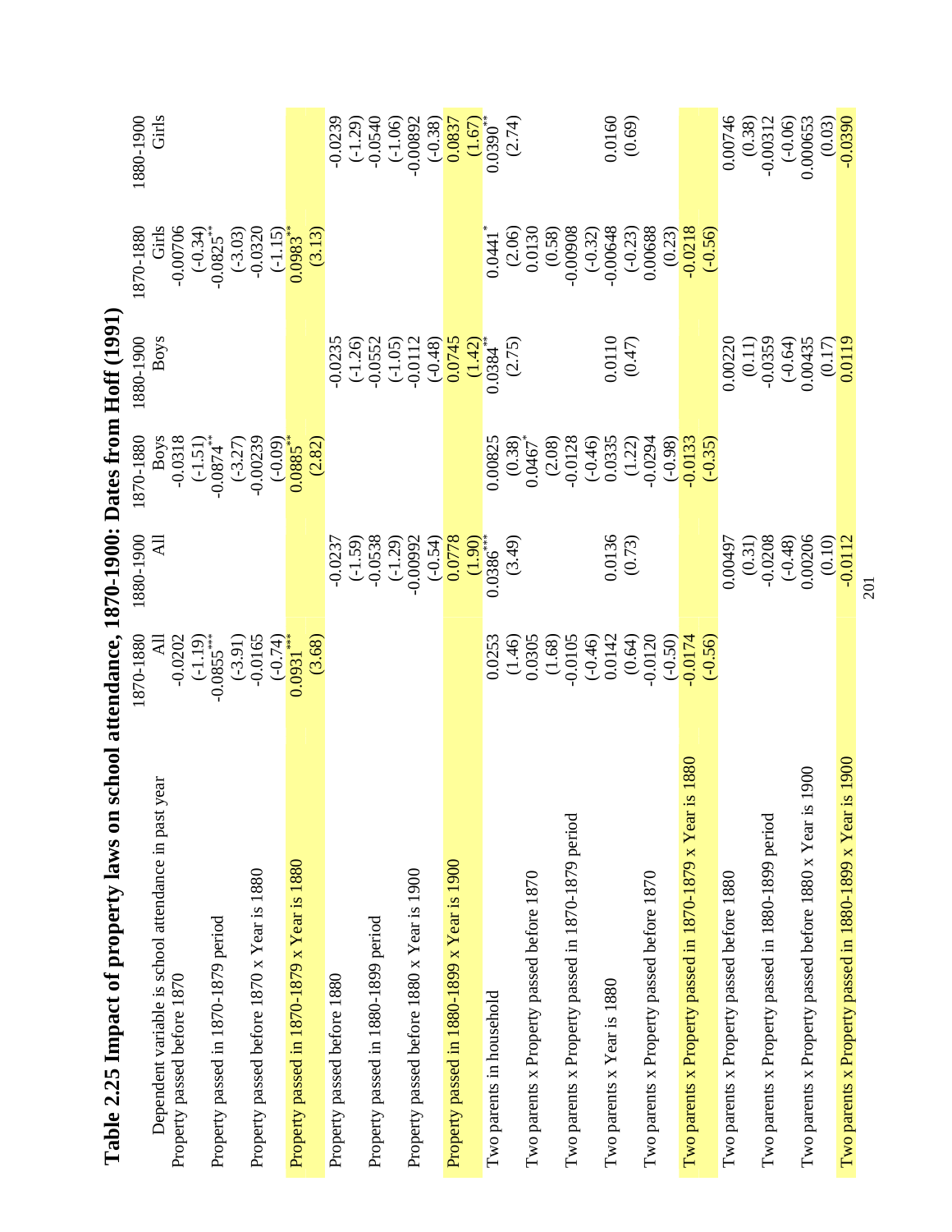# Table 2.25 Impact of property laws on school attendance, 1870-1900: Dates from Hoff (1991)

| | 1870-1880 | 1880-1900 | 1870-1880 | 1880-1900 | 1870-1880 | 1880-1900 |
|---|---|---|---|---|---|---|
| Dependent variable is school attendance in past year | All | All | Boys | Boys | Girls | Girls |
| Property passed before 1870 | -0.0202 | | -0.0318 | | -0.00706 | |
| | (-1.19) | | (-1.51) | | (-0.34) | |
| Property passed in 1870-1879 period | -0.0855*** | | -0.0874** | | -0.0825** | |
| | (-3.91) | | (-3.27) | | (-3.03) | |
| Property passed before 1870 x Year is 1880 | -0.0165 | | -0.00239 | | -0.0320 | |
| | (-0.74) | | (-0.09) | | (-1.15) | |
| Property passed in 1870-1879 x Year is 1880 | 0.0931*** | | 0.0885** | | 0.0983** | |
| | (3.68) | | (2.82) | | (3.13) | |
| Property passed before 1880 | | -0.0237 | | -0.0235 | | -0.0239 |
| | | (-1.59) | | (-1.26) | | (-1.29) |
| Property passed in 1880-1899 period | | -0.0538 | | -0.0552 | | -0.0540 |
| | | (-1.29) | | (-1.05) | | (-1.06) |
| Property passed before 1880 x Year is 1900 | | -0.00992 | | -0.0112 | | -0.00892 |
| | | (-0.54) | | (-0.48) | | (-0.38) |
| Property passed in 1880-1899 x Year is 1900 | | 0.0778 | | 0.0745 | | 0.0837 |
| | | (1.90) | | (1.42) | | (1.67) |
| Two parents in household | 0.0253 | 0.0386*** | 0.00825 | 0.0384** | 0.0441* | 0.0390** |
| | (1.46) | (3.49) | (0.38) | (2.75) | (2.06) | (2.74) |
| Two parents x Property passed before 1870 | 0.0305 | | 0.0467* | | 0.0130 | |
| | (1.68) | | (2.08) | | (0.58) | |
| Two parents x Property passed in 1870-1879 period | -0.0105 | | -0.0128 | | -0.00908 | |
| | (-0.46) | | (-0.46) | | (-0.32) | |
| Two parents x Year is 1880 | 0.0142 | 0.0136 | 0.0335 | 0.0110 | -0.00648 | 0.0160 |
| | (0.64) | (0.73) | (1.22) | (0.47) | (-0.23) | (0.69) |
| Two parents x Property passed before 1870 | -0.0120 | | -0.0294 | | 0.00688 | |
| | (-0.50) | | (-0.98) | | (0.23) | |
| Two parents x Property passed in 1870-1879 x Year is 1880 | -0.0174 | | -0.0133 | | -0.0218 | |
| | (-0.56) | | (-0.35) | | (-0.56) | |
| Two parents x Property passed before 1880 | | 0.00497 | | 0.00220 | | 0.00746 |
| | | (0.31) | | (0.11) | | (0.38) |
| Two parents x Property passed in 1880-1899 period | | -0.0208 | | -0.0359 | | -0.00312 |
| | | (-0.48) | | (-0.64) | | (-0.06) |
| Two parents x Property passed before 1880 x Year is 1900 | | 0.00206 | | 0.00435 | | 0.000653 |
| | | (0.10) | | (0.17) | | (0.03) |
| Two parents x Property passed in 1880-1899 x Year is 1900 | | -0.0112 | | 0.0119 | | -0.0390 |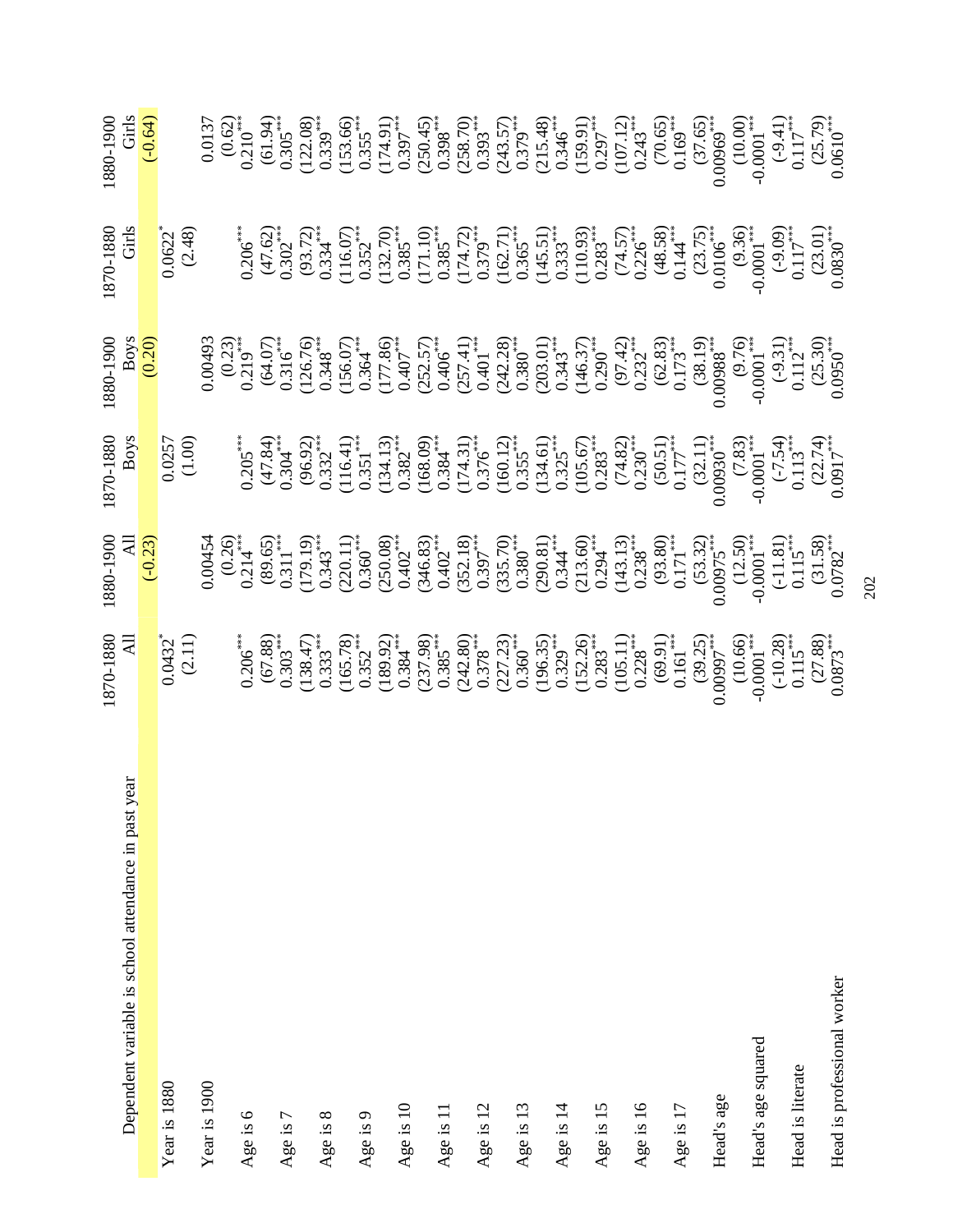| Dependent variable is school attendance in past year | 1870-1880 All | 1880-1900 All | 1870-1880 Boys | 1880-1900 Boys | 1870-1880 Girls | 1880-1900 Girls |
|---|---|---|---|---|---|---|
| | | (-0.23) | | (0.20) | | (-0.64) |
| Year is 1880 | 0.0432* | | 0.0257 | | 0.0622* | |
| | (2.11) | | (1.00) | | (2.48) | |
| Year is 1900 | | 0.00454 | | 0.00493 | | 0.0137 |
| | | (0.26) | | (0.23) | | (0.62) |
| Age is 6 | 0.206*** | 0.214*** | 0.205*** | 0.219*** | 0.206*** | 0.210*** |
| | (67.88) | (89.65) | (47.84) | (64.07) | (47.62) | (61.94) |
| Age is 7 | 0.303*** | 0.311*** | 0.304*** | 0.316*** | 0.302*** | 0.305*** |
| | (138.47) | (179.19) | (96.92) | (126.76) | (93.72) | (122.08) |
| Age is 8 | 0.333*** | 0.343*** | 0.332*** | 0.348*** | 0.334*** | 0.339*** |
| | (165.78) | (220.11) | (116.41) | (156.07) | (116.07) | (153.66) |
| Age is 9 | 0.352*** | 0.360*** | 0.351*** | 0.364*** | 0.352*** | 0.355*** |
| | (189.92) | (250.08) | (134.13) | (177.86) | (132.70) | (174.91) |
| Age is 10 | 0.384*** | 0.402*** | 0.382*** | 0.407*** | 0.385*** | 0.397*** |
| | (237.98) | (346.83) | (168.09) | (252.57) | (171.10) | (250.45) |
| Age is 11 | 0.385*** | 0.402*** | 0.384*** | 0.406*** | 0.385*** | 0.398*** |
| | (242.80) | (352.18) | (174.31) | (257.41) | (174.72) | (258.70) |
| Age is 12 | 0.378*** | 0.397*** | 0.376*** | 0.401*** | 0.379*** | 0.393*** |
| | (227.23) | (335.70) | (160.12) | (242.28) | (162.71) | (243.57) |
| Age is 13 | 0.360*** | 0.380*** | 0.355*** | 0.380*** | 0.365*** | 0.379*** |
| | (196.35) | (290.81) | (134.61) | (203.01) | (145.51) | (215.48) |
| Age is 14 | 0.329*** | 0.344*** | 0.325*** | 0.343*** | 0.333*** | 0.346*** |
| | (152.26) | (213.60) | (105.67) | (146.37) | (110.93) | (159.91) |
| Age is 15 | 0.283*** | 0.294*** | 0.283*** | 0.290*** | 0.283*** | 0.297*** |
| | (105.11) | (143.13) | (74.82) | (97.42) | (74.57) | (107.12) |
| Age is 16 | 0.228*** | 0.238*** | 0.230*** | 0.232*** | 0.226*** | 0.243*** |
| | (69.91) | (93.80) | (50.51) | (62.83) | (48.58) | (70.65) |
| Age is 17 | 0.161*** | 0.171*** | 0.177*** | 0.173*** | 0.144*** | 0.169*** |
| | (39.25) | (53.32) | (32.11) | (38.19) | (23.75) | (37.65) |
| Head's age | 0.00997*** | 0.00975*** | 0.00930*** | 0.00988*** | 0.0106*** | 0.00969*** |
| | (10.66) | (12.50) | (7.83) | (9.76) | (9.36) | (10.00) |
| Head's age squared | -0.0001*** | -0.0001*** | -0.0001*** | -0.0001*** | -0.0001*** | -0.0001*** |
| | (-10.28) | (-11.81) | (-7.54) | (-9.31) | (-9.09) | (-9.41) |
| Head is literate | 0.115*** | 0.115*** | 0.113*** | 0.112*** | 0.117*** | 0.117*** |
| | (27.88) | (31.58) | (22.74) | (25.30) | (23.01) | (25.79) |
| Head is professional worker | 0.0873*** | 0.0782*** | 0.0917*** | 0.0950*** | 0.0830*** | 0.0610*** |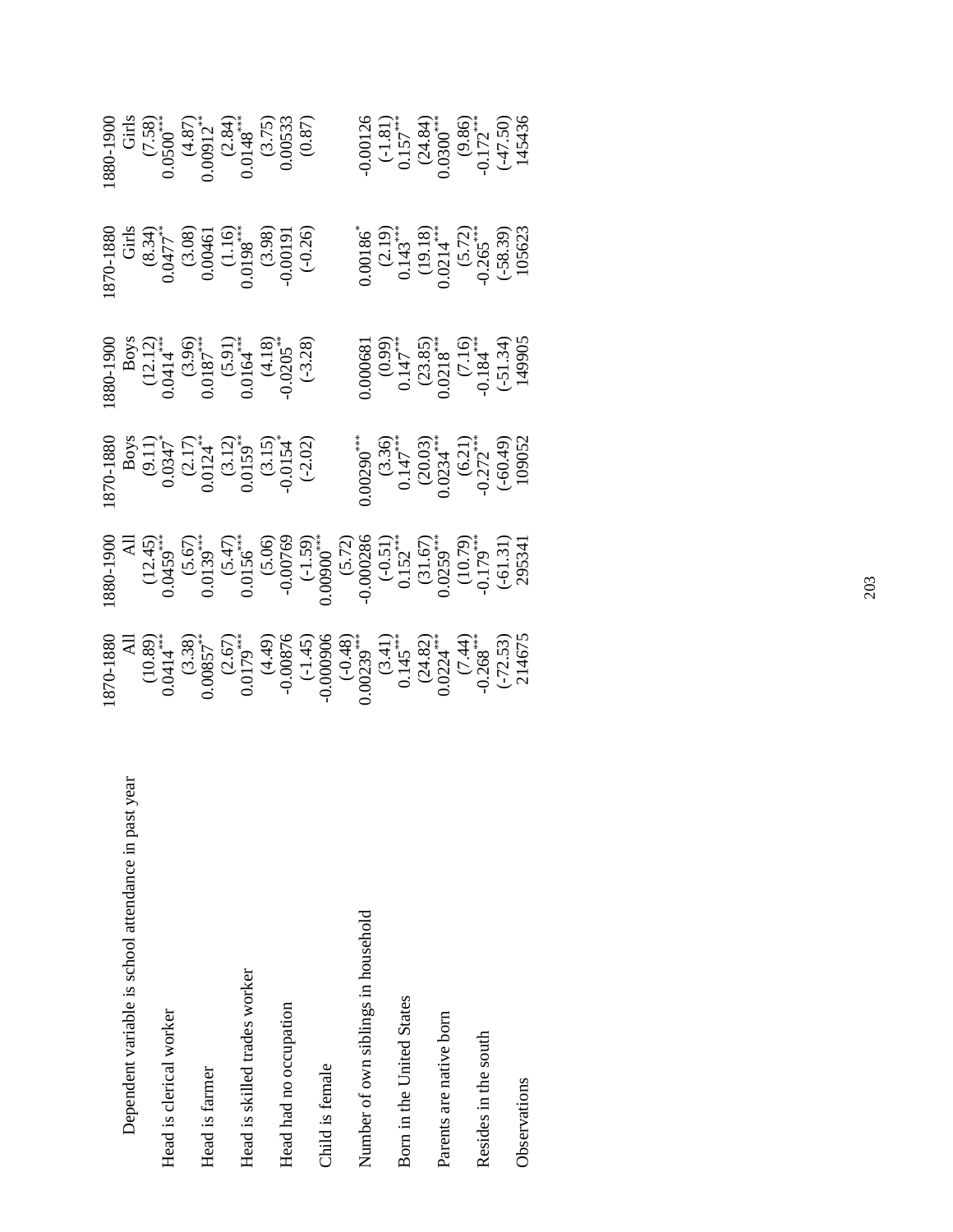| Dependent variable is school attendance in past year | 1870-1880 All | 1880-1900 All | 1870-1880 Boys | 1880-1900 Boys | 1870-1880 Girls | 1880-1900 Girls |
|---|---|---|---|---|---|---|
| | (10.89) | (12.45) | (9.11) | (12.12) | (8.34) | (7.58) |
| Head is clerical worker | 0.0414*** | 0.0459*** | 0.0347* | 0.0414*** | 0.0477** | 0.0500*** |
| | (3.38) | (5.67) | (2.17) | (3.96) | (3.08) | (4.87) |
| Head is farmer | 0.00857** | 0.0139*** | 0.0124** | 0.0187*** | 0.00461 | 0.00912** |
| | (2.67) | (5.47) | (3.12) | (5.91) | (1.16) | (2.84) |
| Head is skilled trades worker | 0.0179*** | 0.0156*** | 0.0159** | 0.0164*** | 0.0198*** | 0.0148*** |
| | (4.49) | (5.06) | (3.15) | (4.18) | (3.98) | (3.75) |
| Head had no occupation | -0.00876 | -0.00769 | -0.0154* | -0.0205** | -0.00191 | 0.00533 |
| | (-1.45) | (-1.59) | (-2.02) | (-3.28) | (-0.26) | (0.87) |
| Child is female | -0.000906 | 0.00900*** | | | | |
| | (-0.48) | (5.72) | | | | |
| Number of own siblings in household | 0.00239*** | -0.000286 | 0.00290*** | 0.000681 | 0.00186* | -0.00126 |
| | (3.41) | (-0.51) | (3.36) | (0.99) | (2.19) | (-1.81) |
| Born in the United States | 0.145*** | 0.152*** | 0.147*** | 0.147*** | 0.143*** | 0.157*** |
| | (24.82) | (31.67) | (20.03) | (23.85) | (19.18) | (24.84) |
| Parents are native born | 0.0224*** | 0.0259*** | 0.0234*** | 0.0218*** | 0.0214*** | 0.0300*** |
| | (7.44) | (10.79) | (6.21) | (7.16) | (5.72) | (9.86) |
| Resides in the south | -0.268*** | -0.179*** | -0.272*** | -0.184*** | -0.265*** | -0.172*** |
| | (-72.53) | (-61.31) | (-60.49) | (-51.34) | (-58.39) | (-47.50) |
| Observations | 214675 | 295341 | 109052 | 149905 | 105623 | 145436 |